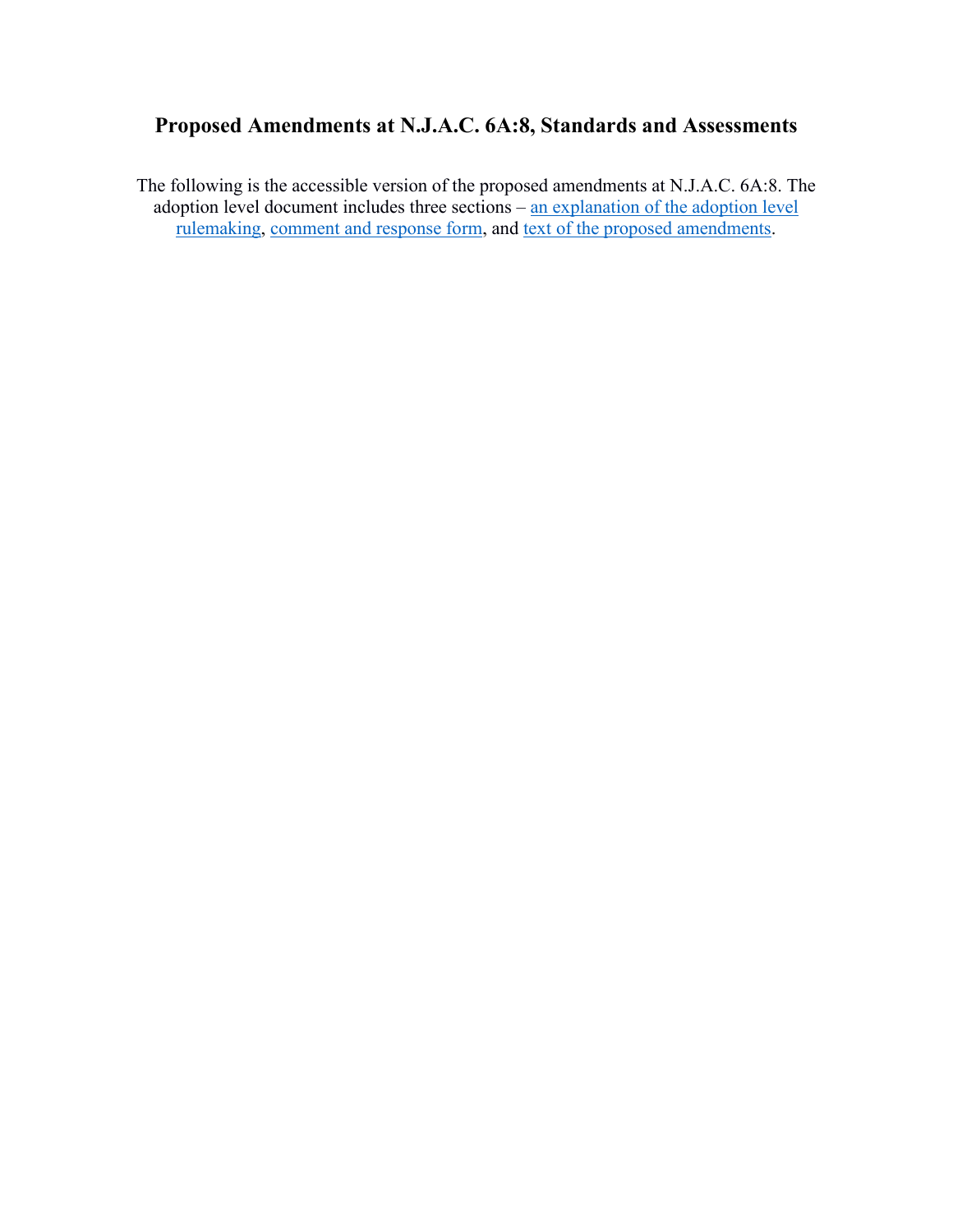# Proposed Amendments at N.J.A.C. 6A:8, Standards and Assessments

The following is the accessible version of the proposed amendments at N.J.A.C. 6A:8. The adoption level document includes three sections – an explanation of the adoption level rulemaking, comment and response form, and text of the proposed amendments.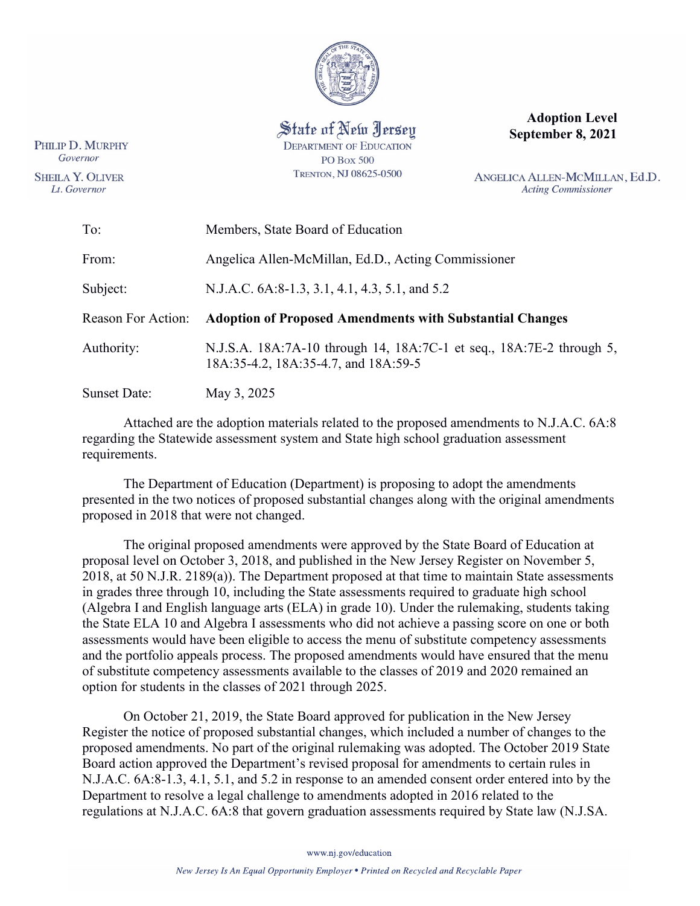State of New Jersey
DEPARTMENT OF EDUCATION
PO Box 500
TRENTON, NJ 08625-0500

PHILIP D. MURPHY
*Governor*

SHEILA Y. OLIVER
*Lt. Governor*

**Adoption Level**
**September 8, 2021**

ANGELICA ALLEN-MCMILLAN, Ed.D.
*Acting Commissioner*

| | |
|---|---|
| To: | Members, State Board of Education |
| From: | Angelica Allen-McMillan, Ed.D., Acting Commissioner |
| Subject: | N.J.A.C. 6A:8-1.3, 3.1, 4.1, 4.3, 5.1, and 5.2 |
| Reason For Action: | **Adoption of Proposed Amendments with Substantial Changes** |
| Authority: | N.J.S.A. 18A:7A-10 through 14, 18A:7C-1 et seq., 18A:7E-2 through 5, 18A:35-4.2, 18A:35-4.7, and 18A:59-5 |
| Sunset Date: | May 3, 2025 |

Attached are the adoption materials related to the proposed amendments to N.J.A.C. 6A:8 regarding the Statewide assessment system and State high school graduation assessment requirements.

The Department of Education (Department) is proposing to adopt the amendments presented in the two notices of proposed substantial changes along with the original amendments proposed in 2018 that were not changed.

The original proposed amendments were approved by the State Board of Education at proposal level on October 3, 2018, and published in the New Jersey Register on November 5, 2018, at 50 N.J.R. 2189(a)). The Department proposed at that time to maintain State assessments in grades three through 10, including the State assessments required to graduate high school (Algebra I and English language arts (ELA) in grade 10). Under the rulemaking, students taking the State ELA 10 and Algebra I assessments who did not achieve a passing score on one or both assessments would have been eligible to access the menu of substitute competency assessments and the portfolio appeals process. The proposed amendments would have ensured that the menu of substitute competency assessments available to the classes of 2019 and 2020 remained an option for students in the classes of 2021 through 2025.

On October 21, 2019, the State Board approved for publication in the New Jersey Register the notice of proposed substantial changes, which included a number of changes to the proposed amendments. No part of the original rulemaking was adopted. The October 2019 State Board action approved the Department's revised proposal for amendments to certain rules in N.J.A.C. 6A:8-1.3, 4.1, 5.1, and 5.2 in response to an amended consent order entered into by the Department to resolve a legal challenge to amendments adopted in 2016 related to the regulations at N.J.A.C. 6A:8 that govern graduation assessments required by State law (N.J.SA.

www.nj.gov/education

*New Jersey Is An Equal Opportunity Employer • Printed on Recycled and Recyclable Paper*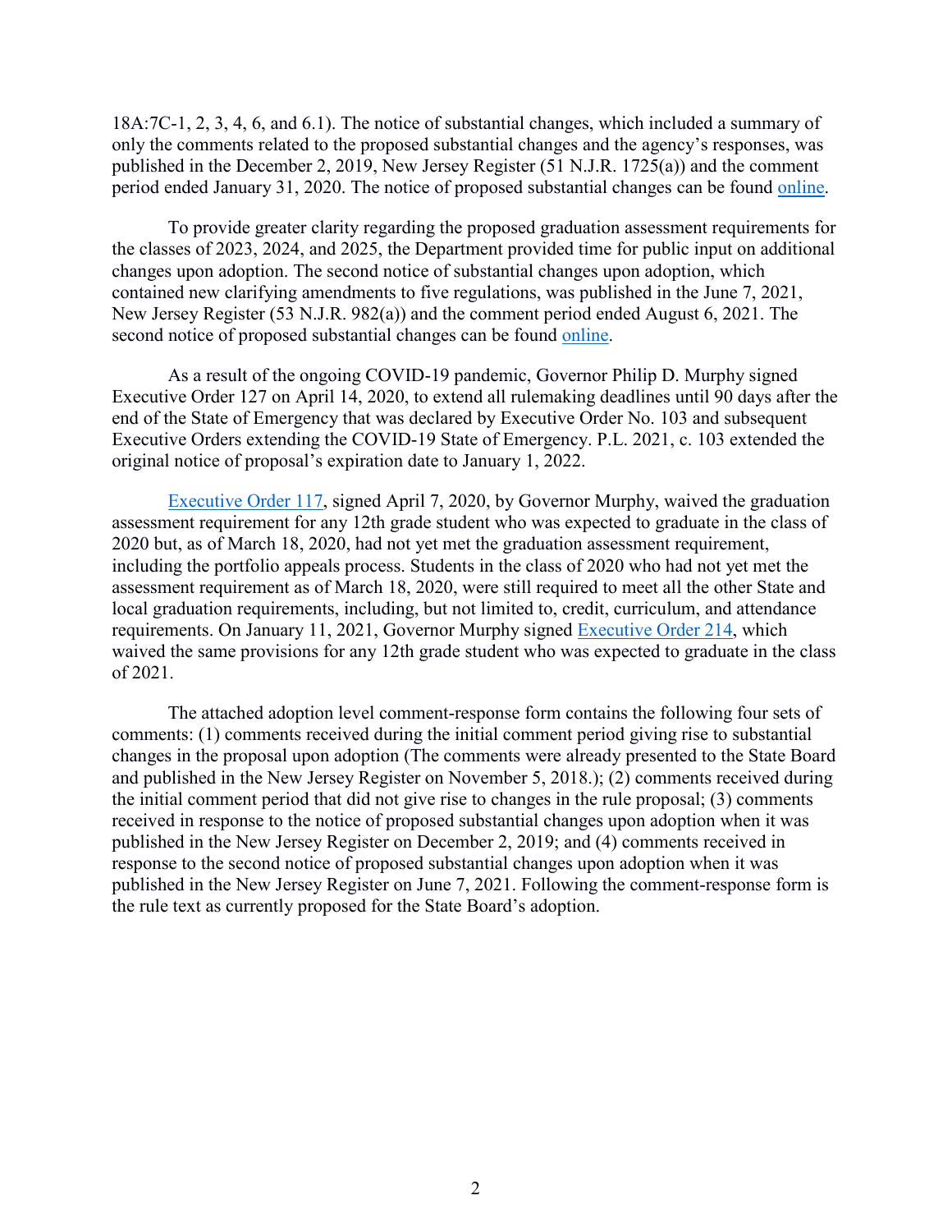18A:7C-1, 2, 3, 4, 6, and 6.1). The notice of substantial changes, which included a summary of only the comments related to the proposed substantial changes and the agency's responses, was published in the December 2, 2019, New Jersey Register (51 N.J.R. 1725(a)) and the comment period ended January 31, 2020. The notice of proposed substantial changes can be found online.

To provide greater clarity regarding the proposed graduation assessment requirements for the classes of 2023, 2024, and 2025, the Department provided time for public input on additional changes upon adoption. The second notice of substantial changes upon adoption, which contained new clarifying amendments to five regulations, was published in the June 7, 2021, New Jersey Register (53 N.J.R. 982(a)) and the comment period ended August 6, 2021. The second notice of proposed substantial changes can be found online.

As a result of the ongoing COVID-19 pandemic, Governor Philip D. Murphy signed Executive Order 127 on April 14, 2020, to extend all rulemaking deadlines until 90 days after the end of the State of Emergency that was declared by Executive Order No. 103 and subsequent Executive Orders extending the COVID-19 State of Emergency. P.L. 2021, c. 103 extended the original notice of proposal's expiration date to January 1, 2022.

Executive Order 117, signed April 7, 2020, by Governor Murphy, waived the graduation assessment requirement for any 12th grade student who was expected to graduate in the class of 2020 but, as of March 18, 2020, had not yet met the graduation assessment requirement, including the portfolio appeals process. Students in the class of 2020 who had not yet met the assessment requirement as of March 18, 2020, were still required to meet all the other State and local graduation requirements, including, but not limited to, credit, curriculum, and attendance requirements. On January 11, 2021, Governor Murphy signed Executive Order 214, which waived the same provisions for any 12th grade student who was expected to graduate in the class of 2021.

The attached adoption level comment-response form contains the following four sets of comments: (1) comments received during the initial comment period giving rise to substantial changes in the proposal upon adoption (The comments were already presented to the State Board and published in the New Jersey Register on November 5, 2018.); (2) comments received during the initial comment period that did not give rise to changes in the rule proposal; (3) comments received in response to the notice of proposed substantial changes upon adoption when it was published in the New Jersey Register on December 2, 2019; and (4) comments received in response to the second notice of proposed substantial changes upon adoption when it was published in the New Jersey Register on June 7, 2021. Following the comment-response form is the rule text as currently proposed for the State Board's adoption.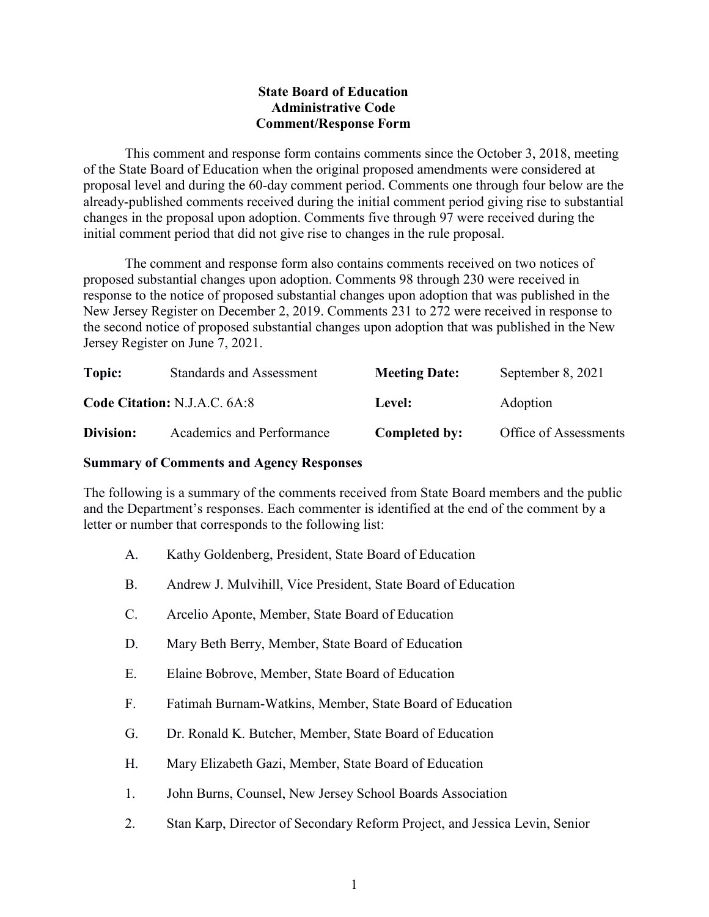**State Board of Education**
**Administrative Code**
**Comment/Response Form**

This comment and response form contains comments since the October 3, 2018, meeting of the State Board of Education when the original proposed amendments were considered at proposal level and during the 60-day comment period. Comments one through four below are the already-published comments received during the initial comment period giving rise to substantial changes in the proposal upon adoption. Comments five through 97 were received during the initial comment period that did not give rise to changes in the rule proposal.

The comment and response form also contains comments received on two notices of proposed substantial changes upon adoption. Comments 98 through 230 were received in response to the notice of proposed substantial changes upon adoption that was published in the New Jersey Register on December 2, 2019. Comments 231 to 272 were received in response to the second notice of proposed substantial changes upon adoption that was published in the New Jersey Register on June 7, 2021.

| **Topic:** | Standards and Assessment | **Meeting Date:** | September 8, 2021 |
|---|---|---|---|
| **Code Citation:** N.J.A.C. 6A:8 | | **Level:** | Adoption |
| **Division:** | Academics and Performance | **Completed by:** | Office of Assessments |

**Summary of Comments and Agency Responses**

The following is a summary of the comments received from State Board members and the public and the Department's responses. Each commenter is identified at the end of the comment by a letter or number that corresponds to the following list:

A. Kathy Goldenberg, President, State Board of Education

B. Andrew J. Mulvihill, Vice President, State Board of Education

C. Arcelio Aponte, Member, State Board of Education

D. Mary Beth Berry, Member, State Board of Education

E. Elaine Bobrove, Member, State Board of Education

F. Fatimah Burnam-Watkins, Member, State Board of Education

G. Dr. Ronald K. Butcher, Member, State Board of Education

H. Mary Elizabeth Gazi, Member, State Board of Education

1. John Burns, Counsel, New Jersey School Boards Association

2. Stan Karp, Director of Secondary Reform Project, and Jessica Levin, Senior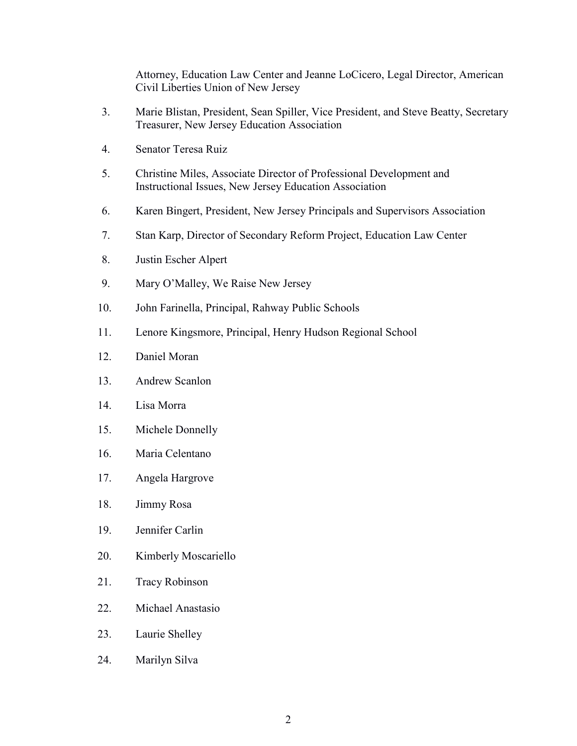Attorney, Education Law Center and Jeanne LoCicero, Legal Director, American Civil Liberties Union of New Jersey

3. Marie Blistan, President, Sean Spiller, Vice President, and Steve Beatty, Secretary Treasurer, New Jersey Education Association

4. Senator Teresa Ruiz

5. Christine Miles, Associate Director of Professional Development and Instructional Issues, New Jersey Education Association

6. Karen Bingert, President, New Jersey Principals and Supervisors Association

7. Stan Karp, Director of Secondary Reform Project, Education Law Center

8. Justin Escher Alpert

9. Mary O'Malley, We Raise New Jersey

10. John Farinella, Principal, Rahway Public Schools

11. Lenore Kingsmore, Principal, Henry Hudson Regional School

12. Daniel Moran

13. Andrew Scanlon

14. Lisa Morra

15. Michele Donnelly

16. Maria Celentano

17. Angela Hargrove

18. Jimmy Rosa

19. Jennifer Carlin

20. Kimberly Moscariello

21. Tracy Robinson

22. Michael Anastasio

23. Laurie Shelley

24. Marilyn Silva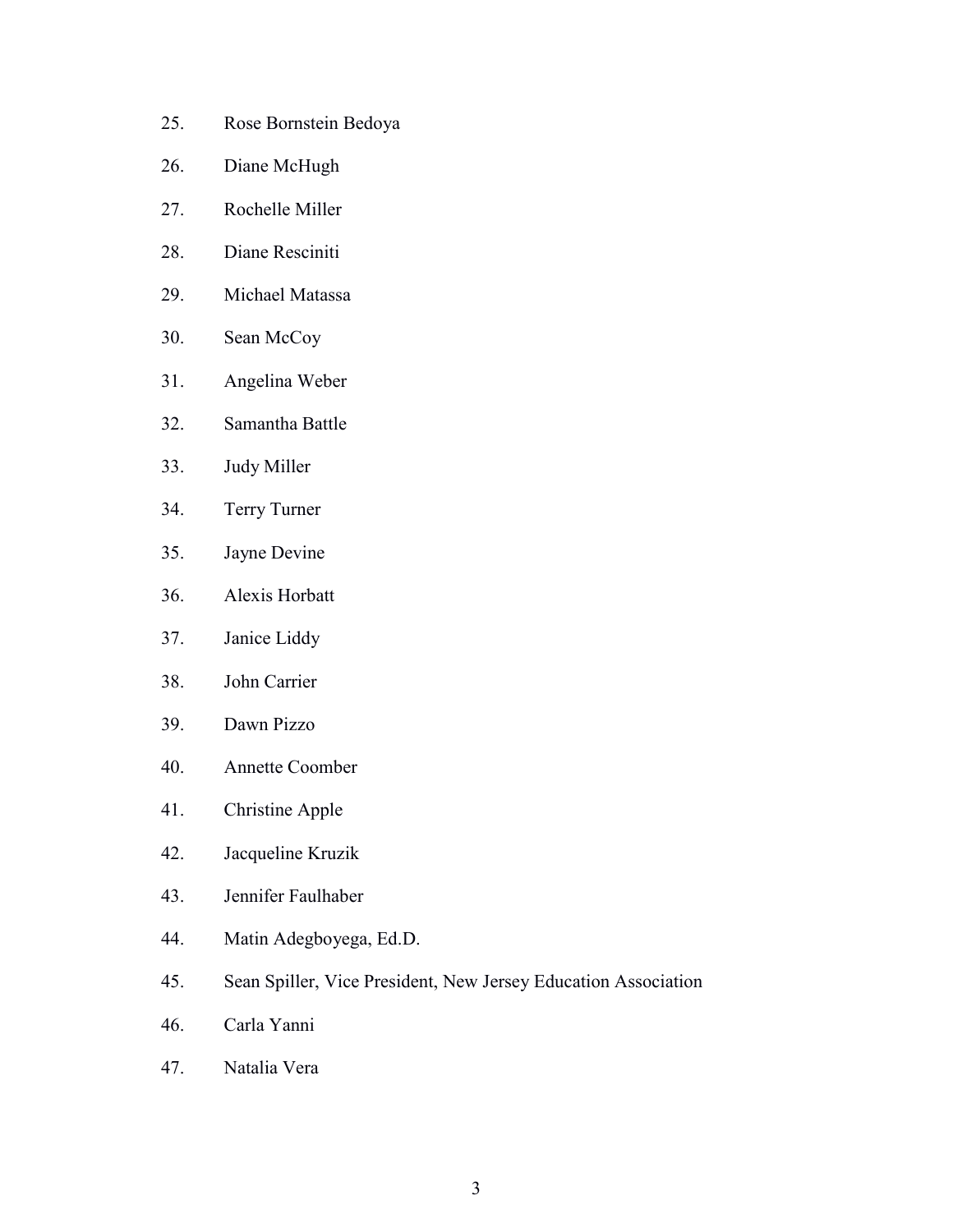25. Rose Bornstein Bedoya
26. Diane McHugh
27. Rochelle Miller
28. Diane Resciniti
29. Michael Matassa
30. Sean McCoy
31. Angelina Weber
32. Samantha Battle
33. Judy Miller
34. Terry Turner
35. Jayne Devine
36. Alexis Horbatt
37. Janice Liddy
38. John Carrier
39. Dawn Pizzo
40. Annette Coomber
41. Christine Apple
42. Jacqueline Kruzik
43. Jennifer Faulhaber
44. Matin Adegboyega, Ed.D.
45. Sean Spiller, Vice President, New Jersey Education Association
46. Carla Yanni
47. Natalia Vera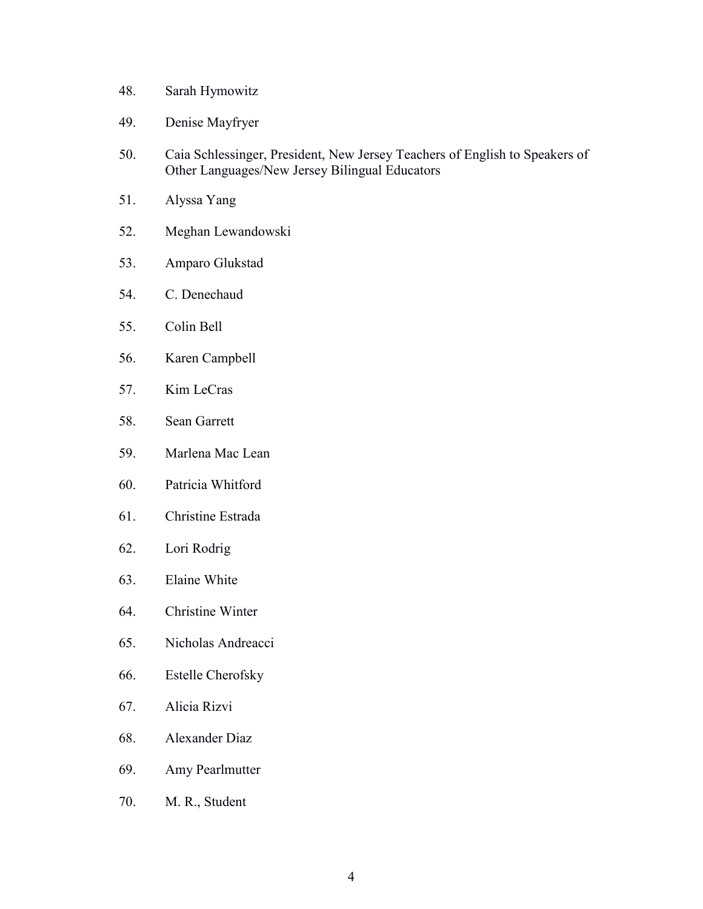48. Sarah Hymowitz
49. Denise Mayfryer
50. Caia Schlessinger, President, New Jersey Teachers of English to Speakers of Other Languages/New Jersey Bilingual Educators
51. Alyssa Yang
52. Meghan Lewandowski
53. Amparo Glukstad
54. C. Denechaud
55. Colin Bell
56. Karen Campbell
57. Kim LeCras
58. Sean Garrett
59. Marlena Mac Lean
60. Patricia Whitford
61. Christine Estrada
62. Lori Rodrig
63. Elaine White
64. Christine Winter
65. Nicholas Andreacci
66. Estelle Cherofsky
67. Alicia Rizvi
68. Alexander Diaz
69. Amy Pearlmutter
70. M. R., Student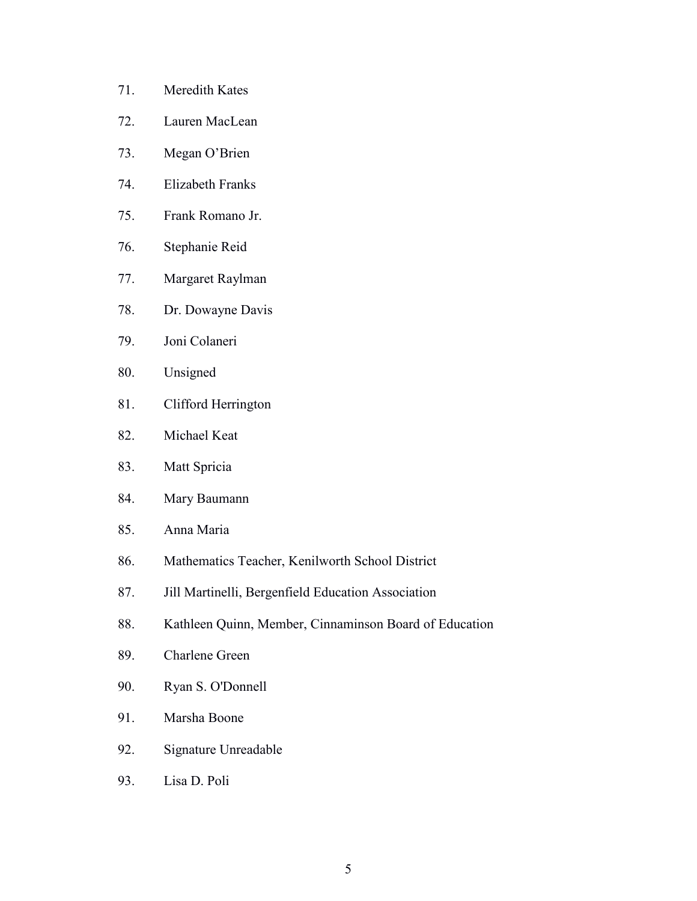71. Meredith Kates
72. Lauren MacLean
73. Megan O’Brien
74. Elizabeth Franks
75. Frank Romano Jr.
76. Stephanie Reid
77. Margaret Raylman
78. Dr. Dowayne Davis
79. Joni Colaneri
80. Unsigned
81. Clifford Herrington
82. Michael Keat
83. Matt Spricia
84. Mary Baumann
85. Anna Maria
86. Mathematics Teacher, Kenilworth School District
87. Jill Martinelli, Bergenfield Education Association
88. Kathleen Quinn, Member, Cinnaminson Board of Education
89. Charlene Green
90. Ryan S. O'Donnell
91. Marsha Boone
92. Signature Unreadable
93. Lisa D. Poli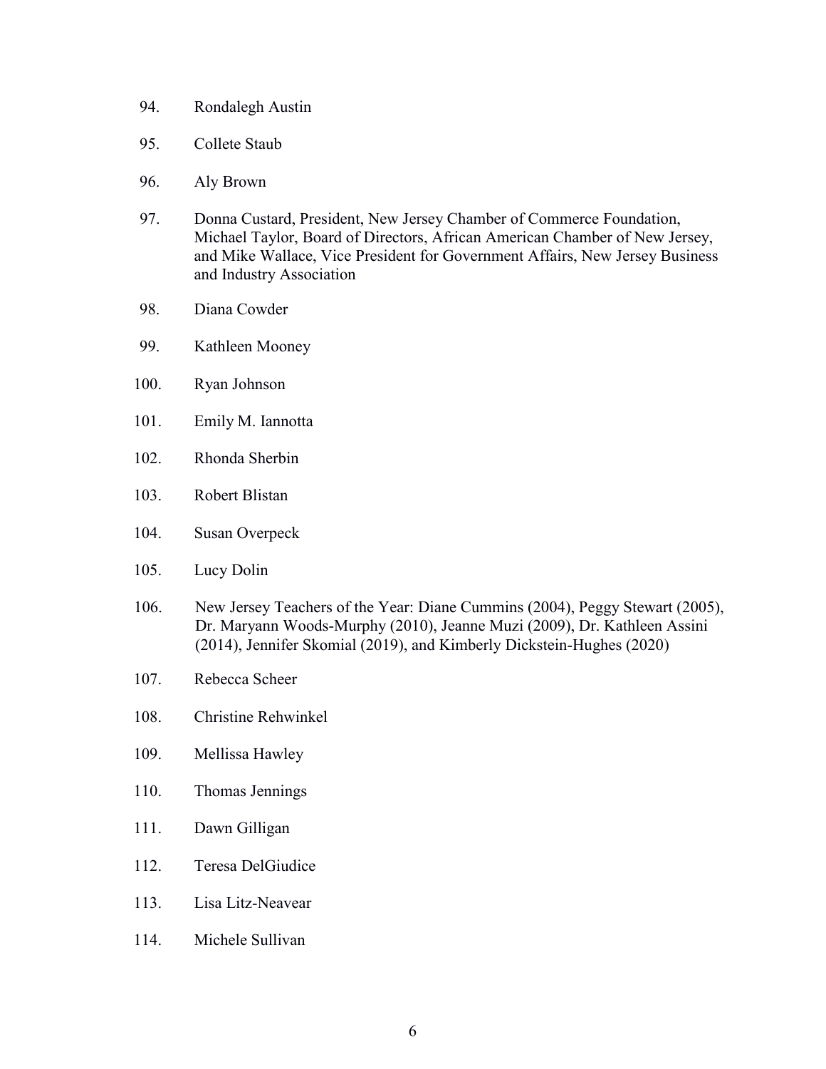94. Rondalegh Austin

95. Collete Staub

96. Aly Brown

97. Donna Custard, President, New Jersey Chamber of Commerce Foundation, Michael Taylor, Board of Directors, African American Chamber of New Jersey, and Mike Wallace, Vice President for Government Affairs, New Jersey Business and Industry Association

98. Diana Cowder

99. Kathleen Mooney

100. Ryan Johnson

101. Emily M. Iannotta

102. Rhonda Sherbin

103. Robert Blistan

104. Susan Overpeck

105. Lucy Dolin

106. New Jersey Teachers of the Year: Diane Cummins (2004), Peggy Stewart (2005), Dr. Maryann Woods-Murphy (2010), Jeanne Muzi (2009), Dr. Kathleen Assini (2014), Jennifer Skomial (2019), and Kimberly Dickstein-Hughes (2020)

107. Rebecca Scheer

108. Christine Rehwinkel

109. Mellissa Hawley

110. Thomas Jennings

111. Dawn Gilligan

112. Teresa DelGiudice

113. Lisa Litz-Neavear

114. Michele Sullivan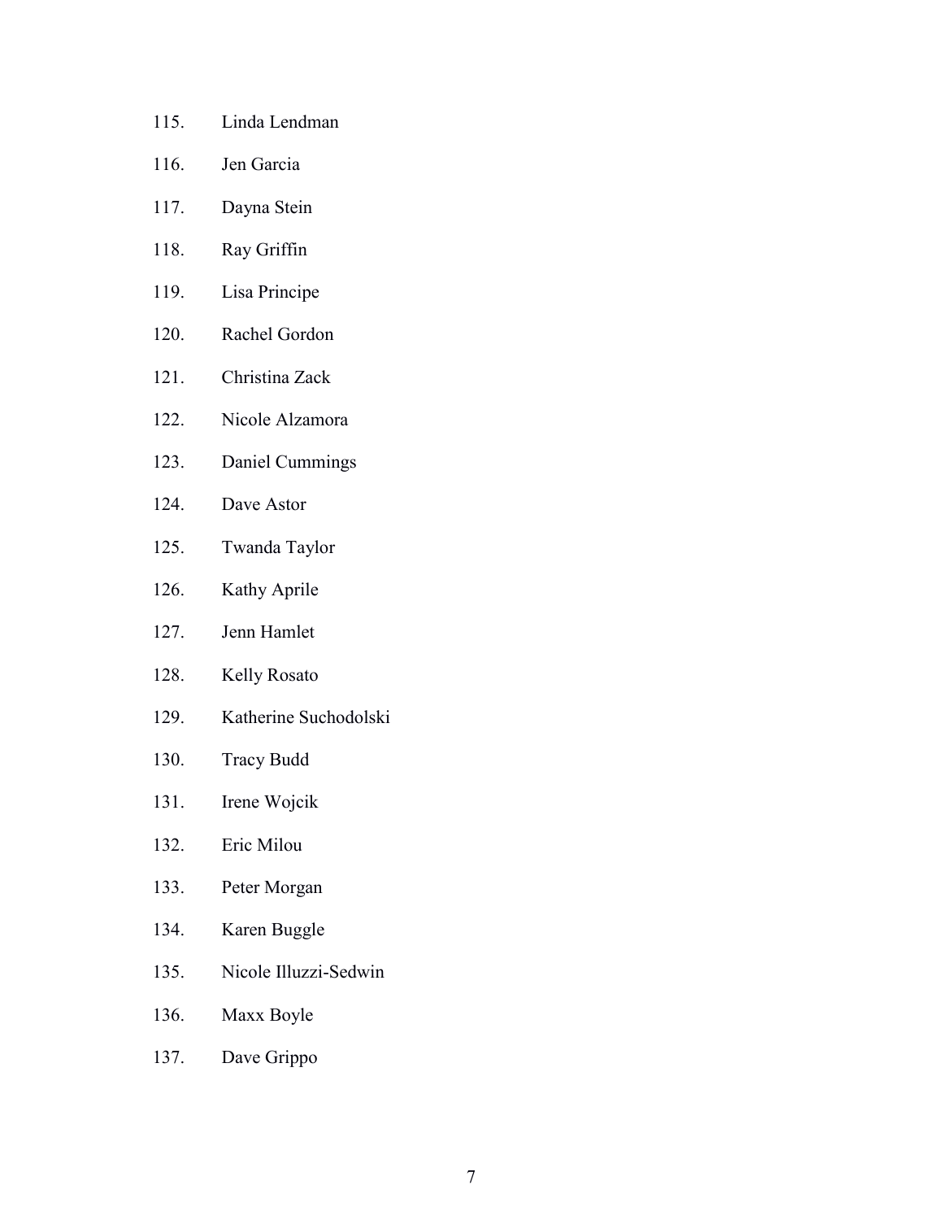115. Linda Lendman
116. Jen Garcia
117. Dayna Stein
118. Ray Griffin
119. Lisa Principe
120. Rachel Gordon
121. Christina Zack
122. Nicole Alzamora
123. Daniel Cummings
124. Dave Astor
125. Twanda Taylor
126. Kathy Aprile
127. Jenn Hamlet
128. Kelly Rosato
129. Katherine Suchodolski
130. Tracy Budd
131. Irene Wojcik
132. Eric Milou
133. Peter Morgan
134. Karen Buggle
135. Nicole Illuzzi-Sedwin
136. Maxx Boyle
137. Dave Grippo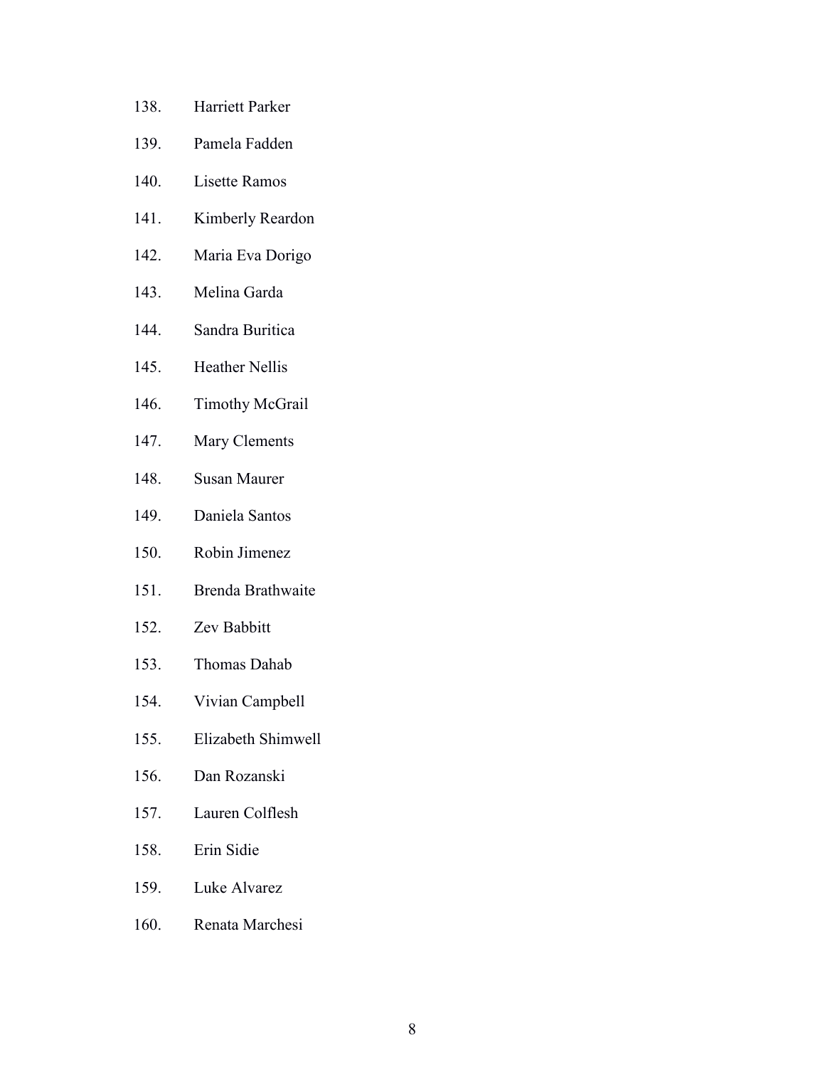138. Harriett Parker
139. Pamela Fadden
140. Lisette Ramos
141. Kimberly Reardon
142. Maria Eva Dorigo
143. Melina Garda
144. Sandra Buritica
145. Heather Nellis
146. Timothy McGrail
147. Mary Clements
148. Susan Maurer
149. Daniela Santos
150. Robin Jimenez
151. Brenda Brathwaite
152. Zev Babbitt
153. Thomas Dahab
154. Vivian Campbell
155. Elizabeth Shimwell
156. Dan Rozanski
157. Lauren Colflesh
158. Erin Sidie
159. Luke Alvarez
160. Renata Marchesi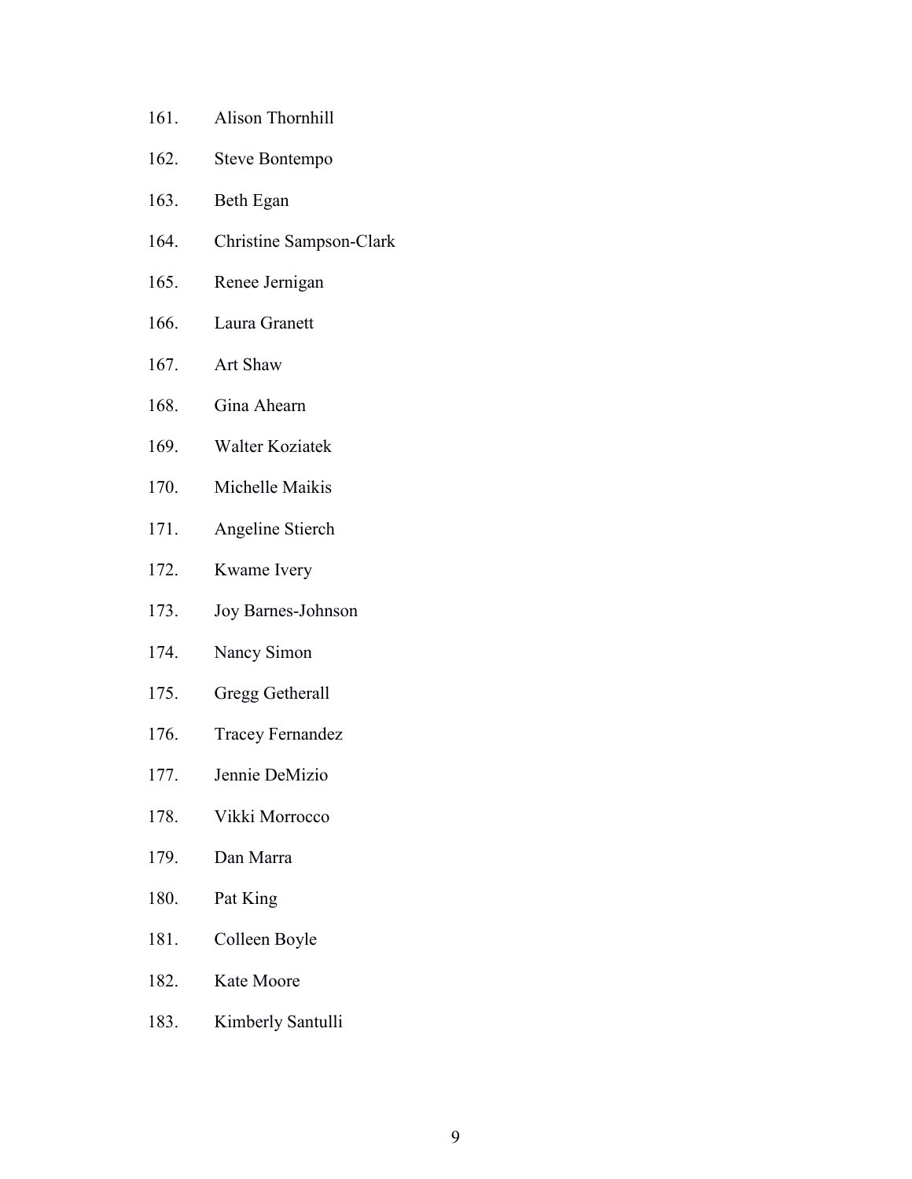161. Alison Thornhill
162. Steve Bontempo
163. Beth Egan
164. Christine Sampson-Clark
165. Renee Jernigan
166. Laura Granett
167. Art Shaw
168. Gina Ahearn
169. Walter Koziatek
170. Michelle Maikis
171. Angeline Stierch
172. Kwame Ivery
173. Joy Barnes-Johnson
174. Nancy Simon
175. Gregg Getherall
176. Tracey Fernandez
177. Jennie DeMizio
178. Vikki Morrocco
179. Dan Marra
180. Pat King
181. Colleen Boyle
182. Kate Moore
183. Kimberly Santulli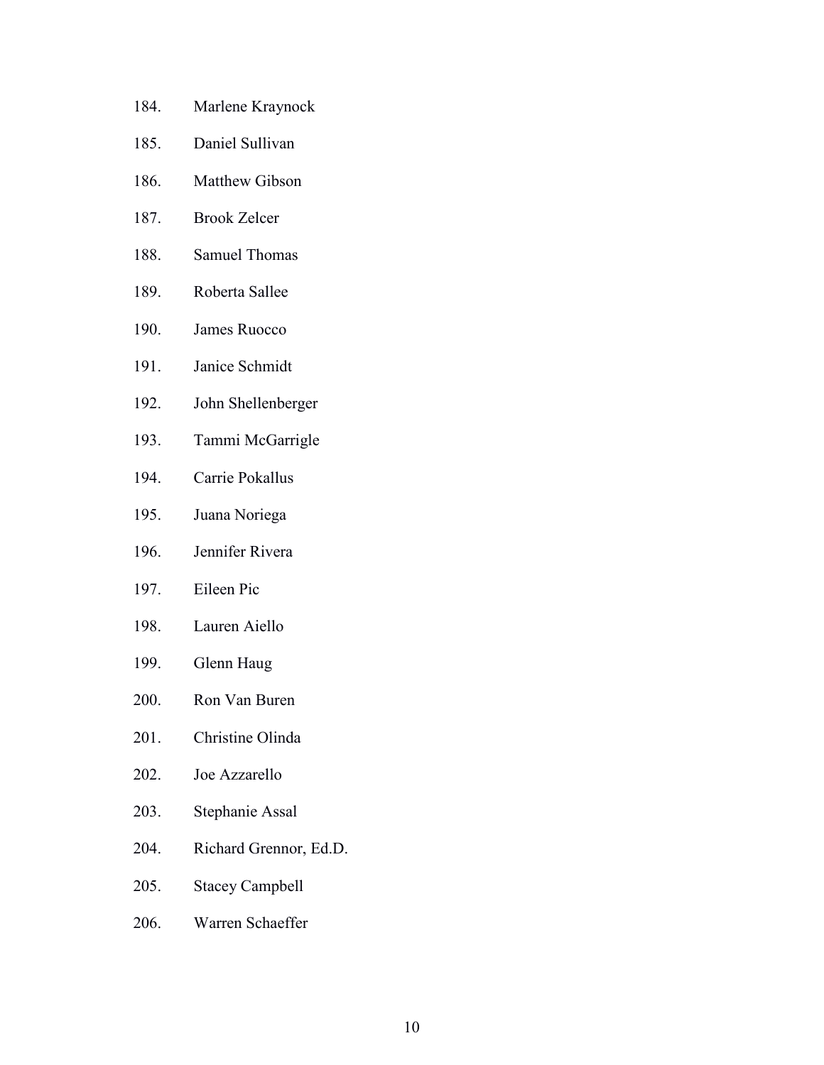184. Marlene Kraynock
185. Daniel Sullivan
186. Matthew Gibson
187. Brook Zelcer
188. Samuel Thomas
189. Roberta Sallee
190. James Ruocco
191. Janice Schmidt
192. John Shellenberger
193. Tammi McGarrigle
194. Carrie Pokallus
195. Juana Noriega
196. Jennifer Rivera
197. Eileen Pic
198. Lauren Aiello
199. Glenn Haug
200. Ron Van Buren
201. Christine Olinda
202. Joe Azzarello
203. Stephanie Assal
204. Richard Grennor, Ed.D.
205. Stacey Campbell
206. Warren Schaeffer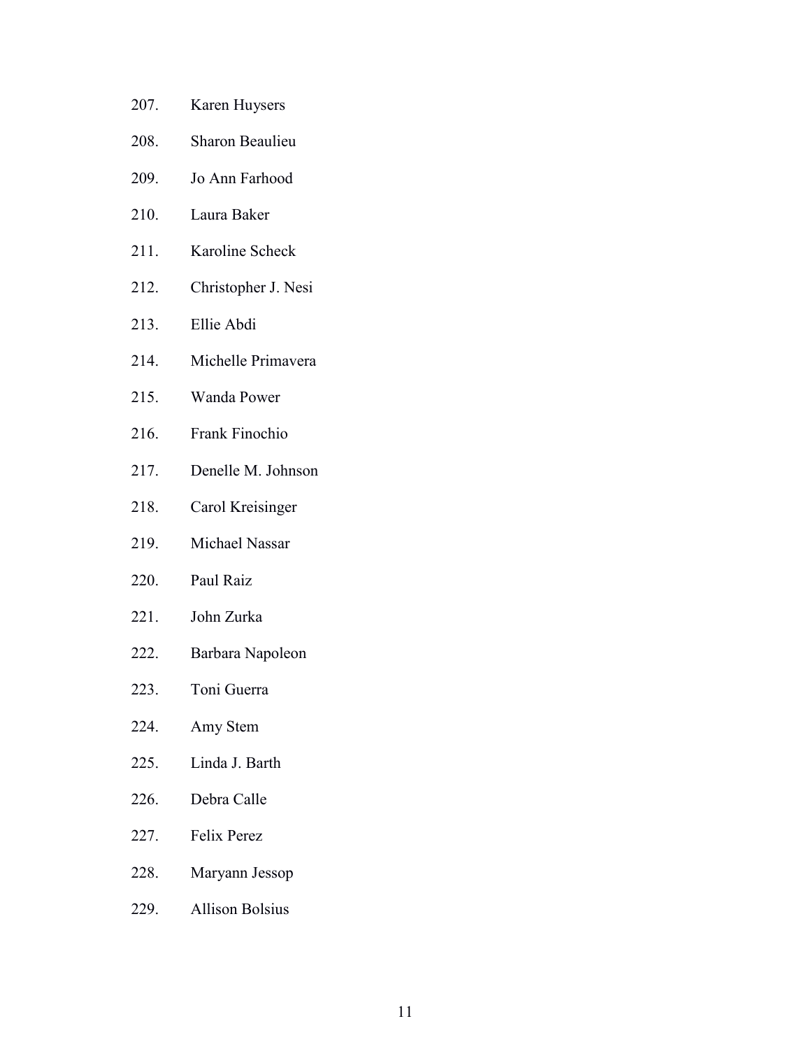207. Karen Huysers
208. Sharon Beaulieu
209. Jo Ann Farhood
210. Laura Baker
211. Karoline Scheck
212. Christopher J. Nesi
213. Ellie Abdi
214. Michelle Primavera
215. Wanda Power
216. Frank Finochio
217. Denelle M. Johnson
218. Carol Kreisinger
219. Michael Nassar
220. Paul Raiz
221. John Zurka
222. Barbara Napoleon
223. Toni Guerra
224. Amy Stem
225. Linda J. Barth
226. Debra Calle
227. Felix Perez
228. Maryann Jessop
229. Allison Bolsius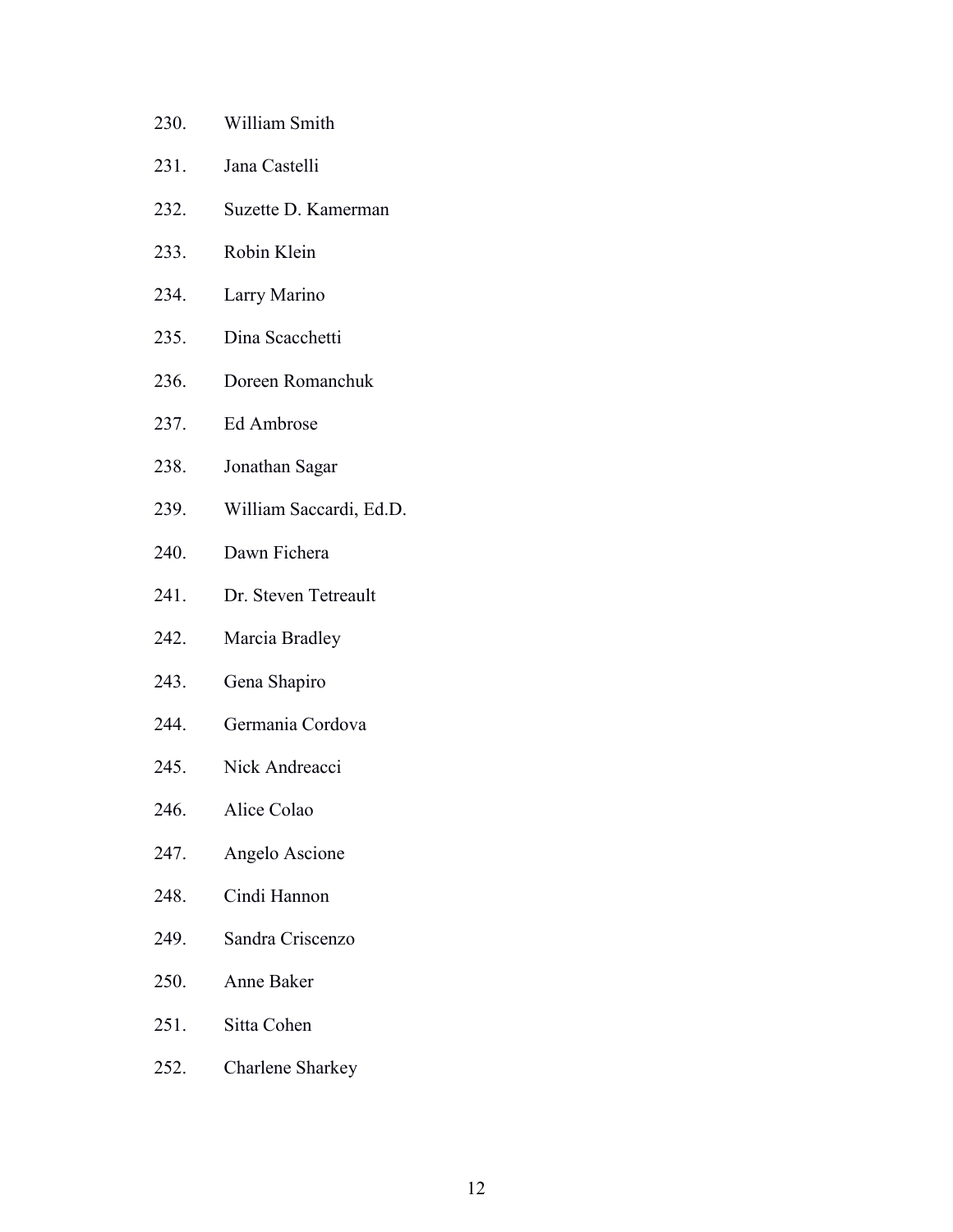230. William Smith
231. Jana Castelli
232. Suzette D. Kamerman
233. Robin Klein
234. Larry Marino
235. Dina Scacchetti
236. Doreen Romanchuk
237. Ed Ambrose
238. Jonathan Sagar
239. William Saccardi, Ed.D.
240. Dawn Fichera
241. Dr. Steven Tetreault
242. Marcia Bradley
243. Gena Shapiro
244. Germania Cordova
245. Nick Andreacci
246. Alice Colao
247. Angelo Ascione
248. Cindi Hannon
249. Sandra Criscenzo
250. Anne Baker
251. Sitta Cohen
252. Charlene Sharkey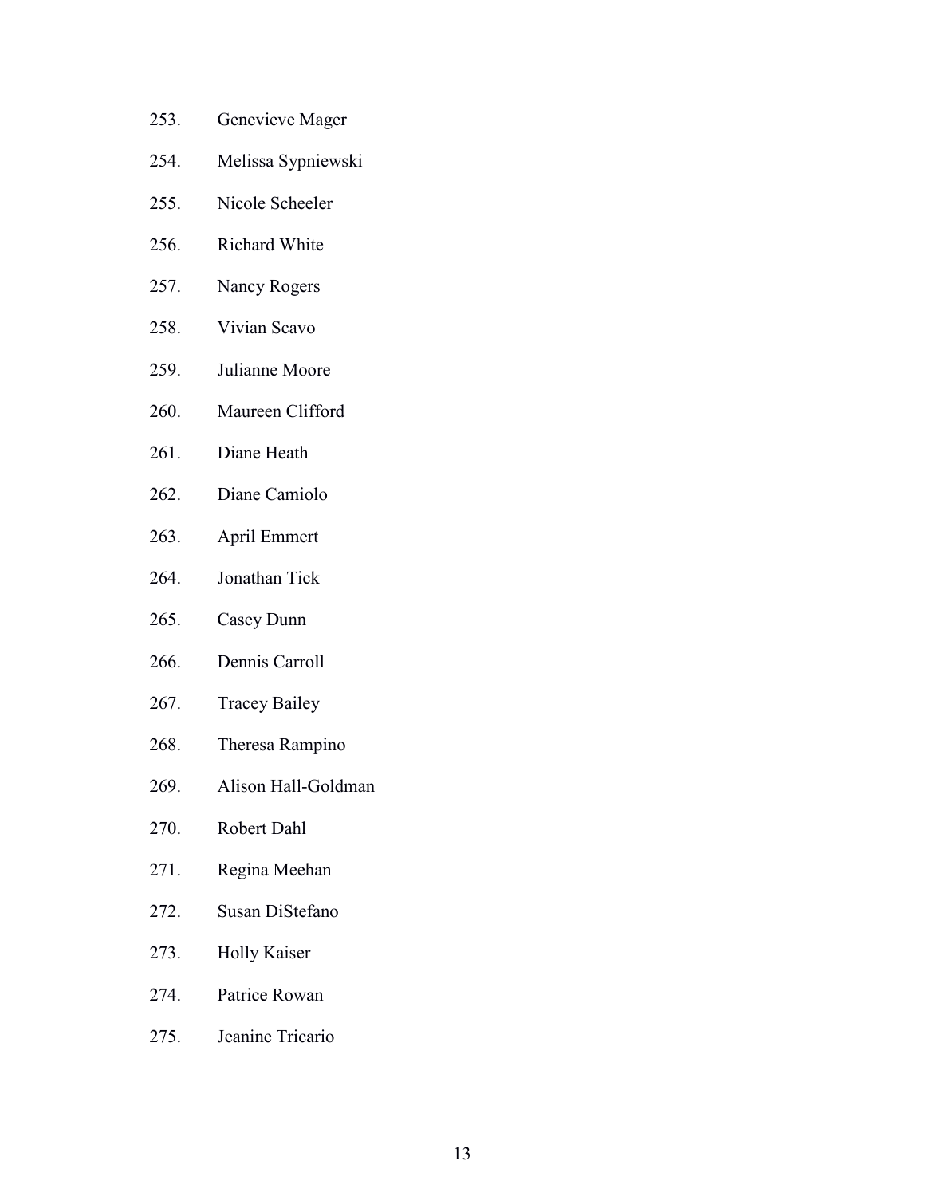253. Genevieve Mager
254. Melissa Sypniewski
255. Nicole Scheeler
256. Richard White
257. Nancy Rogers
258. Vivian Scavo
259. Julianne Moore
260. Maureen Clifford
261. Diane Heath
262. Diane Camiolo
263. April Emmert
264. Jonathan Tick
265. Casey Dunn
266. Dennis Carroll
267. Tracey Bailey
268. Theresa Rampino
269. Alison Hall-Goldman
270. Robert Dahl
271. Regina Meehan
272. Susan DiStefano
273. Holly Kaiser
274. Patrice Rowan
275. Jeanine Tricario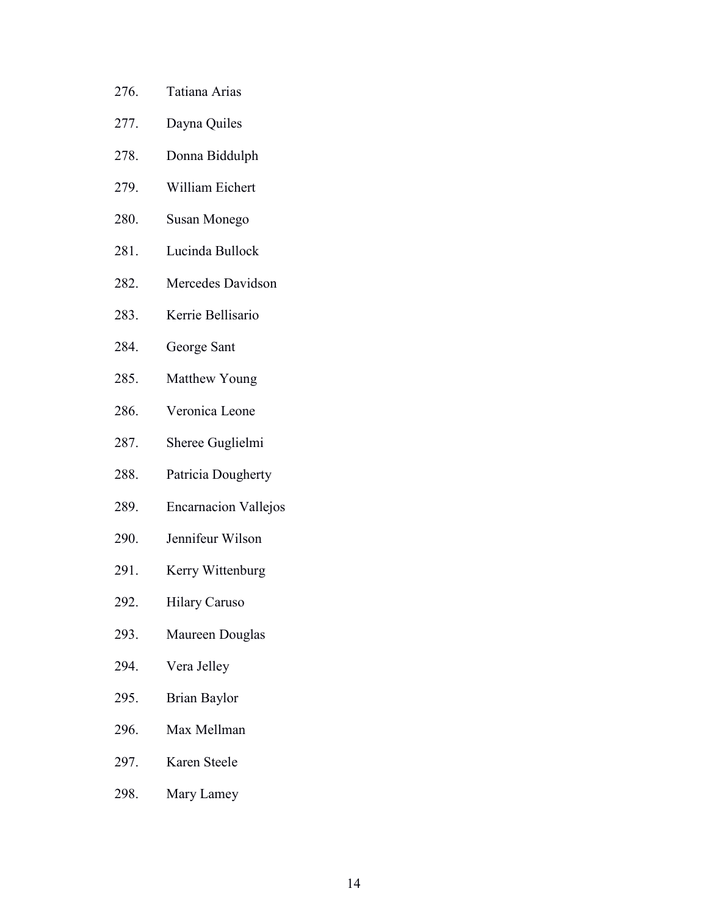276. Tatiana Arias

277. Dayna Quiles

278. Donna Biddulph

279. William Eichert

280. Susan Monego

281. Lucinda Bullock

282. Mercedes Davidson

283. Kerrie Bellisario

284. George Sant

285. Matthew Young

286. Veronica Leone

287. Sheree Guglielmi

288. Patricia Dougherty

289. Encarnacion Vallejos

290. Jennifeur Wilson

291. Kerry Wittenburg

292. Hilary Caruso

293. Maureen Douglas

294. Vera Jelley

295. Brian Baylor

296. Max Mellman

297. Karen Steele

298. Mary Lamey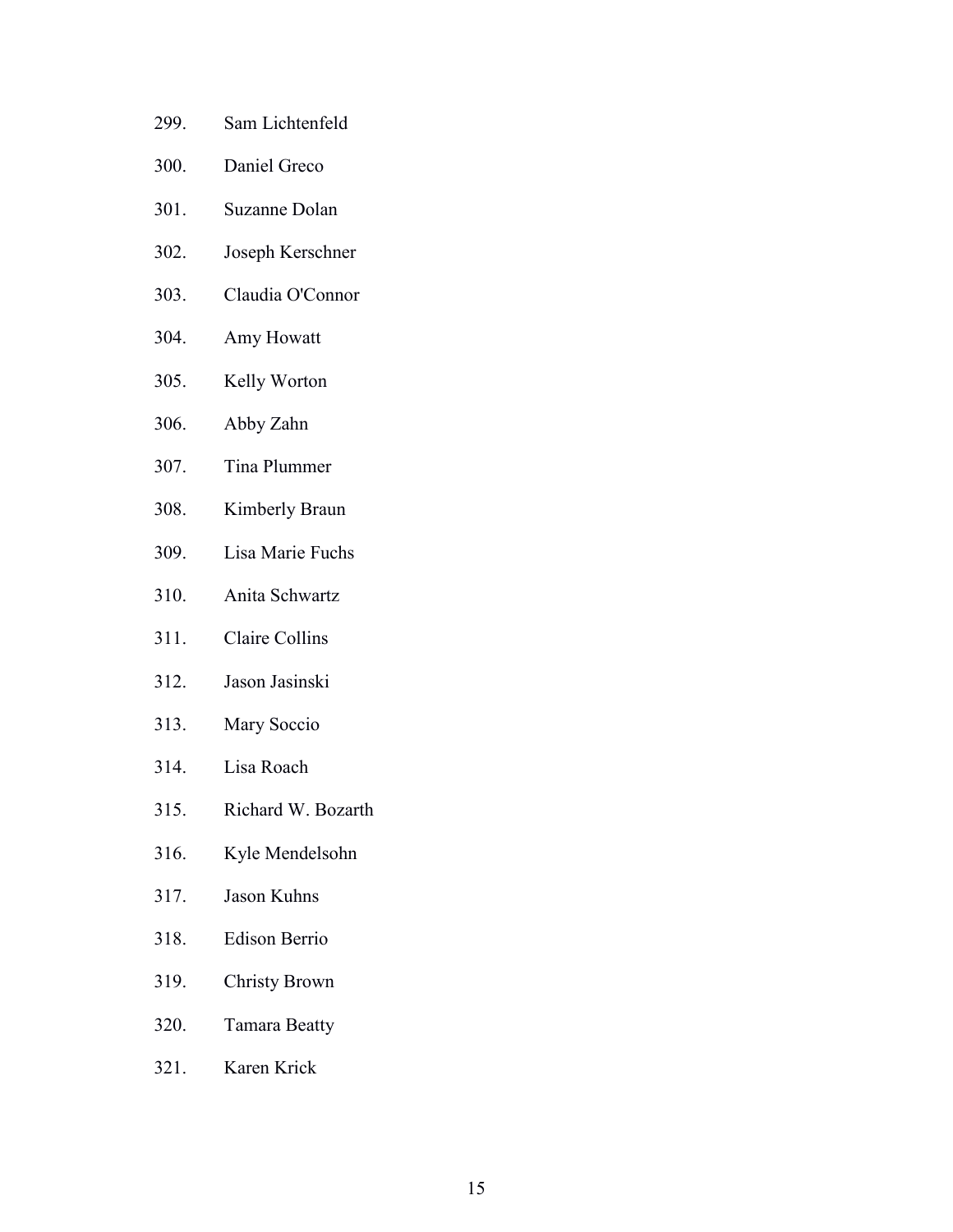299. Sam Lichtenfeld
300. Daniel Greco
301. Suzanne Dolan
302. Joseph Kerschner
303. Claudia O'Connor
304. Amy Howatt
305. Kelly Worton
306. Abby Zahn
307. Tina Plummer
308. Kimberly Braun
309. Lisa Marie Fuchs
310. Anita Schwartz
311. Claire Collins
312. Jason Jasinski
313. Mary Soccio
314. Lisa Roach
315. Richard W. Bozarth
316. Kyle Mendelsohn
317. Jason Kuhns
318. Edison Berrio
319. Christy Brown
320. Tamara Beatty
321. Karen Krick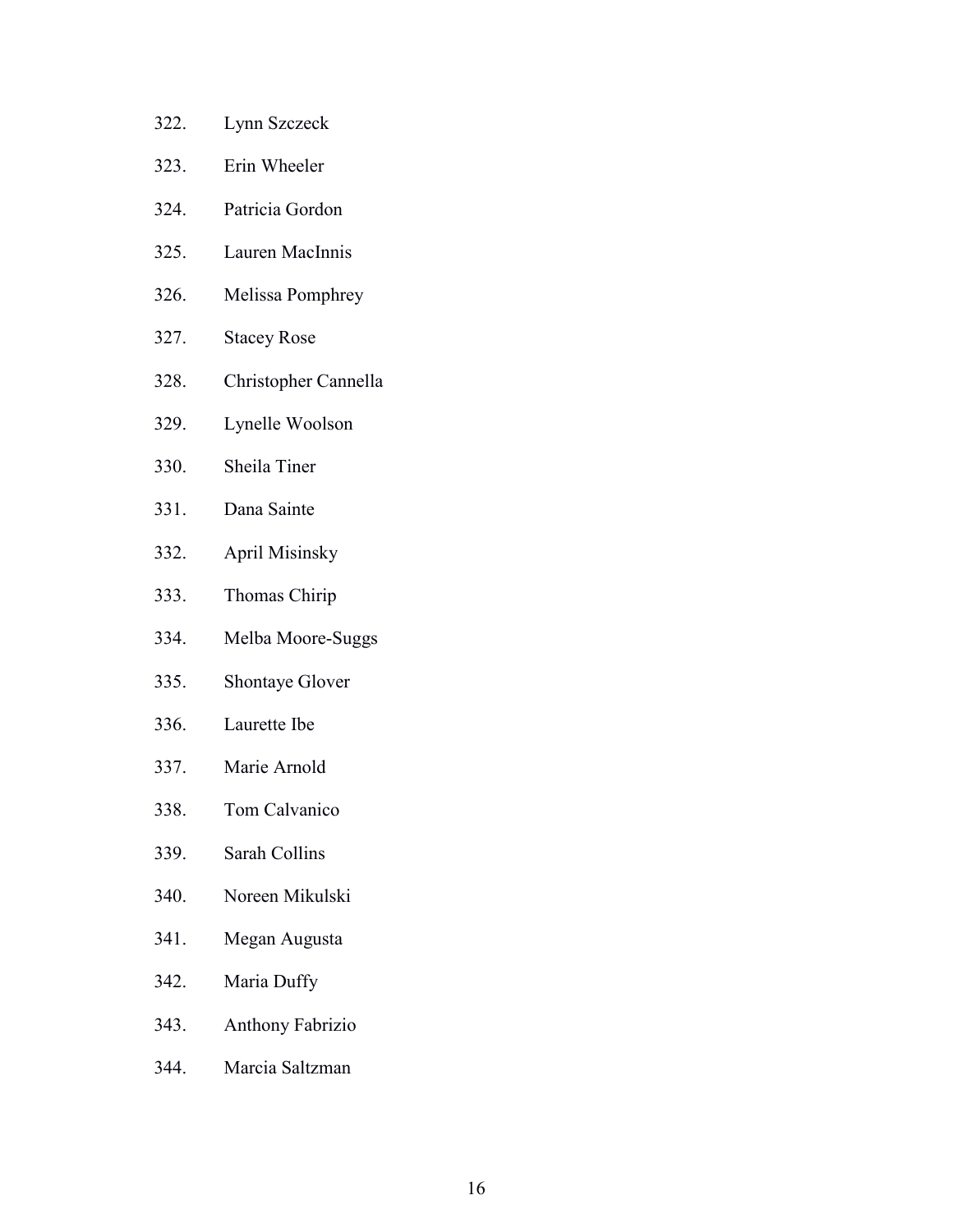322. Lynn Szczeck
323. Erin Wheeler
324. Patricia Gordon
325. Lauren MacInnis
326. Melissa Pomphrey
327. Stacey Rose
328. Christopher Cannella
329. Lynelle Woolson
330. Sheila Tiner
331. Dana Sainte
332. April Misinsky
333. Thomas Chirip
334. Melba Moore-Suggs
335. Shontaye Glover
336. Laurette Ibe
337. Marie Arnold
338. Tom Calvanico
339. Sarah Collins
340. Noreen Mikulski
341. Megan Augusta
342. Maria Duffy
343. Anthony Fabrizio
344. Marcia Saltzman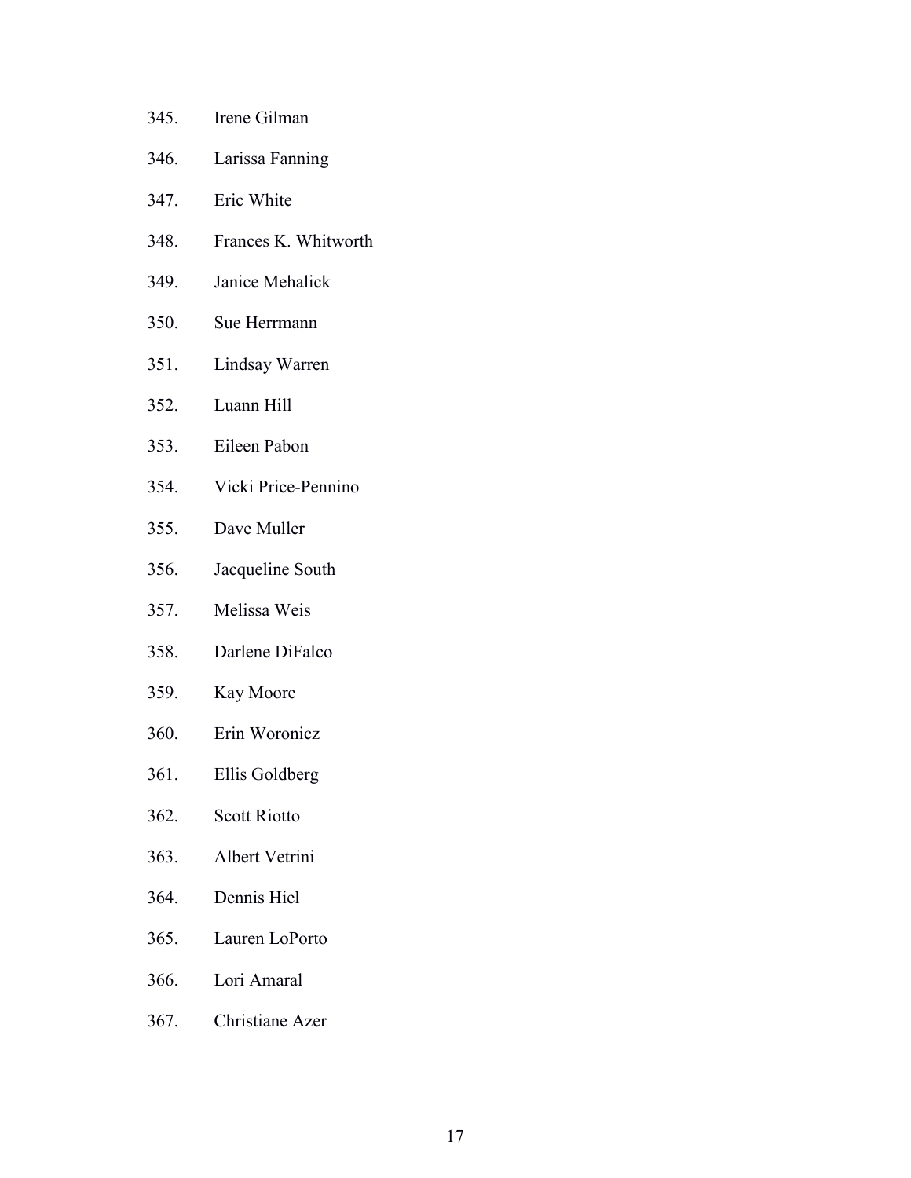345. Irene Gilman

346. Larissa Fanning

347. Eric White

348. Frances K. Whitworth

349. Janice Mehalick

350. Sue Herrmann

351. Lindsay Warren

352. Luann Hill

353. Eileen Pabon

354. Vicki Price-Pennino

355. Dave Muller

356. Jacqueline South

357. Melissa Weis

358. Darlene DiFalco

359. Kay Moore

360. Erin Woronicz

361. Ellis Goldberg

362. Scott Riotto

363. Albert Vetrini

364. Dennis Hiel

365. Lauren LoPorto

366. Lori Amaral

367. Christiane Azer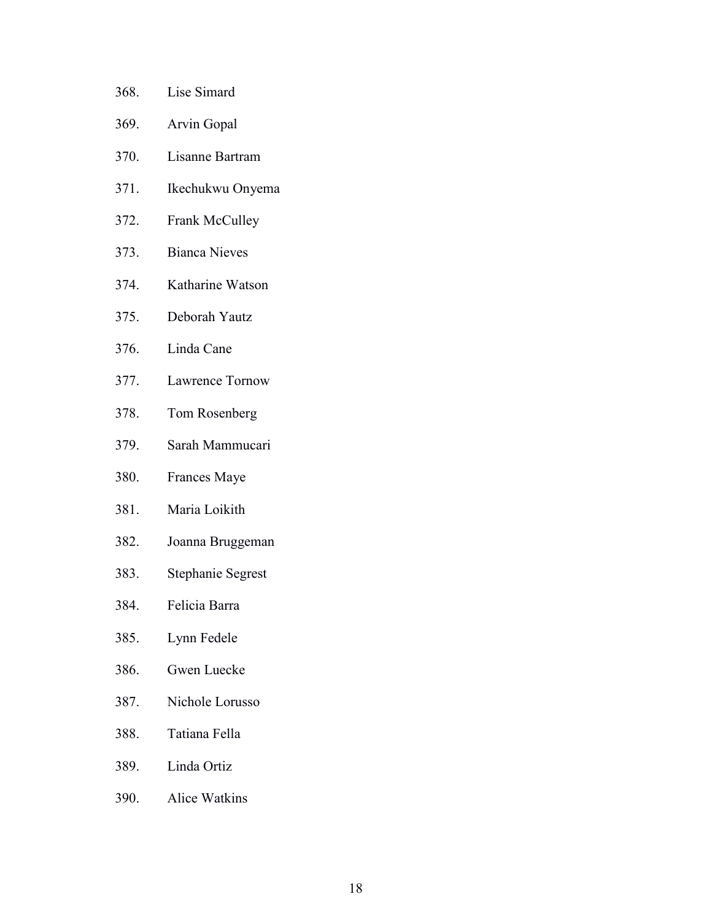368. Lise Simard
369. Arvin Gopal
370. Lisanne Bartram
371. Ikechukwu Onyema
372. Frank McCulley
373. Bianca Nieves
374. Katharine Watson
375. Deborah Yautz
376. Linda Cane
377. Lawrence Tornow
378. Tom Rosenberg
379. Sarah Mammucari
380. Frances Maye
381. Maria Loikith
382. Joanna Bruggeman
383. Stephanie Segrest
384. Felicia Barra
385. Lynn Fedele
386. Gwen Luecke
387. Nichole Lorusso
388. Tatiana Fella
389. Linda Ortiz
390. Alice Watkins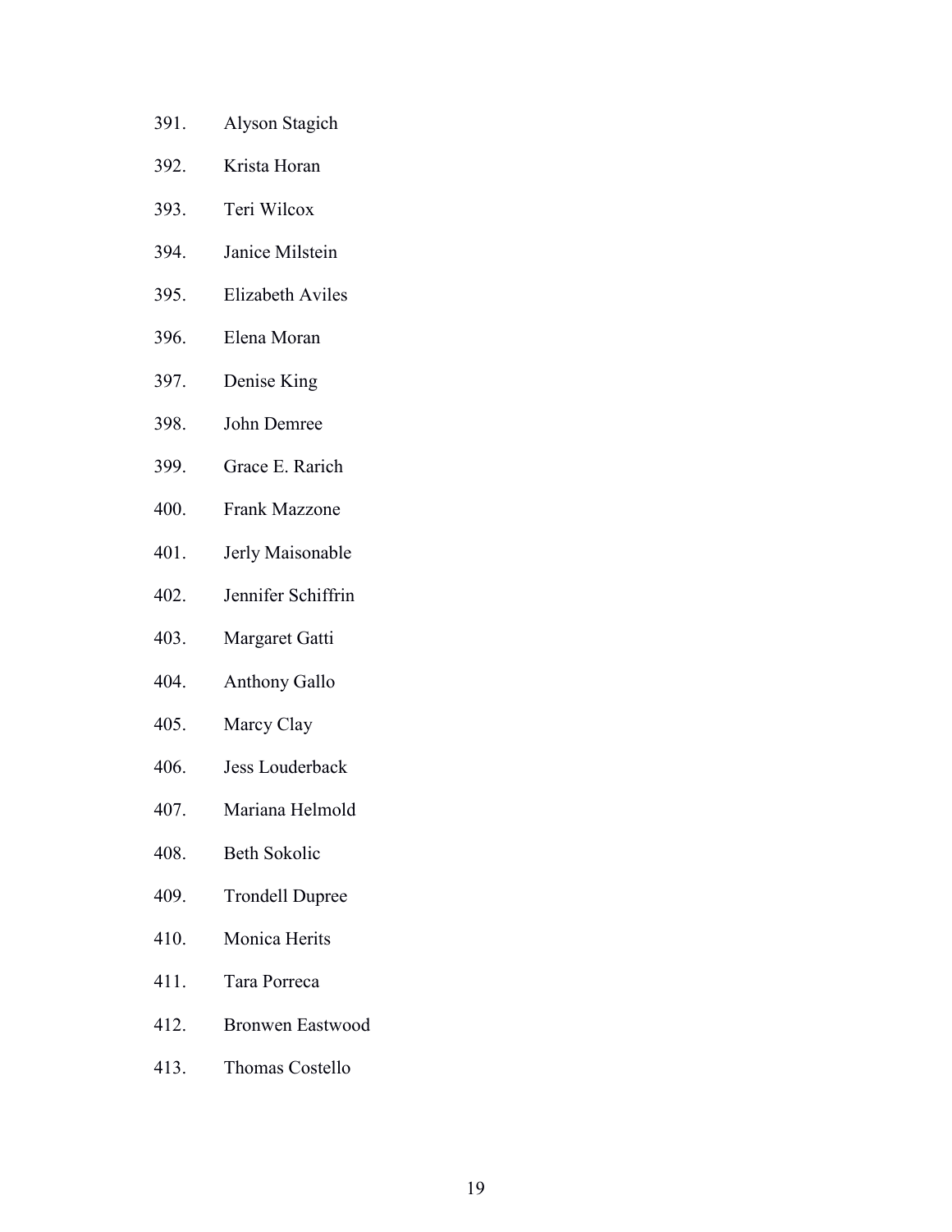391. Alyson Stagich
392. Krista Horan
393. Teri Wilcox
394. Janice Milstein
395. Elizabeth Aviles
396. Elena Moran
397. Denise King
398. John Demree
399. Grace E. Rarich
400. Frank Mazzone
401. Jerly Maisonable
402. Jennifer Schiffrin
403. Margaret Gatti
404. Anthony Gallo
405. Marcy Clay
406. Jess Louderback
407. Mariana Helmold
408. Beth Sokolic
409. Trondell Dupree
410. Monica Herits
411. Tara Porreca
412. Bronwen Eastwood
413. Thomas Costello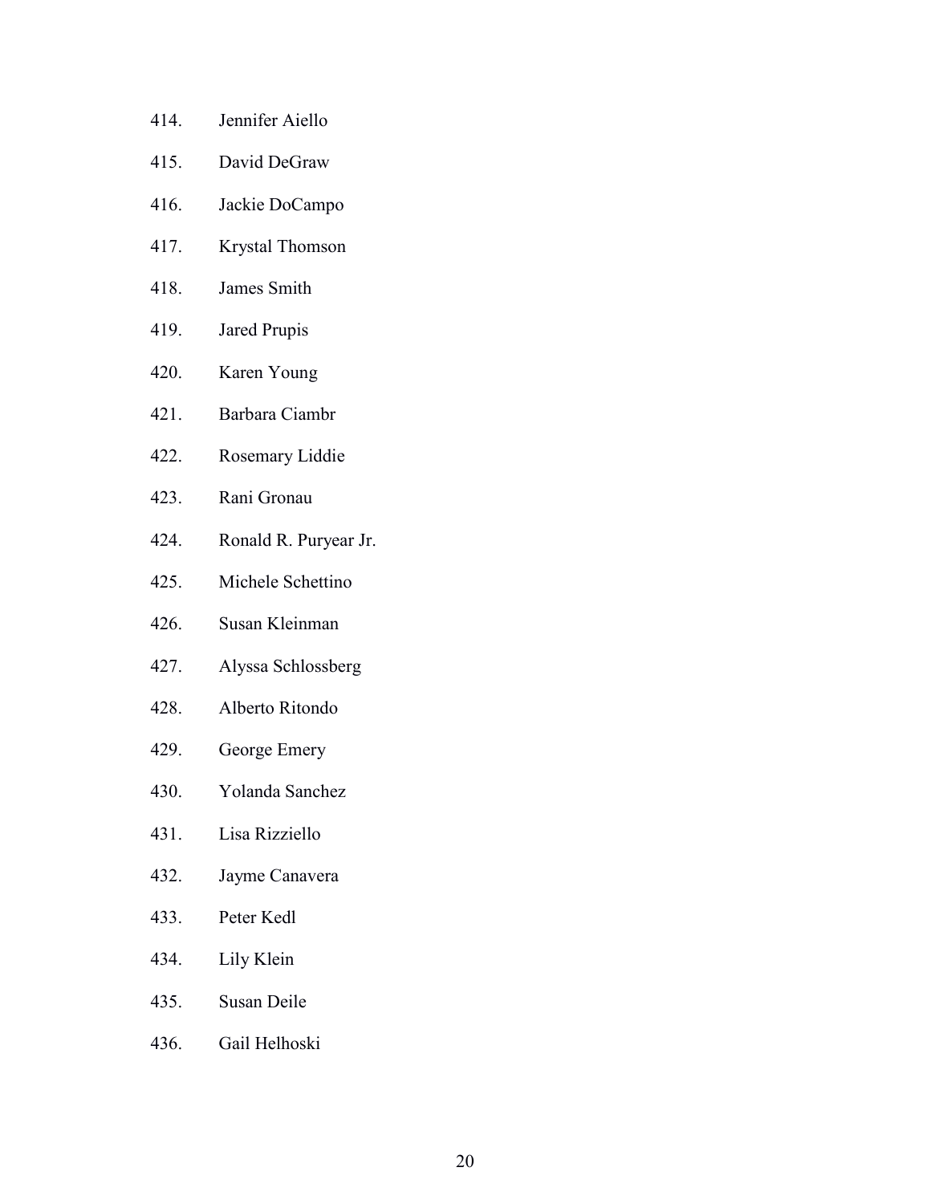414. Jennifer Aiello

415. David DeGraw

416. Jackie DoCampo

417. Krystal Thomson

418. James Smith

419. Jared Prupis

420. Karen Young

421. Barbara Ciambr

422. Rosemary Liddie

423. Rani Gronau

424. Ronald R. Puryear Jr.

425. Michele Schettino

426. Susan Kleinman

427. Alyssa Schlossberg

428. Alberto Ritondo

429. George Emery

430. Yolanda Sanchez

431. Lisa Rizziello

432. Jayme Canavera

433. Peter Kedl

434. Lily Klein

435. Susan Deile

436. Gail Helhoski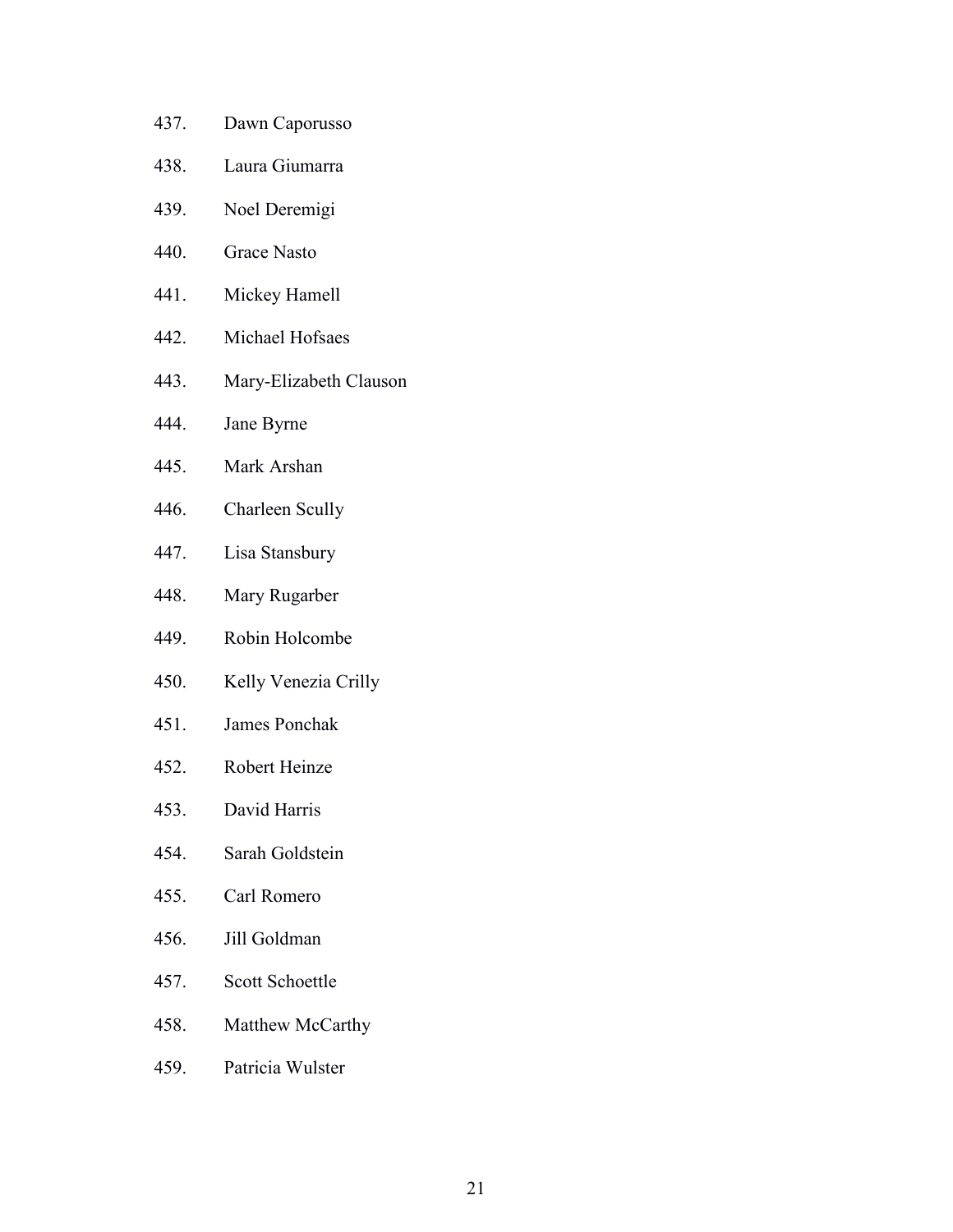437. Dawn Caporusso
438. Laura Giumarra
439. Noel Deremigi
440. Grace Nasto
441. Mickey Hamell
442. Michael Hofsaes
443. Mary-Elizabeth Clauson
444. Jane Byrne
445. Mark Arshan
446. Charleen Scully
447. Lisa Stansbury
448. Mary Rugarber
449. Robin Holcombe
450. Kelly Venezia Crilly
451. James Ponchak
452. Robert Heinze
453. David Harris
454. Sarah Goldstein
455. Carl Romero
456. Jill Goldman
457. Scott Schoettle
458. Matthew McCarthy
459. Patricia Wulster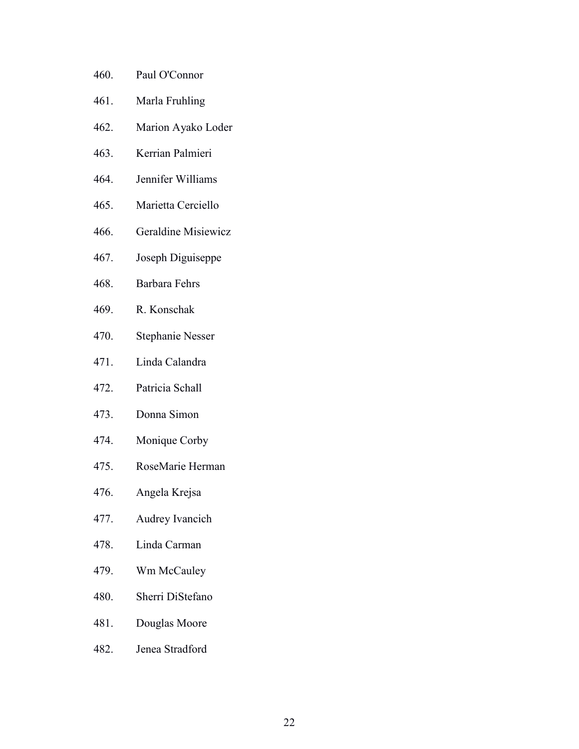460. Paul O'Connor
461. Marla Fruhling
462. Marion Ayako Loder
463. Kerrian Palmieri
464. Jennifer Williams
465. Marietta Cerciello
466. Geraldine Misiewicz
467. Joseph Diguiseppe
468. Barbara Fehrs
469. R. Konschak
470. Stephanie Nesser
471. Linda Calandra
472. Patricia Schall
473. Donna Simon
474. Monique Corby
475. RoseMarie Herman
476. Angela Krejsa
477. Audrey Ivancich
478. Linda Carman
479. Wm McCauley
480. Sherri DiStefano
481. Douglas Moore
482. Jenea Stradford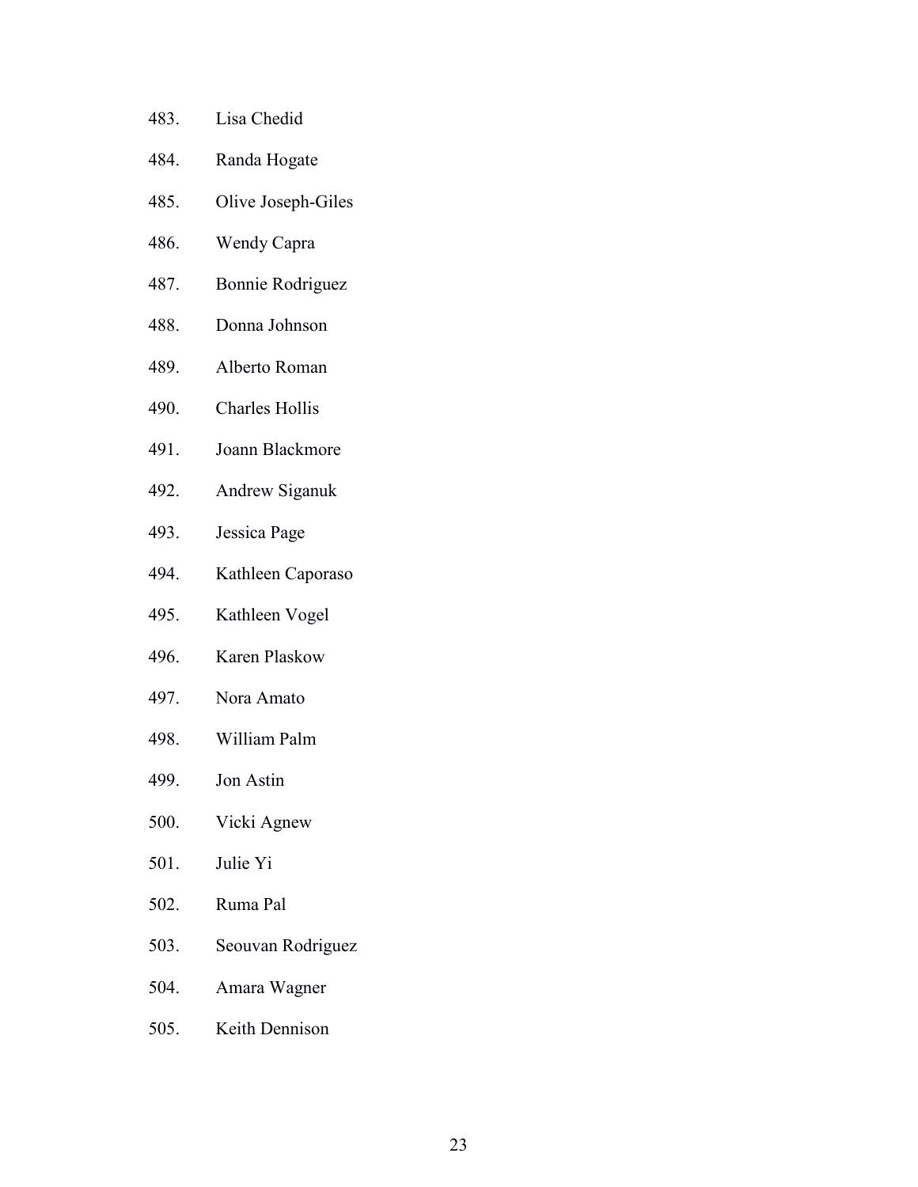483. Lisa Chedid
484. Randa Hogate
485. Olive Joseph-Giles
486. Wendy Capra
487. Bonnie Rodriguez
488. Donna Johnson
489. Alberto Roman
490. Charles Hollis
491. Joann Blackmore
492. Andrew Siganuk
493. Jessica Page
494. Kathleen Caporaso
495. Kathleen Vogel
496. Karen Plaskow
497. Nora Amato
498. William Palm
499. Jon Astin
500. Vicki Agnew
501. Julie Yi
502. Ruma Pal
503. Seouvan Rodriguez
504. Amara Wagner
505. Keith Dennison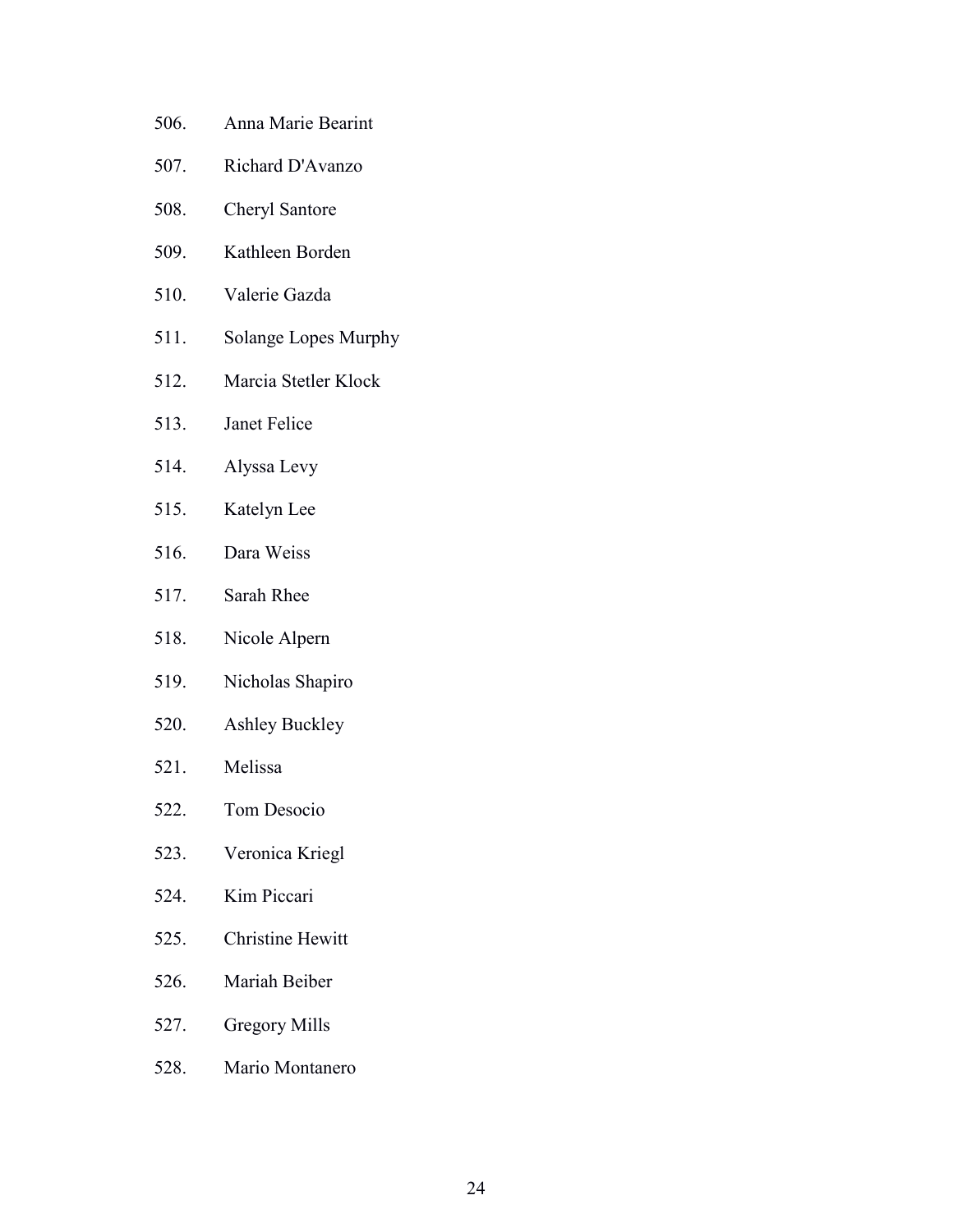506. Anna Marie Bearint
507. Richard D'Avanzo
508. Cheryl Santore
509. Kathleen Borden
510. Valerie Gazda
511. Solange Lopes Murphy
512. Marcia Stetler Klock
513. Janet Felice
514. Alyssa Levy
515. Katelyn Lee
516. Dara Weiss
517. Sarah Rhee
518. Nicole Alpern
519. Nicholas Shapiro
520. Ashley Buckley
521. Melissa
522. Tom Desocio
523. Veronica Kriegl
524. Kim Piccari
525. Christine Hewitt
526. Mariah Beiber
527. Gregory Mills
528. Mario Montanero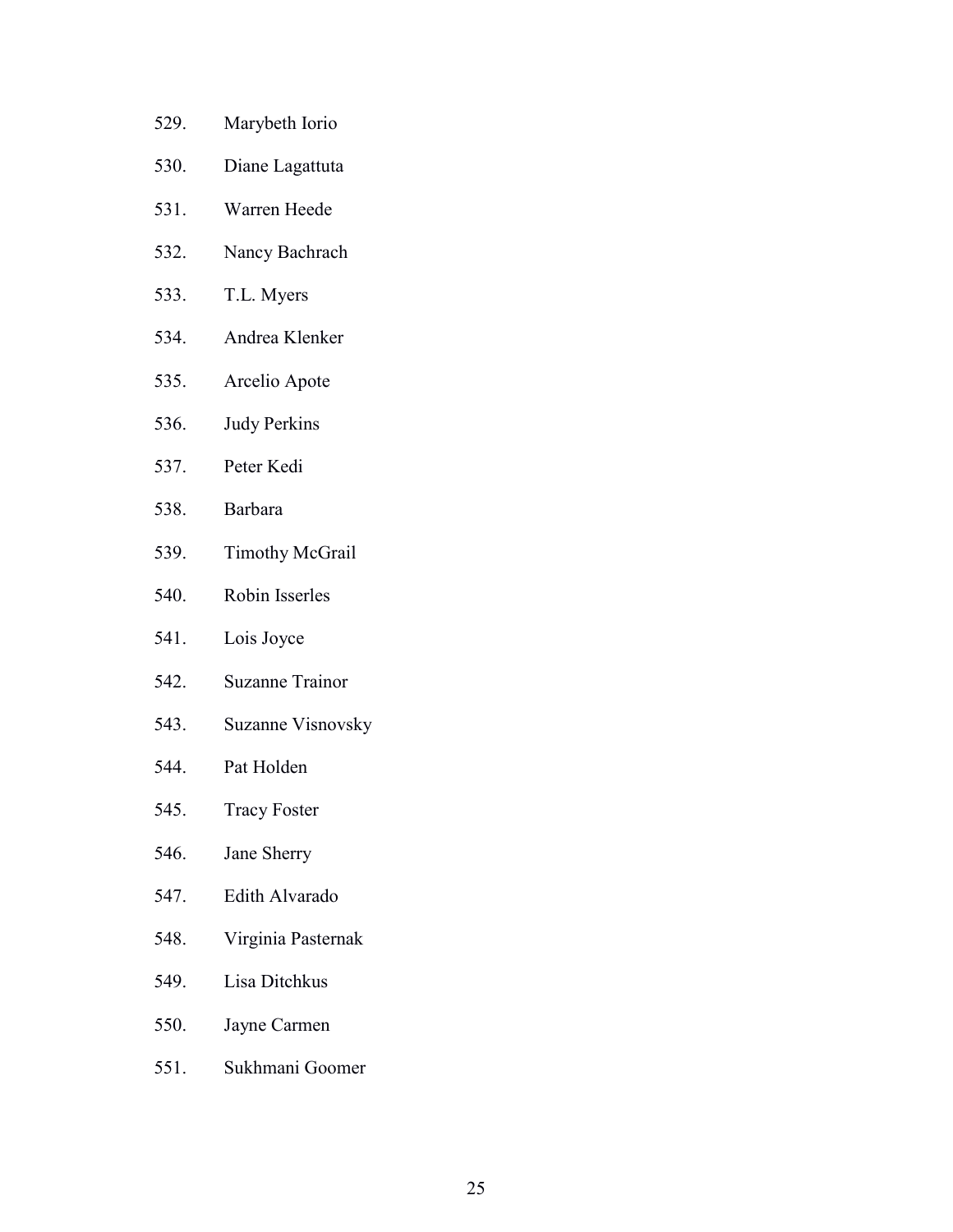529. Marybeth Iorio
530. Diane Lagattuta
531. Warren Heede
532. Nancy Bachrach
533. T.L. Myers
534. Andrea Klenker
535. Arcelio Apote
536. Judy Perkins
537. Peter Kedi
538. Barbara
539. Timothy McGrail
540. Robin Isserles
541. Lois Joyce
542. Suzanne Trainor
543. Suzanne Visnovsky
544. Pat Holden
545. Tracy Foster
546. Jane Sherry
547. Edith Alvarado
548. Virginia Pasternak
549. Lisa Ditchkus
550. Jayne Carmen
551. Sukhmani Goomer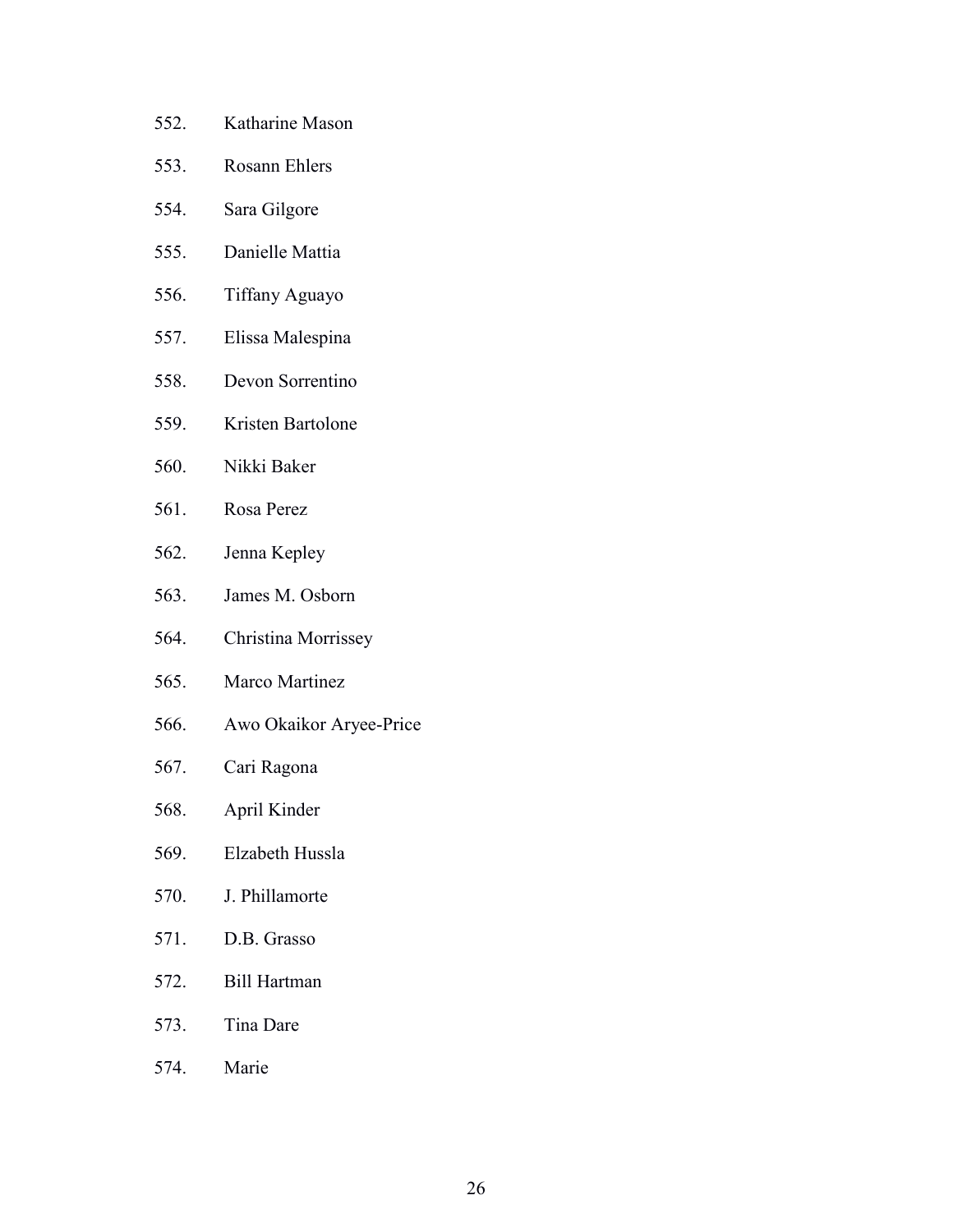552. Katharine Mason
553. Rosann Ehlers
554. Sara Gilgore
555. Danielle Mattia
556. Tiffany Aguayo
557. Elissa Malespina
558. Devon Sorrentino
559. Kristen Bartolone
560. Nikki Baker
561. Rosa Perez
562. Jenna Kepley
563. James M. Osborn
564. Christina Morrissey
565. Marco Martinez
566. Awo Okaikor Aryee-Price
567. Cari Ragona
568. April Kinder
569. Elzabeth Hussla
570. J. Phillamorte
571. D.B. Grasso
572. Bill Hartman
573. Tina Dare
574. Marie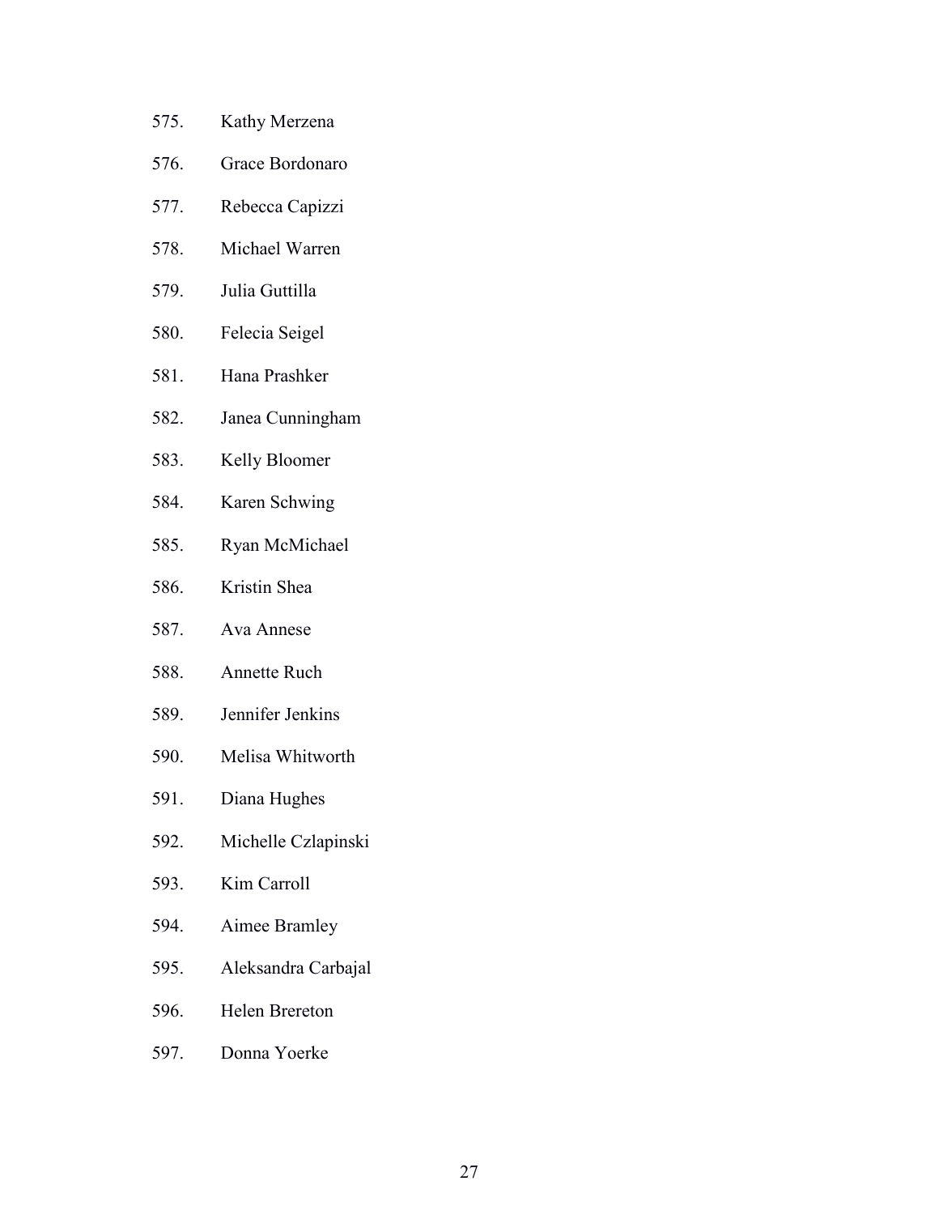575. Kathy Merzena
576. Grace Bordonaro
577. Rebecca Capizzi
578. Michael Warren
579. Julia Guttilla
580. Felecia Seigel
581. Hana Prashker
582. Janea Cunningham
583. Kelly Bloomer
584. Karen Schwing
585. Ryan McMichael
586. Kristin Shea
587. Ava Annese
588. Annette Ruch
589. Jennifer Jenkins
590. Melisa Whitworth
591. Diana Hughes
592. Michelle Czlapinski
593. Kim Carroll
594. Aimee Bramley
595. Aleksandra Carbajal
596. Helen Brereton
597. Donna Yoerke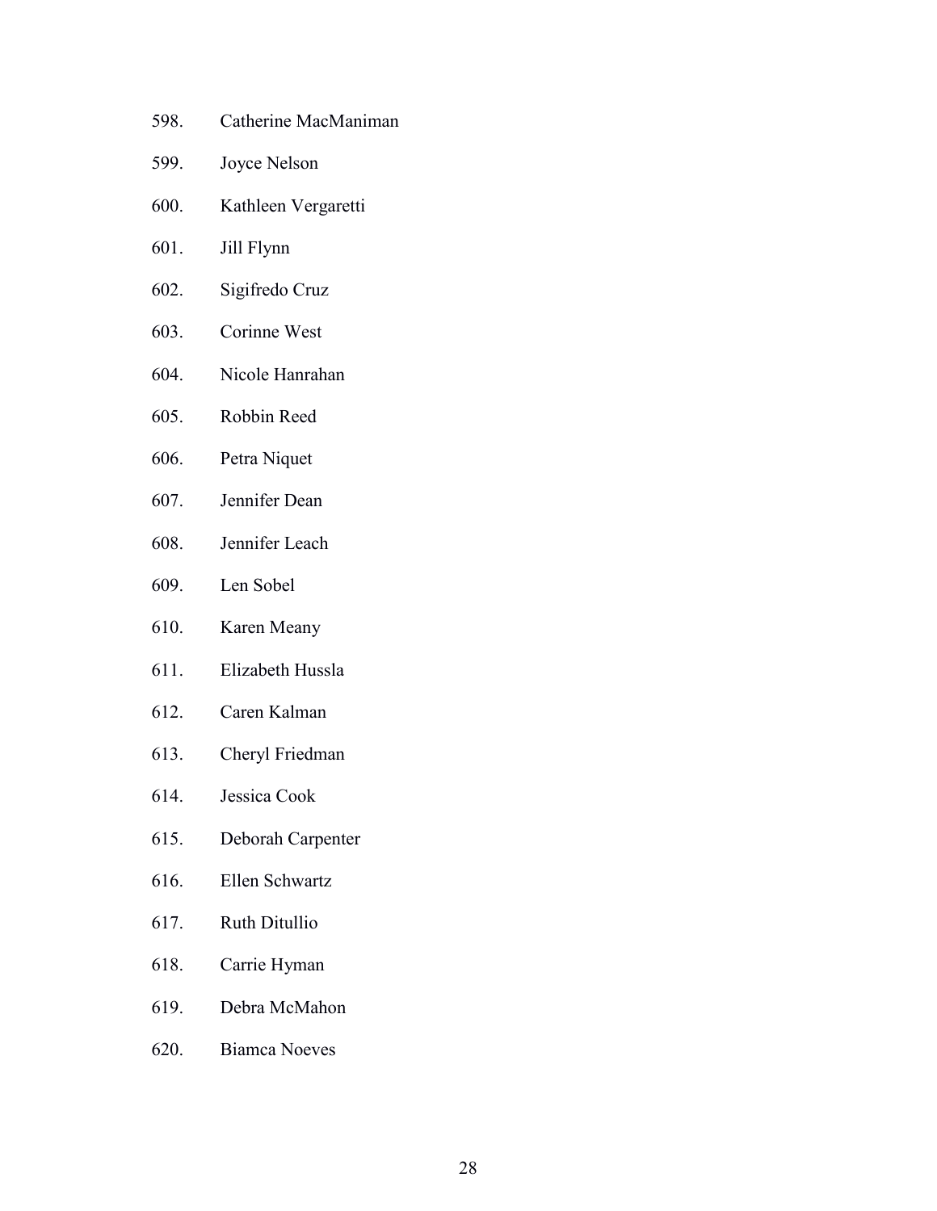598. Catherine MacManiman

599. Joyce Nelson

600. Kathleen Vergaretti

601. Jill Flynn

602. Sigifredo Cruz

603. Corinne West

604. Nicole Hanrahan

605. Robbin Reed

606. Petra Niquet

607. Jennifer Dean

608. Jennifer Leach

609. Len Sobel

610. Karen Meany

611. Elizabeth Hussla

612. Caren Kalman

613. Cheryl Friedman

614. Jessica Cook

615. Deborah Carpenter

616. Ellen Schwartz

617. Ruth Ditullio

618. Carrie Hyman

619. Debra McMahon

620. Biamca Noeves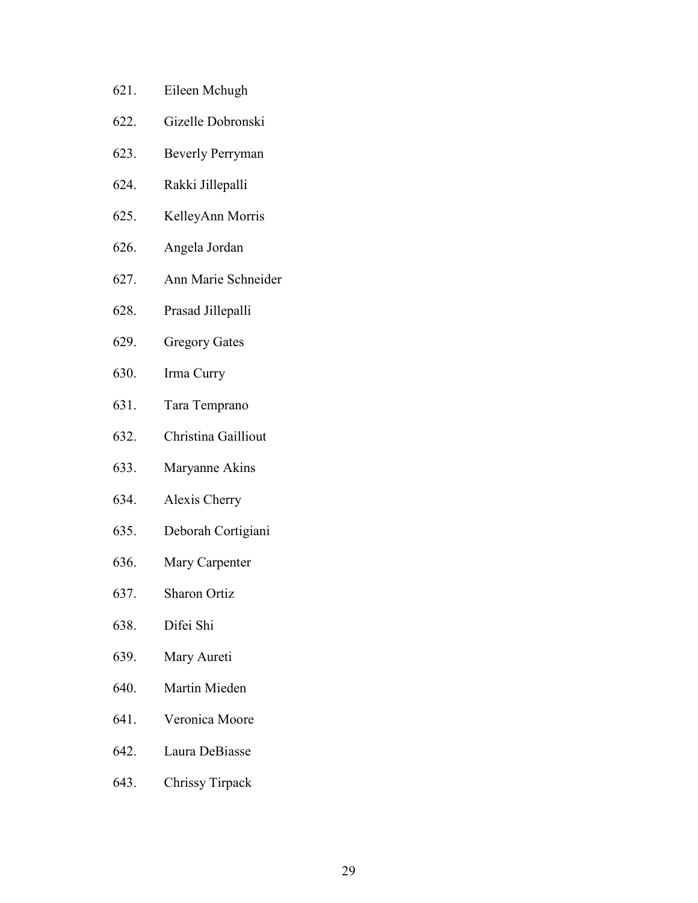621. Eileen Mchugh
622. Gizelle Dobronski
623. Beverly Perryman
624. Rakki Jillepalli
625. KelleyAnn Morris
626. Angela Jordan
627. Ann Marie Schneider
628. Prasad Jillepalli
629. Gregory Gates
630. Irma Curry
631. Tara Temprano
632. Christina Gailliout
633. Maryanne Akins
634. Alexis Cherry
635. Deborah Cortigiani
636. Mary Carpenter
637. Sharon Ortiz
638. Difei Shi
639. Mary Aureti
640. Martin Mieden
641. Veronica Moore
642. Laura DeBiasse
643. Chrissy Tirpack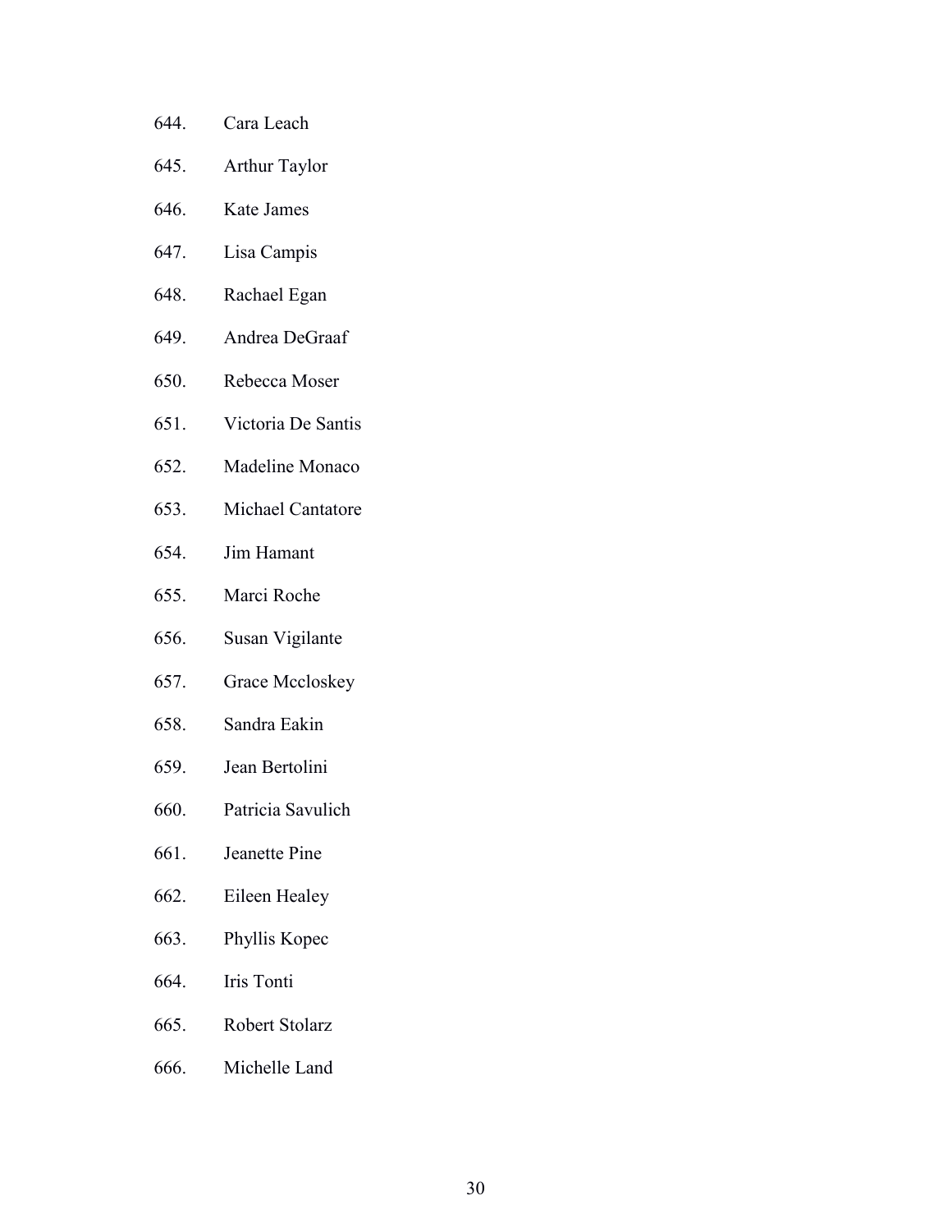644. Cara Leach
645. Arthur Taylor
646. Kate James
647. Lisa Campis
648. Rachael Egan
649. Andrea DeGraaf
650. Rebecca Moser
651. Victoria De Santis
652. Madeline Monaco
653. Michael Cantatore
654. Jim Hamant
655. Marci Roche
656. Susan Vigilante
657. Grace Mccloskey
658. Sandra Eakin
659. Jean Bertolini
660. Patricia Savulich
661. Jeanette Pine
662. Eileen Healey
663. Phyllis Kopec
664. Iris Tonti
665. Robert Stolarz
666. Michelle Land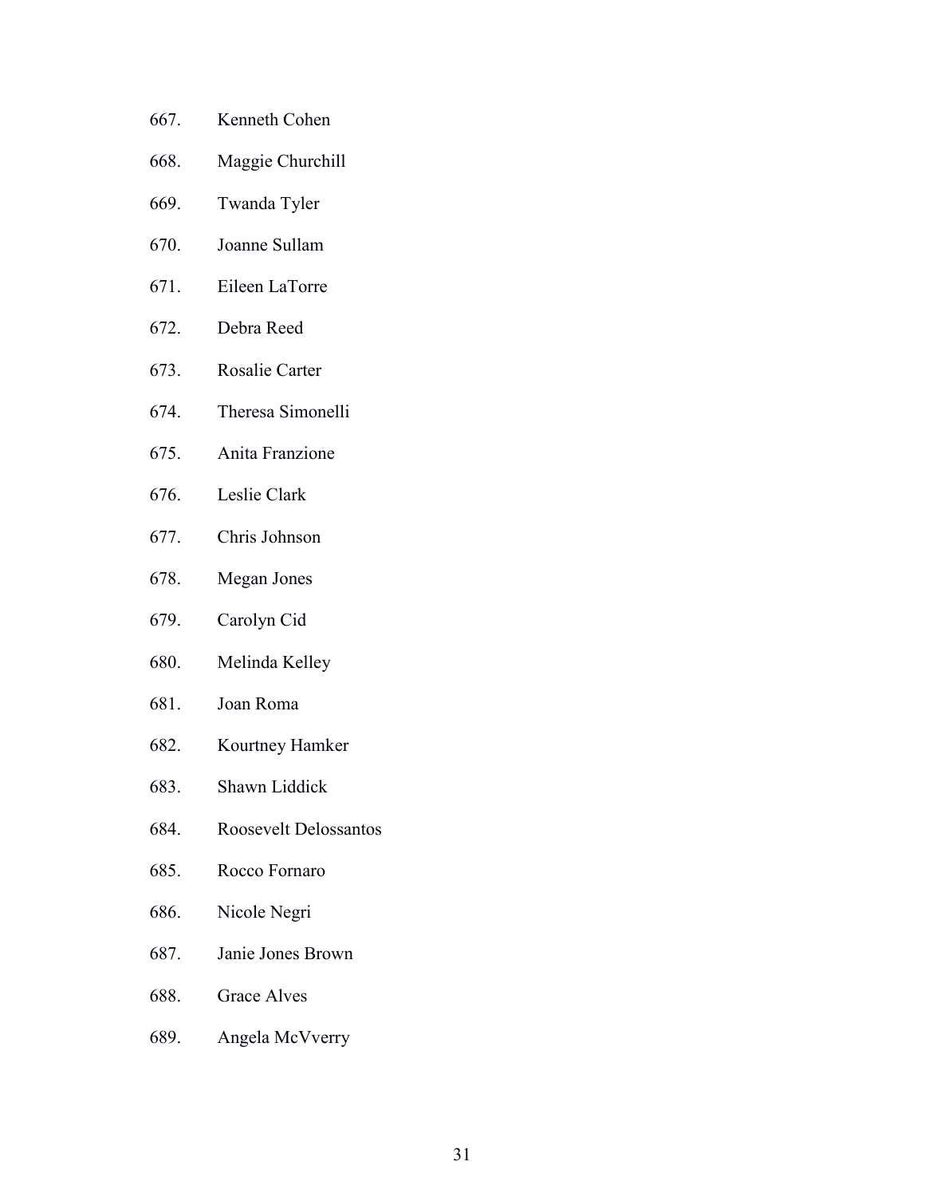667. Kenneth Cohen
668. Maggie Churchill
669. Twanda Tyler
670. Joanne Sullam
671. Eileen LaTorre
672. Debra Reed
673. Rosalie Carter
674. Theresa Simonelli
675. Anita Franzione
676. Leslie Clark
677. Chris Johnson
678. Megan Jones
679. Carolyn Cid
680. Melinda Kelley
681. Joan Roma
682. Kourtney Hamker
683. Shawn Liddick
684. Roosevelt Delossantos
685. Rocco Fornaro
686. Nicole Negri
687. Janie Jones Brown
688. Grace Alves
689. Angela McVverry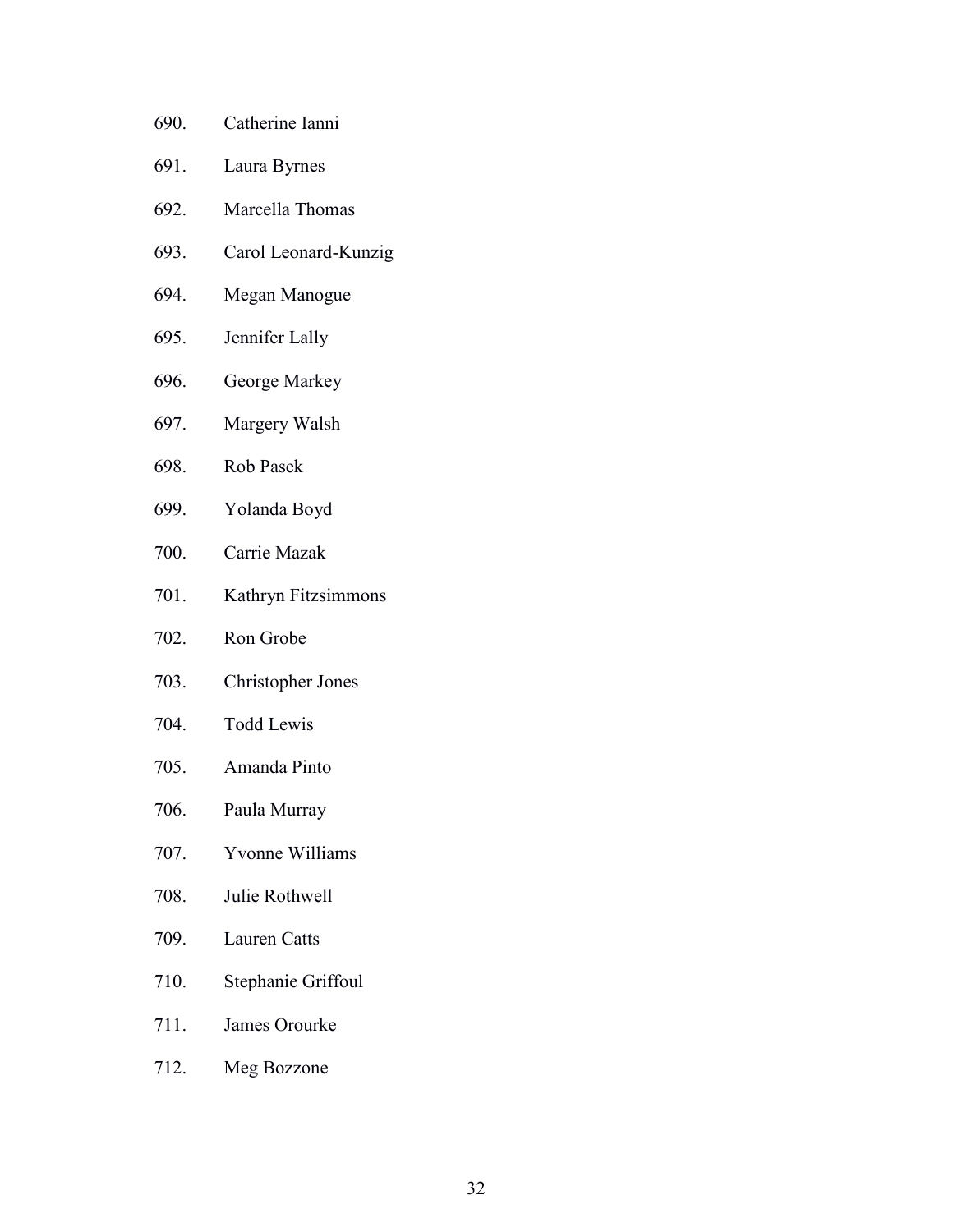690. Catherine Ianni

691. Laura Byrnes

692. Marcella Thomas

693. Carol Leonard-Kunzig

694. Megan Manogue

695. Jennifer Lally

696. George Markey

697. Margery Walsh

698. Rob Pasek

699. Yolanda Boyd

700. Carrie Mazak

701. Kathryn Fitzsimmons

702. Ron Grobe

703. Christopher Jones

704. Todd Lewis

705. Amanda Pinto

706. Paula Murray

707. Yvonne Williams

708. Julie Rothwell

709. Lauren Catts

710. Stephanie Griffoul

711. James Orourke

712. Meg Bozzone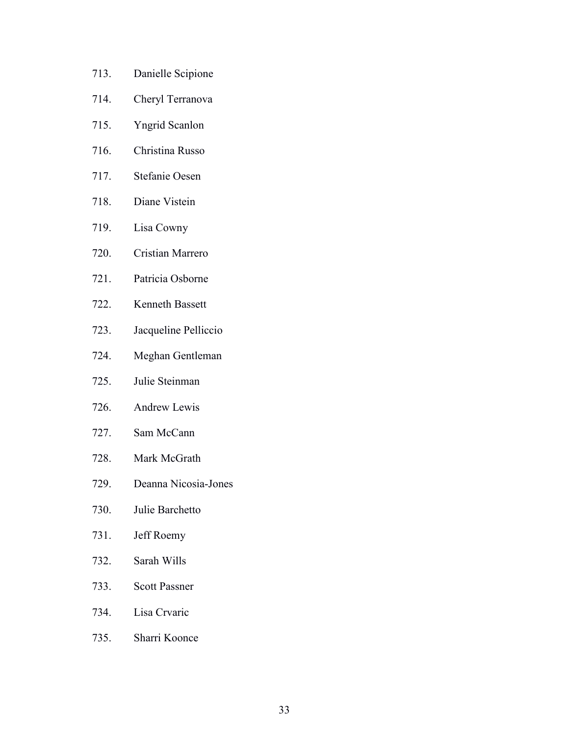713. Danielle Scipione

714. Cheryl Terranova

715. Yngrid Scanlon

716. Christina Russo

717. Stefanie Oesen

718. Diane Vistein

719. Lisa Cowny

720. Cristian Marrero

721. Patricia Osborne

722. Kenneth Bassett

723. Jacqueline Pelliccio

724. Meghan Gentleman

725. Julie Steinman

726. Andrew Lewis

727. Sam McCann

728. Mark McGrath

729. Deanna Nicosia-Jones

730. Julie Barchetto

731. Jeff Roemy

732. Sarah Wills

733. Scott Passner

734. Lisa Crvaric

735. Sharri Koonce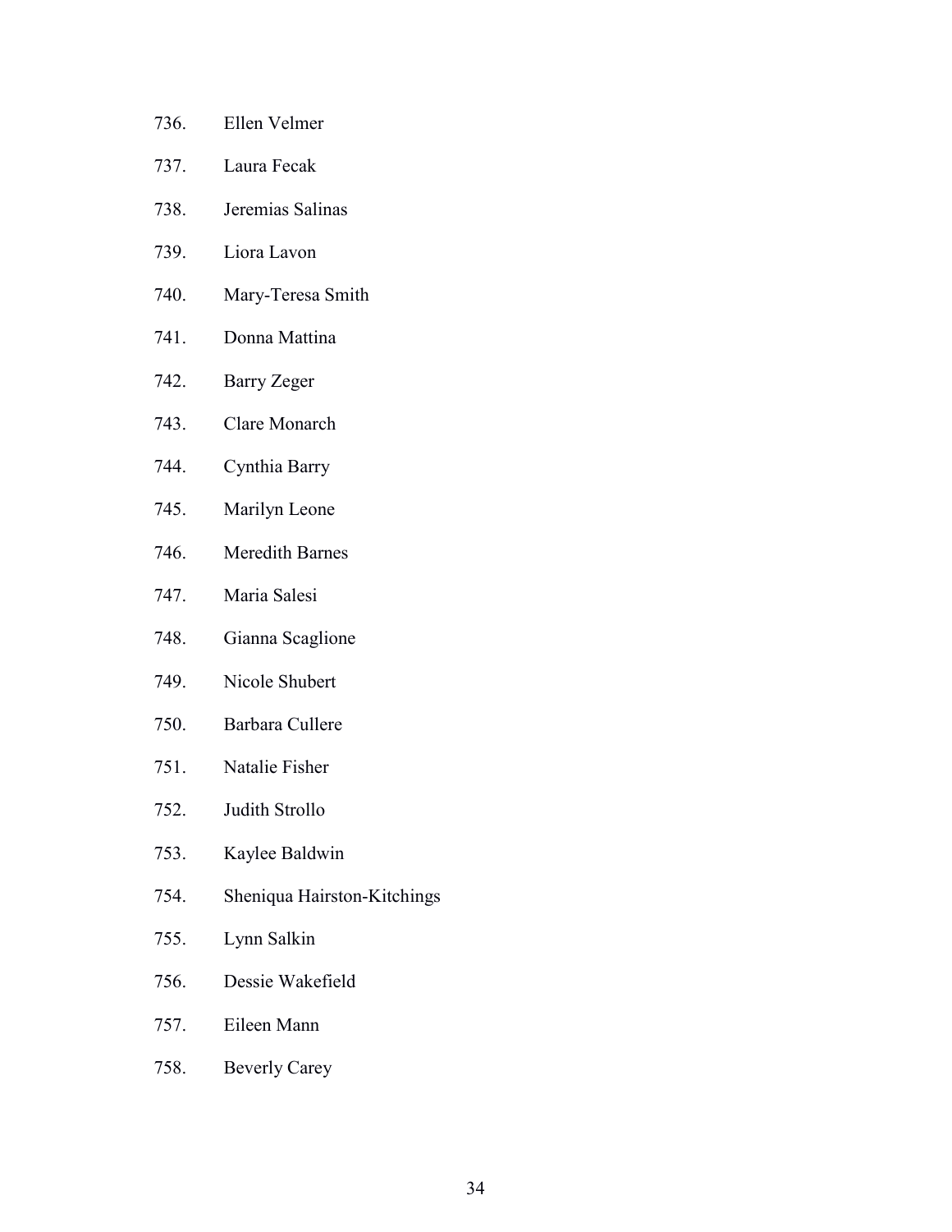736. Ellen Velmer
737. Laura Fecak
738. Jeremias Salinas
739. Liora Lavon
740. Mary-Teresa Smith
741. Donna Mattina
742. Barry Zeger
743. Clare Monarch
744. Cynthia Barry
745. Marilyn Leone
746. Meredith Barnes
747. Maria Salesi
748. Gianna Scaglione
749. Nicole Shubert
750. Barbara Cullere
751. Natalie Fisher
752. Judith Strollo
753. Kaylee Baldwin
754. Sheniqua Hairston-Kitchings
755. Lynn Salkin
756. Dessie Wakefield
757. Eileen Mann
758. Beverly Carey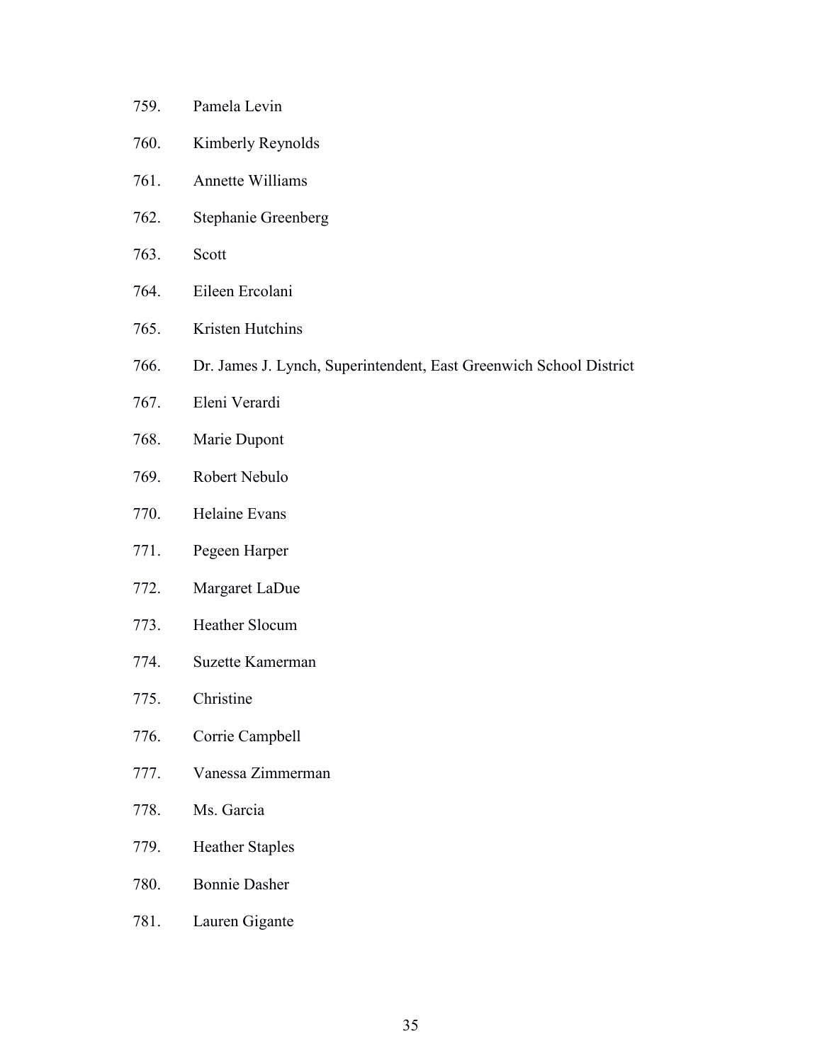759. Pamela Levin

760. Kimberly Reynolds

761. Annette Williams

762. Stephanie Greenberg

763. Scott

764. Eileen Ercolani

765. Kristen Hutchins

766. Dr. James J. Lynch, Superintendent, East Greenwich School District

767. Eleni Verardi

768. Marie Dupont

769. Robert Nebulo

770. Helaine Evans

771. Pegeen Harper

772. Margaret LaDue

773. Heather Slocum

774. Suzette Kamerman

775. Christine

776. Corrie Campbell

777. Vanessa Zimmerman

778. Ms. Garcia

779. Heather Staples

780. Bonnie Dasher

781. Lauren Gigante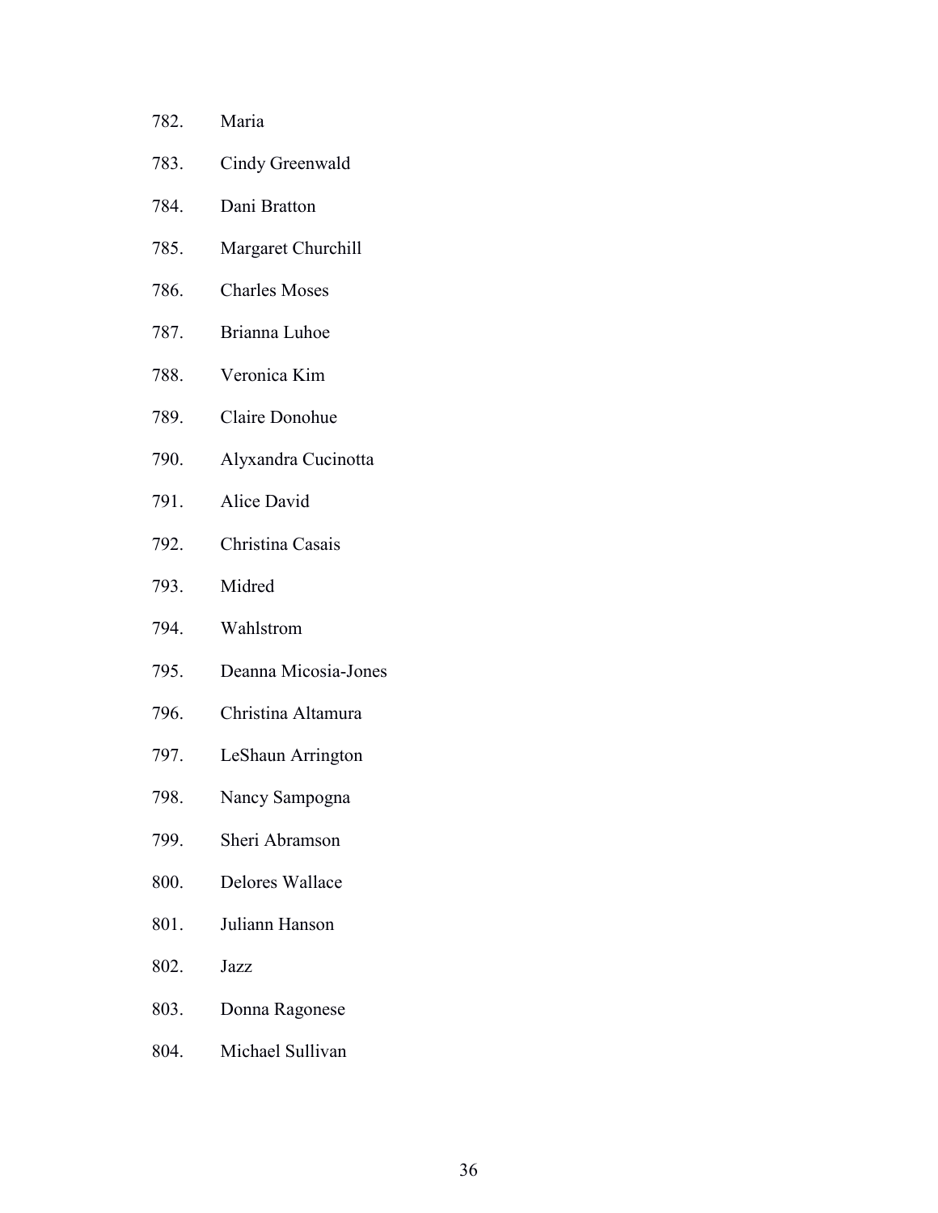782. Maria
783. Cindy Greenwald
784. Dani Bratton
785. Margaret Churchill
786. Charles Moses
787. Brianna Luhoe
788. Veronica Kim
789. Claire Donohue
790. Alyxandra Cucinotta
791. Alice David
792. Christina Casais
793. Midred
794. Wahlstrom
795. Deanna Micosia-Jones
796. Christina Altamura
797. LeShaun Arrington
798. Nancy Sampogna
799. Sheri Abramson
800. Delores Wallace
801. Juliann Hanson
802. Jazz
803. Donna Ragonese
804. Michael Sullivan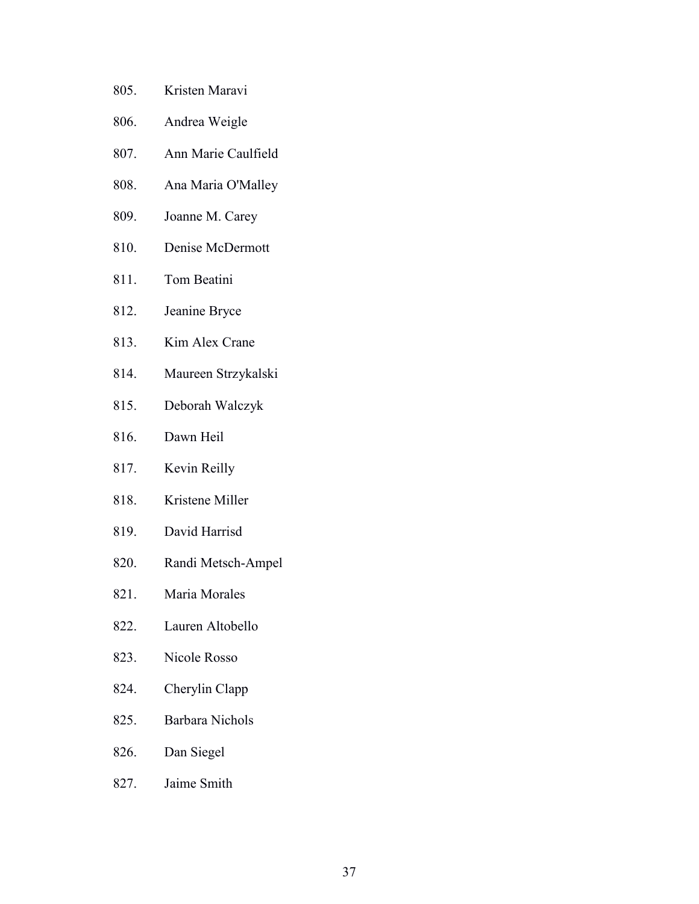805. Kristen Maravi
806. Andrea Weigle
807. Ann Marie Caulfield
808. Ana Maria O'Malley
809. Joanne M. Carey
810. Denise McDermott
811. Tom Beatini
812. Jeanine Bryce
813. Kim Alex Crane
814. Maureen Strzykalski
815. Deborah Walczyk
816. Dawn Heil
817. Kevin Reilly
818. Kristene Miller
819. David Harrisd
820. Randi Metsch-Ampel
821. Maria Morales
822. Lauren Altobello
823. Nicole Rosso
824. Cherylin Clapp
825. Barbara Nichols
826. Dan Siegel
827. Jaime Smith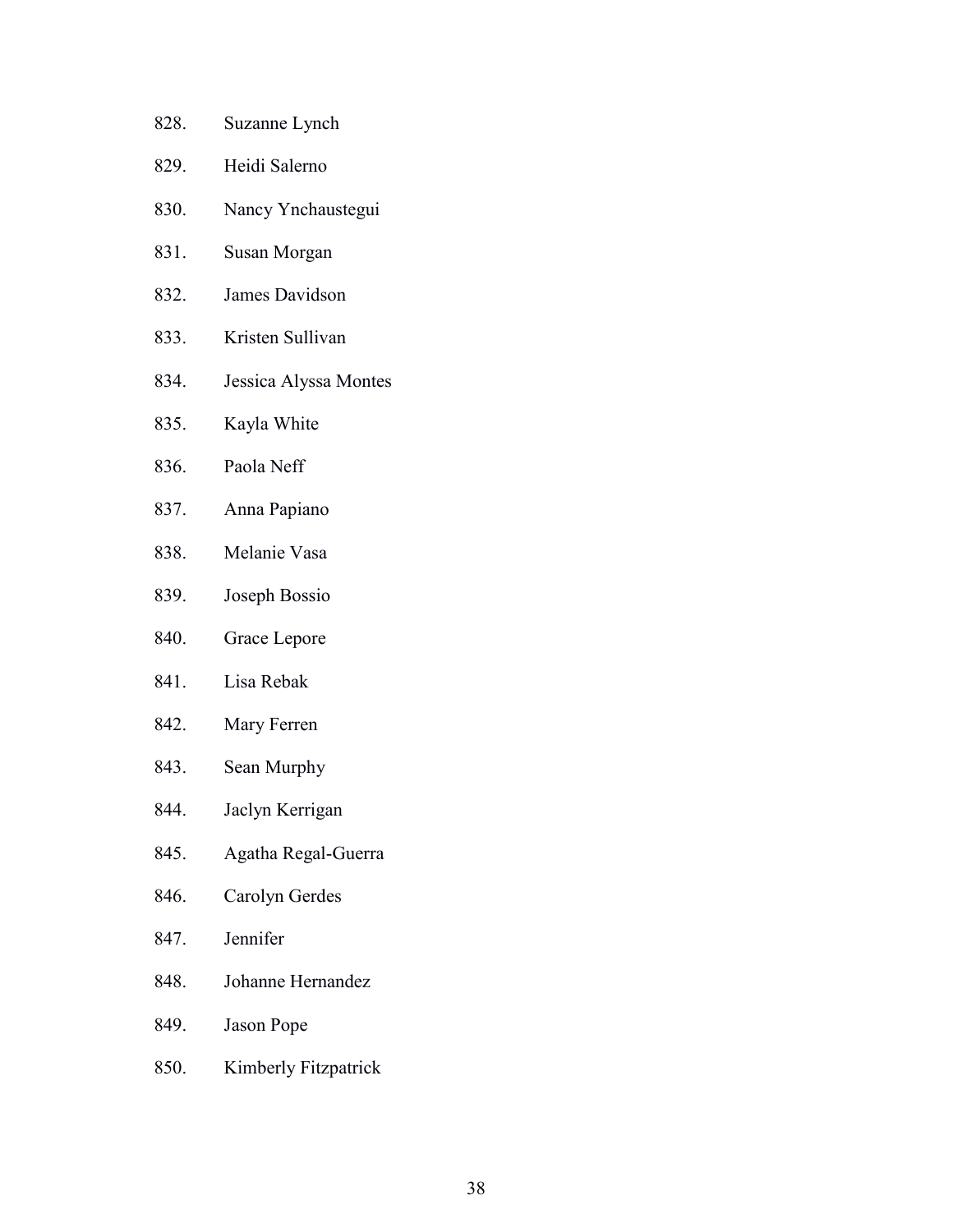828. Suzanne Lynch

829. Heidi Salerno

830. Nancy Ynchaustegui

831. Susan Morgan

832. James Davidson

833. Kristen Sullivan

834. Jessica Alyssa Montes

835. Kayla White

836. Paola Neff

837. Anna Papiano

838. Melanie Vasa

839. Joseph Bossio

840. Grace Lepore

841. Lisa Rebak

842. Mary Ferren

843. Sean Murphy

844. Jaclyn Kerrigan

845. Agatha Regal-Guerra

846. Carolyn Gerdes

847. Jennifer

848. Johanne Hernandez

849. Jason Pope

850. Kimberly Fitzpatrick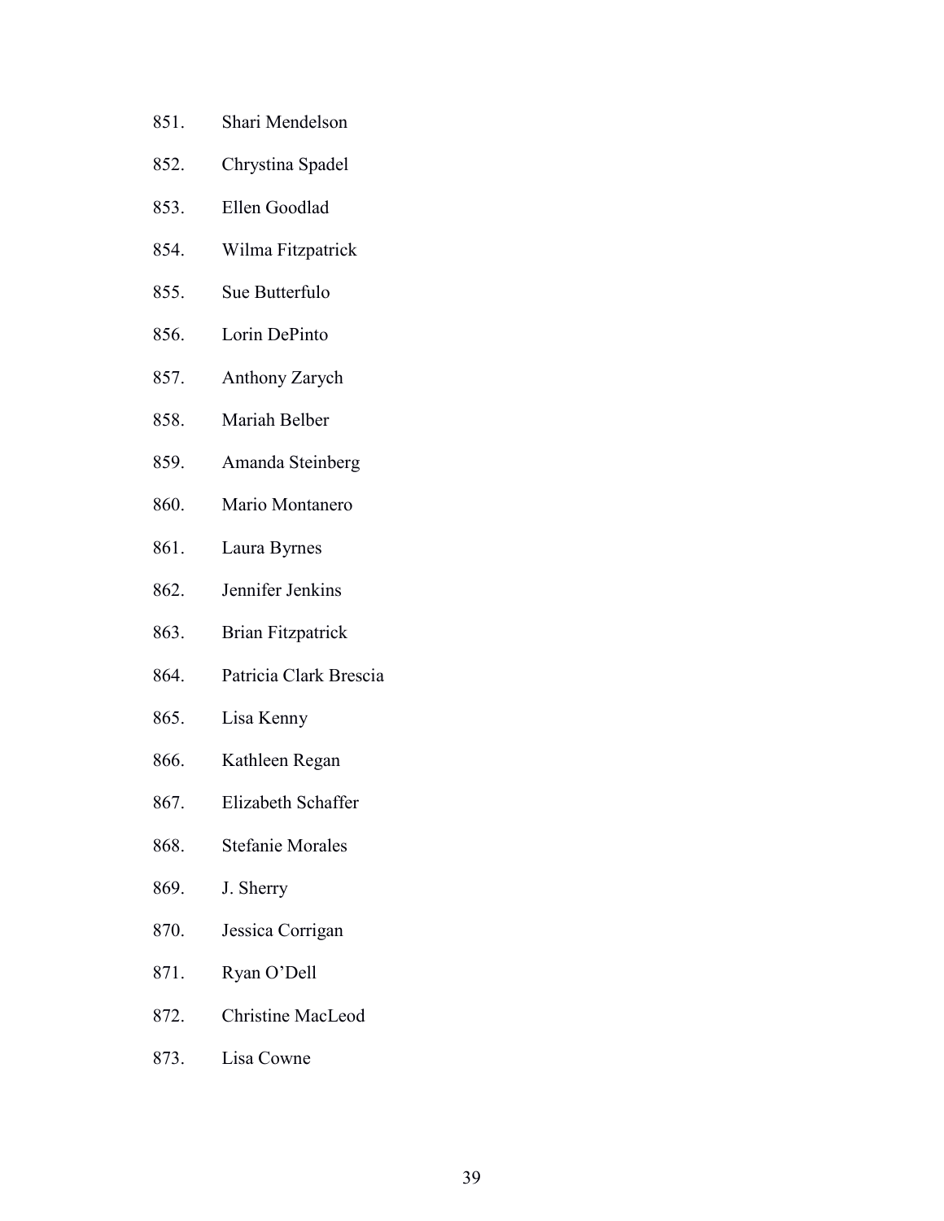851. Shari Mendelson
852. Chrystina Spadel
853. Ellen Goodlad
854. Wilma Fitzpatrick
855. Sue Butterfulo
856. Lorin DePinto
857. Anthony Zarych
858. Mariah Belber
859. Amanda Steinberg
860. Mario Montanero
861. Laura Byrnes
862. Jennifer Jenkins
863. Brian Fitzpatrick
864. Patricia Clark Brescia
865. Lisa Kenny
866. Kathleen Regan
867. Elizabeth Schaffer
868. Stefanie Morales
869. J. Sherry
870. Jessica Corrigan
871. Ryan O'Dell
872. Christine MacLeod
873. Lisa Cowne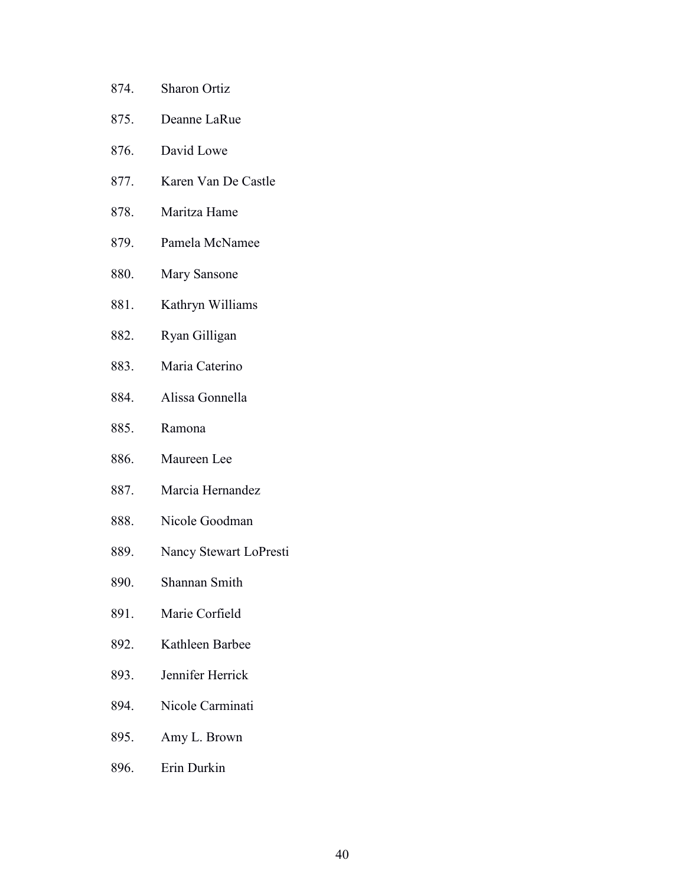874. Sharon Ortiz

875. Deanne LaRue

876. David Lowe

877. Karen Van De Castle

878. Maritza Hame

879. Pamela McNamee

880. Mary Sansone

881. Kathryn Williams

882. Ryan Gilligan

883. Maria Caterino

884. Alissa Gonnella

885. Ramona

886. Maureen Lee

887. Marcia Hernandez

888. Nicole Goodman

889. Nancy Stewart LoPresti

890. Shannan Smith

891. Marie Corfield

892. Kathleen Barbee

893. Jennifer Herrick

894. Nicole Carminati

895. Amy L. Brown

896. Erin Durkin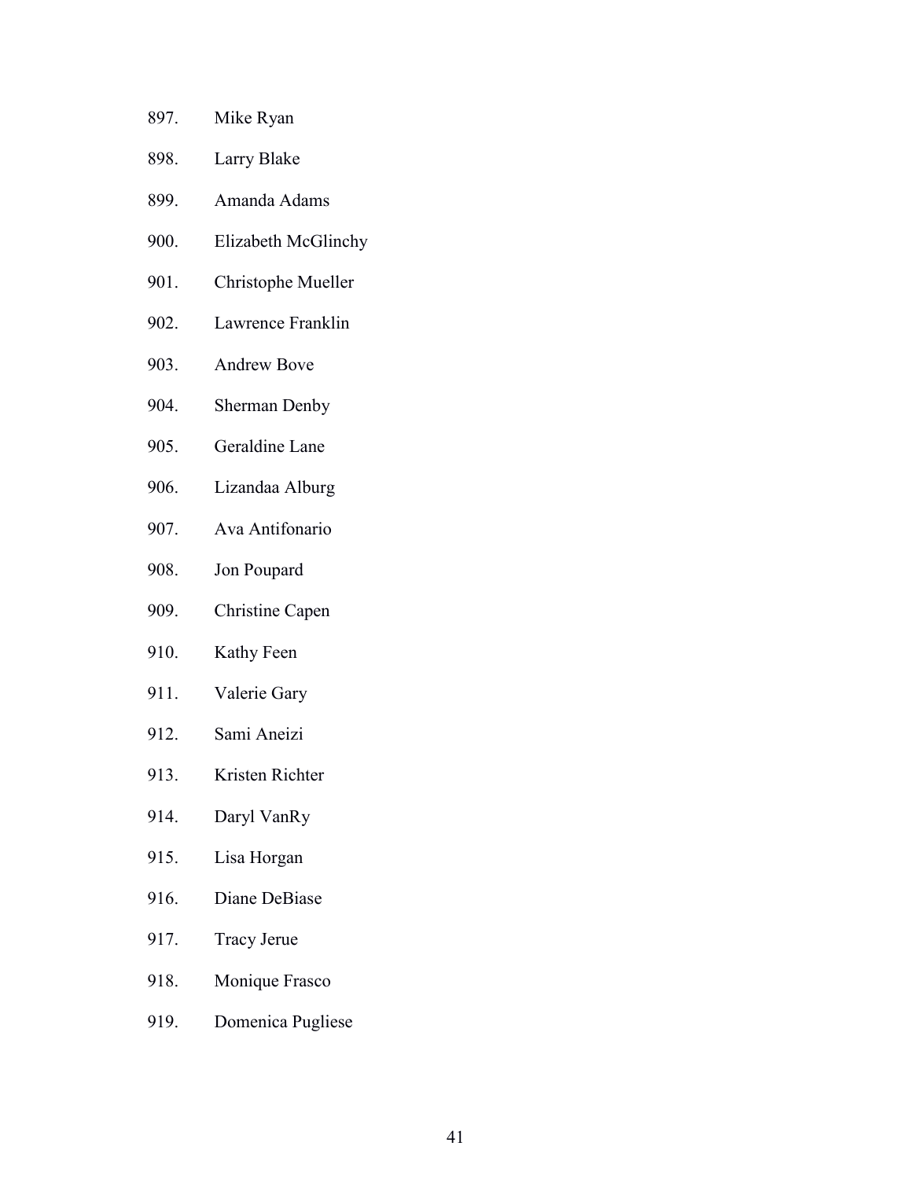897. Mike Ryan
898. Larry Blake
899. Amanda Adams
900. Elizabeth McGlinchy
901. Christophe Mueller
902. Lawrence Franklin
903. Andrew Bove
904. Sherman Denby
905. Geraldine Lane
906. Lizandaa Alburg
907. Ava Antifonario
908. Jon Poupard
909. Christine Capen
910. Kathy Feen
911. Valerie Gary
912. Sami Aneizi
913. Kristen Richter
914. Daryl VanRy
915. Lisa Horgan
916. Diane DeBiase
917. Tracy Jerue
918. Monique Frasco
919. Domenica Pugliese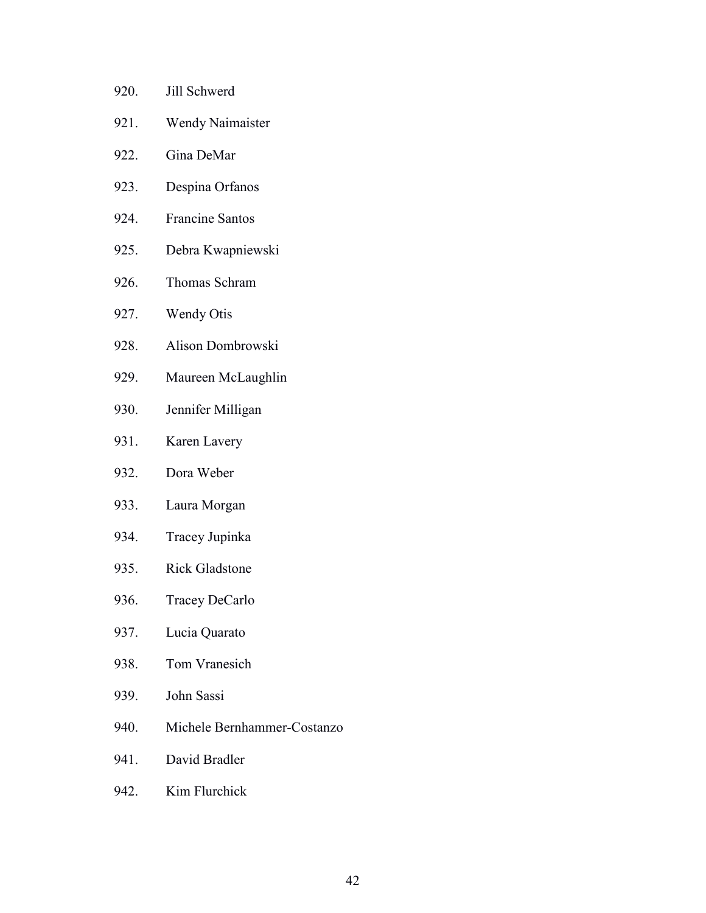920. Jill Schwerd
921. Wendy Naimaister
922. Gina DeMar
923. Despina Orfanos
924. Francine Santos
925. Debra Kwapniewski
926. Thomas Schram
927. Wendy Otis
928. Alison Dombrowski
929. Maureen McLaughlin
930. Jennifer Milligan
931. Karen Lavery
932. Dora Weber
933. Laura Morgan
934. Tracey Jupinka
935. Rick Gladstone
936. Tracey DeCarlo
937. Lucia Quarato
938. Tom Vranesich
939. John Sassi
940. Michele Bernhammer-Costanzo
941. David Bradler
942. Kim Flurchick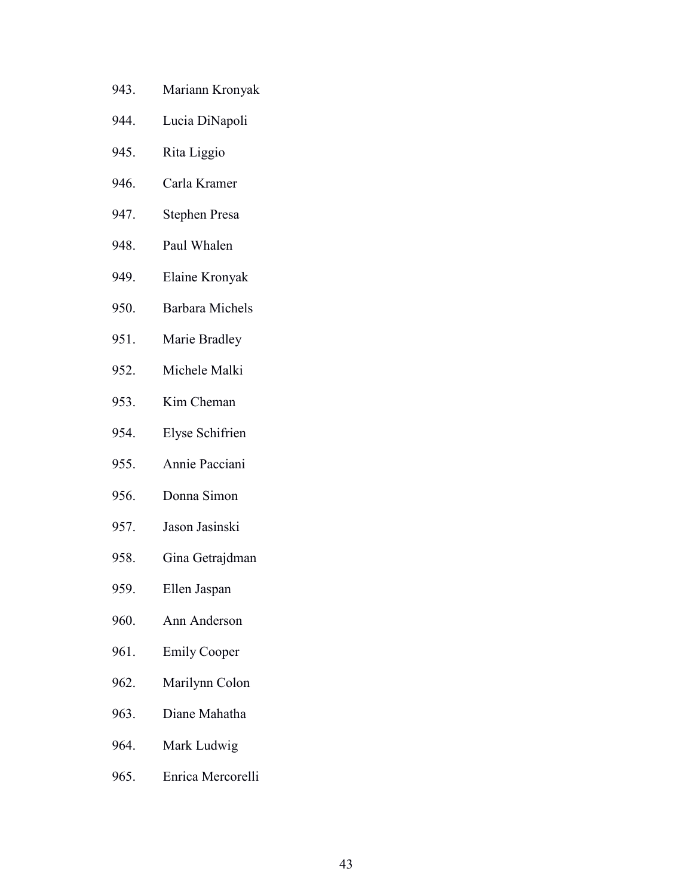943. Mariann Kronyak

944. Lucia DiNapoli

945. Rita Liggio

946. Carla Kramer

947. Stephen Presa

948. Paul Whalen

949. Elaine Kronyak

950. Barbara Michels

951. Marie Bradley

952. Michele Malki

953. Kim Cheman

954. Elyse Schifrien

955. Annie Pacciani

956. Donna Simon

957. Jason Jasinski

958. Gina Getrajdman

959. Ellen Jaspan

960. Ann Anderson

961. Emily Cooper

962. Marilynn Colon

963. Diane Mahatha

964. Mark Ludwig

965. Enrica Mercorelli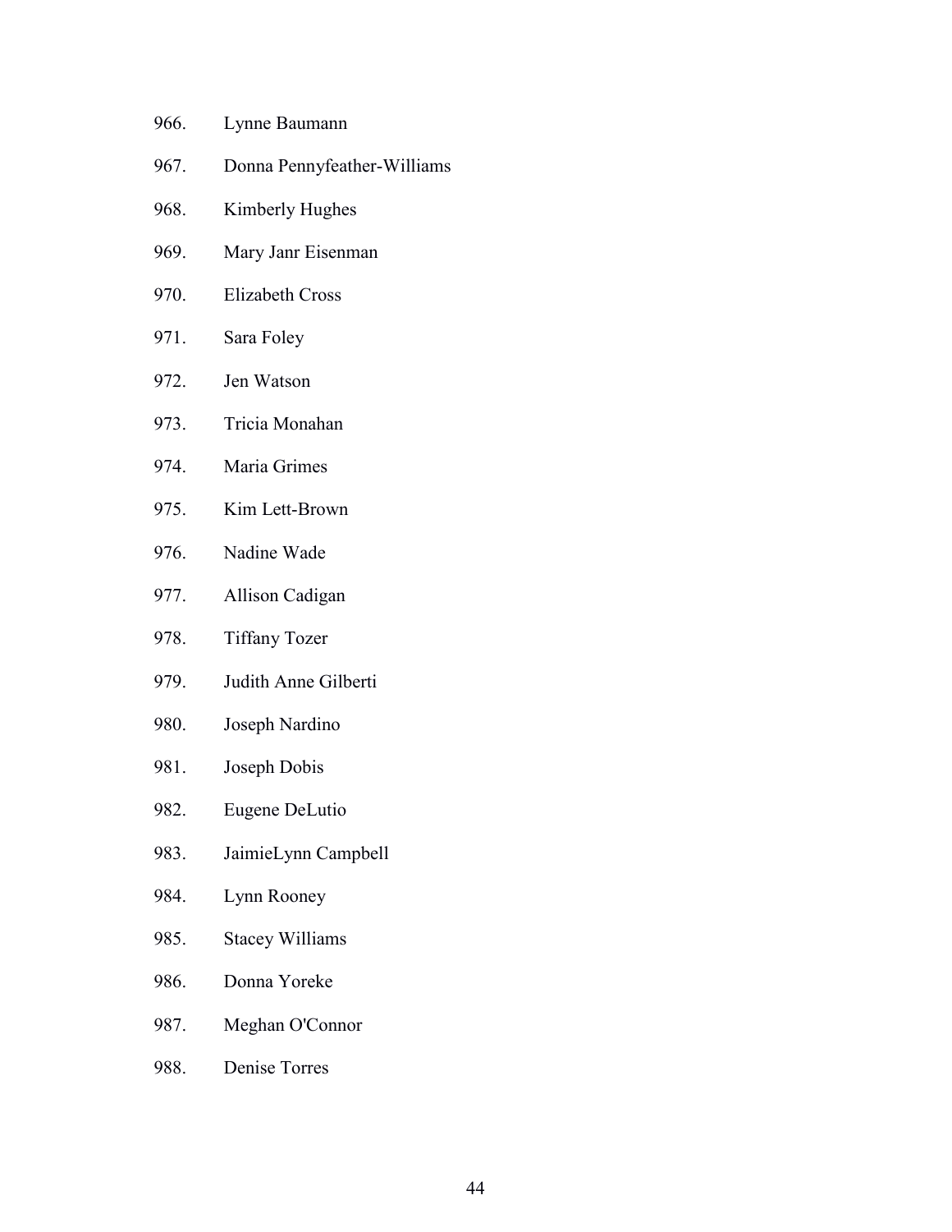966. Lynne Baumann

967. Donna Pennyfeather-Williams

968. Kimberly Hughes

969. Mary Janr Eisenman

970. Elizabeth Cross

971. Sara Foley

972. Jen Watson

973. Tricia Monahan

974. Maria Grimes

975. Kim Lett-Brown

976. Nadine Wade

977. Allison Cadigan

978. Tiffany Tozer

979. Judith Anne Gilberti

980. Joseph Nardino

981. Joseph Dobis

982. Eugene DeLutio

983. JaimieLynn Campbell

984. Lynn Rooney

985. Stacey Williams

986. Donna Yoreke

987. Meghan O'Connor

988. Denise Torres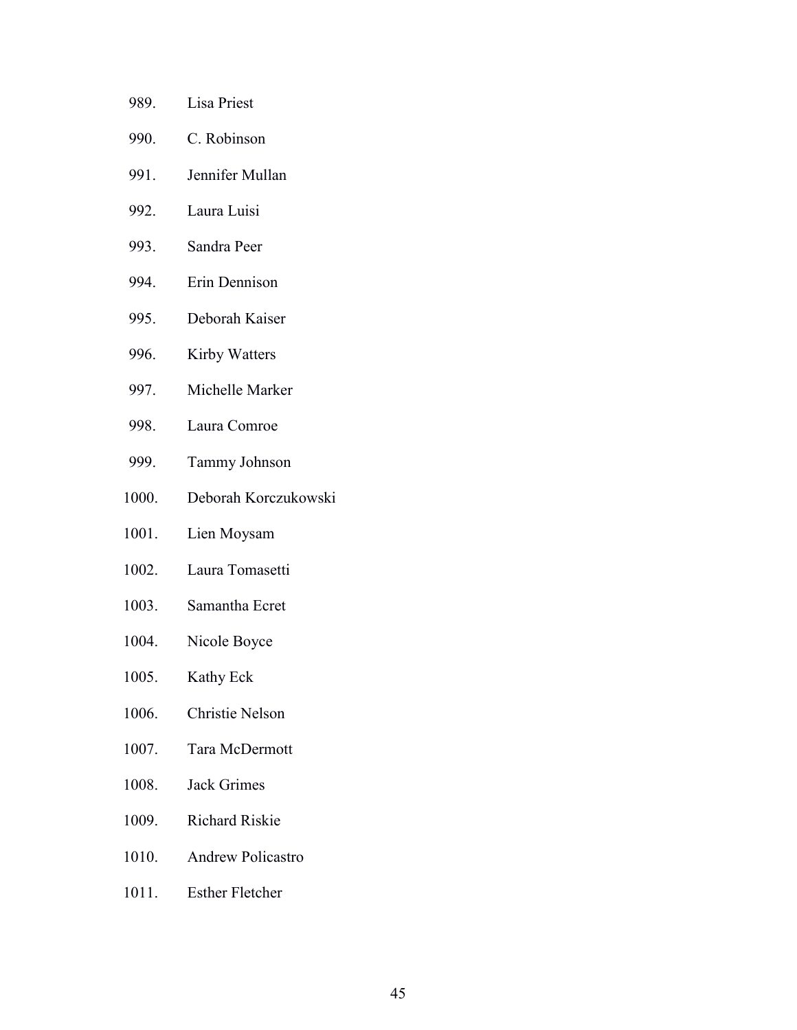989. Lisa Priest
990. C. Robinson
991. Jennifer Mullan
992. Laura Luisi
993. Sandra Peer
994. Erin Dennison
995. Deborah Kaiser
996. Kirby Watters
997. Michelle Marker
998. Laura Comroe
999. Tammy Johnson
1000. Deborah Korczukowski
1001. Lien Moysam
1002. Laura Tomasetti
1003. Samantha Ecret
1004. Nicole Boyce
1005. Kathy Eck
1006. Christie Nelson
1007. Tara McDermott
1008. Jack Grimes
1009. Richard Riskie
1010. Andrew Policastro
1011. Esther Fletcher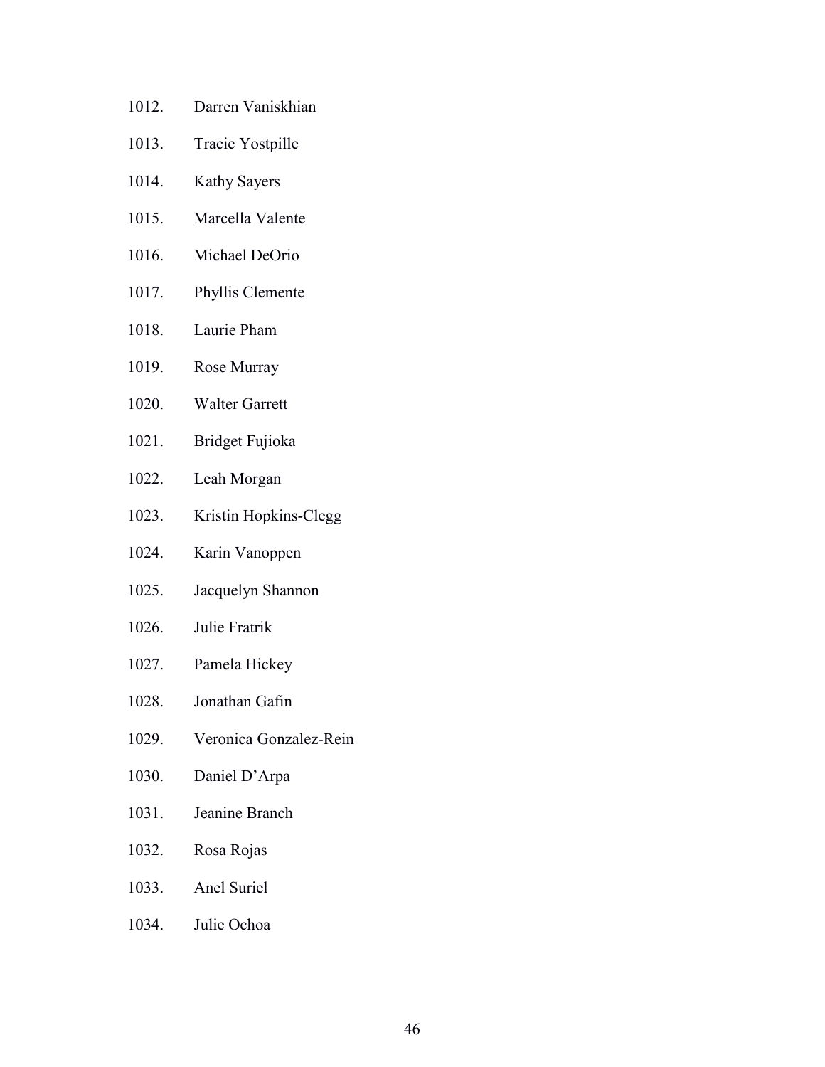1012. Darren Vaniskhian
1013. Tracie Yostpille
1014. Kathy Sayers
1015. Marcella Valente
1016. Michael DeOrio
1017. Phyllis Clemente
1018. Laurie Pham
1019. Rose Murray
1020. Walter Garrett
1021. Bridget Fujioka
1022. Leah Morgan
1023. Kristin Hopkins-Clegg
1024. Karin Vanoppen
1025. Jacquelyn Shannon
1026. Julie Fratrik
1027. Pamela Hickey
1028. Jonathan Gafin
1029. Veronica Gonzalez-Rein
1030. Daniel D’Arpa
1031. Jeanine Branch
1032. Rosa Rojas
1033. Anel Suriel
1034. Julie Ochoa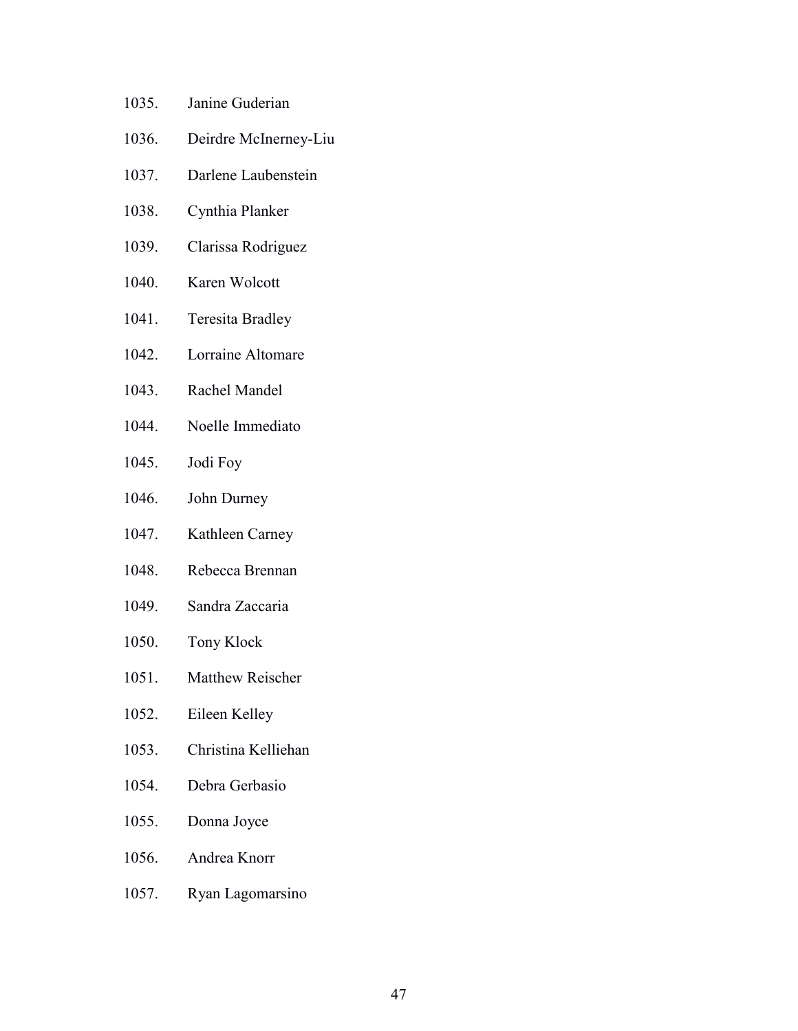1035. Janine Guderian
1036. Deirdre McInerney-Liu
1037. Darlene Laubenstein
1038. Cynthia Planker
1039. Clarissa Rodriguez
1040. Karen Wolcott
1041. Teresita Bradley
1042. Lorraine Altomare
1043. Rachel Mandel
1044. Noelle Immediato
1045. Jodi Foy
1046. John Durney
1047. Kathleen Carney
1048. Rebecca Brennan
1049. Sandra Zaccaria
1050. Tony Klock
1051. Matthew Reischer
1052. Eileen Kelley
1053. Christina Kelliehan
1054. Debra Gerbasio
1055. Donna Joyce
1056. Andrea Knorr
1057. Ryan Lagomarsino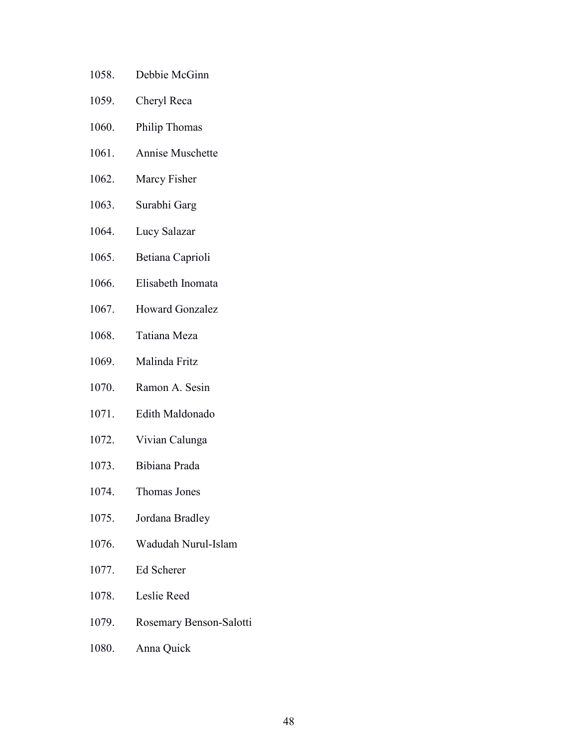1058. Debbie McGinn
1059. Cheryl Reca
1060. Philip Thomas
1061. Annise Muschette
1062. Marcy Fisher
1063. Surabhi Garg
1064. Lucy Salazar
1065. Betiana Caprioli
1066. Elisabeth Inomata
1067. Howard Gonzalez
1068. Tatiana Meza
1069. Malinda Fritz
1070. Ramon A. Sesin
1071. Edith Maldonado
1072. Vivian Calunga
1073. Bibiana Prada
1074. Thomas Jones
1075. Jordana Bradley
1076. Wadudah Nurul-Islam
1077. Ed Scherer
1078. Leslie Reed
1079. Rosemary Benson-Salotti
1080. Anna Quick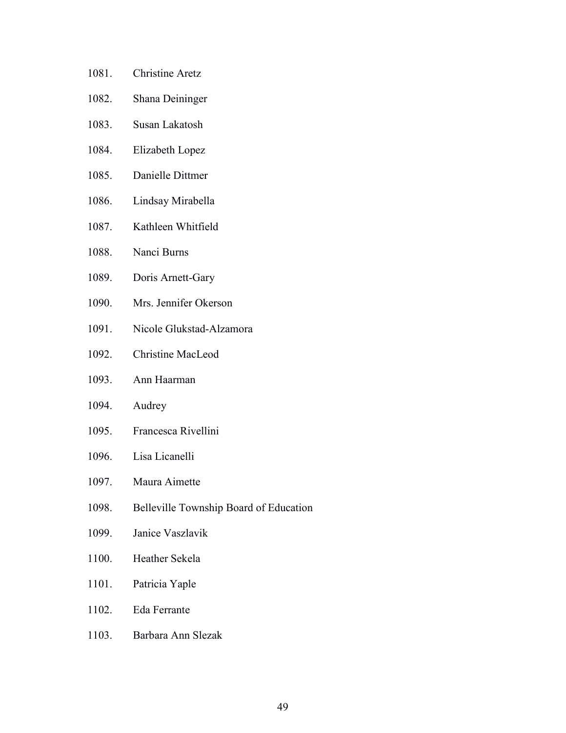1081. Christine Aretz

1082. Shana Deininger

1083. Susan Lakatosh

1084. Elizabeth Lopez

1085. Danielle Dittmer

1086. Lindsay Mirabella

1087. Kathleen Whitfield

1088. Nanci Burns

1089. Doris Arnett-Gary

1090. Mrs. Jennifer Okerson

1091. Nicole Glukstad-Alzamora

1092. Christine MacLeod

1093. Ann Haarman

1094. Audrey

1095. Francesca Rivellini

1096. Lisa Licanelli

1097. Maura Aimette

1098. Belleville Township Board of Education

1099. Janice Vaszlavik

1100. Heather Sekela

1101. Patricia Yaple

1102. Eda Ferrante

1103. Barbara Ann Slezak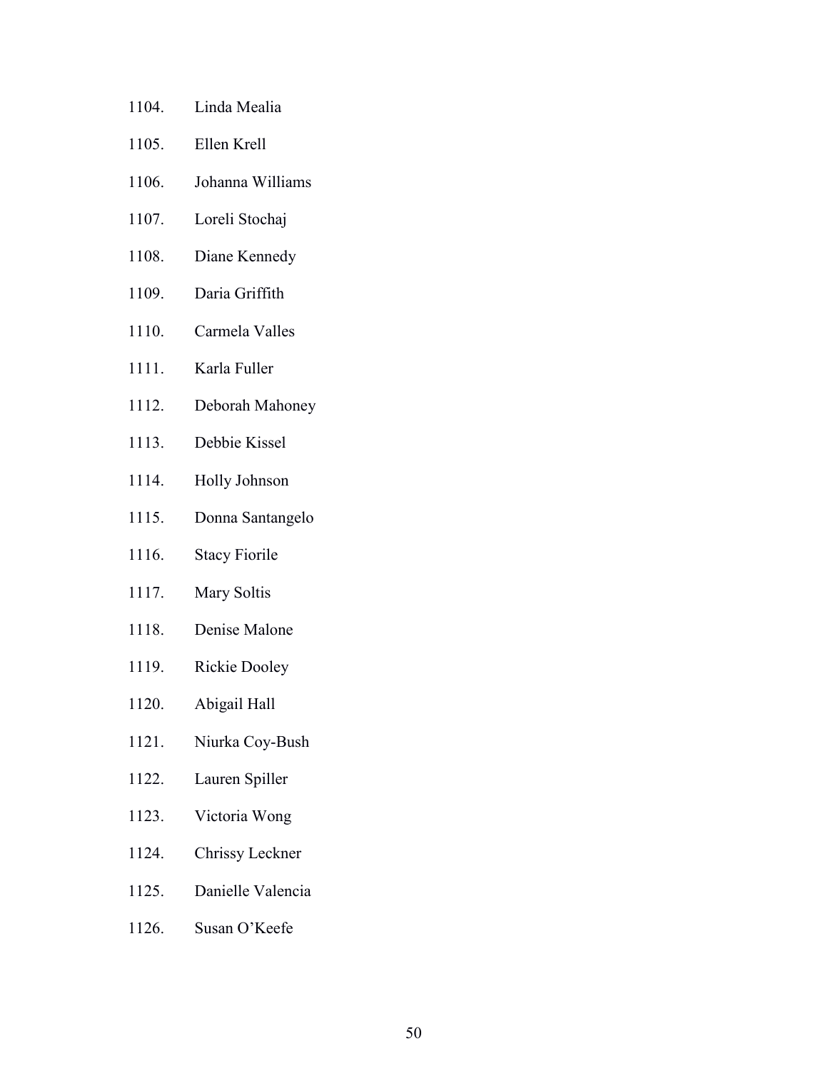1104. Linda Mealia
1105. Ellen Krell
1106. Johanna Williams
1107. Loreli Stochaj
1108. Diane Kennedy
1109. Daria Griffith
1110. Carmela Valles
1111. Karla Fuller
1112. Deborah Mahoney
1113. Debbie Kissel
1114. Holly Johnson
1115. Donna Santangelo
1116. Stacy Fiorile
1117. Mary Soltis
1118. Denise Malone
1119. Rickie Dooley
1120. Abigail Hall
1121. Niurka Coy-Bush
1122. Lauren Spiller
1123. Victoria Wong
1124. Chrissy Leckner
1125. Danielle Valencia
1126. Susan O'Keefe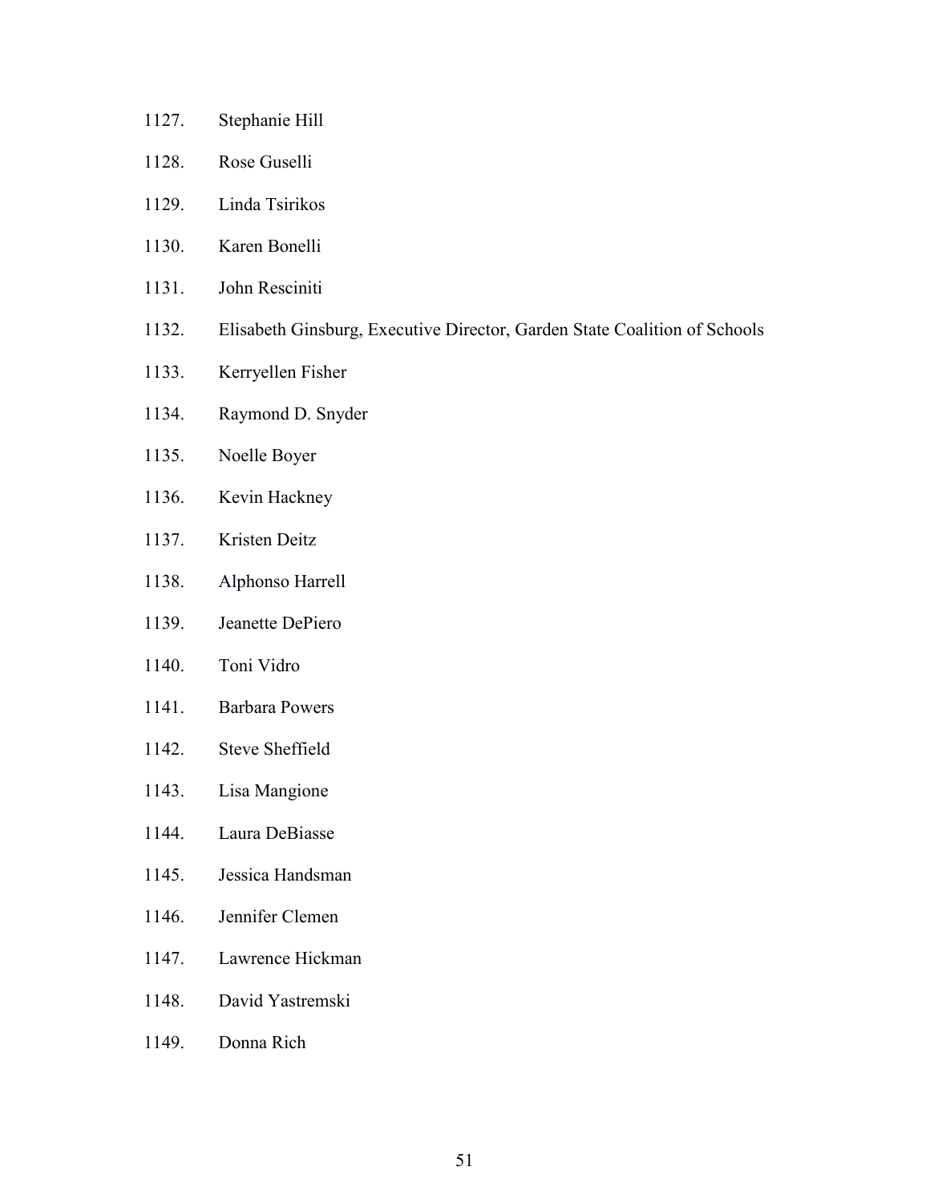1127. Stephanie Hill
1128. Rose Guselli
1129. Linda Tsirikos
1130. Karen Bonelli
1131. John Resciniti
1132. Elisabeth Ginsburg, Executive Director, Garden State Coalition of Schools
1133. Kerryellen Fisher
1134. Raymond D. Snyder
1135. Noelle Boyer
1136. Kevin Hackney
1137. Kristen Deitz
1138. Alphonso Harrell
1139. Jeanette DePiero
1140. Toni Vidro
1141. Barbara Powers
1142. Steve Sheffield
1143. Lisa Mangione
1144. Laura DeBiasse
1145. Jessica Handsman
1146. Jennifer Clemen
1147. Lawrence Hickman
1148. David Yastremski
1149. Donna Rich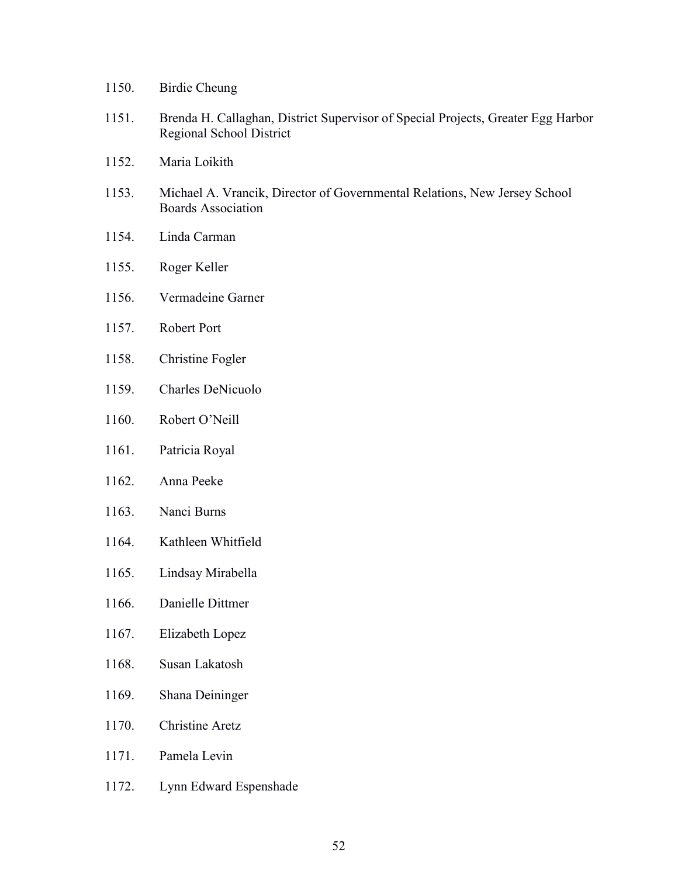1150. Birdie Cheung

1151. Brenda H. Callaghan, District Supervisor of Special Projects, Greater Egg Harbor Regional School District

1152. Maria Loikith

1153. Michael A. Vrancik, Director of Governmental Relations, New Jersey School Boards Association

1154. Linda Carman

1155. Roger Keller

1156. Vermadeine Garner

1157. Robert Port

1158. Christine Fogler

1159. Charles DeNicuolo

1160. Robert O'Neill

1161. Patricia Royal

1162. Anna Peeke

1163. Nanci Burns

1164. Kathleen Whitfield

1165. Lindsay Mirabella

1166. Danielle Dittmer

1167. Elizabeth Lopez

1168. Susan Lakatosh

1169. Shana Deininger

1170. Christine Aretz

1171. Pamela Levin

1172. Lynn Edward Espenshade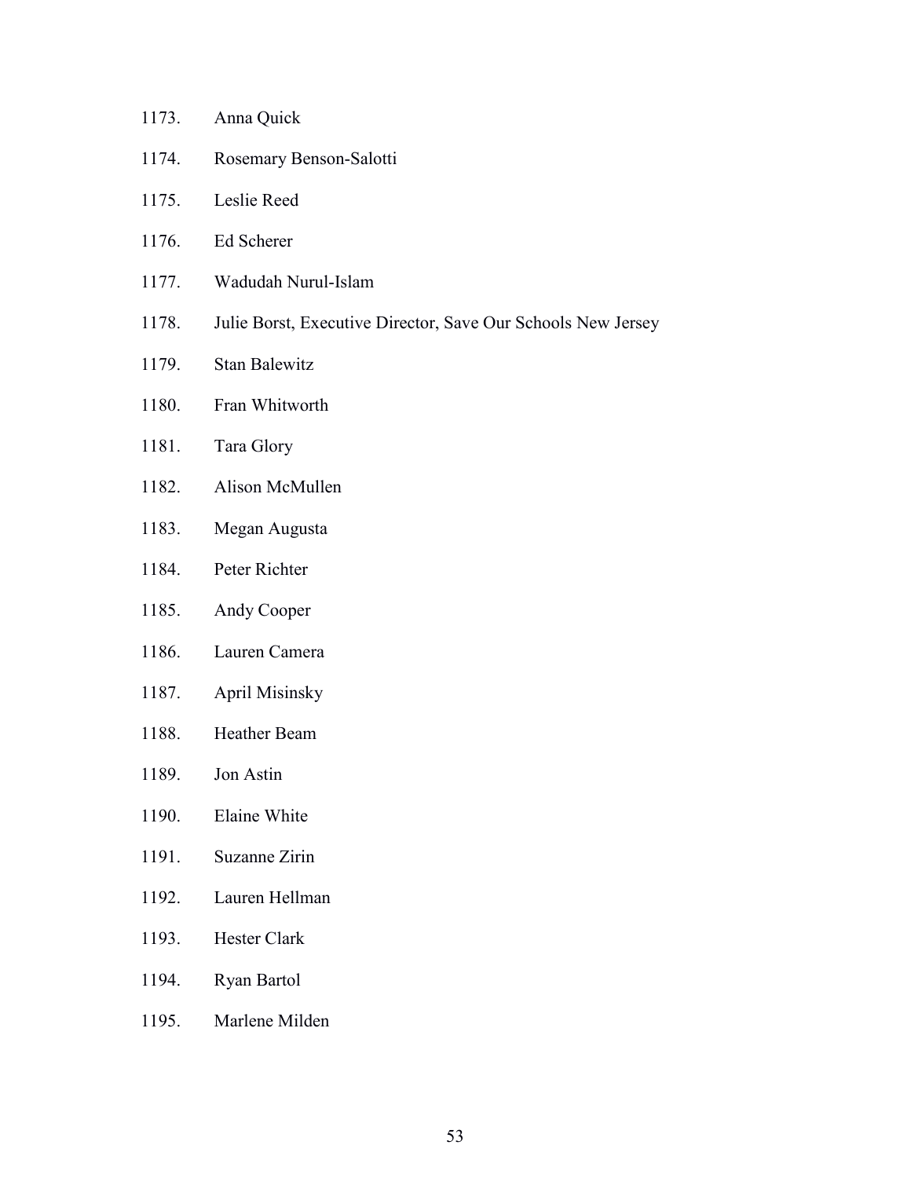1173. Anna Quick
1174. Rosemary Benson-Salotti
1175. Leslie Reed
1176. Ed Scherer
1177. Wadudah Nurul-Islam
1178. Julie Borst, Executive Director, Save Our Schools New Jersey
1179. Stan Balewitz
1180. Fran Whitworth
1181. Tara Glory
1182. Alison McMullen
1183. Megan Augusta
1184. Peter Richter
1185. Andy Cooper
1186. Lauren Camera
1187. April Misinsky
1188. Heather Beam
1189. Jon Astin
1190. Elaine White
1191. Suzanne Zirin
1192. Lauren Hellman
1193. Hester Clark
1194. Ryan Bartol
1195. Marlene Milden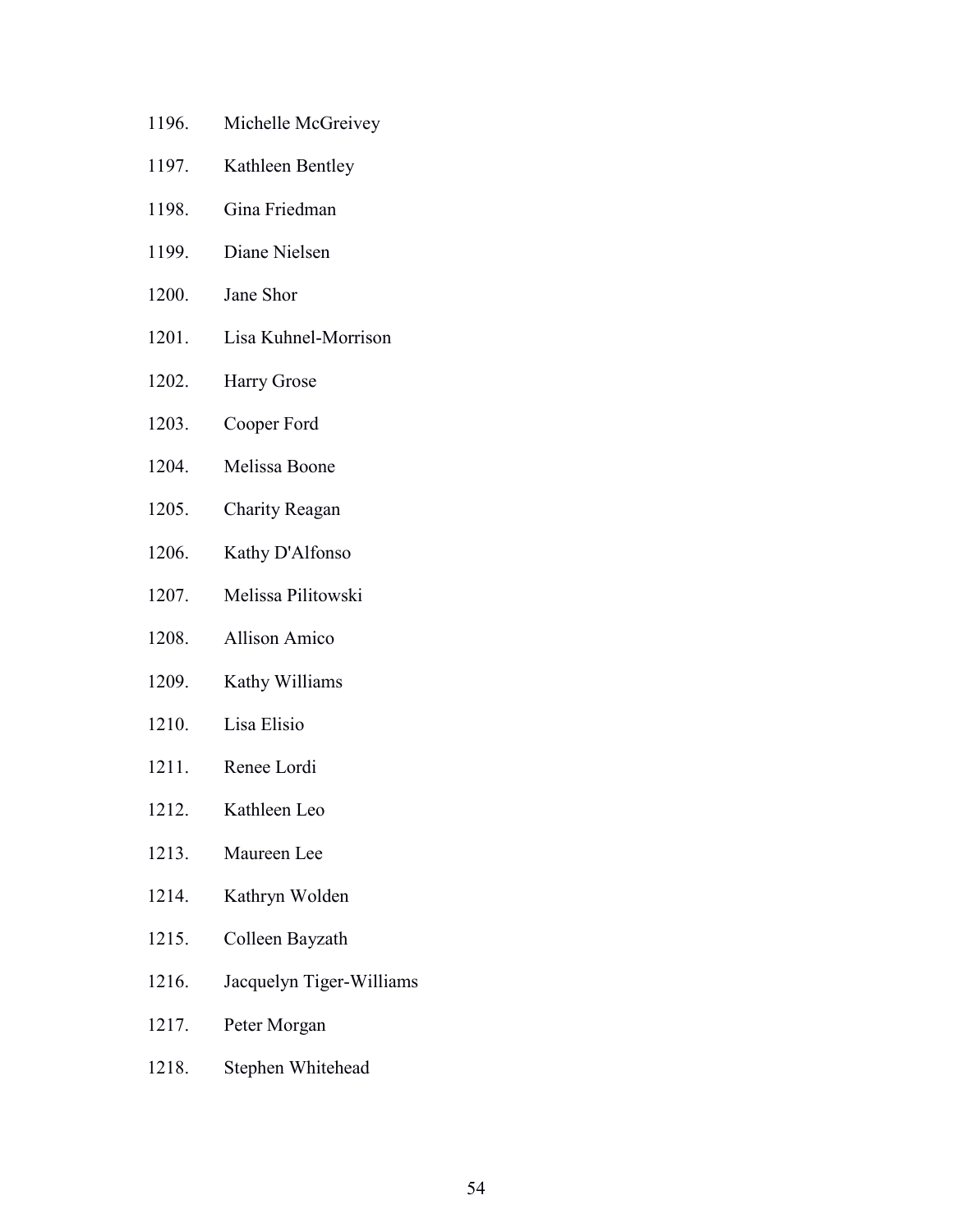1196. Michelle McGreivey
1197. Kathleen Bentley
1198. Gina Friedman
1199. Diane Nielsen
1200. Jane Shor
1201. Lisa Kuhnel-Morrison
1202. Harry Grose
1203. Cooper Ford
1204. Melissa Boone
1205. Charity Reagan
1206. Kathy D'Alfonso
1207. Melissa Pilitowski
1208. Allison Amico
1209. Kathy Williams
1210. Lisa Elisio
1211. Renee Lordi
1212. Kathleen Leo
1213. Maureen Lee
1214. Kathryn Wolden
1215. Colleen Bayzath
1216. Jacquelyn Tiger-Williams
1217. Peter Morgan
1218. Stephen Whitehead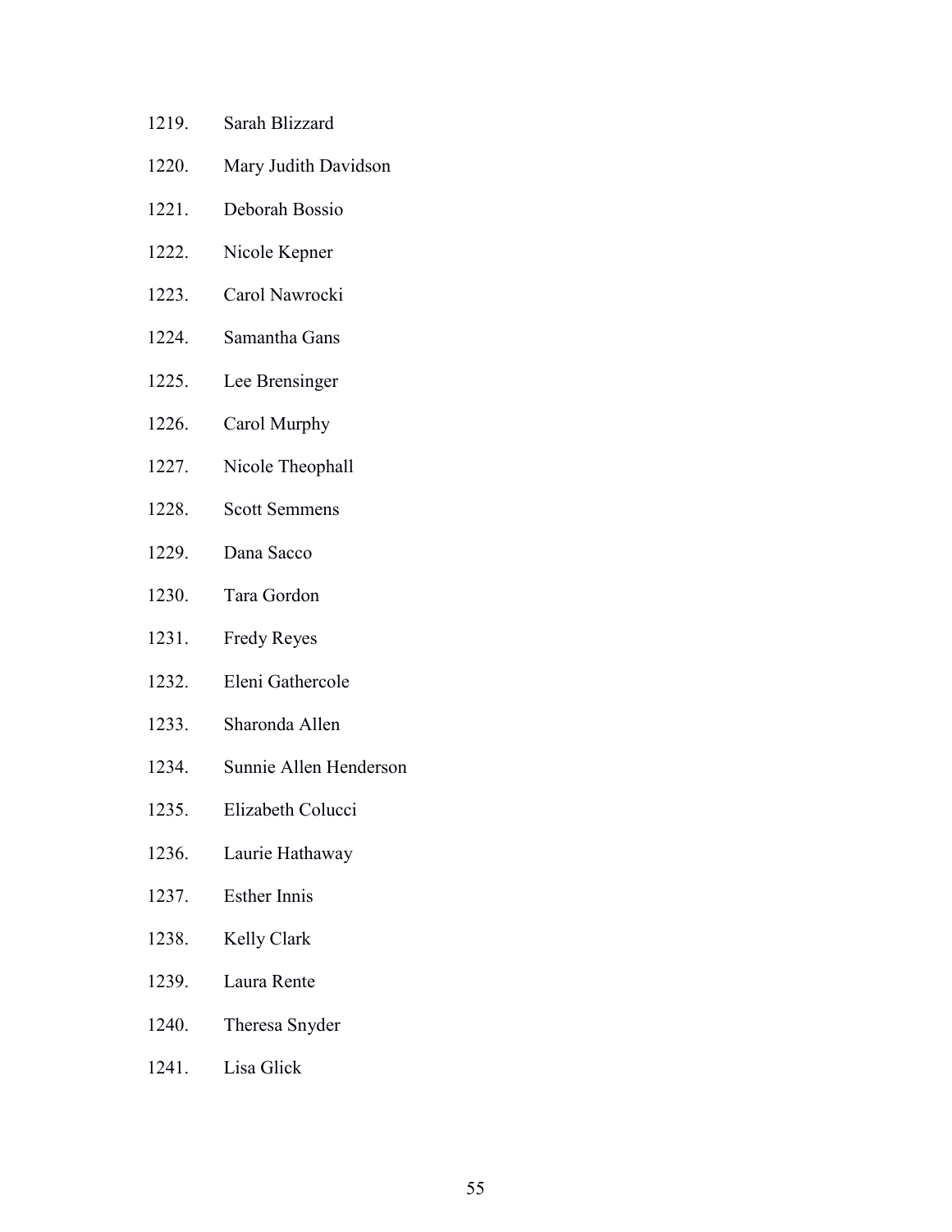1219. Sarah Blizzard

1220. Mary Judith Davidson

1221. Deborah Bossio

1222. Nicole Kepner

1223. Carol Nawrocki

1224. Samantha Gans

1225. Lee Brensinger

1226. Carol Murphy

1227. Nicole Theophall

1228. Scott Semmens

1229. Dana Sacco

1230. Tara Gordon

1231. Fredy Reyes

1232. Eleni Gathercole

1233. Sharonda Allen

1234. Sunnie Allen Henderson

1235. Elizabeth Colucci

1236. Laurie Hathaway

1237. Esther Innis

1238. Kelly Clark

1239. Laura Rente

1240. Theresa Snyder

1241. Lisa Glick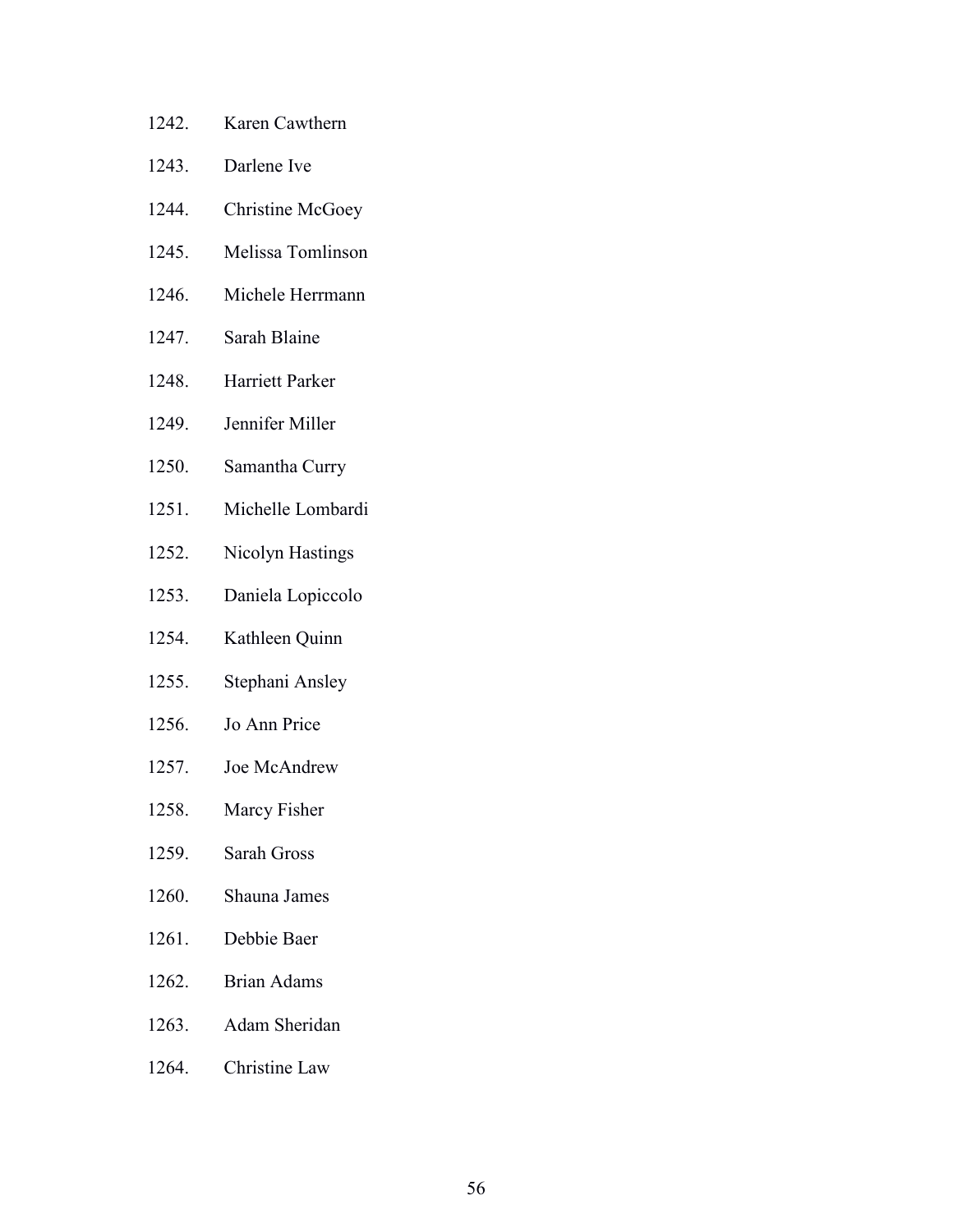1242. Karen Cawthern

1243. Darlene Ive

1244. Christine McGoey

1245. Melissa Tomlinson

1246. Michele Herrmann

1247. Sarah Blaine

1248. Harriett Parker

1249. Jennifer Miller

1250. Samantha Curry

1251. Michelle Lombardi

1252. Nicolyn Hastings

1253. Daniela Lopiccolo

1254. Kathleen Quinn

1255. Stephani Ansley

1256. Jo Ann Price

1257. Joe McAndrew

1258. Marcy Fisher

1259. Sarah Gross

1260. Shauna James

1261. Debbie Baer

1262. Brian Adams

1263. Adam Sheridan

1264. Christine Law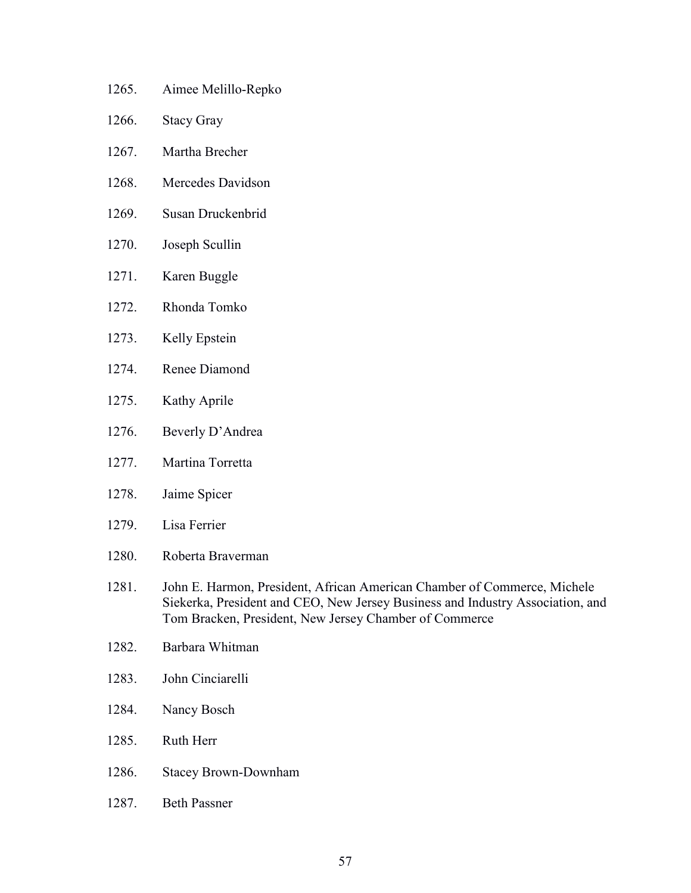1265. Aimee Melillo-Repko

1266. Stacy Gray

1267. Martha Brecher

1268. Mercedes Davidson

1269. Susan Druckenbrid

1270. Joseph Scullin

1271. Karen Buggle

1272. Rhonda Tomko

1273. Kelly Epstein

1274. Renee Diamond

1275. Kathy Aprile

1276. Beverly D'Andrea

1277. Martina Torretta

1278. Jaime Spicer

1279. Lisa Ferrier

1280. Roberta Braverman

1281. John E. Harmon, President, African American Chamber of Commerce, Michele Siekerka, President and CEO, New Jersey Business and Industry Association, and Tom Bracken, President, New Jersey Chamber of Commerce

1282. Barbara Whitman

1283. John Cinciarelli

1284. Nancy Bosch

1285. Ruth Herr

1286. Stacey Brown-Downham

1287. Beth Passner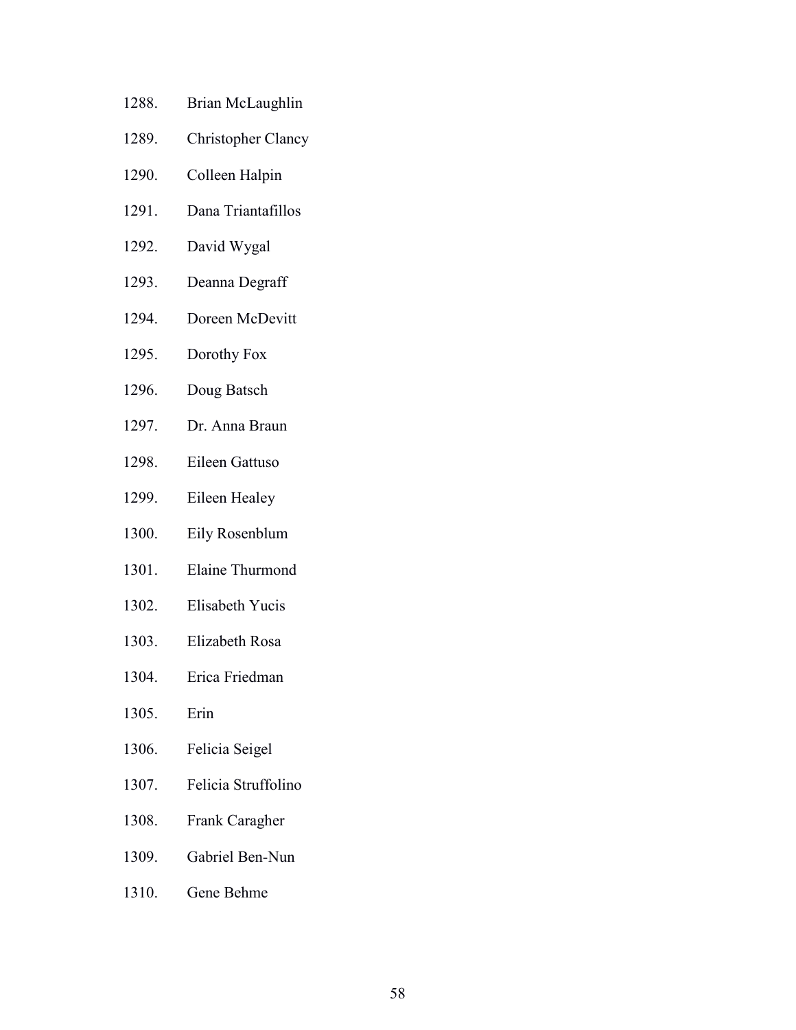1288. Brian McLaughlin
1289. Christopher Clancy
1290. Colleen Halpin
1291. Dana Triantafillos
1292. David Wygal
1293. Deanna Degraff
1294. Doreen McDevitt
1295. Dorothy Fox
1296. Doug Batsch
1297. Dr. Anna Braun
1298. Eileen Gattuso
1299. Eileen Healey
1300. Eily Rosenblum
1301. Elaine Thurmond
1302. Elisabeth Yucis
1303. Elizabeth Rosa
1304. Erica Friedman
1305. Erin
1306. Felicia Seigel
1307. Felicia Struffolino
1308. Frank Caragher
1309. Gabriel Ben-Nun
1310. Gene Behme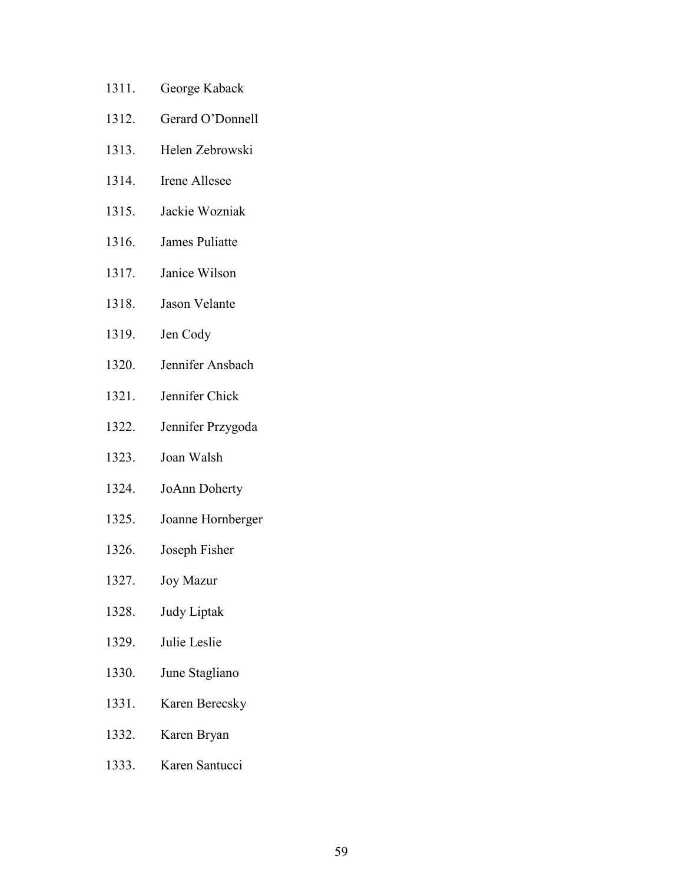1311. George Kaback

1312. Gerard O'Donnell

1313. Helen Zebrowski

1314. Irene Allesee

1315. Jackie Wozniak

1316. James Puliatte

1317. Janice Wilson

1318. Jason Velante

1319. Jen Cody

1320. Jennifer Ansbach

1321. Jennifer Chick

1322. Jennifer Przygoda

1323. Joan Walsh

1324. JoAnn Doherty

1325. Joanne Hornberger

1326. Joseph Fisher

1327. Joy Mazur

1328. Judy Liptak

1329. Julie Leslie

1330. June Stagliano

1331. Karen Berecsky

1332. Karen Bryan

1333. Karen Santucci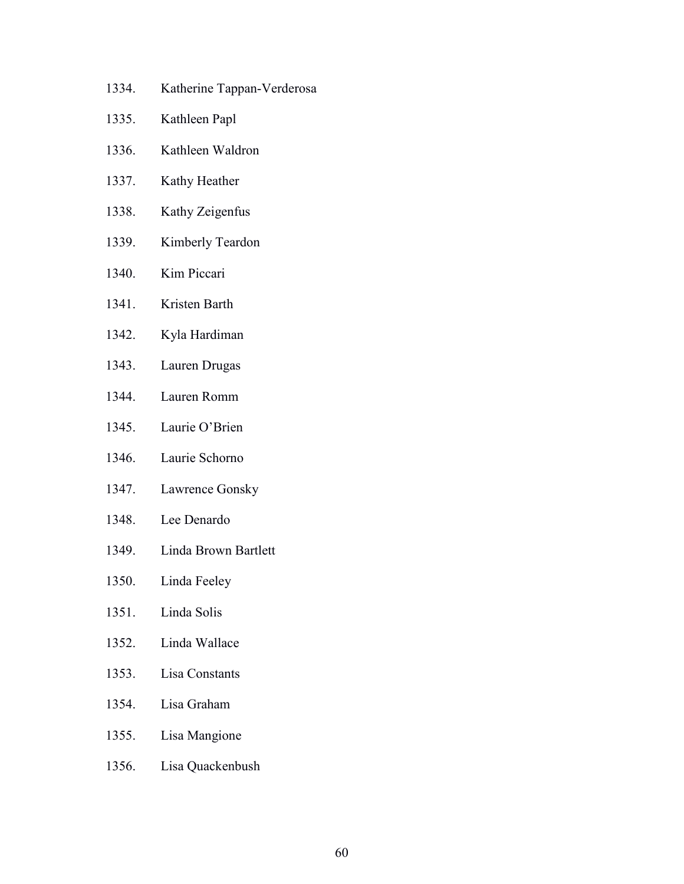1334. Katherine Tappan-Verderosa

1335. Kathleen Papl

1336. Kathleen Waldron

1337. Kathy Heather

1338. Kathy Zeigenfus

1339. Kimberly Teardon

1340. Kim Piccari

1341. Kristen Barth

1342. Kyla Hardiman

1343. Lauren Drugas

1344. Lauren Romm

1345. Laurie O'Brien

1346. Laurie Schorno

1347. Lawrence Gonsky

1348. Lee Denardo

1349. Linda Brown Bartlett

1350. Linda Feeley

1351. Linda Solis

1352. Linda Wallace

1353. Lisa Constants

1354. Lisa Graham

1355. Lisa Mangione

1356. Lisa Quackenbush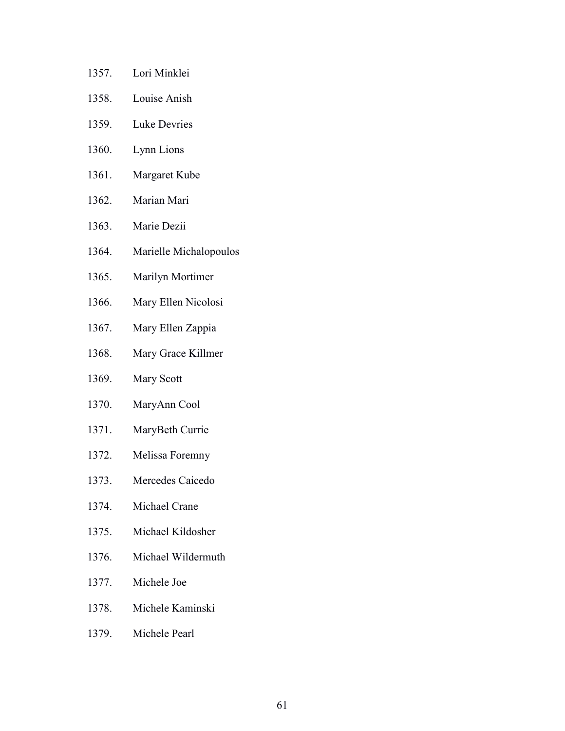1357. Lori Minklei
1358. Louise Anish
1359. Luke Devries
1360. Lynn Lions
1361. Margaret Kube
1362. Marian Mari
1363. Marie Dezii
1364. Marielle Michalopoulos
1365. Marilyn Mortimer
1366. Mary Ellen Nicolosi
1367. Mary Ellen Zappia
1368. Mary Grace Killmer
1369. Mary Scott
1370. MaryAnn Cool
1371. MaryBeth Currie
1372. Melissa Foremny
1373. Mercedes Caicedo
1374. Michael Crane
1375. Michael Kildosher
1376. Michael Wildermuth
1377. Michele Joe
1378. Michele Kaminski
1379. Michele Pearl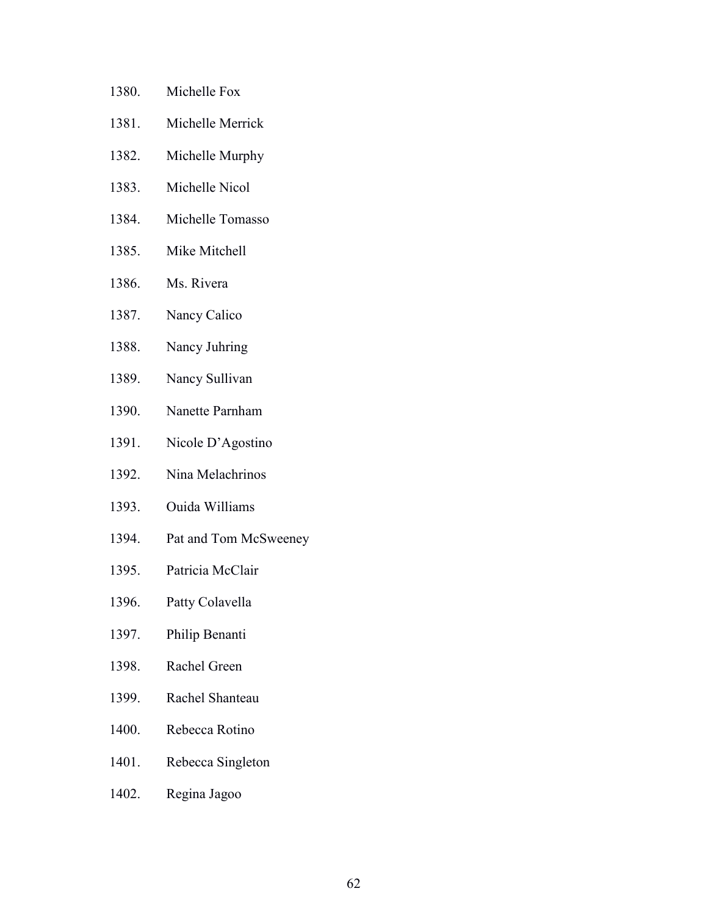1380. Michelle Fox
1381. Michelle Merrick
1382. Michelle Murphy
1383. Michelle Nicol
1384. Michelle Tomasso
1385. Mike Mitchell
1386. Ms. Rivera
1387. Nancy Calico
1388. Nancy Juhring
1389. Nancy Sullivan
1390. Nanette Parnham
1391. Nicole D'Agostino
1392. Nina Melachrinos
1393. Ouida Williams
1394. Pat and Tom McSweeney
1395. Patricia McClair
1396. Patty Colavella
1397. Philip Benanti
1398. Rachel Green
1399. Rachel Shanteau
1400. Rebecca Rotino
1401. Rebecca Singleton
1402. Regina Jagoo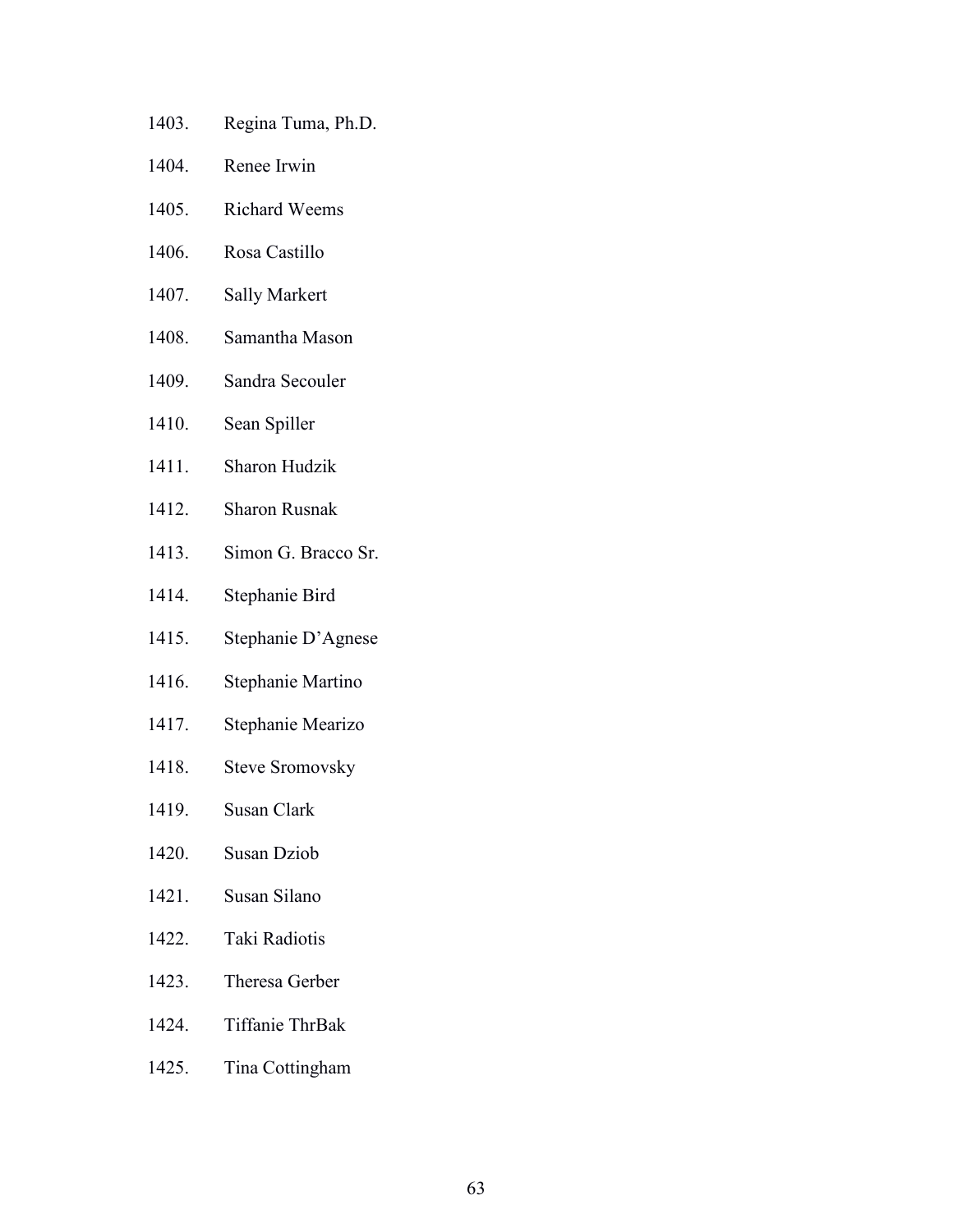1403. Regina Tuma, Ph.D.
1404. Renee Irwin
1405. Richard Weems
1406. Rosa Castillo
1407. Sally Markert
1408. Samantha Mason
1409. Sandra Secouler
1410. Sean Spiller
1411. Sharon Hudzik
1412. Sharon Rusnak
1413. Simon G. Bracco Sr.
1414. Stephanie Bird
1415. Stephanie D'Agnese
1416. Stephanie Martino
1417. Stephanie Mearizo
1418. Steve Sromovsky
1419. Susan Clark
1420. Susan Dziob
1421. Susan Silano
1422. Taki Radiotis
1423. Theresa Gerber
1424. Tiffanie ThrBak
1425. Tina Cottingham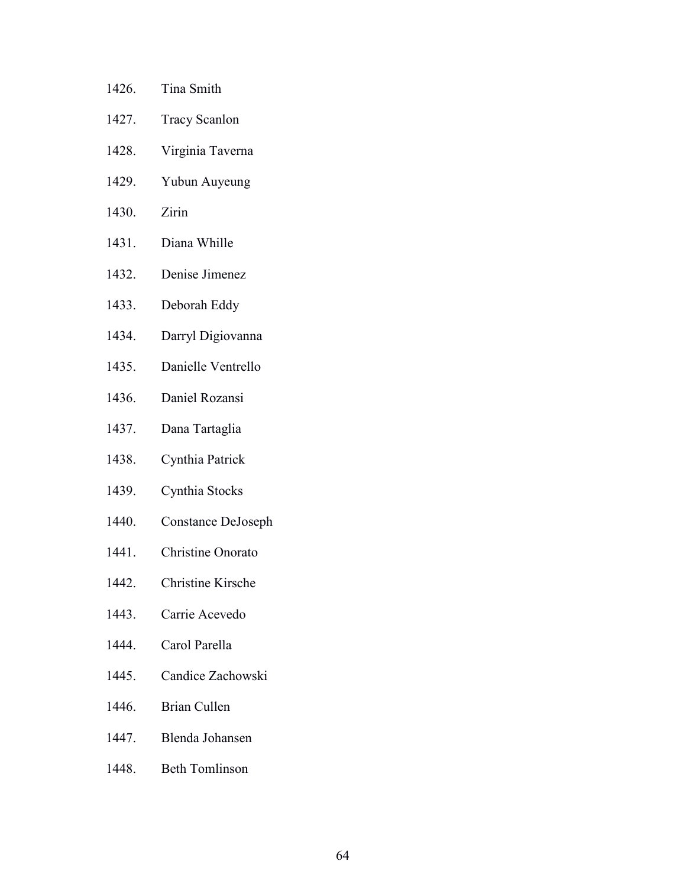1426. Tina Smith
1427. Tracy Scanlon
1428. Virginia Taverna
1429. Yubun Auyeung
1430. Zirin
1431. Diana Whille
1432. Denise Jimenez
1433. Deborah Eddy
1434. Darryl Digiovanna
1435. Danielle Ventrello
1436. Daniel Rozansi
1437. Dana Tartaglia
1438. Cynthia Patrick
1439. Cynthia Stocks
1440. Constance DeJoseph
1441. Christine Onorato
1442. Christine Kirsche
1443. Carrie Acevedo
1444. Carol Parella
1445. Candice Zachowski
1446. Brian Cullen
1447. Blenda Johansen
1448. Beth Tomlinson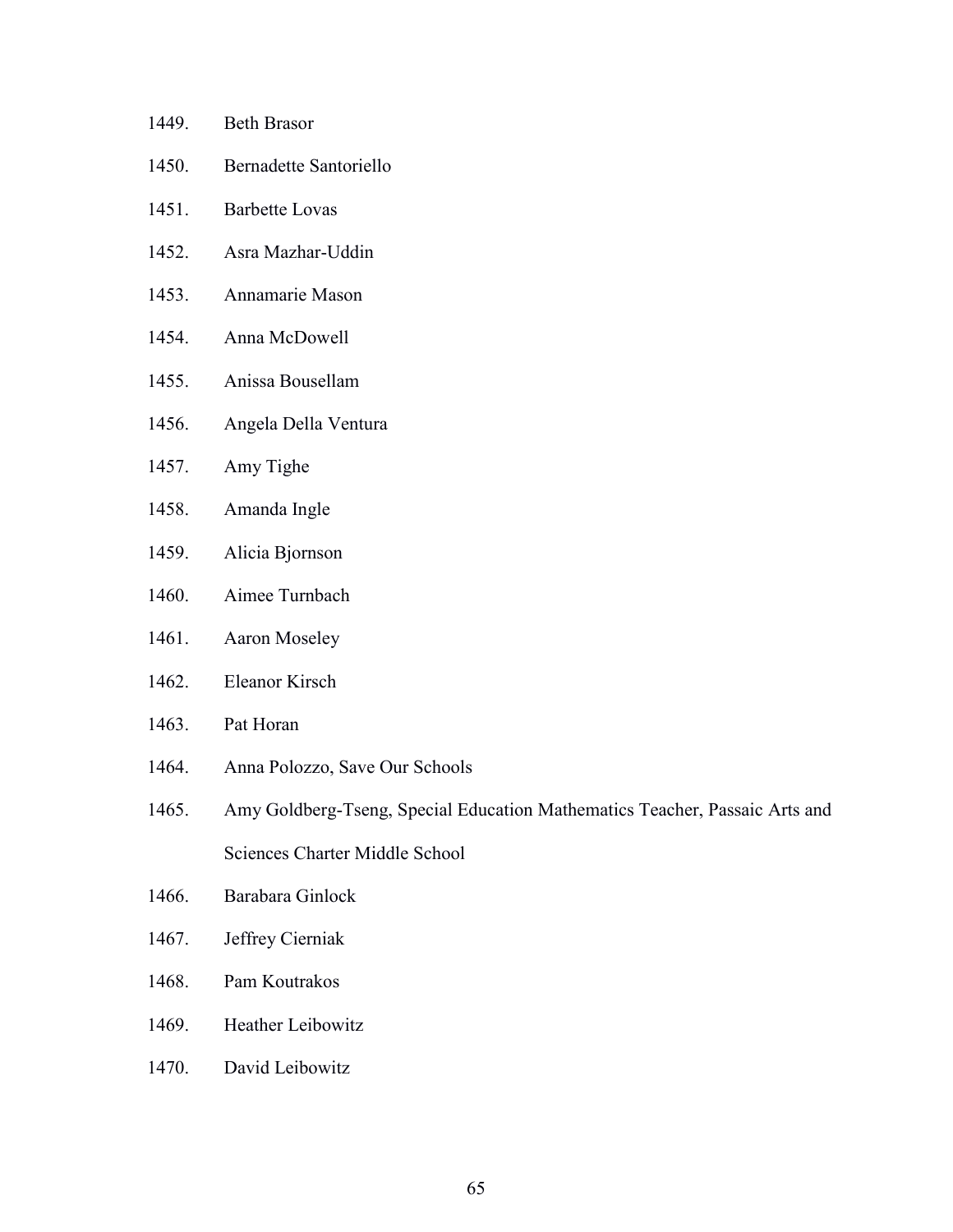1449. Beth Brasor
1450. Bernadette Santoriello
1451. Barbette Lovas
1452. Asra Mazhar-Uddin
1453. Annamarie Mason
1454. Anna McDowell
1455. Anissa Bousellam
1456. Angela Della Ventura
1457. Amy Tighe
1458. Amanda Ingle
1459. Alicia Bjornson
1460. Aimee Turnbach
1461. Aaron Moseley
1462. Eleanor Kirsch
1463. Pat Horan
1464. Anna Polozzo, Save Our Schools
1465. Amy Goldberg-Tseng, Special Education Mathematics Teacher, Passaic Arts and Sciences Charter Middle School
1466. Barabara Ginlock
1467. Jeffrey Cierniak
1468. Pam Koutrakos
1469. Heather Leibowitz
1470. David Leibowitz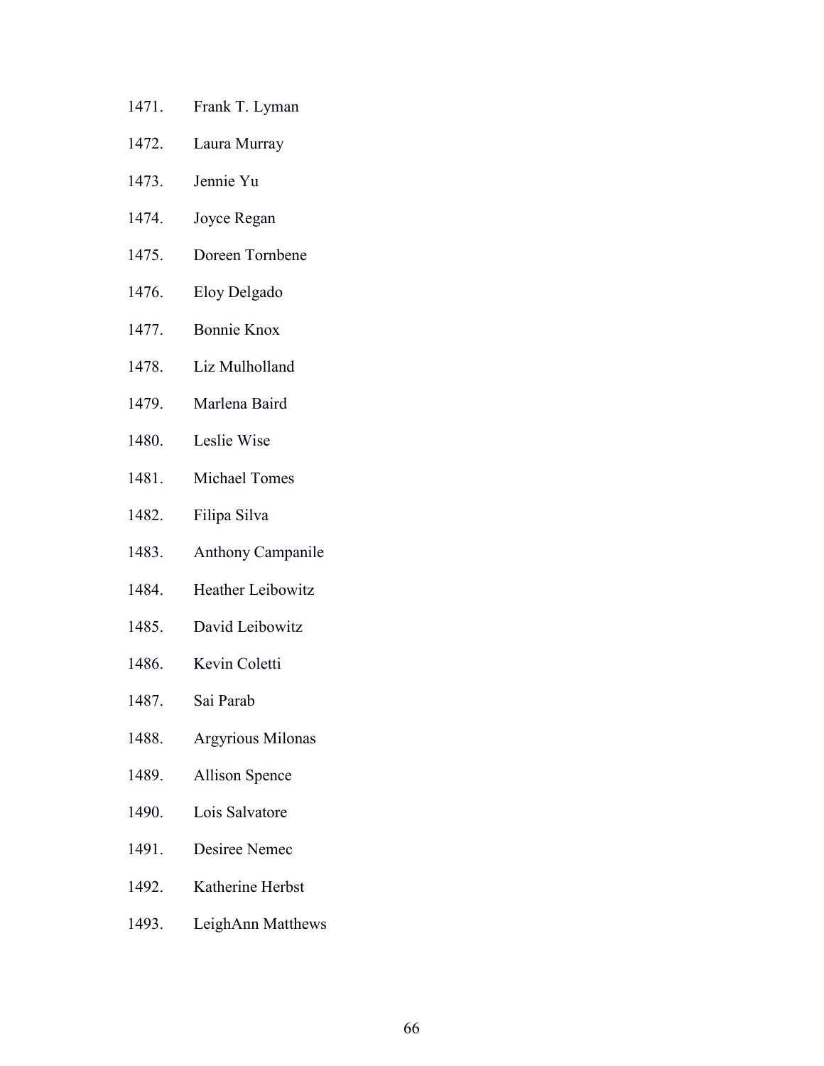1471. Frank T. Lyman
1472. Laura Murray
1473. Jennie Yu
1474. Joyce Regan
1475. Doreen Tornbene
1476. Eloy Delgado
1477. Bonnie Knox
1478. Liz Mulholland
1479. Marlena Baird
1480. Leslie Wise
1481. Michael Tomes
1482. Filipa Silva
1483. Anthony Campanile
1484. Heather Leibowitz
1485. David Leibowitz
1486. Kevin Coletti
1487. Sai Parab
1488. Argyrious Milonas
1489. Allison Spence
1490. Lois Salvatore
1491. Desiree Nemec
1492. Katherine Herbst
1493. LeighAnn Matthews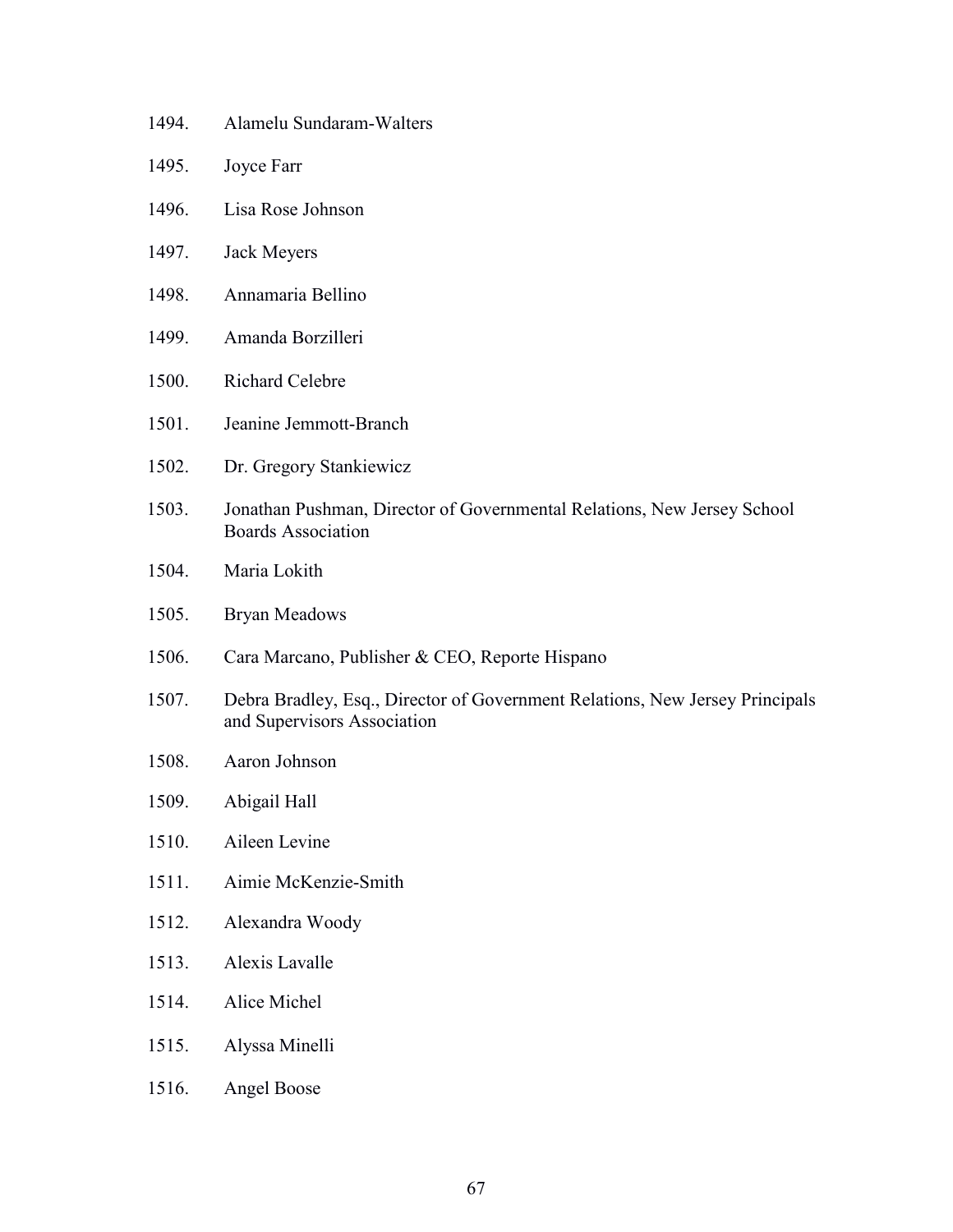1494. Alamelu Sundaram-Walters
1495. Joyce Farr
1496. Lisa Rose Johnson
1497. Jack Meyers
1498. Annamaria Bellino
1499. Amanda Borzilleri
1500. Richard Celebre
1501. Jeanine Jemmott-Branch
1502. Dr. Gregory Stankiewicz
1503. Jonathan Pushman, Director of Governmental Relations, New Jersey School Boards Association
1504. Maria Lokith
1505. Bryan Meadows
1506. Cara Marcano, Publisher & CEO, Reporte Hispano
1507. Debra Bradley, Esq., Director of Government Relations, New Jersey Principals and Supervisors Association
1508. Aaron Johnson
1509. Abigail Hall
1510. Aileen Levine
1511. Aimie McKenzie-Smith
1512. Alexandra Woody
1513. Alexis Lavalle
1514. Alice Michel
1515. Alyssa Minelli
1516. Angel Boose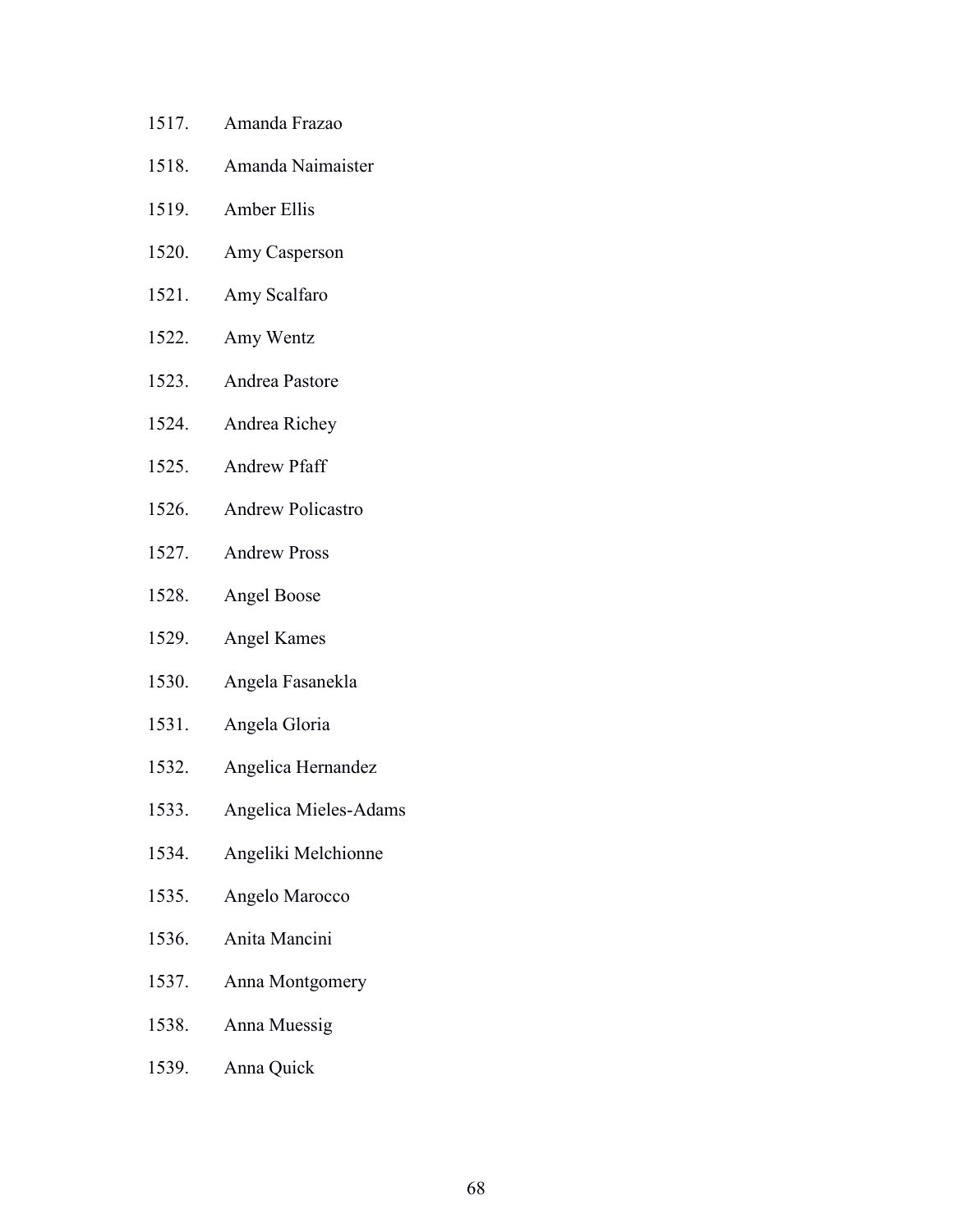1517. Amanda Frazao
1518. Amanda Naimaister
1519. Amber Ellis
1520. Amy Casperson
1521. Amy Scalfaro
1522. Amy Wentz
1523. Andrea Pastore
1524. Andrea Richey
1525. Andrew Pfaff
1526. Andrew Policastro
1527. Andrew Pross
1528. Angel Boose
1529. Angel Kames
1530. Angela Fasanekla
1531. Angela Gloria
1532. Angelica Hernandez
1533. Angelica Mieles-Adams
1534. Angeliki Melchionne
1535. Angelo Marocco
1536. Anita Mancini
1537. Anna Montgomery
1538. Anna Muessig
1539. Anna Quick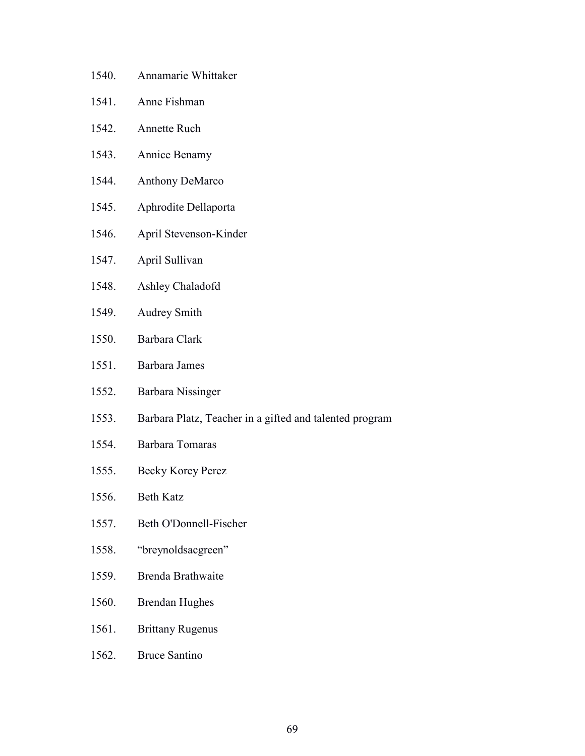1540. Annamarie Whittaker
1541. Anne Fishman
1542. Annette Ruch
1543. Annice Benamy
1544. Anthony DeMarco
1545. Aphrodite Dellaporta
1546. April Stevenson-Kinder
1547. April Sullivan
1548. Ashley Chaladofd
1549. Audrey Smith
1550. Barbara Clark
1551. Barbara James
1552. Barbara Nissinger
1553. Barbara Platz, Teacher in a gifted and talented program
1554. Barbara Tomaras
1555. Becky Korey Perez
1556. Beth Katz
1557. Beth O'Donnell-Fischer
1558. "breynoldsacgreen"
1559. Brenda Brathwaite
1560. Brendan Hughes
1561. Brittany Rugenus
1562. Bruce Santino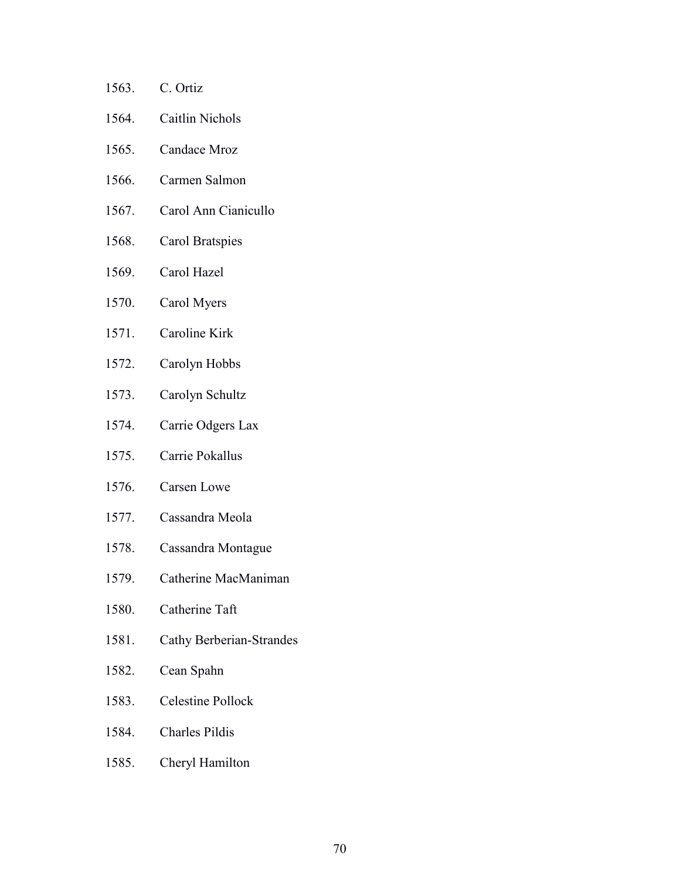1563. C. Ortiz

1564. Caitlin Nichols

1565. Candace Mroz

1566. Carmen Salmon

1567. Carol Ann Cianicullo

1568. Carol Bratspies

1569. Carol Hazel

1570. Carol Myers

1571. Caroline Kirk

1572. Carolyn Hobbs

1573. Carolyn Schultz

1574. Carrie Odgers Lax

1575. Carrie Pokallus

1576. Carsen Lowe

1577. Cassandra Meola

1578. Cassandra Montague

1579. Catherine MacManiman

1580. Catherine Taft

1581. Cathy Berberian-Strandes

1582. Cean Spahn

1583. Celestine Pollock

1584. Charles Pildis

1585. Cheryl Hamilton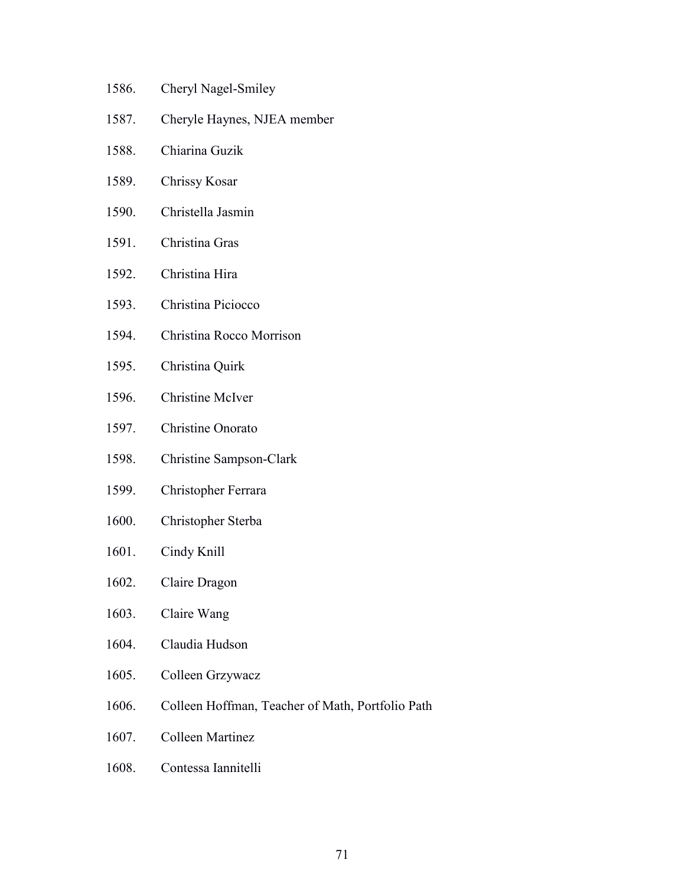1586. Cheryl Nagel-Smiley

1587. Cheryle Haynes, NJEA member

1588. Chiarina Guzik

1589. Chrissy Kosar

1590. Christella Jasmin

1591. Christina Gras

1592. Christina Hira

1593. Christina Piciocco

1594. Christina Rocco Morrison

1595. Christina Quirk

1596. Christine McIver

1597. Christine Onorato

1598. Christine Sampson-Clark

1599. Christopher Ferrara

1600. Christopher Sterba

1601. Cindy Knill

1602. Claire Dragon

1603. Claire Wang

1604. Claudia Hudson

1605. Colleen Grzywacz

1606. Colleen Hoffman, Teacher of Math, Portfolio Path

1607. Colleen Martinez

1608. Contessa Iannitelli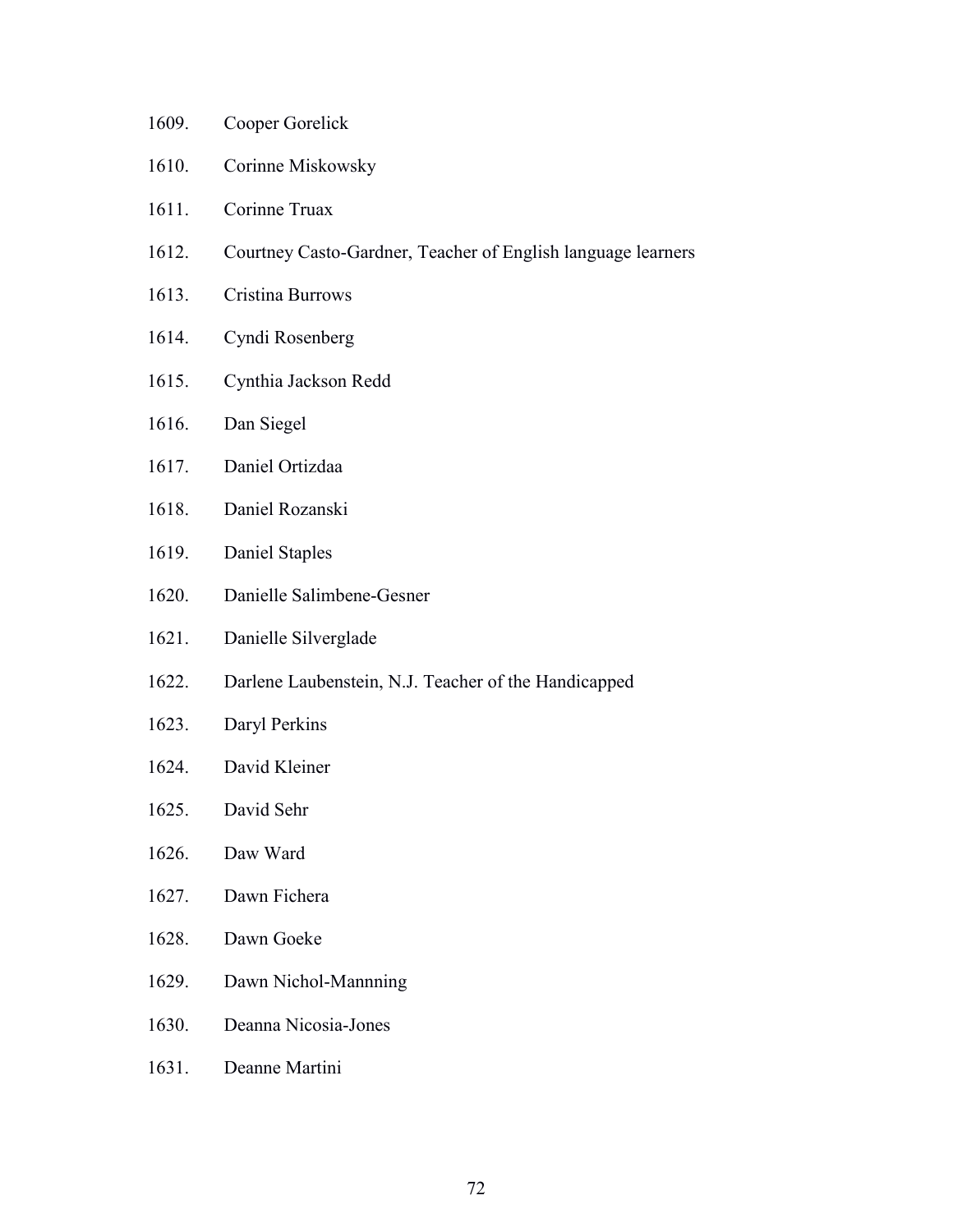1609. Cooper Gorelick

1610. Corinne Miskowsky

1611. Corinne Truax

1612. Courtney Casto-Gardner, Teacher of English language learners

1613. Cristina Burrows

1614. Cyndi Rosenberg

1615. Cynthia Jackson Redd

1616. Dan Siegel

1617. Daniel Ortizdaa

1618. Daniel Rozanski

1619. Daniel Staples

1620. Danielle Salimbene-Gesner

1621. Danielle Silverglade

1622. Darlene Laubenstein, N.J. Teacher of the Handicapped

1623. Daryl Perkins

1624. David Kleiner

1625. David Sehr

1626. Daw Ward

1627. Dawn Fichera

1628. Dawn Goeke

1629. Dawn Nichol-Mannning

1630. Deanna Nicosia-Jones

1631. Deanne Martini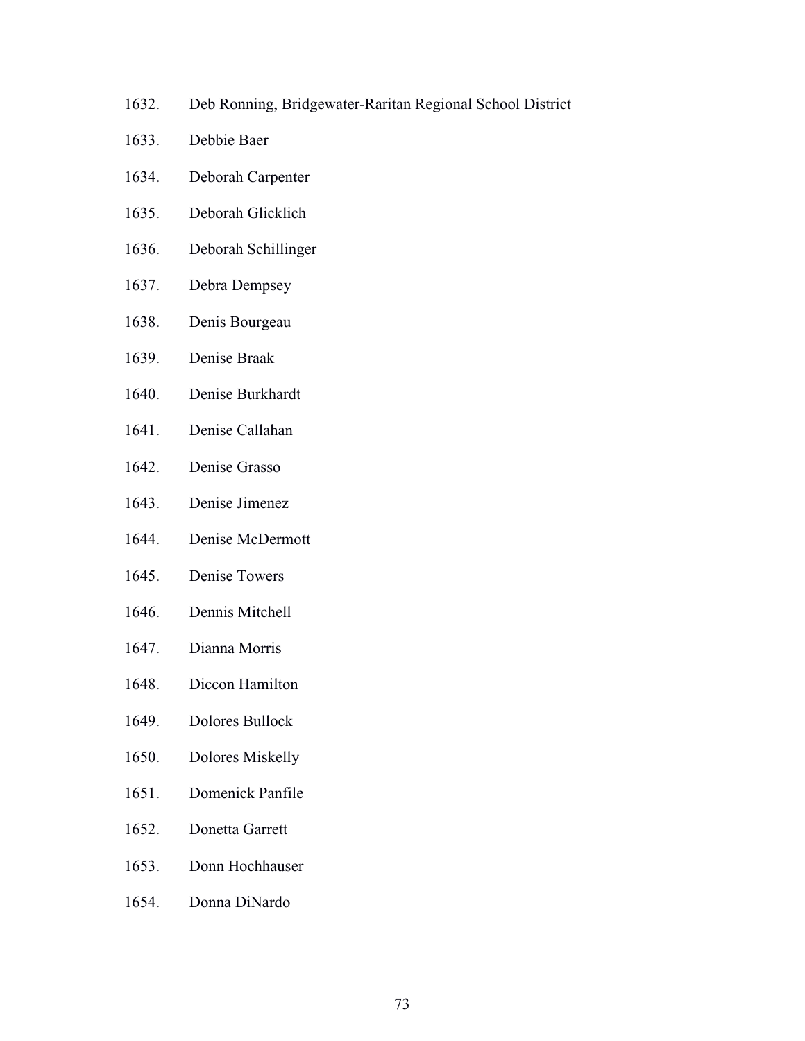1632. Deb Ronning, Bridgewater-Raritan Regional School District
1633. Debbie Baer
1634. Deborah Carpenter
1635. Deborah Glicklich
1636. Deborah Schillinger
1637. Debra Dempsey
1638. Denis Bourgeau
1639. Denise Braak
1640. Denise Burkhardt
1641. Denise Callahan
1642. Denise Grasso
1643. Denise Jimenez
1644. Denise McDermott
1645. Denise Towers
1646. Dennis Mitchell
1647. Dianna Morris
1648. Diccon Hamilton
1649. Dolores Bullock
1650. Dolores Miskelly
1651. Domenick Panfile
1652. Donetta Garrett
1653. Donn Hochhauser
1654. Donna DiNardo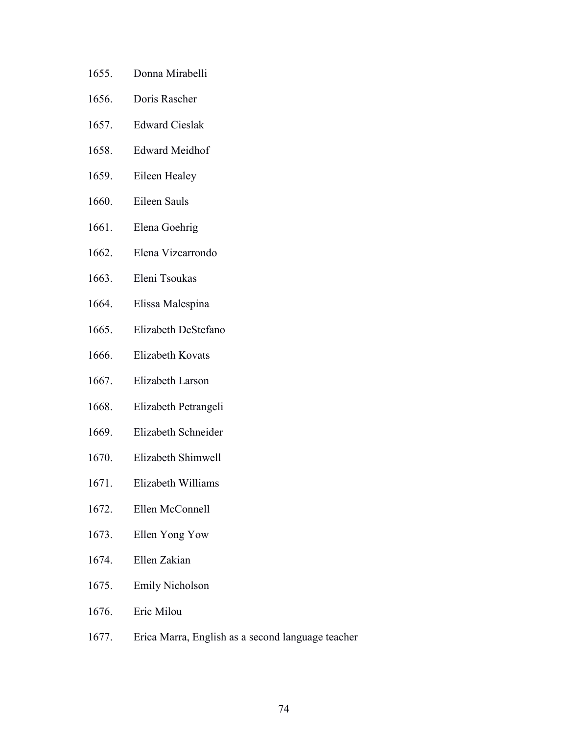1655. Donna Mirabelli
1656. Doris Rascher
1657. Edward Cieslak
1658. Edward Meidhof
1659. Eileen Healey
1660. Eileen Sauls
1661. Elena Goehrig
1662. Elena Vizcarrondo
1663. Eleni Tsoukas
1664. Elissa Malespina
1665. Elizabeth DeStefano
1666. Elizabeth Kovats
1667. Elizabeth Larson
1668. Elizabeth Petrangeli
1669. Elizabeth Schneider
1670. Elizabeth Shimwell
1671. Elizabeth Williams
1672. Ellen McConnell
1673. Ellen Yong Yow
1674. Ellen Zakian
1675. Emily Nicholson
1676. Eric Milou
1677. Erica Marra, English as a second language teacher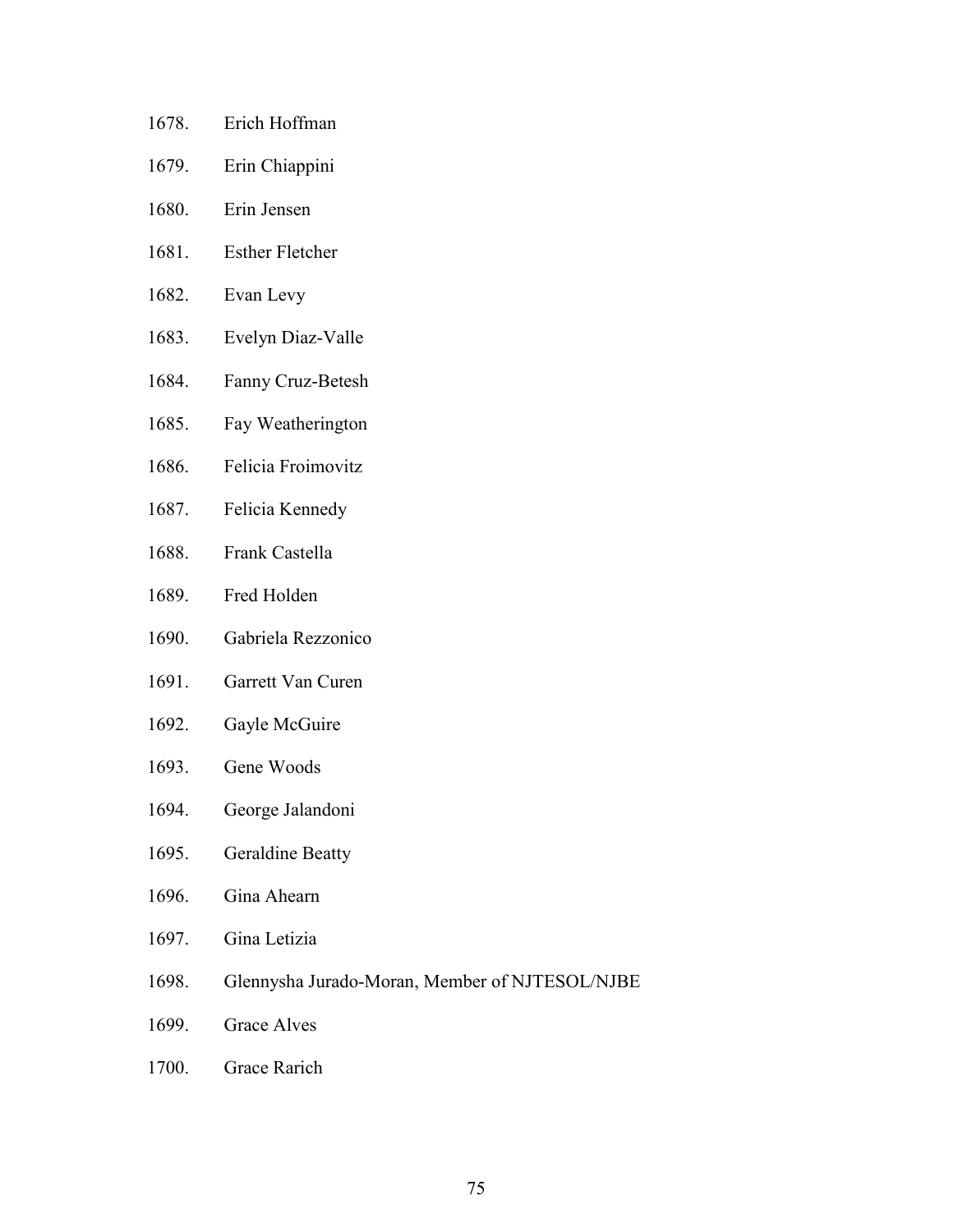1678. Erich Hoffman
1679. Erin Chiappini
1680. Erin Jensen
1681. Esther Fletcher
1682. Evan Levy
1683. Evelyn Diaz-Valle
1684. Fanny Cruz-Betesh
1685. Fay Weatherington
1686. Felicia Froimovitz
1687. Felicia Kennedy
1688. Frank Castella
1689. Fred Holden
1690. Gabriela Rezzonico
1691. Garrett Van Curen
1692. Gayle McGuire
1693. Gene Woods
1694. George Jalandoni
1695. Geraldine Beatty
1696. Gina Ahearn
1697. Gina Letizia
1698. Glennysha Jurado-Moran, Member of NJTESOL/NJBE
1699. Grace Alves
1700. Grace Rarich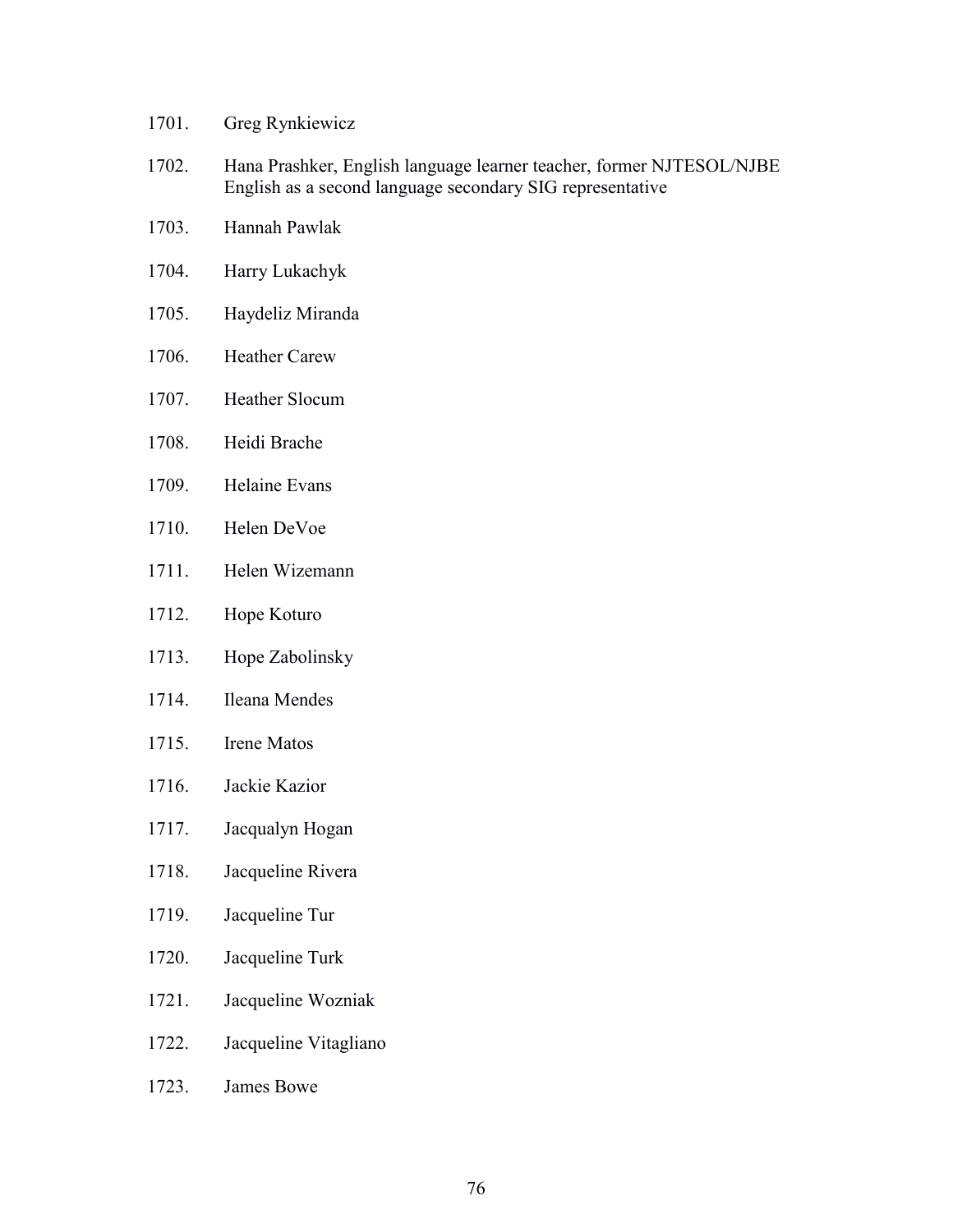1701. Greg Rynkiewicz

1702. Hana Prashker, English language learner teacher, former NJTESOL/NJBE English as a second language secondary SIG representative

1703. Hannah Pawlak

1704. Harry Lukachyk

1705. Haydeliz Miranda

1706. Heather Carew

1707. Heather Slocum

1708. Heidi Brache

1709. Helaine Evans

1710. Helen DeVoe

1711. Helen Wizemann

1712. Hope Koturo

1713. Hope Zabolinsky

1714. Ileana Mendes

1715. Irene Matos

1716. Jackie Kazior

1717. Jacqualyn Hogan

1718. Jacqueline Rivera

1719. Jacqueline Tur

1720. Jacqueline Turk

1721. Jacqueline Wozniak

1722. Jacqueline Vitagliano

1723. James Bowe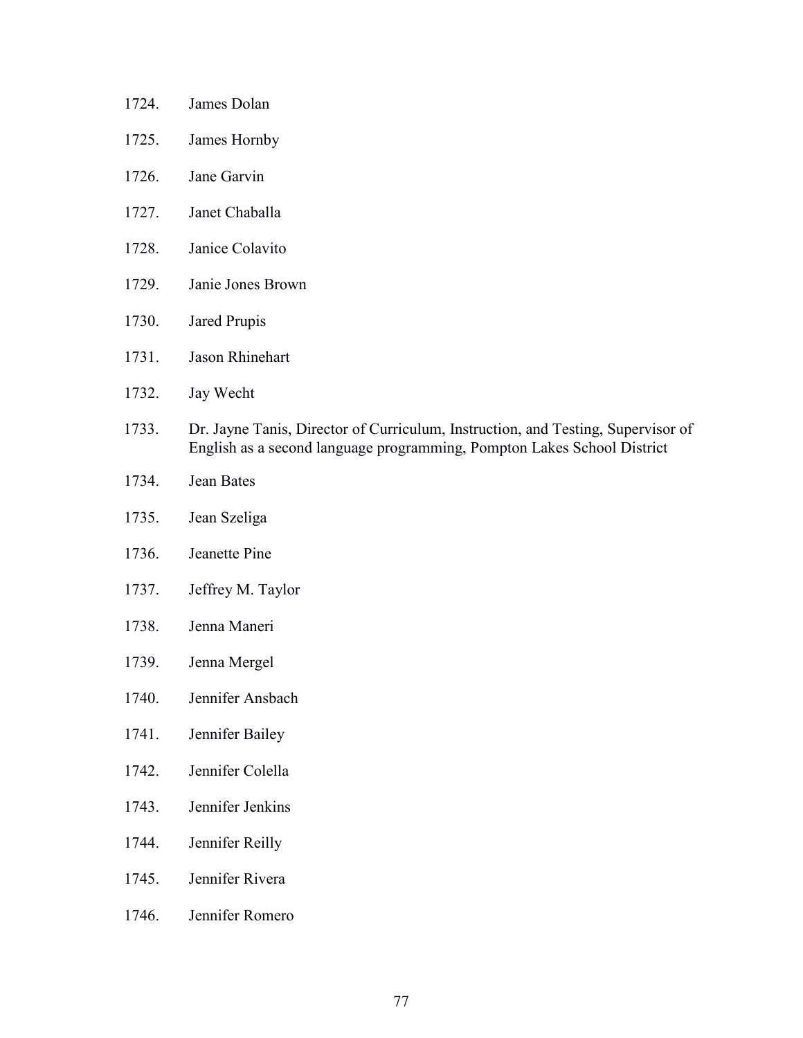1724. James Dolan

1725. James Hornby

1726. Jane Garvin

1727. Janet Chaballa

1728. Janice Colavito

1729. Janie Jones Brown

1730. Jared Prupis

1731. Jason Rhinehart

1732. Jay Wecht

1733. Dr. Jayne Tanis, Director of Curriculum, Instruction, and Testing, Supervisor of English as a second language programming, Pompton Lakes School District

1734. Jean Bates

1735. Jean Szeliga

1736. Jeanette Pine

1737. Jeffrey M. Taylor

1738. Jenna Maneri

1739. Jenna Mergel

1740. Jennifer Ansbach

1741. Jennifer Bailey

1742. Jennifer Colella

1743. Jennifer Jenkins

1744. Jennifer Reilly

1745. Jennifer Rivera

1746. Jennifer Romero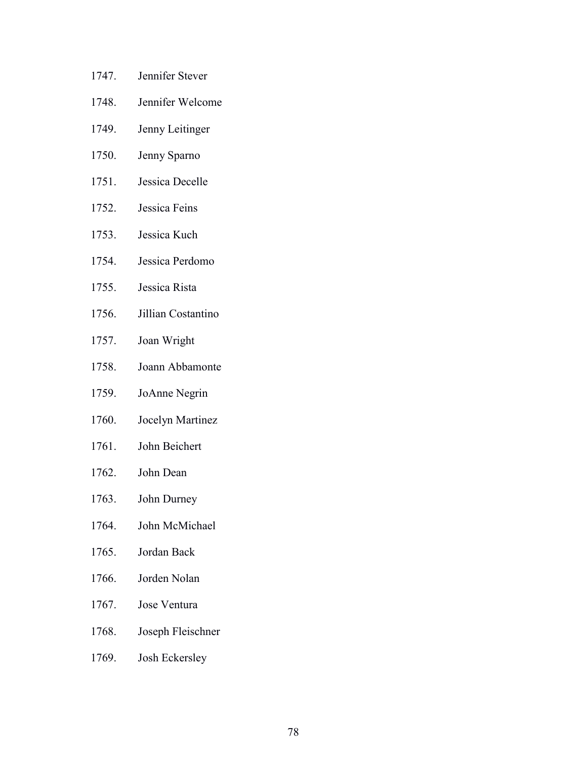1747. Jennifer Stever

1748. Jennifer Welcome

1749. Jenny Leitinger

1750. Jenny Sparno

1751. Jessica Decelle

1752. Jessica Feins

1753. Jessica Kuch

1754. Jessica Perdomo

1755. Jessica Rista

1756. Jillian Costantino

1757. Joan Wright

1758. Joann Abbamonte

1759. JoAnne Negrin

1760. Jocelyn Martinez

1761. John Beichert

1762. John Dean

1763. John Durney

1764. John McMichael

1765. Jordan Back

1766. Jorden Nolan

1767. Jose Ventura

1768. Joseph Fleischner

1769. Josh Eckersley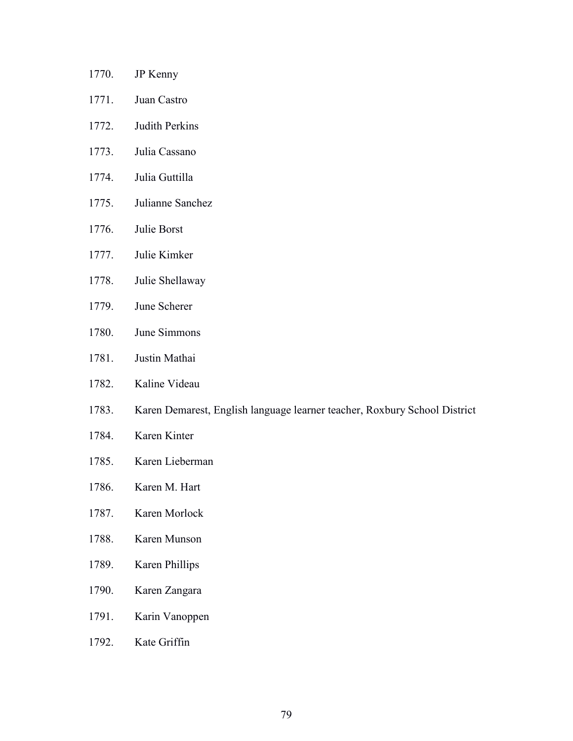1770. JP Kenny
1771. Juan Castro
1772. Judith Perkins
1773. Julia Cassano
1774. Julia Guttilla
1775. Julianne Sanchez
1776. Julie Borst
1777. Julie Kimker
1778. Julie Shellaway
1779. June Scherer
1780. June Simmons
1781. Justin Mathai
1782. Kaline Videau
1783. Karen Demarest, English language learner teacher, Roxbury School District
1784. Karen Kinter
1785. Karen Lieberman
1786. Karen M. Hart
1787. Karen Morlock
1788. Karen Munson
1789. Karen Phillips
1790. Karen Zangara
1791. Karin Vanoppen
1792. Kate Griffin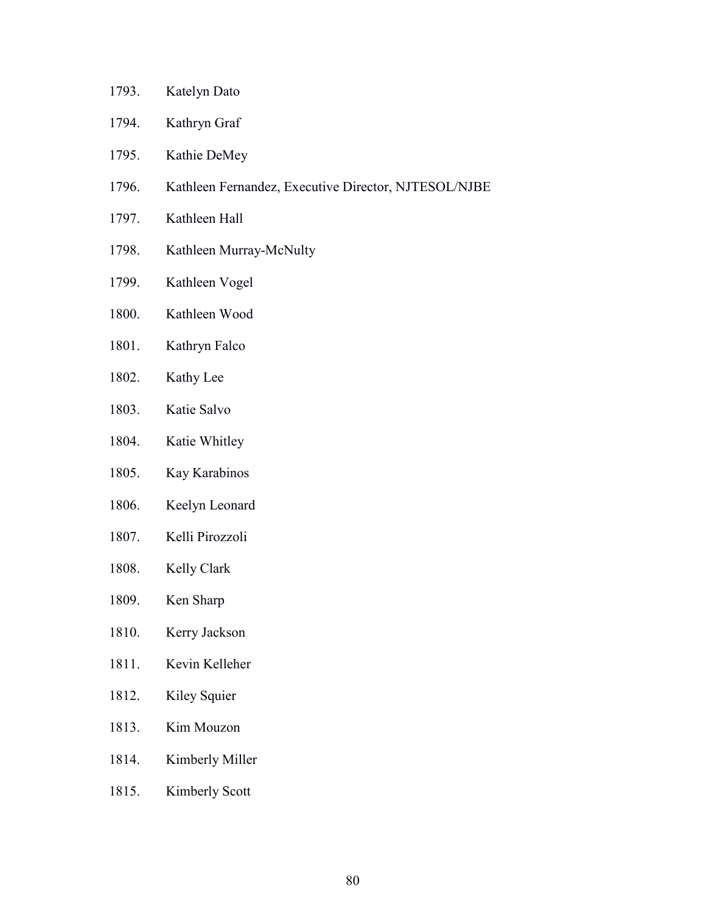1793. Katelyn Dato
1794. Kathryn Graf
1795. Kathie DeMey
1796. Kathleen Fernandez, Executive Director, NJTESOL/NJBE
1797. Kathleen Hall
1798. Kathleen Murray-McNulty
1799. Kathleen Vogel
1800. Kathleen Wood
1801. Kathryn Falco
1802. Kathy Lee
1803. Katie Salvo
1804. Katie Whitley
1805. Kay Karabinos
1806. Keelyn Leonard
1807. Kelli Pirozzoli
1808. Kelly Clark
1809. Ken Sharp
1810. Kerry Jackson
1811. Kevin Kelleher
1812. Kiley Squier
1813. Kim Mouzon
1814. Kimberly Miller
1815. Kimberly Scott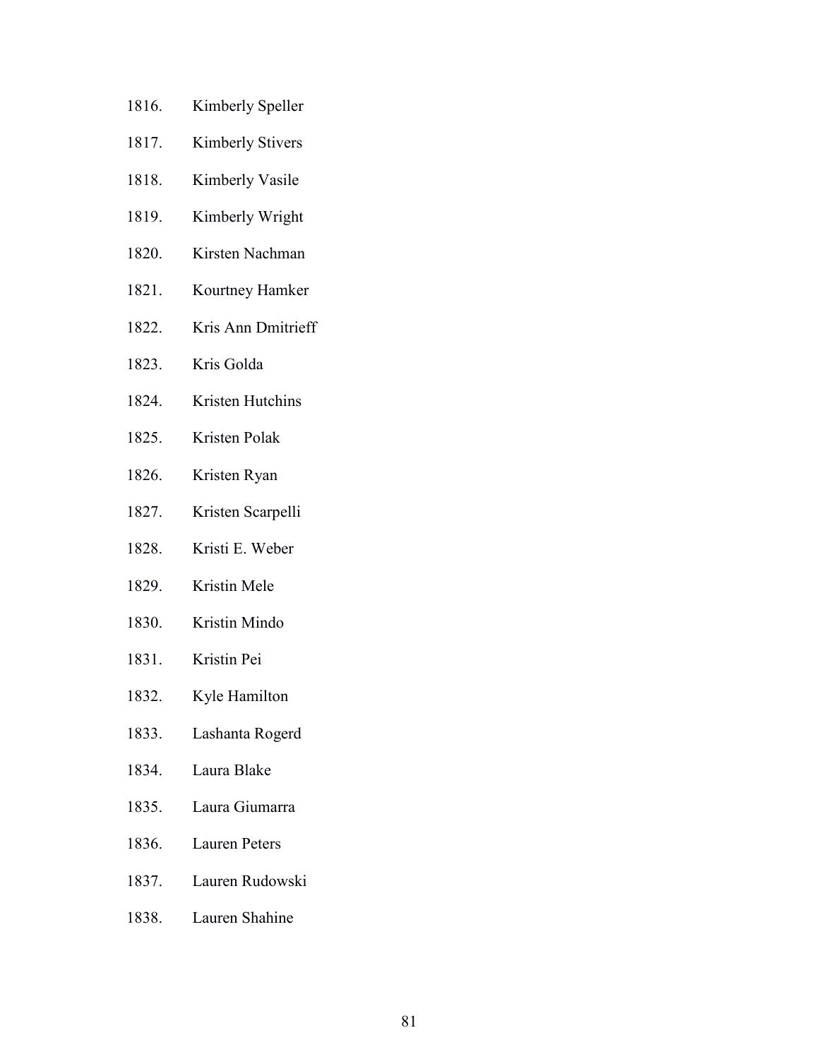1816. Kimberly Speller

1817. Kimberly Stivers

1818. Kimberly Vasile

1819. Kimberly Wright

1820. Kirsten Nachman

1821. Kourtney Hamker

1822. Kris Ann Dmitrieff

1823. Kris Golda

1824. Kristen Hutchins

1825. Kristen Polak

1826. Kristen Ryan

1827. Kristen Scarpelli

1828. Kristi E. Weber

1829. Kristin Mele

1830. Kristin Mindo

1831. Kristin Pei

1832. Kyle Hamilton

1833. Lashanta Rogerd

1834. Laura Blake

1835. Laura Giumarra

1836. Lauren Peters

1837. Lauren Rudowski

1838. Lauren Shahine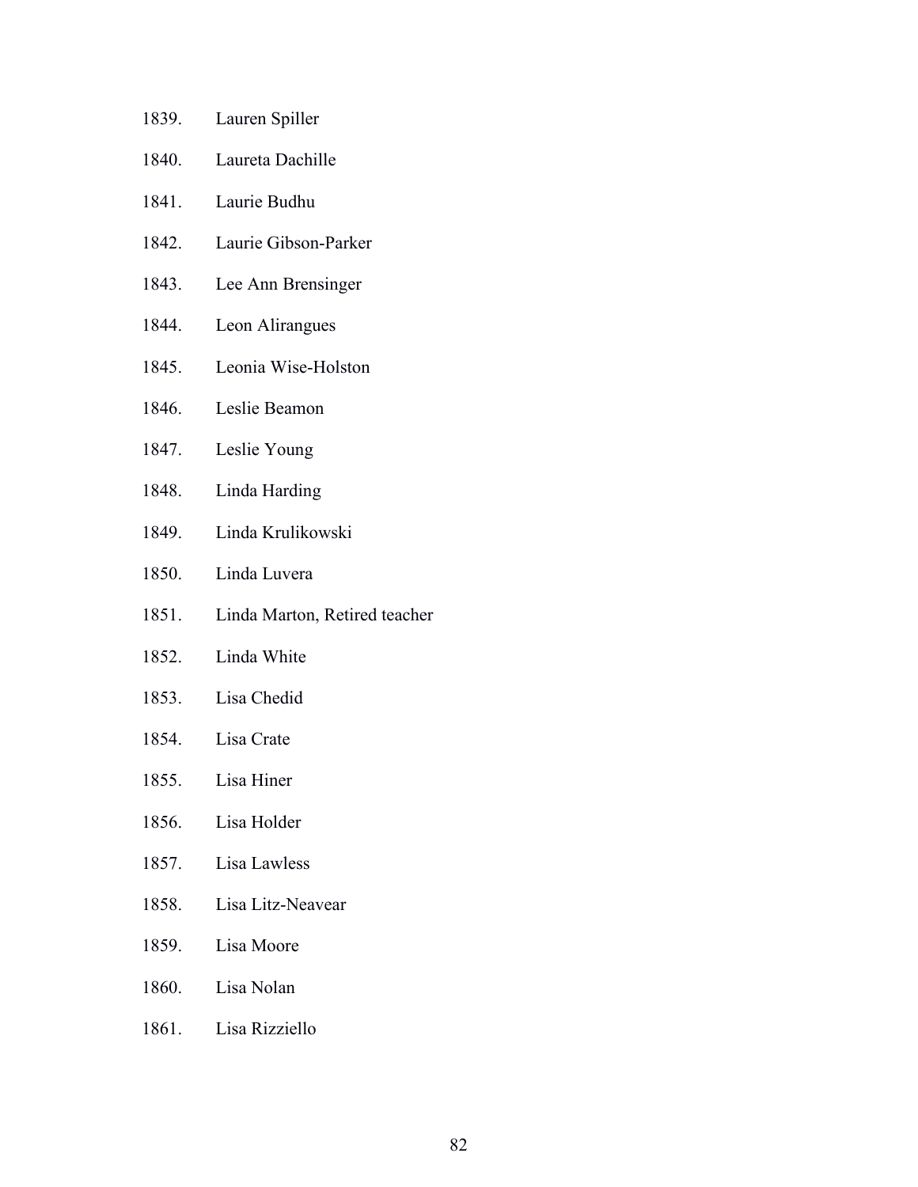1839. Lauren Spiller
1840. Laureta Dachille
1841. Laurie Budhu
1842. Laurie Gibson-Parker
1843. Lee Ann Brensinger
1844. Leon Alirangues
1845. Leonia Wise-Holston
1846. Leslie Beamon
1847. Leslie Young
1848. Linda Harding
1849. Linda Krulikowski
1850. Linda Luvera
1851. Linda Marton, Retired teacher
1852. Linda White
1853. Lisa Chedid
1854. Lisa Crate
1855. Lisa Hiner
1856. Lisa Holder
1857. Lisa Lawless
1858. Lisa Litz-Neavear
1859. Lisa Moore
1860. Lisa Nolan
1861. Lisa Rizziello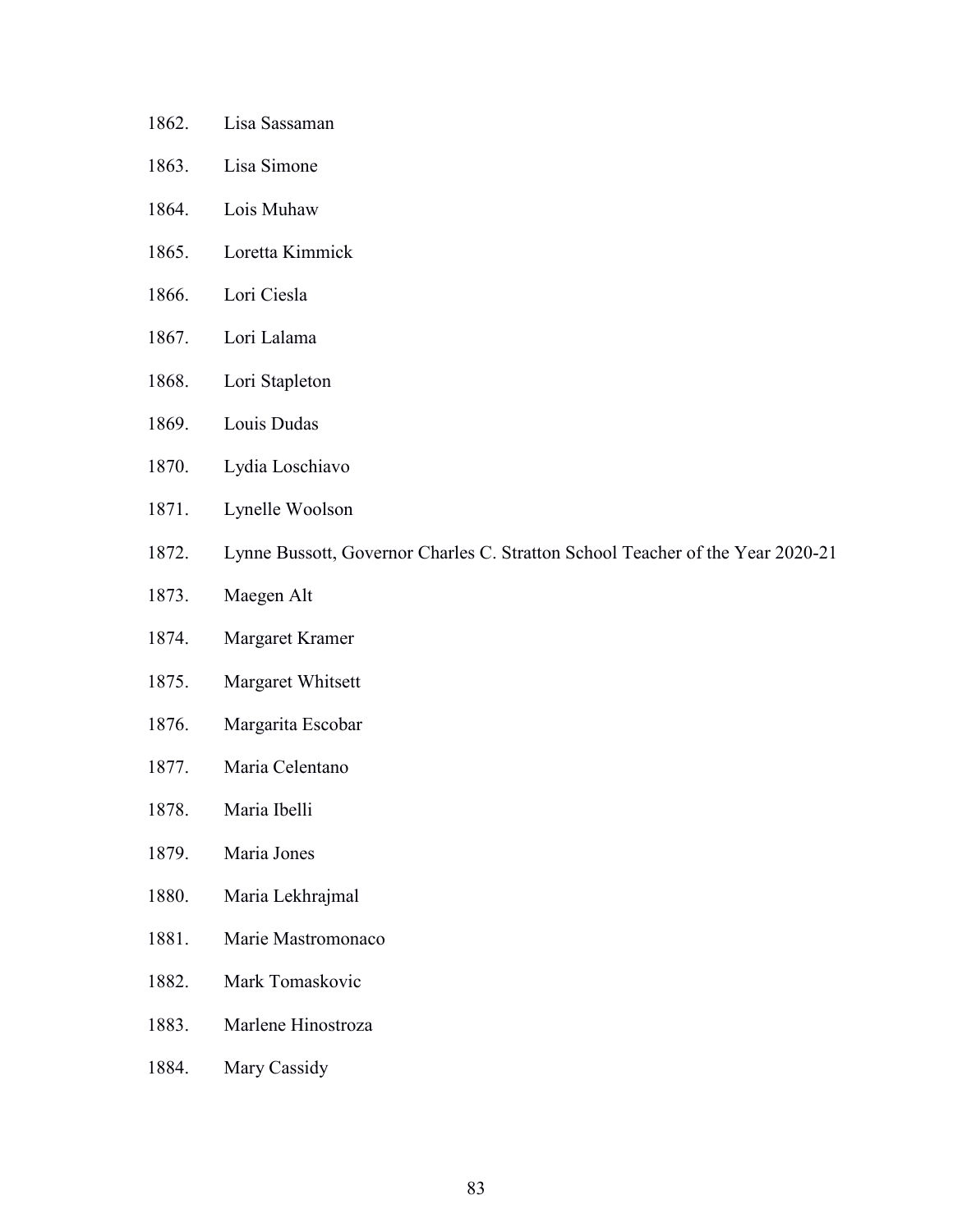1862. Lisa Sassaman
1863. Lisa Simone
1864. Lois Muhaw
1865. Loretta Kimmick
1866. Lori Ciesla
1867. Lori Lalama
1868. Lori Stapleton
1869. Louis Dudas
1870. Lydia Loschiavo
1871. Lynelle Woolson
1872. Lynne Bussott, Governor Charles C. Stratton School Teacher of the Year 2020-21
1873. Maegen Alt
1874. Margaret Kramer
1875. Margaret Whitsett
1876. Margarita Escobar
1877. Maria Celentano
1878. Maria Ibelli
1879. Maria Jones
1880. Maria Lekhrajmal
1881. Marie Mastromonaco
1882. Mark Tomaskovic
1883. Marlene Hinostroza
1884. Mary Cassidy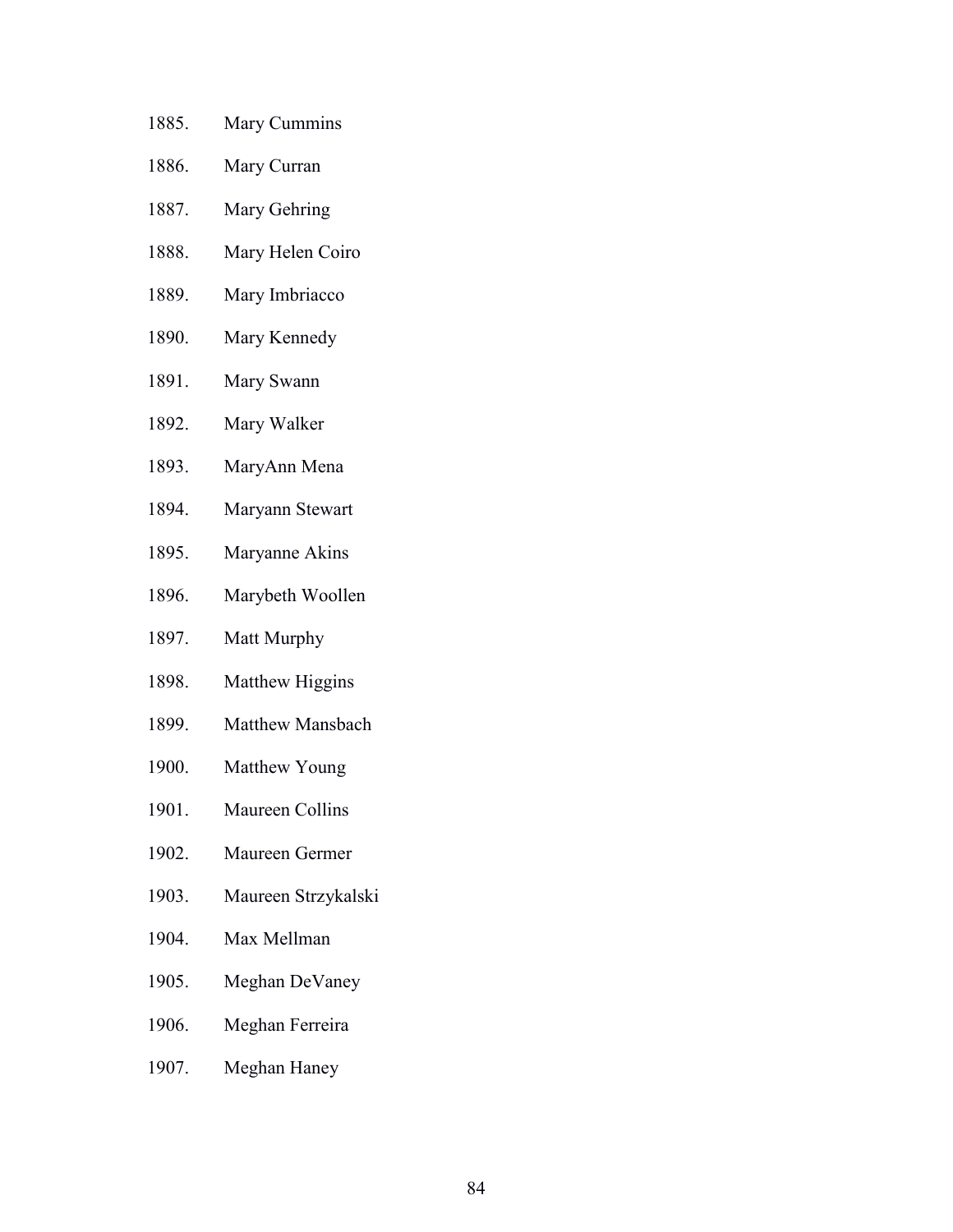1885. Mary Cummins

1886. Mary Curran

1887. Mary Gehring

1888. Mary Helen Coiro

1889. Mary Imbriacco

1890. Mary Kennedy

1891. Mary Swann

1892. Mary Walker

1893. MaryAnn Mena

1894. Maryann Stewart

1895. Maryanne Akins

1896. Marybeth Woollen

1897. Matt Murphy

1898. Matthew Higgins

1899. Matthew Mansbach

1900. Matthew Young

1901. Maureen Collins

1902. Maureen Germer

1903. Maureen Strzykalski

1904. Max Mellman

1905. Meghan DeVaney

1906. Meghan Ferreira

1907. Meghan Haney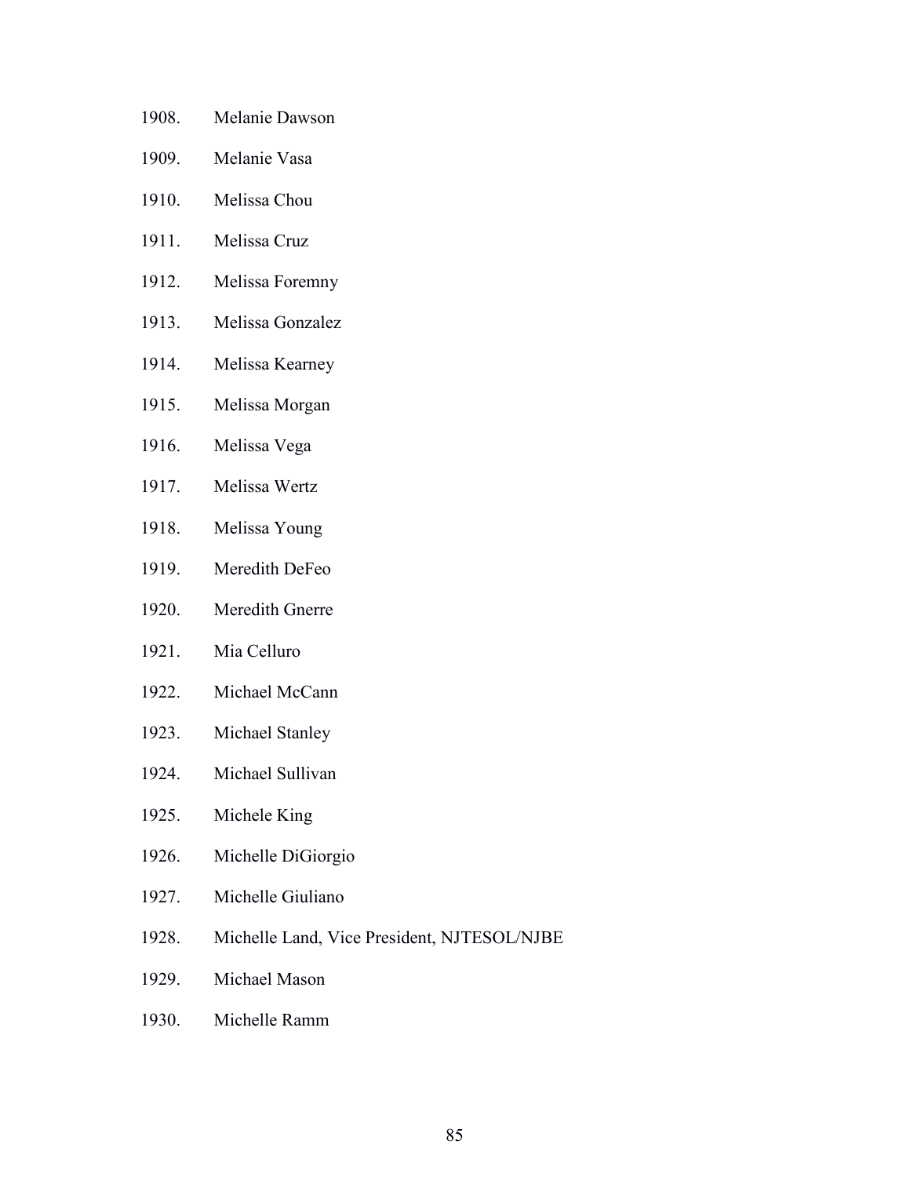1908. Melanie Dawson

1909. Melanie Vasa

1910. Melissa Chou

1911. Melissa Cruz

1912. Melissa Foremny

1913. Melissa Gonzalez

1914. Melissa Kearney

1915. Melissa Morgan

1916. Melissa Vega

1917. Melissa Wertz

1918. Melissa Young

1919. Meredith DeFeo

1920. Meredith Gnerre

1921. Mia Celluro

1922. Michael McCann

1923. Michael Stanley

1924. Michael Sullivan

1925. Michele King

1926. Michelle DiGiorgio

1927. Michelle Giuliano

1928. Michelle Land, Vice President, NJTESOL/NJBE

1929. Michael Mason

1930. Michelle Ramm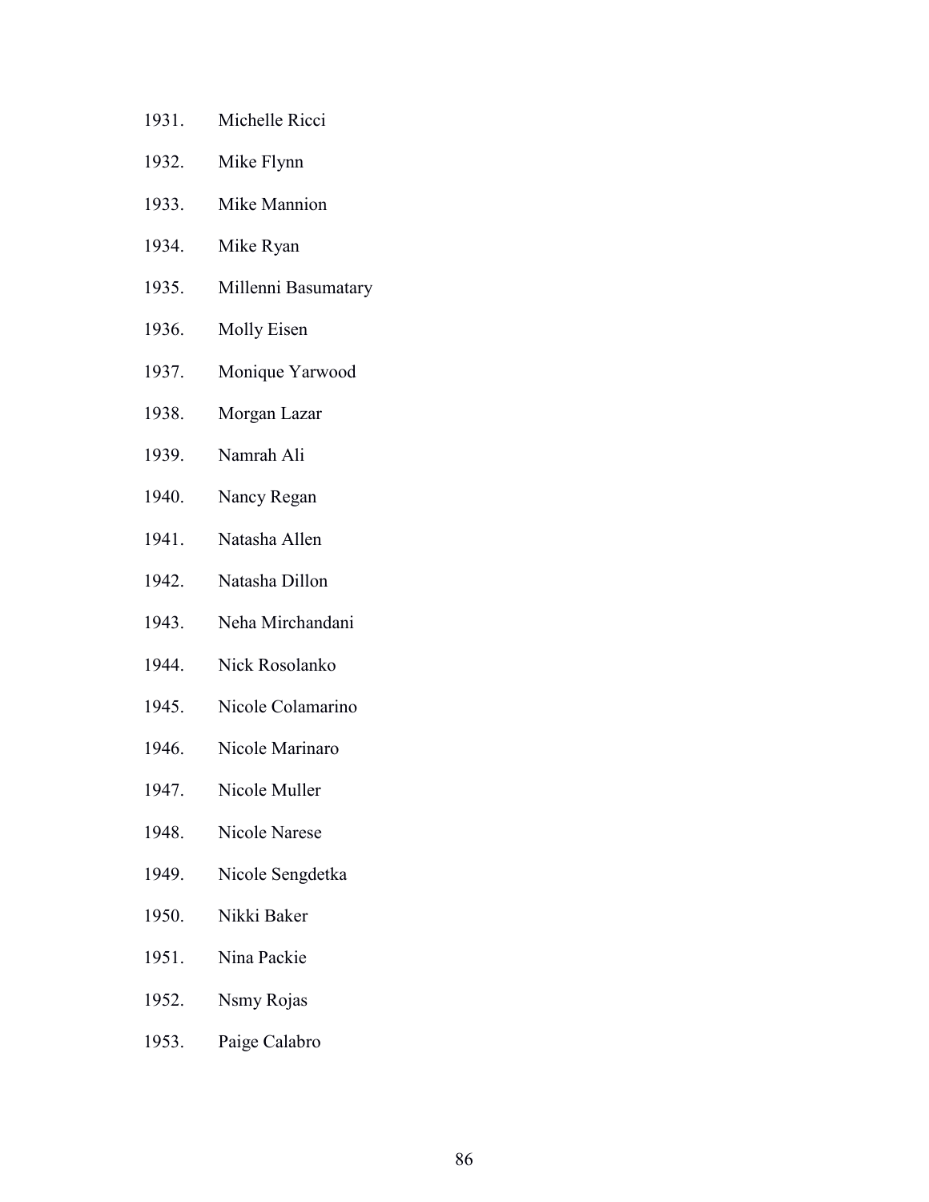1931. Michelle Ricci
1932. Mike Flynn
1933. Mike Mannion
1934. Mike Ryan
1935. Millenni Basumatary
1936. Molly Eisen
1937. Monique Yarwood
1938. Morgan Lazar
1939. Namrah Ali
1940. Nancy Regan
1941. Natasha Allen
1942. Natasha Dillon
1943. Neha Mirchandani
1944. Nick Rosolanko
1945. Nicole Colamarino
1946. Nicole Marinaro
1947. Nicole Muller
1948. Nicole Narese
1949. Nicole Sengdetka
1950. Nikki Baker
1951. Nina Packie
1952. Nsmy Rojas
1953. Paige Calabro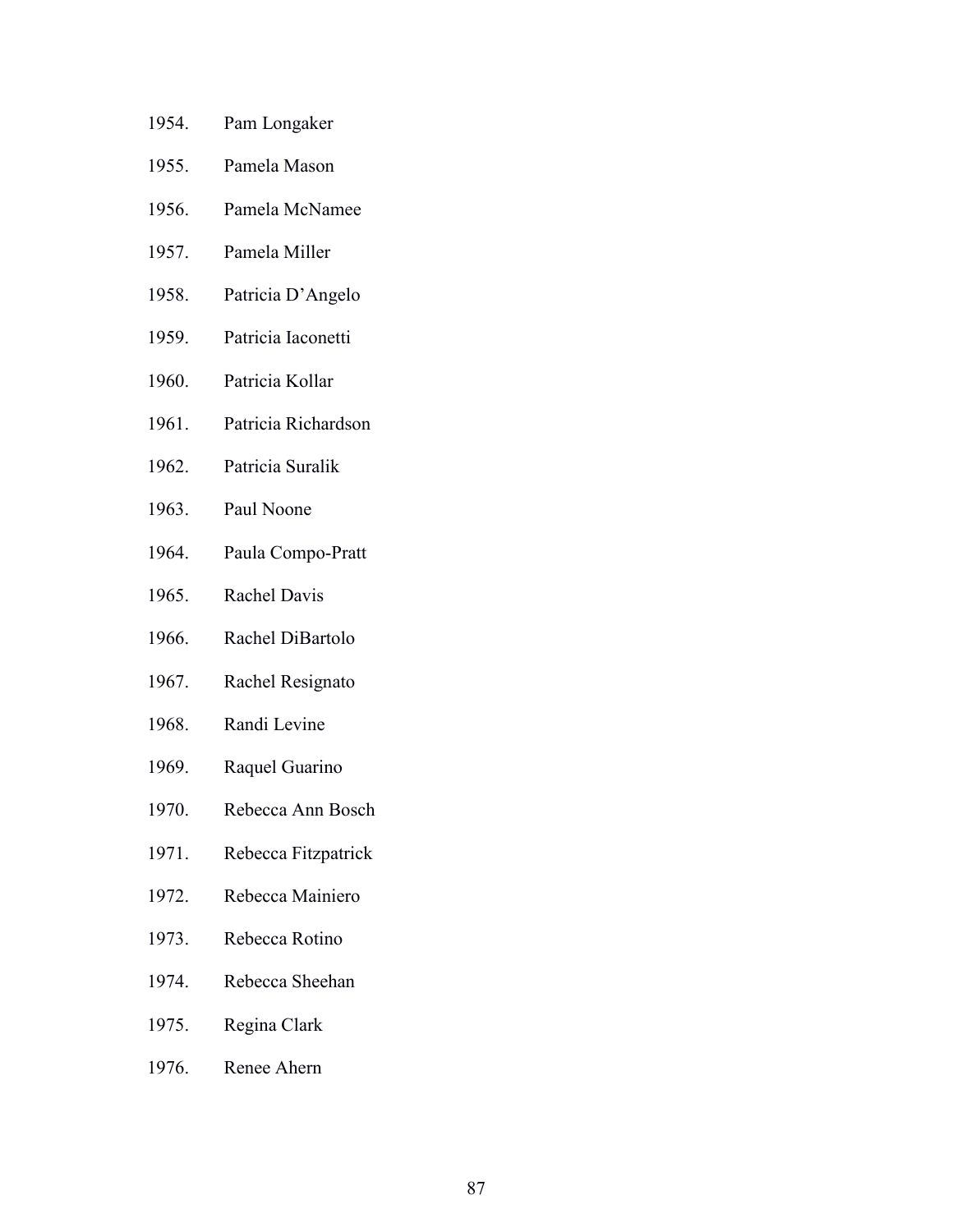1954. Pam Longaker

1955. Pamela Mason

1956. Pamela McNamee

1957. Pamela Miller

1958. Patricia D'Angelo

1959. Patricia Iaconetti

1960. Patricia Kollar

1961. Patricia Richardson

1962. Patricia Suralik

1963. Paul Noone

1964. Paula Compo-Pratt

1965. Rachel Davis

1966. Rachel DiBartolo

1967. Rachel Resignato

1968. Randi Levine

1969. Raquel Guarino

1970. Rebecca Ann Bosch

1971. Rebecca Fitzpatrick

1972. Rebecca Mainiero

1973. Rebecca Rotino

1974. Rebecca Sheehan

1975. Regina Clark

1976. Renee Ahern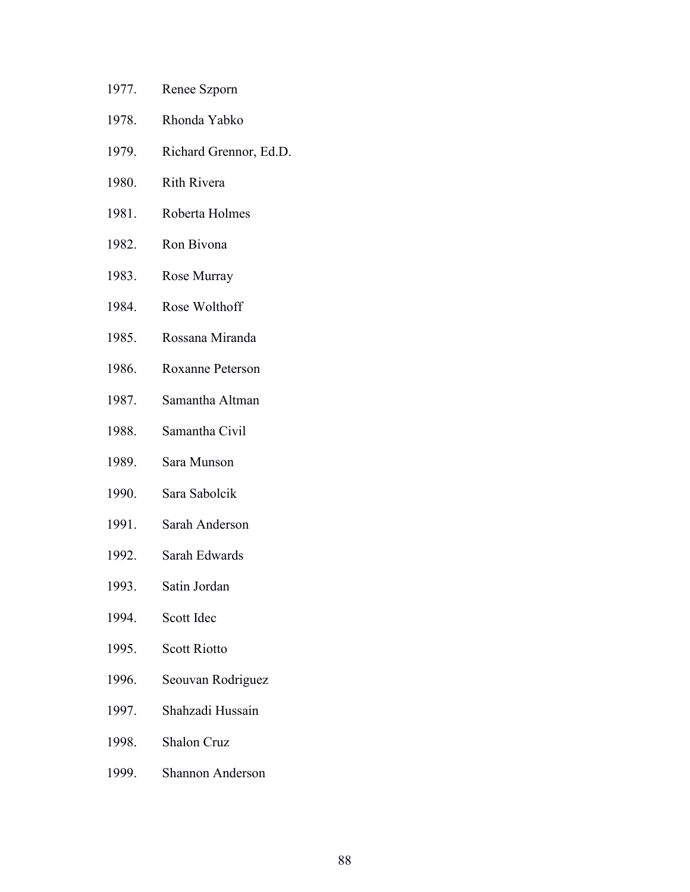1977. Renee Szporn

1978. Rhonda Yabko

1979. Richard Grennor, Ed.D.

1980. Rith Rivera

1981. Roberta Holmes

1982. Ron Bivona

1983. Rose Murray

1984. Rose Wolthoff

1985. Rossana Miranda

1986. Roxanne Peterson

1987. Samantha Altman

1988. Samantha Civil

1989. Sara Munson

1990. Sara Sabolcik

1991. Sarah Anderson

1992. Sarah Edwards

1993. Satin Jordan

1994. Scott Idec

1995. Scott Riotto

1996. Seouvan Rodriguez

1997. Shahzadi Hussain

1998. Shalon Cruz

1999. Shannon Anderson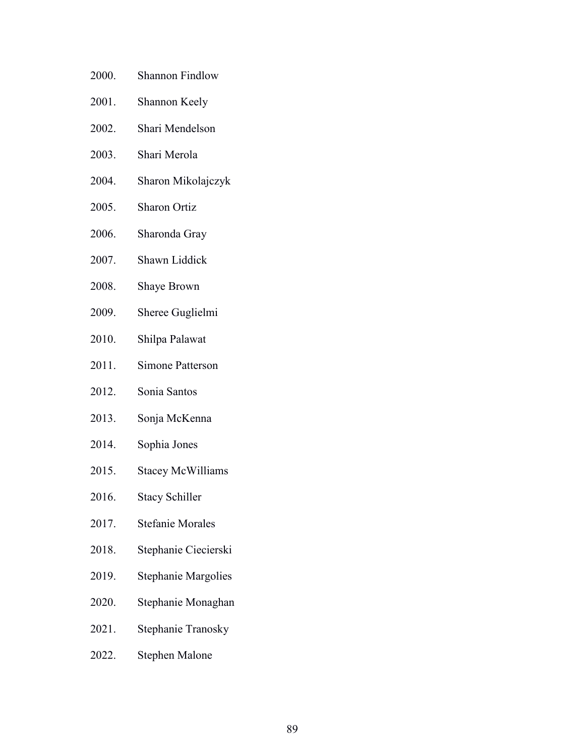2000. Shannon Findlow
2001. Shannon Keely
2002. Shari Mendelson
2003. Shari Merola
2004. Sharon Mikolajczyk
2005. Sharon Ortiz
2006. Sharonda Gray
2007. Shawn Liddick
2008. Shaye Brown
2009. Sheree Guglielmi
2010. Shilpa Palawat
2011. Simone Patterson
2012. Sonia Santos
2013. Sonja McKenna
2014. Sophia Jones
2015. Stacey McWilliams
2016. Stacy Schiller
2017. Stefanie Morales
2018. Stephanie Ciecierski
2019. Stephanie Margolies
2020. Stephanie Monaghan
2021. Stephanie Tranosky
2022. Stephen Malone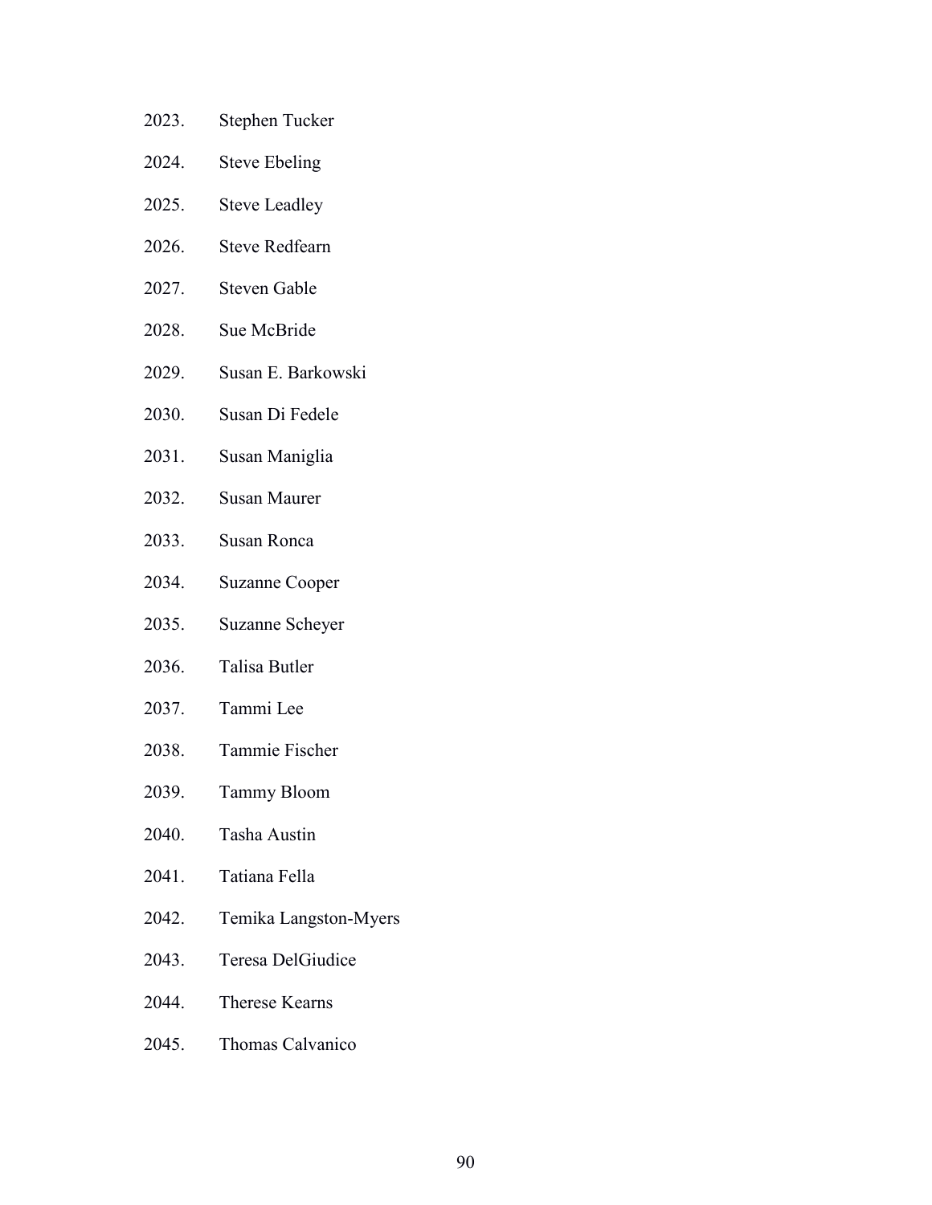2023. Stephen Tucker
2024. Steve Ebeling
2025. Steve Leadley
2026. Steve Redfearn
2027. Steven Gable
2028. Sue McBride
2029. Susan E. Barkowski
2030. Susan Di Fedele
2031. Susan Maniglia
2032. Susan Maurer
2033. Susan Ronca
2034. Suzanne Cooper
2035. Suzanne Scheyer
2036. Talisa Butler
2037. Tammi Lee
2038. Tammie Fischer
2039. Tammy Bloom
2040. Tasha Austin
2041. Tatiana Fella
2042. Temika Langston-Myers
2043. Teresa DelGiudice
2044. Therese Kearns
2045. Thomas Calvanico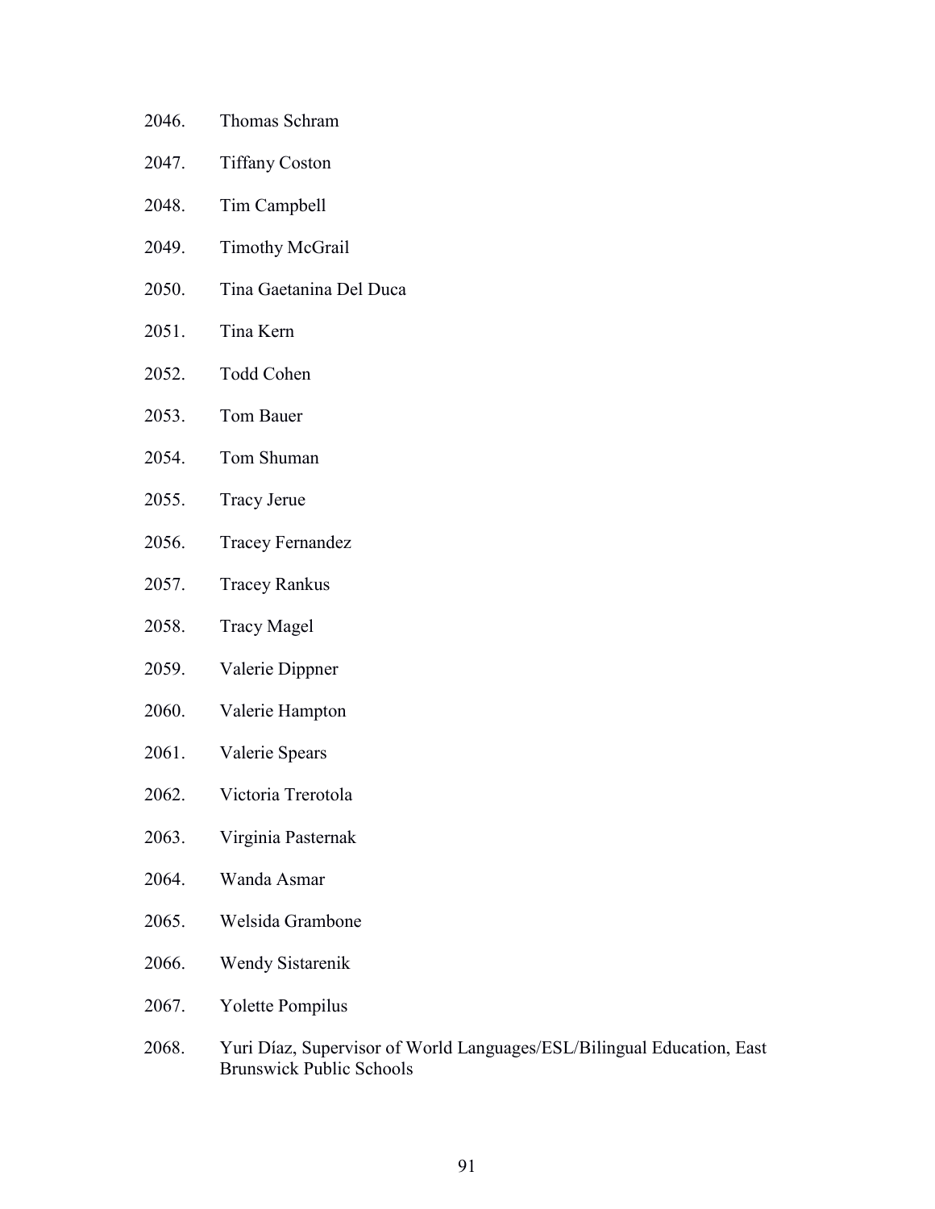2046. Thomas Schram

2047. Tiffany Coston

2048. Tim Campbell

2049. Timothy McGrail

2050. Tina Gaetanina Del Duca

2051. Tina Kern

2052. Todd Cohen

2053. Tom Bauer

2054. Tom Shuman

2055. Tracy Jerue

2056. Tracey Fernandez

2057. Tracey Rankus

2058. Tracy Magel

2059. Valerie Dippner

2060. Valerie Hampton

2061. Valerie Spears

2062. Victoria Trerotola

2063. Virginia Pasternak

2064. Wanda Asmar

2065. Welsida Grambone

2066. Wendy Sistarenik

2067. Yolette Pompilus

2068. Yuri Díaz, Supervisor of World Languages/ESL/Bilingual Education, East Brunswick Public Schools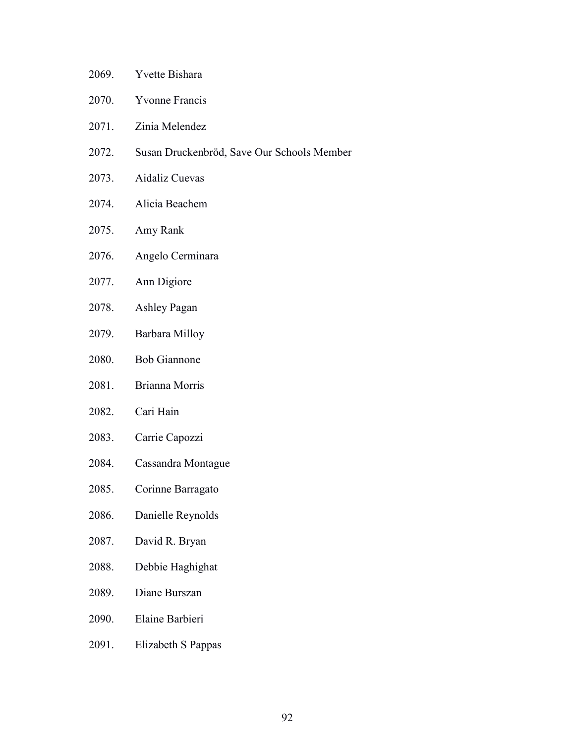2069. Yvette Bishara

2070. Yvonne Francis

2071. Zinia Melendez

2072. Susan Druckenbröd, Save Our Schools Member

2073. Aidaliz Cuevas

2074. Alicia Beachem

2075. Amy Rank

2076. Angelo Cerminara

2077. Ann Digiore

2078. Ashley Pagan

2079. Barbara Milloy

2080. Bob Giannone

2081. Brianna Morris

2082. Cari Hain

2083. Carrie Capozzi

2084. Cassandra Montague

2085. Corinne Barragato

2086. Danielle Reynolds

2087. David R. Bryan

2088. Debbie Haghighat

2089. Diane Burszan

2090. Elaine Barbieri

2091. Elizabeth S Pappas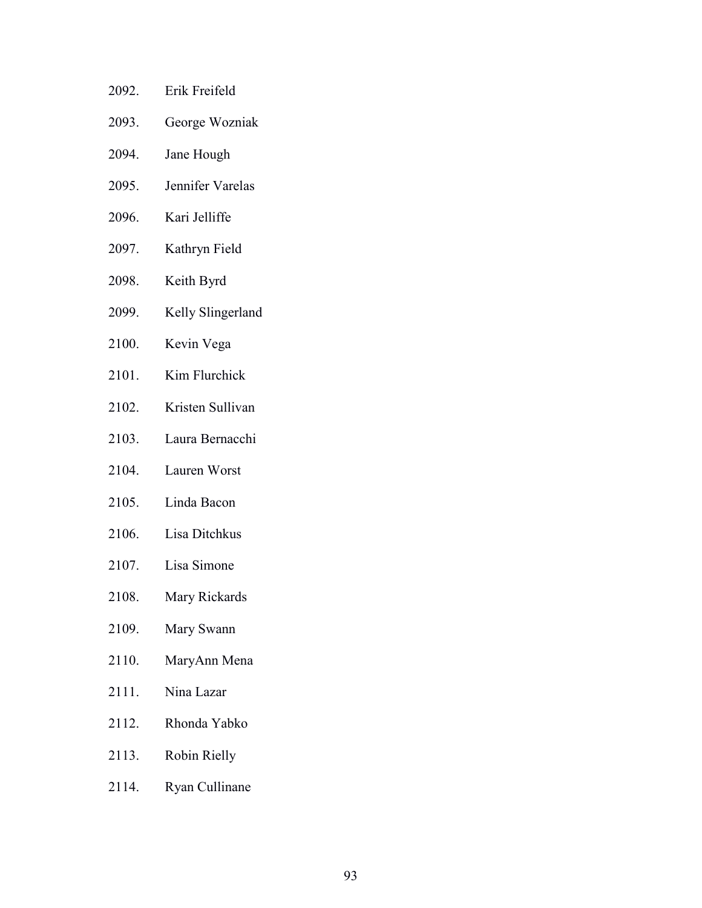2092. Erik Freifeld

2093. George Wozniak

2094. Jane Hough

2095. Jennifer Varelas

2096. Kari Jelliffe

2097. Kathryn Field

2098. Keith Byrd

2099. Kelly Slingerland

2100. Kevin Vega

2101. Kim Flurchick

2102. Kristen Sullivan

2103. Laura Bernacchi

2104. Lauren Worst

2105. Linda Bacon

2106. Lisa Ditchkus

2107. Lisa Simone

2108. Mary Rickards

2109. Mary Swann

2110. MaryAnn Mena

2111. Nina Lazar

2112. Rhonda Yabko

2113. Robin Rielly

2114. Ryan Cullinane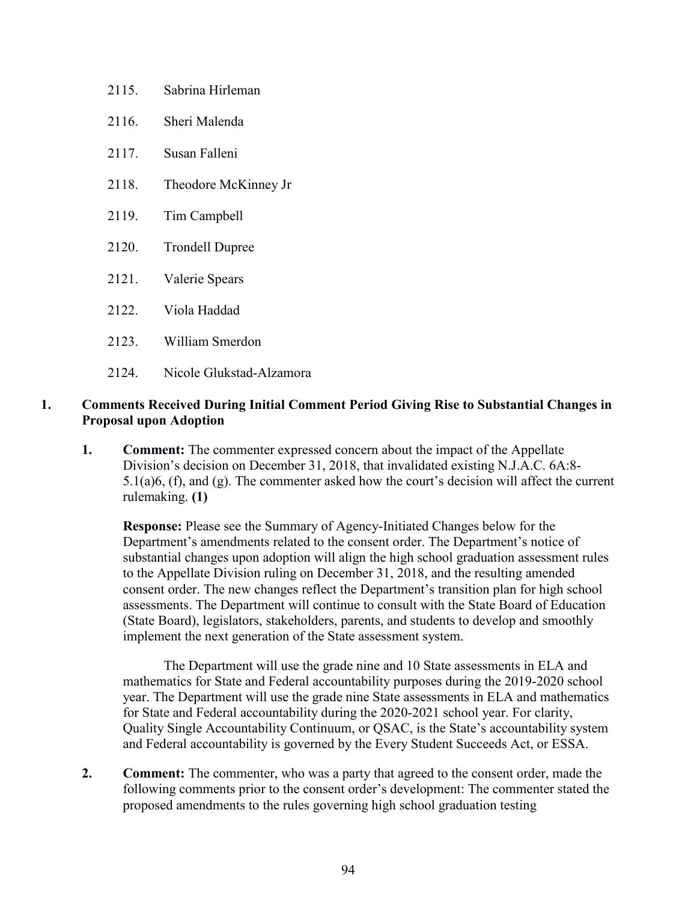2115. Sabrina Hirleman

2116. Sheri Malenda

2117. Susan Falleni

2118. Theodore McKinney Jr

2119. Tim Campbell

2120. Trondell Dupree

2121. Valerie Spears

2122. Viola Haddad

2123. William Smerdon

2124. Nicole Glukstad-Alzamora

## 1. Comments Received During Initial Comment Period Giving Rise to Substantial Changes in Proposal upon Adoption

1. **Comment:** The commenter expressed concern about the impact of the Appellate Division's decision on December 31, 2018, that invalidated existing N.J.A.C. 6A:8-5.1(a)6, (f), and (g). The commenter asked how the court's decision will affect the current rulemaking. **(1)**

   **Response:** Please see the Summary of Agency-Initiated Changes below for the Department's amendments related to the consent order. The Department's notice of substantial changes upon adoption will align the high school graduation assessment rules to the Appellate Division ruling on December 31, 2018, and the resulting amended consent order. The new changes reflect the Department's transition plan for high school assessments. The Department will continue to consult with the State Board of Education (State Board), legislators, stakeholders, parents, and students to develop and smoothly implement the next generation of the State assessment system.

   The Department will use the grade nine and 10 State assessments in ELA and mathematics for State and Federal accountability purposes during the 2019-2020 school year. The Department will use the grade nine State assessments in ELA and mathematics for State and Federal accountability during the 2020-2021 school year. For clarity, Quality Single Accountability Continuum, or QSAC, is the State's accountability system and Federal accountability is governed by the Every Student Succeeds Act, or ESSA.

2. **Comment:** The commenter, who was a party that agreed to the consent order, made the following comments prior to the consent order's development: The commenter stated the proposed amendments to the rules governing high school graduation testing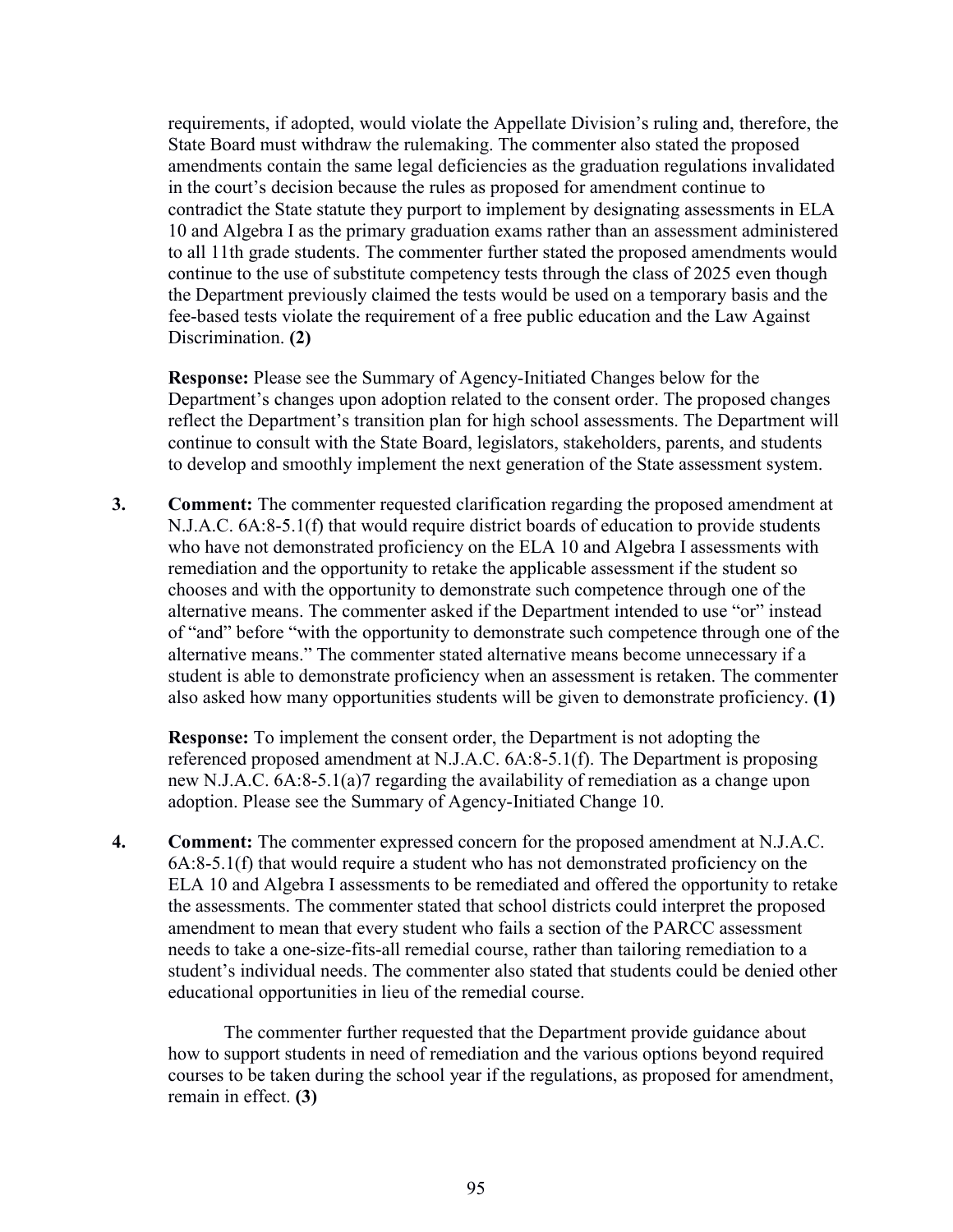requirements, if adopted, would violate the Appellate Division's ruling and, therefore, the State Board must withdraw the rulemaking. The commenter also stated the proposed amendments contain the same legal deficiencies as the graduation regulations invalidated in the court's decision because the rules as proposed for amendment continue to contradict the State statute they purport to implement by designating assessments in ELA 10 and Algebra I as the primary graduation exams rather than an assessment administered to all 11th grade students. The commenter further stated the proposed amendments would continue to the use of substitute competency tests through the class of 2025 even though the Department previously claimed the tests would be used on a temporary basis and the fee-based tests violate the requirement of a free public education and the Law Against Discrimination. **(2)**

**Response:** Please see the Summary of Agency-Initiated Changes below for the Department's changes upon adoption related to the consent order. The proposed changes reflect the Department's transition plan for high school assessments. The Department will continue to consult with the State Board, legislators, stakeholders, parents, and students to develop and smoothly implement the next generation of the State assessment system.

3. **Comment:** The commenter requested clarification regarding the proposed amendment at N.J.A.C. 6A:8-5.1(f) that would require district boards of education to provide students who have not demonstrated proficiency on the ELA 10 and Algebra I assessments with remediation and the opportunity to retake the applicable assessment if the student so chooses and with the opportunity to demonstrate such competence through one of the alternative means. The commenter asked if the Department intended to use "or" instead of "and" before "with the opportunity to demonstrate such competence through one of the alternative means." The commenter stated alternative means become unnecessary if a student is able to demonstrate proficiency when an assessment is retaken. The commenter also asked how many opportunities students will be given to demonstrate proficiency. **(1)**

   **Response:** To implement the consent order, the Department is not adopting the referenced proposed amendment at N.J.A.C. 6A:8-5.1(f). The Department is proposing new N.J.A.C. 6A:8-5.1(a)7 regarding the availability of remediation as a change upon adoption. Please see the Summary of Agency-Initiated Change 10.

4. **Comment:** The commenter expressed concern for the proposed amendment at N.J.A.C. 6A:8-5.1(f) that would require a student who has not demonstrated proficiency on the ELA 10 and Algebra I assessments to be remediated and offered the opportunity to retake the assessments. The commenter stated that school districts could interpret the proposed amendment to mean that every student who fails a section of the PARCC assessment needs to take a one-size-fits-all remedial course, rather than tailoring remediation to a student's individual needs. The commenter also stated that students could be denied other educational opportunities in lieu of the remedial course.

   The commenter further requested that the Department provide guidance about how to support students in need of remediation and the various options beyond required courses to be taken during the school year if the regulations, as proposed for amendment, remain in effect. **(3)**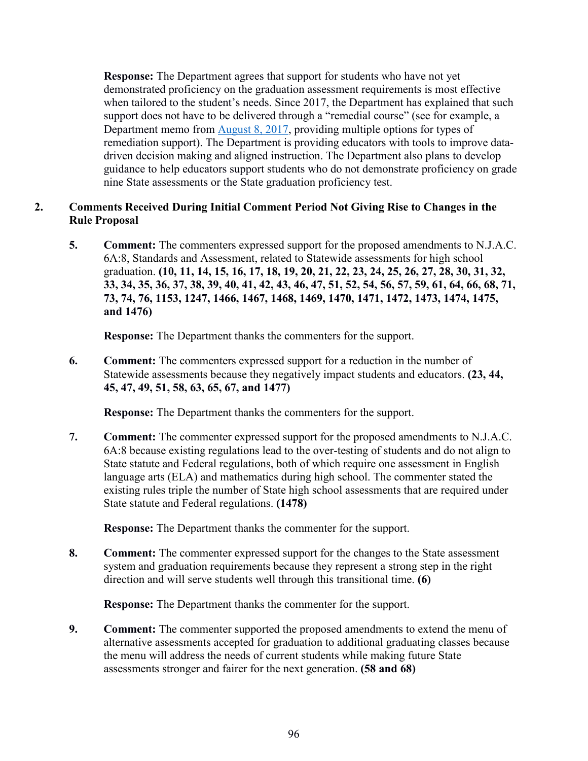**Response:** The Department agrees that support for students who have not yet demonstrated proficiency on the graduation assessment requirements is most effective when tailored to the student's needs. Since 2017, the Department has explained that such support does not have to be delivered through a "remedial course" (see for example, a Department memo from [August 8, 2017](), providing multiple options for types of remediation support). The Department is providing educators with tools to improve data-driven decision making and aligned instruction. The Department also plans to develop guidance to help educators support students who do not demonstrate proficiency on grade nine State assessments or the State graduation proficiency test.

## 2. Comments Received During Initial Comment Period Not Giving Rise to Changes in the Rule Proposal

5. **Comment:** The commenters expressed support for the proposed amendments to N.J.A.C. 6A:8, Standards and Assessment, related to Statewide assessments for high school graduation. **(10, 11, 14, 15, 16, 17, 18, 19, 20, 21, 22, 23, 24, 25, 26, 27, 28, 30, 31, 32, 33, 34, 35, 36, 37, 38, 39, 40, 41, 42, 43, 46, 47, 51, 52, 54, 56, 57, 59, 61, 64, 66, 68, 71, 73, 74, 76, 1153, 1247, 1466, 1467, 1468, 1469, 1470, 1471, 1472, 1473, 1474, 1475, and 1476)**

   **Response:** The Department thanks the commenters for the support.

6. **Comment:** The commenters expressed support for a reduction in the number of Statewide assessments because they negatively impact students and educators. **(23, 44, 45, 47, 49, 51, 58, 63, 65, 67, and 1477)**

   **Response:** The Department thanks the commenters for the support.

7. **Comment:** The commenter expressed support for the proposed amendments to N.J.A.C. 6A:8 because existing regulations lead to the over-testing of students and do not align to State statute and Federal regulations, both of which require one assessment in English language arts (ELA) and mathematics during high school. The commenter stated the existing rules triple the number of State high school assessments that are required under State statute and Federal regulations. **(1478)**

   **Response:** The Department thanks the commenter for the support.

8. **Comment:** The commenter expressed support for the changes to the State assessment system and graduation requirements because they represent a strong step in the right direction and will serve students well through this transitional time. **(6)**

   **Response:** The Department thanks the commenter for the support.

9. **Comment:** The commenter supported the proposed amendments to extend the menu of alternative assessments accepted for graduation to additional graduating classes because the menu will address the needs of current students while making future State assessments stronger and fairer for the next generation. **(58 and 68)**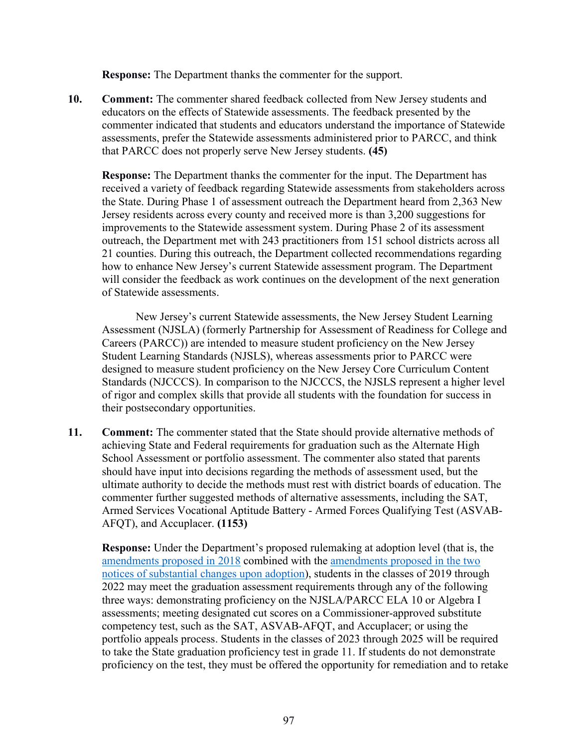**Response:** The Department thanks the commenter for the support.

10. **Comment:** The commenter shared feedback collected from New Jersey students and educators on the effects of Statewide assessments. The feedback presented by the commenter indicated that students and educators understand the importance of Statewide assessments, prefer the Statewide assessments administered prior to PARCC, and think that PARCC does not properly serve New Jersey students. **(45)**

    **Response:** The Department thanks the commenter for the input. The Department has received a variety of feedback regarding Statewide assessments from stakeholders across the State. During Phase 1 of assessment outreach the Department heard from 2,363 New Jersey residents across every county and received more is than 3,200 suggestions for improvements to the Statewide assessment system. During Phase 2 of its assessment outreach, the Department met with 243 practitioners from 151 school districts across all 21 counties. During this outreach, the Department collected recommendations regarding how to enhance New Jersey's current Statewide assessment program. The Department will consider the feedback as work continues on the development of the next generation of Statewide assessments.

    New Jersey's current Statewide assessments, the New Jersey Student Learning Assessment (NJSLA) (formerly Partnership for Assessment of Readiness for College and Careers (PARCC)) are intended to measure student proficiency on the New Jersey Student Learning Standards (NJSLS), whereas assessments prior to PARCC were designed to measure student proficiency on the New Jersey Core Curriculum Content Standards (NJCCCS). In comparison to the NJCCCS, the NJSLS represent a higher level of rigor and complex skills that provide all students with the foundation for success in their postsecondary opportunities.

11. **Comment:** The commenter stated that the State should provide alternative methods of achieving State and Federal requirements for graduation such as the Alternate High School Assessment or portfolio assessment. The commenter also stated that parents should have input into decisions regarding the methods of assessment used, but the ultimate authority to decide the methods must rest with district boards of education. The commenter further suggested methods of alternative assessments, including the SAT, Armed Services Vocational Aptitude Battery - Armed Forces Qualifying Test (ASVAB-AFQT), and Accuplacer. **(1153)**

    **Response:** Under the Department's proposed rulemaking at adoption level (that is, the amendments proposed in 2018 combined with the amendments proposed in the two notices of substantial changes upon adoption), students in the classes of 2019 through 2022 may meet the graduation assessment requirements through any of the following three ways: demonstrating proficiency on the NJSLA/PARCC ELA 10 or Algebra I assessments; meeting designated cut scores on a Commissioner-approved substitute competency test, such as the SAT, ASVAB-AFQT, and Accuplacer; or using the portfolio appeals process. Students in the classes of 2023 through 2025 will be required to take the State graduation proficiency test in grade 11. If students do not demonstrate proficiency on the test, they must be offered the opportunity for remediation and to retake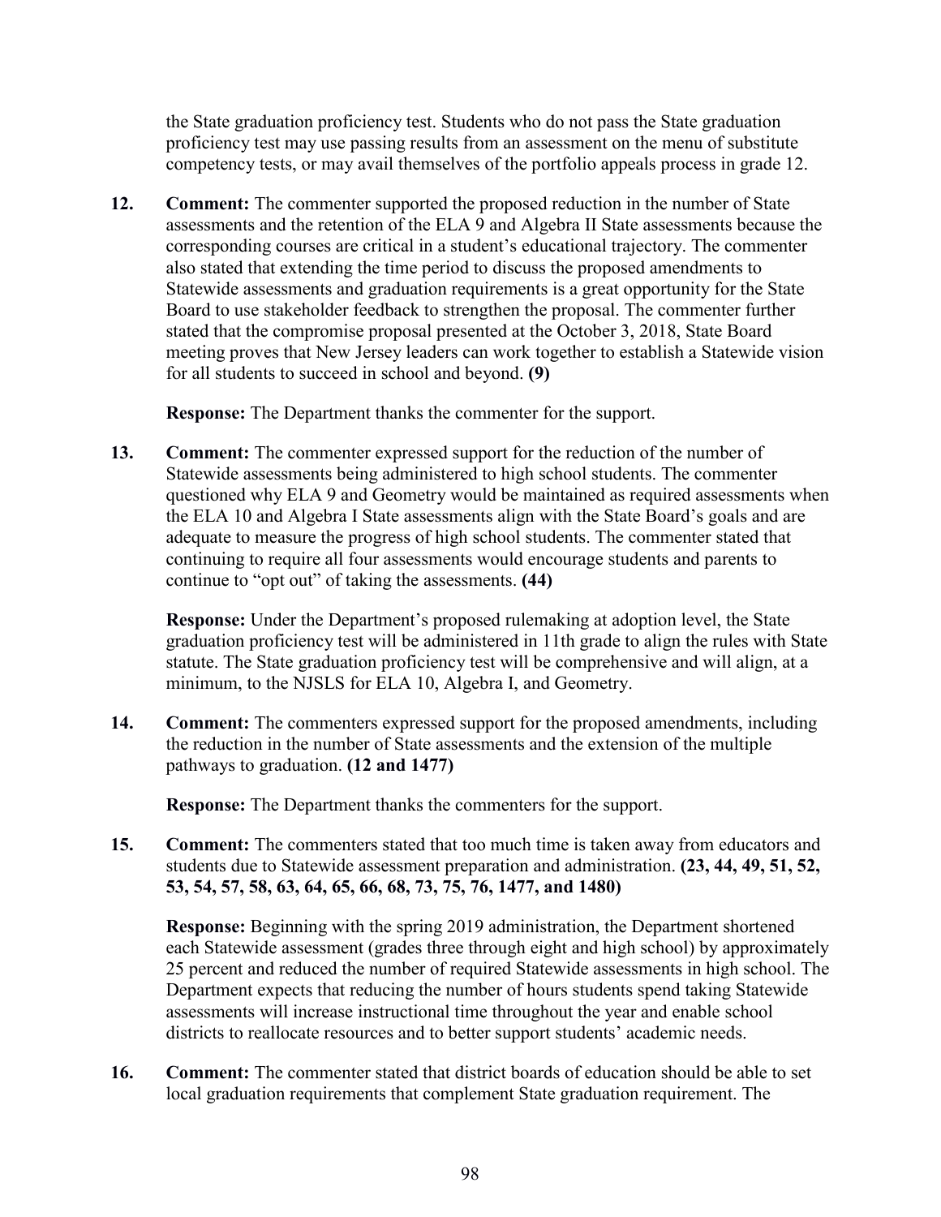the State graduation proficiency test. Students who do not pass the State graduation proficiency test may use passing results from an assessment on the menu of substitute competency tests, or may avail themselves of the portfolio appeals process in grade 12.

12. **Comment:** The commenter supported the proposed reduction in the number of State assessments and the retention of the ELA 9 and Algebra II State assessments because the corresponding courses are critical in a student's educational trajectory. The commenter also stated that extending the time period to discuss the proposed amendments to Statewide assessments and graduation requirements is a great opportunity for the State Board to use stakeholder feedback to strengthen the proposal. The commenter further stated that the compromise proposal presented at the October 3, 2018, State Board meeting proves that New Jersey leaders can work together to establish a Statewide vision for all students to succeed in school and beyond. **(9)**

    **Response:** The Department thanks the commenter for the support.

13. **Comment:** The commenter expressed support for the reduction of the number of Statewide assessments being administered to high school students. The commenter questioned why ELA 9 and Geometry would be maintained as required assessments when the ELA 10 and Algebra I State assessments align with the State Board's goals and are adequate to measure the progress of high school students. The commenter stated that continuing to require all four assessments would encourage students and parents to continue to "opt out" of taking the assessments. **(44)**

    **Response:** Under the Department's proposed rulemaking at adoption level, the State graduation proficiency test will be administered in 11th grade to align the rules with State statute. The State graduation proficiency test will be comprehensive and will align, at a minimum, to the NJSLS for ELA 10, Algebra I, and Geometry.

14. **Comment:** The commenters expressed support for the proposed amendments, including the reduction in the number of State assessments and the extension of the multiple pathways to graduation. **(12 and 1477)**

    **Response:** The Department thanks the commenters for the support.

15. **Comment:** The commenters stated that too much time is taken away from educators and students due to Statewide assessment preparation and administration. **(23, 44, 49, 51, 52, 53, 54, 57, 58, 63, 64, 65, 66, 68, 73, 75, 76, 1477, and 1480)**

    **Response:** Beginning with the spring 2019 administration, the Department shortened each Statewide assessment (grades three through eight and high school) by approximately 25 percent and reduced the number of required Statewide assessments in high school. The Department expects that reducing the number of hours students spend taking Statewide assessments will increase instructional time throughout the year and enable school districts to reallocate resources and to better support students' academic needs.

16. **Comment:** The commenter stated that district boards of education should be able to set local graduation requirements that complement State graduation requirement. The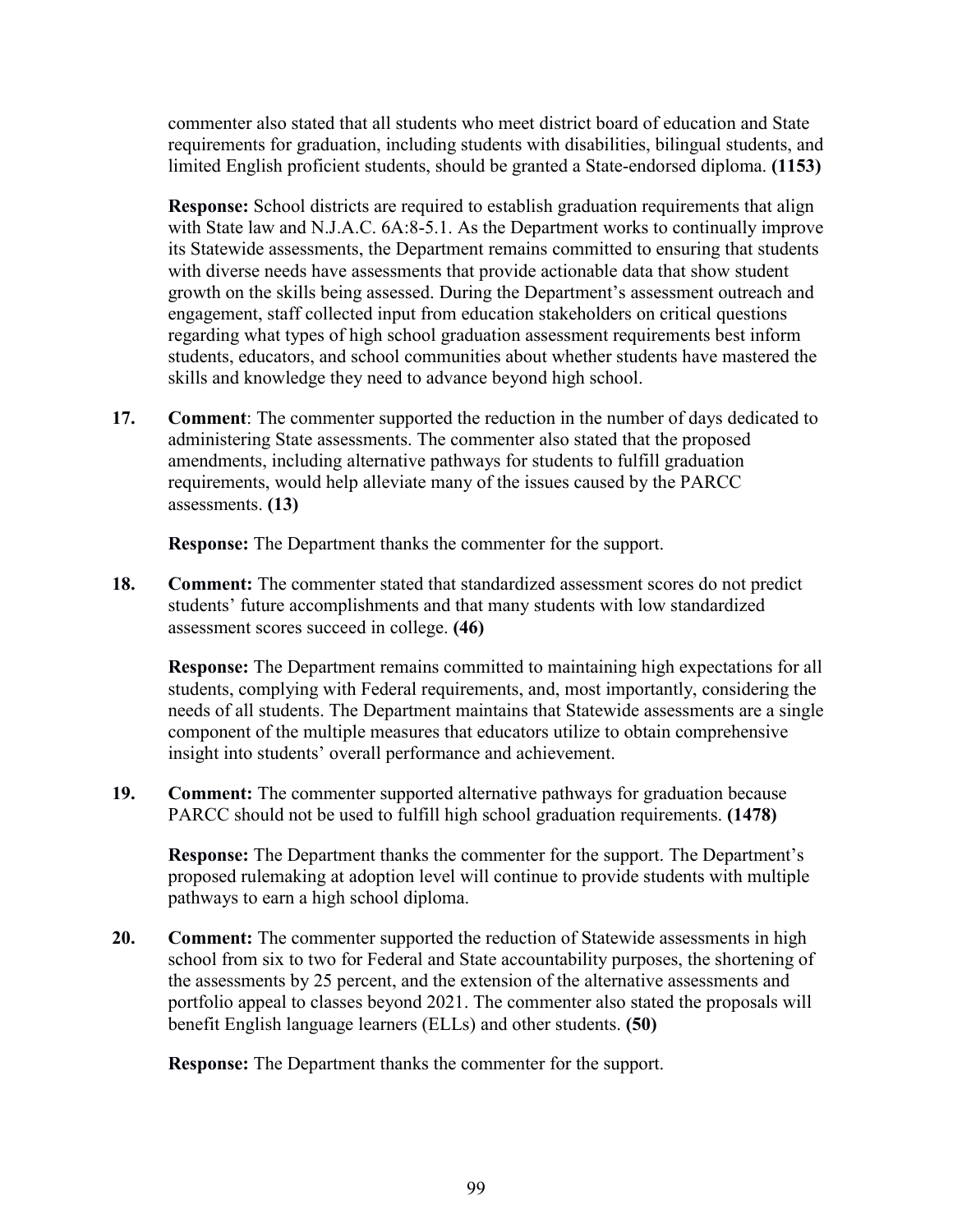commenter also stated that all students who meet district board of education and State requirements for graduation, including students with disabilities, bilingual students, and limited English proficient students, should be granted a State-endorsed diploma. **(1153)**

**Response:** School districts are required to establish graduation requirements that align with State law and N.J.A.C. 6A:8-5.1. As the Department works to continually improve its Statewide assessments, the Department remains committed to ensuring that students with diverse needs have assessments that provide actionable data that show student growth on the skills being assessed. During the Department's assessment outreach and engagement, staff collected input from education stakeholders on critical questions regarding what types of high school graduation assessment requirements best inform students, educators, and school communities about whether students have mastered the skills and knowledge they need to advance beyond high school.

**17.** **Comment**: The commenter supported the reduction in the number of days dedicated to administering State assessments. The commenter also stated that the proposed amendments, including alternative pathways for students to fulfill graduation requirements, would help alleviate many of the issues caused by the PARCC assessments. **(13)**

**Response:** The Department thanks the commenter for the support.

**18.** **Comment:** The commenter stated that standardized assessment scores do not predict students' future accomplishments and that many students with low standardized assessment scores succeed in college. **(46)**

**Response:** The Department remains committed to maintaining high expectations for all students, complying with Federal requirements, and, most importantly, considering the needs of all students. The Department maintains that Statewide assessments are a single component of the multiple measures that educators utilize to obtain comprehensive insight into students' overall performance and achievement.

**19.** **Comment:** The commenter supported alternative pathways for graduation because PARCC should not be used to fulfill high school graduation requirements. **(1478)**

**Response:** The Department thanks the commenter for the support. The Department's proposed rulemaking at adoption level will continue to provide students with multiple pathways to earn a high school diploma.

**20.** **Comment:** The commenter supported the reduction of Statewide assessments in high school from six to two for Federal and State accountability purposes, the shortening of the assessments by 25 percent, and the extension of the alternative assessments and portfolio appeal to classes beyond 2021. The commenter also stated the proposals will benefit English language learners (ELLs) and other students. **(50)**

**Response:** The Department thanks the commenter for the support.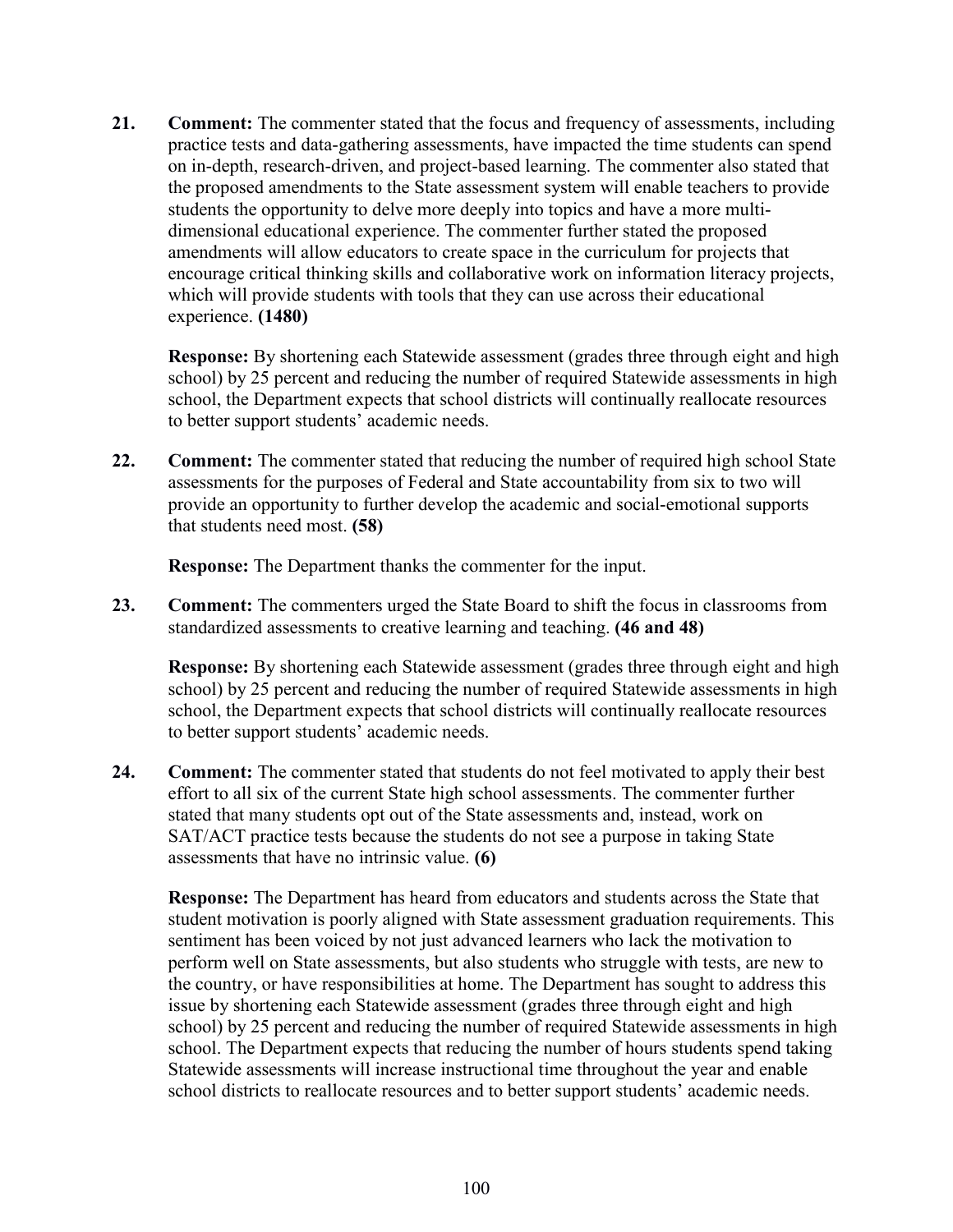21. **Comment:** The commenter stated that the focus and frequency of assessments, including practice tests and data-gathering assessments, have impacted the time students can spend on in-depth, research-driven, and project-based learning. The commenter also stated that the proposed amendments to the State assessment system will enable teachers to provide students the opportunity to delve more deeply into topics and have a more multi-dimensional educational experience. The commenter further stated the proposed amendments will allow educators to create space in the curriculum for projects that encourage critical thinking skills and collaborative work on information literacy projects, which will provide students with tools that they can use across their educational experience. **(1480)**

    **Response:** By shortening each Statewide assessment (grades three through eight and high school) by 25 percent and reducing the number of required Statewide assessments in high school, the Department expects that school districts will continually reallocate resources to better support students' academic needs.

22. **Comment:** The commenter stated that reducing the number of required high school State assessments for the purposes of Federal and State accountability from six to two will provide an opportunity to further develop the academic and social-emotional supports that students need most. **(58)**

    **Response:** The Department thanks the commenter for the input.

23. **Comment:** The commenters urged the State Board to shift the focus in classrooms from standardized assessments to creative learning and teaching. **(46 and 48)**

    **Response:** By shortening each Statewide assessment (grades three through eight and high school) by 25 percent and reducing the number of required Statewide assessments in high school, the Department expects that school districts will continually reallocate resources to better support students' academic needs.

24. **Comment:** The commenter stated that students do not feel motivated to apply their best effort to all six of the current State high school assessments. The commenter further stated that many students opt out of the State assessments and, instead, work on SAT/ACT practice tests because the students do not see a purpose in taking State assessments that have no intrinsic value. **(6)**

    **Response:** The Department has heard from educators and students across the State that student motivation is poorly aligned with State assessment graduation requirements. This sentiment has been voiced by not just advanced learners who lack the motivation to perform well on State assessments, but also students who struggle with tests, are new to the country, or have responsibilities at home. The Department has sought to address this issue by shortening each Statewide assessment (grades three through eight and high school) by 25 percent and reducing the number of required Statewide assessments in high school. The Department expects that reducing the number of hours students spend taking Statewide assessments will increase instructional time throughout the year and enable school districts to reallocate resources and to better support students' academic needs.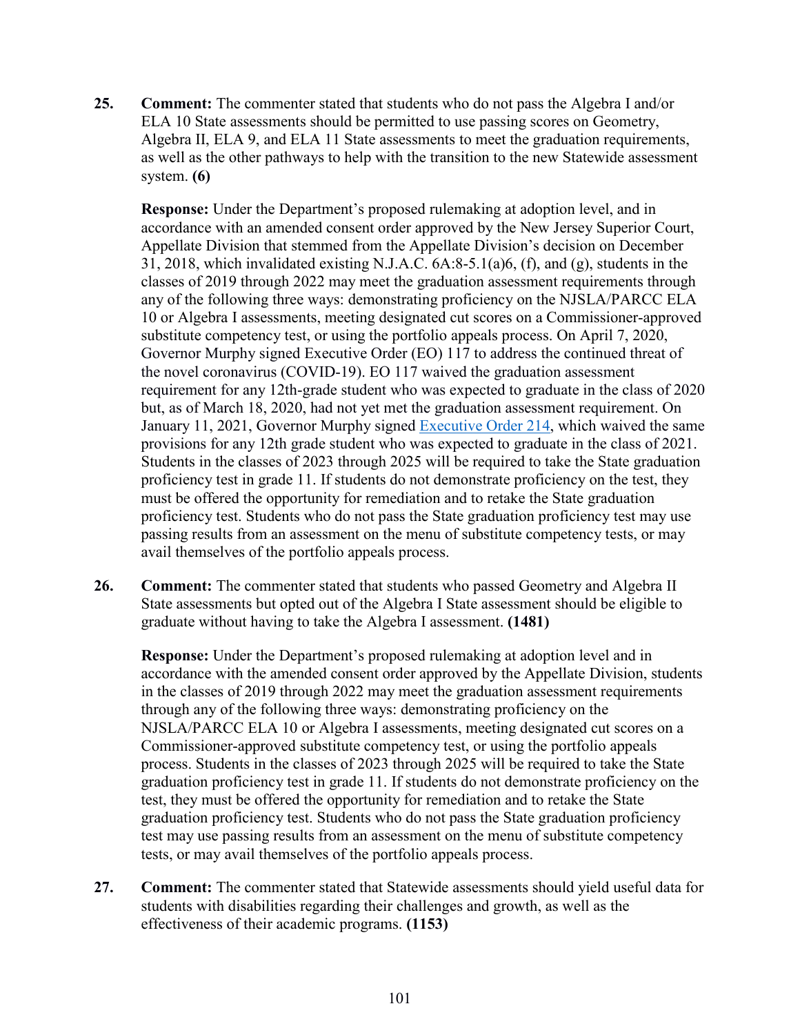25. **Comment:** The commenter stated that students who do not pass the Algebra I and/or ELA 10 State assessments should be permitted to use passing scores on Geometry, Algebra II, ELA 9, and ELA 11 State assessments to meet the graduation requirements, as well as the other pathways to help with the transition to the new Statewide assessment system. **(6)**

    **Response:** Under the Department's proposed rulemaking at adoption level, and in accordance with an amended consent order approved by the New Jersey Superior Court, Appellate Division that stemmed from the Appellate Division's decision on December 31, 2018, which invalidated existing N.J.A.C. 6A:8-5.1(a)6, (f), and (g), students in the classes of 2019 through 2022 may meet the graduation assessment requirements through any of the following three ways: demonstrating proficiency on the NJSLA/PARCC ELA 10 or Algebra I assessments, meeting designated cut scores on a Commissioner-approved substitute competency test, or using the portfolio appeals process. On April 7, 2020, Governor Murphy signed Executive Order (EO) 117 to address the continued threat of the novel coronavirus (COVID-19). EO 117 waived the graduation assessment requirement for any 12th-grade student who was expected to graduate in the class of 2020 but, as of March 18, 2020, had not yet met the graduation assessment requirement. On January 11, 2021, Governor Murphy signed Executive Order 214, which waived the same provisions for any 12th grade student who was expected to graduate in the class of 2021. Students in the classes of 2023 through 2025 will be required to take the State graduation proficiency test in grade 11. If students do not demonstrate proficiency on the test, they must be offered the opportunity for remediation and to retake the State graduation proficiency test. Students who do not pass the State graduation proficiency test may use passing results from an assessment on the menu of substitute competency tests, or may avail themselves of the portfolio appeals process.

26. **Comment:** The commenter stated that students who passed Geometry and Algebra II State assessments but opted out of the Algebra I State assessment should be eligible to graduate without having to take the Algebra I assessment. **(1481)**

    **Response:** Under the Department's proposed rulemaking at adoption level and in accordance with the amended consent order approved by the Appellate Division, students in the classes of 2019 through 2022 may meet the graduation assessment requirements through any of the following three ways: demonstrating proficiency on the NJSLA/PARCC ELA 10 or Algebra I assessments, meeting designated cut scores on a Commissioner-approved substitute competency test, or using the portfolio appeals process. Students in the classes of 2023 through 2025 will be required to take the State graduation proficiency test in grade 11. If students do not demonstrate proficiency on the test, they must be offered the opportunity for remediation and to retake the State graduation proficiency test. Students who do not pass the State graduation proficiency test may use passing results from an assessment on the menu of substitute competency tests, or may avail themselves of the portfolio appeals process.

27. **Comment:** The commenter stated that Statewide assessments should yield useful data for students with disabilities regarding their challenges and growth, as well as the effectiveness of their academic programs. **(1153)**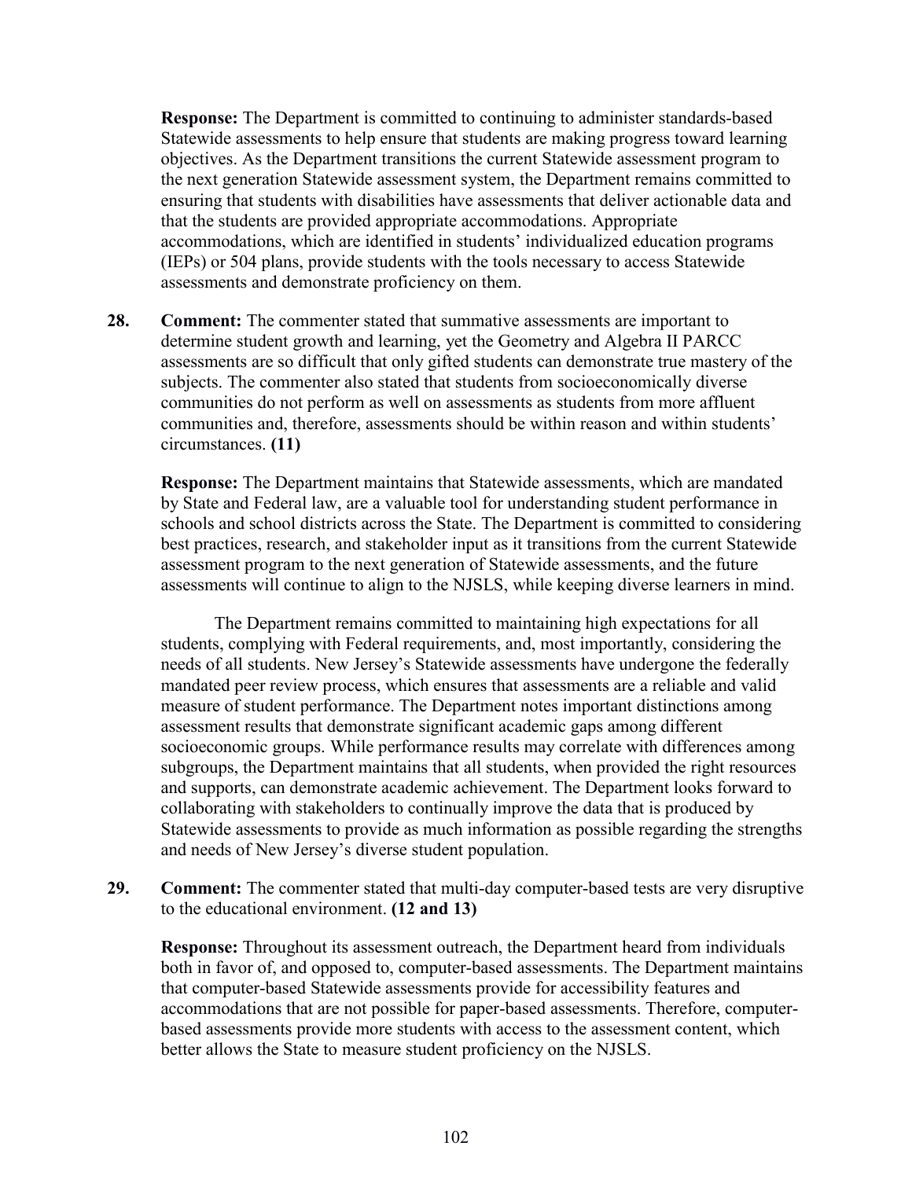**Response:** The Department is committed to continuing to administer standards-based Statewide assessments to help ensure that students are making progress toward learning objectives. As the Department transitions the current Statewide assessment program to the next generation Statewide assessment system, the Department remains committed to ensuring that students with disabilities have assessments that deliver actionable data and that the students are provided appropriate accommodations. Appropriate accommodations, which are identified in students' individualized education programs (IEPs) or 504 plans, provide students with the tools necessary to access Statewide assessments and demonstrate proficiency on them.

**28. Comment:** The commenter stated that summative assessments are important to determine student growth and learning, yet the Geometry and Algebra II PARCC assessments are so difficult that only gifted students can demonstrate true mastery of the subjects. The commenter also stated that students from socioeconomically diverse communities do not perform as well on assessments as students from more affluent communities and, therefore, assessments should be within reason and within students' circumstances. **(11)**

**Response:** The Department maintains that Statewide assessments, which are mandated by State and Federal law, are a valuable tool for understanding student performance in schools and school districts across the State. The Department is committed to considering best practices, research, and stakeholder input as it transitions from the current Statewide assessment program to the next generation of Statewide assessments, and the future assessments will continue to align to the NJSLS, while keeping diverse learners in mind.

The Department remains committed to maintaining high expectations for all students, complying with Federal requirements, and, most importantly, considering the needs of all students. New Jersey's Statewide assessments have undergone the federally mandated peer review process, which ensures that assessments are a reliable and valid measure of student performance. The Department notes important distinctions among assessment results that demonstrate significant academic gaps among different socioeconomic groups. While performance results may correlate with differences among subgroups, the Department maintains that all students, when provided the right resources and supports, can demonstrate academic achievement. The Department looks forward to collaborating with stakeholders to continually improve the data that is produced by Statewide assessments to provide as much information as possible regarding the strengths and needs of New Jersey's diverse student population.

**29. Comment:** The commenter stated that multi-day computer-based tests are very disruptive to the educational environment. **(12 and 13)**

**Response:** Throughout its assessment outreach, the Department heard from individuals both in favor of, and opposed to, computer-based assessments. The Department maintains that computer-based Statewide assessments provide for accessibility features and accommodations that are not possible for paper-based assessments. Therefore, computer-based assessments provide more students with access to the assessment content, which better allows the State to measure student proficiency on the NJSLS.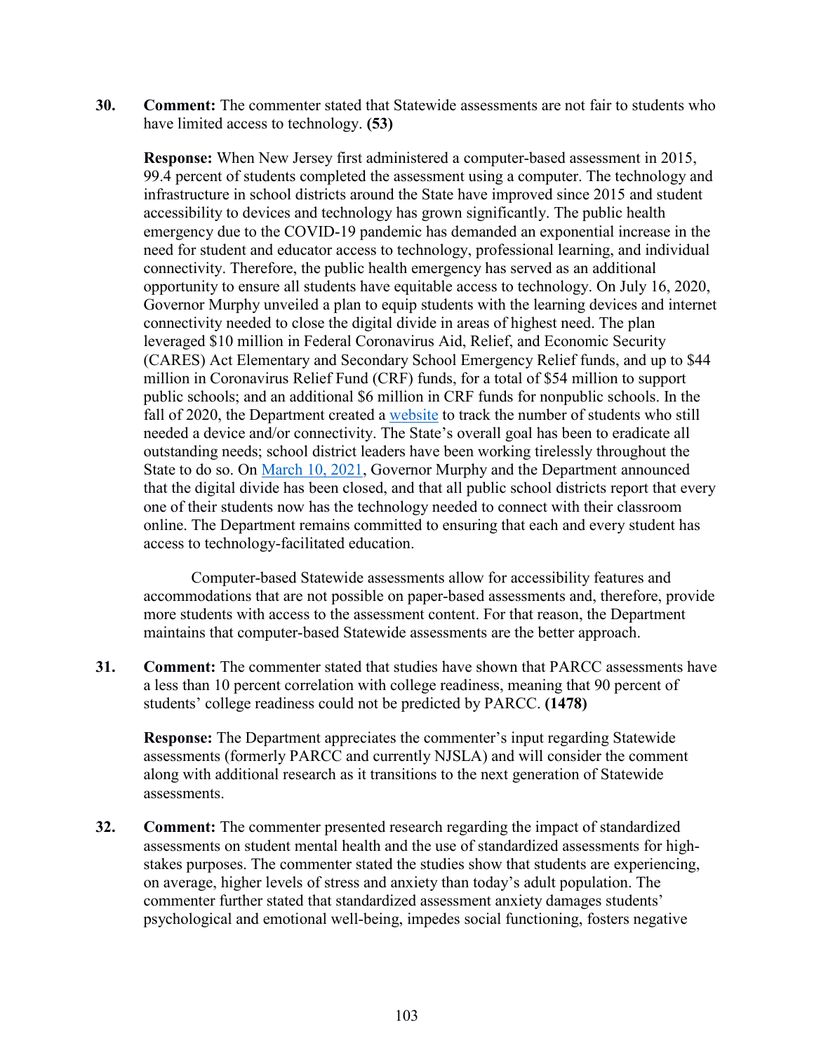**30. Comment:** The commenter stated that Statewide assessments are not fair to students who have limited access to technology. **(53)**

**Response:** When New Jersey first administered a computer-based assessment in 2015, 99.4 percent of students completed the assessment using a computer. The technology and infrastructure in school districts around the State have improved since 2015 and student accessibility to devices and technology has grown significantly. The public health emergency due to the COVID-19 pandemic has demanded an exponential increase in the need for student and educator access to technology, professional learning, and individual connectivity. Therefore, the public health emergency has served as an additional opportunity to ensure all students have equitable access to technology. On July 16, 2020, Governor Murphy unveiled a plan to equip students with the learning devices and internet connectivity needed to close the digital divide in areas of highest need. The plan leveraged $10 million in Federal Coronavirus Aid, Relief, and Economic Security (CARES) Act Elementary and Secondary School Emergency Relief funds, and up to $44 million in Coronavirus Relief Fund (CRF) funds, for a total of $54 million to support public schools; and an additional $6 million in CRF funds for nonpublic schools. In the fall of 2020, the Department created a website to track the number of students who still needed a device and/or connectivity. The State's overall goal has been to eradicate all outstanding needs; school district leaders have been working tirelessly throughout the State to do so. On March 10, 2021, Governor Murphy and the Department announced that the digital divide has been closed, and that all public school districts report that every one of their students now has the technology needed to connect with their classroom online. The Department remains committed to ensuring that each and every student has access to technology-facilitated education.

Computer-based Statewide assessments allow for accessibility features and accommodations that are not possible on paper-based assessments and, therefore, provide more students with access to the assessment content. For that reason, the Department maintains that computer-based Statewide assessments are the better approach.

**31. Comment:** The commenter stated that studies have shown that PARCC assessments have a less than 10 percent correlation with college readiness, meaning that 90 percent of students' college readiness could not be predicted by PARCC. **(1478)**

**Response:** The Department appreciates the commenter's input regarding Statewide assessments (formerly PARCC and currently NJSLA) and will consider the comment along with additional research as it transitions to the next generation of Statewide assessments.

**32. Comment:** The commenter presented research regarding the impact of standardized assessments on student mental health and the use of standardized assessments for high-stakes purposes. The commenter stated the studies show that students are experiencing, on average, higher levels of stress and anxiety than today's adult population. The commenter further stated that standardized assessment anxiety damages students' psychological and emotional well-being, impedes social functioning, fosters negative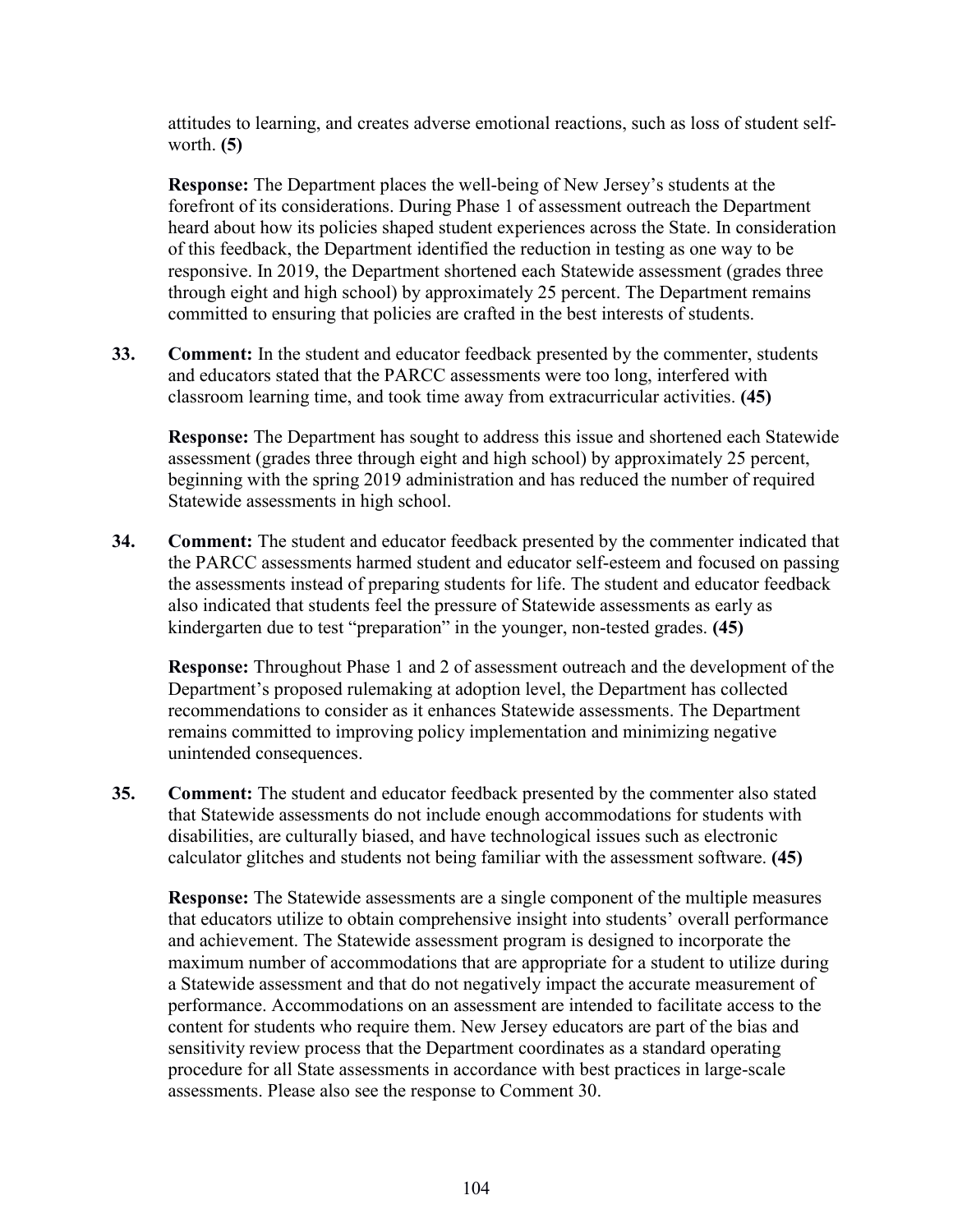attitudes to learning, and creates adverse emotional reactions, such as loss of student self-worth. **(5)**

**Response:** The Department places the well-being of New Jersey's students at the forefront of its considerations. During Phase 1 of assessment outreach the Department heard about how its policies shaped student experiences across the State. In consideration of this feedback, the Department identified the reduction in testing as one way to be responsive. In 2019, the Department shortened each Statewide assessment (grades three through eight and high school) by approximately 25 percent. The Department remains committed to ensuring that policies are crafted in the best interests of students.

**33. Comment:** In the student and educator feedback presented by the commenter, students and educators stated that the PARCC assessments were too long, interfered with classroom learning time, and took time away from extracurricular activities. **(45)**

**Response:** The Department has sought to address this issue and shortened each Statewide assessment (grades three through eight and high school) by approximately 25 percent, beginning with the spring 2019 administration and has reduced the number of required Statewide assessments in high school.

**34. Comment:** The student and educator feedback presented by the commenter indicated that the PARCC assessments harmed student and educator self-esteem and focused on passing the assessments instead of preparing students for life. The student and educator feedback also indicated that students feel the pressure of Statewide assessments as early as kindergarten due to test "preparation" in the younger, non-tested grades. **(45)**

**Response:** Throughout Phase 1 and 2 of assessment outreach and the development of the Department's proposed rulemaking at adoption level, the Department has collected recommendations to consider as it enhances Statewide assessments. The Department remains committed to improving policy implementation and minimizing negative unintended consequences.

**35. Comment:** The student and educator feedback presented by the commenter also stated that Statewide assessments do not include enough accommodations for students with disabilities, are culturally biased, and have technological issues such as electronic calculator glitches and students not being familiar with the assessment software. **(45)**

**Response:** The Statewide assessments are a single component of the multiple measures that educators utilize to obtain comprehensive insight into students' overall performance and achievement. The Statewide assessment program is designed to incorporate the maximum number of accommodations that are appropriate for a student to utilize during a Statewide assessment and that do not negatively impact the accurate measurement of performance. Accommodations on an assessment are intended to facilitate access to the content for students who require them. New Jersey educators are part of the bias and sensitivity review process that the Department coordinates as a standard operating procedure for all State assessments in accordance with best practices in large-scale assessments. Please also see the response to Comment 30.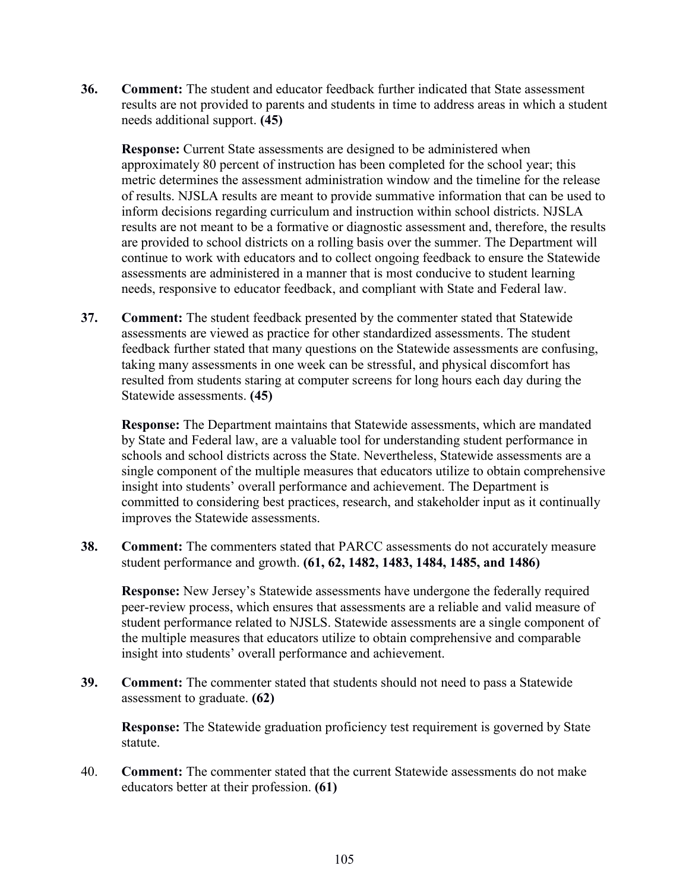36. **Comment:** The student and educator feedback further indicated that State assessment results are not provided to parents and students in time to address areas in which a student needs additional support. **(45)**

    **Response:** Current State assessments are designed to be administered when approximately 80 percent of instruction has been completed for the school year; this metric determines the assessment administration window and the timeline for the release of results. NJSLA results are meant to provide summative information that can be used to inform decisions regarding curriculum and instruction within school districts. NJSLA results are not meant to be a formative or diagnostic assessment and, therefore, the results are provided to school districts on a rolling basis over the summer. The Department will continue to work with educators and to collect ongoing feedback to ensure the Statewide assessments are administered in a manner that is most conducive to student learning needs, responsive to educator feedback, and compliant with State and Federal law.

37. **Comment:** The student feedback presented by the commenter stated that Statewide assessments are viewed as practice for other standardized assessments. The student feedback further stated that many questions on the Statewide assessments are confusing, taking many assessments in one week can be stressful, and physical discomfort has resulted from students staring at computer screens for long hours each day during the Statewide assessments. **(45)**

    **Response:** The Department maintains that Statewide assessments, which are mandated by State and Federal law, are a valuable tool for understanding student performance in schools and school districts across the State. Nevertheless, Statewide assessments are a single component of the multiple measures that educators utilize to obtain comprehensive insight into students' overall performance and achievement. The Department is committed to considering best practices, research, and stakeholder input as it continually improves the Statewide assessments.

38. **Comment:** The commenters stated that PARCC assessments do not accurately measure student performance and growth. **(61, 62, 1482, 1483, 1484, 1485, and 1486)**

    **Response:** New Jersey's Statewide assessments have undergone the federally required peer-review process, which ensures that assessments are a reliable and valid measure of student performance related to NJSLS. Statewide assessments are a single component of the multiple measures that educators utilize to obtain comprehensive and comparable insight into students' overall performance and achievement.

39. **Comment:** The commenter stated that students should not need to pass a Statewide assessment to graduate. **(62)**

    **Response:** The Statewide graduation proficiency test requirement is governed by State statute.

40. **Comment:** The commenter stated that the current Statewide assessments do not make educators better at their profession. **(61)**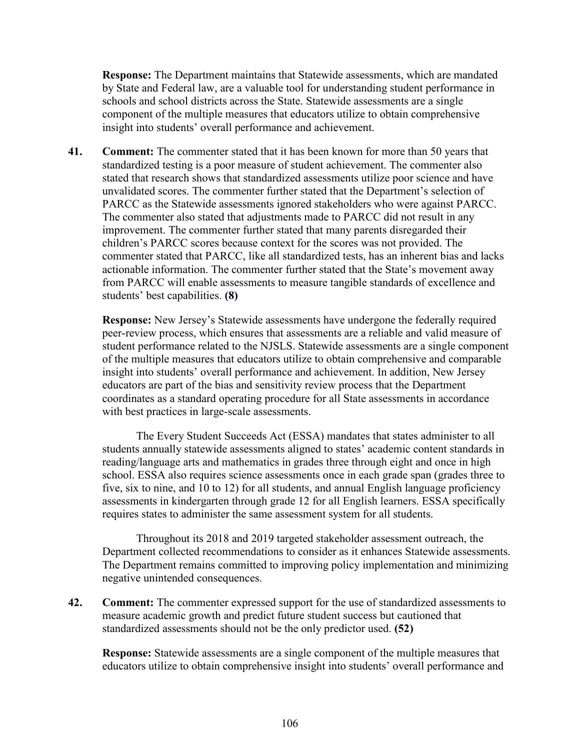**Response:** The Department maintains that Statewide assessments, which are mandated by State and Federal law, are a valuable tool for understanding student performance in schools and school districts across the State. Statewide assessments are a single component of the multiple measures that educators utilize to obtain comprehensive insight into students' overall performance and achievement.

41. **Comment:** The commenter stated that it has been known for more than 50 years that standardized testing is a poor measure of student achievement. The commenter also stated that research shows that standardized assessments utilize poor science and have unvalidated scores. The commenter further stated that the Department's selection of PARCC as the Statewide assessments ignored stakeholders who were against PARCC. The commenter also stated that adjustments made to PARCC did not result in any improvement. The commenter further stated that many parents disregarded their children's PARCC scores because context for the scores was not provided. The commenter stated that PARCC, like all standardized tests, has an inherent bias and lacks actionable information. The commenter further stated that the State's movement away from PARCC will enable assessments to measure tangible standards of excellence and students' best capabilities. **(8)**

    **Response:** New Jersey's Statewide assessments have undergone the federally required peer-review process, which ensures that assessments are a reliable and valid measure of student performance related to the NJSLS. Statewide assessments are a single component of the multiple measures that educators utilize to obtain comprehensive and comparable insight into students' overall performance and achievement. In addition, New Jersey educators are part of the bias and sensitivity review process that the Department coordinates as a standard operating procedure for all State assessments in accordance with best practices in large-scale assessments.

    The Every Student Succeeds Act (ESSA) mandates that states administer to all students annually statewide assessments aligned to states' academic content standards in reading/language arts and mathematics in grades three through eight and once in high school. ESSA also requires science assessments once in each grade span (grades three to five, six to nine, and 10 to 12) for all students, and annual English language proficiency assessments in kindergarten through grade 12 for all English learners. ESSA specifically requires states to administer the same assessment system for all students.

    Throughout its 2018 and 2019 targeted stakeholder assessment outreach, the Department collected recommendations to consider as it enhances Statewide assessments. The Department remains committed to improving policy implementation and minimizing negative unintended consequences.

42. **Comment:** The commenter expressed support for the use of standardized assessments to measure academic growth and predict future student success but cautioned that standardized assessments should not be the only predictor used. **(52)**

    **Response:** Statewide assessments are a single component of the multiple measures that educators utilize to obtain comprehensive insight into students' overall performance and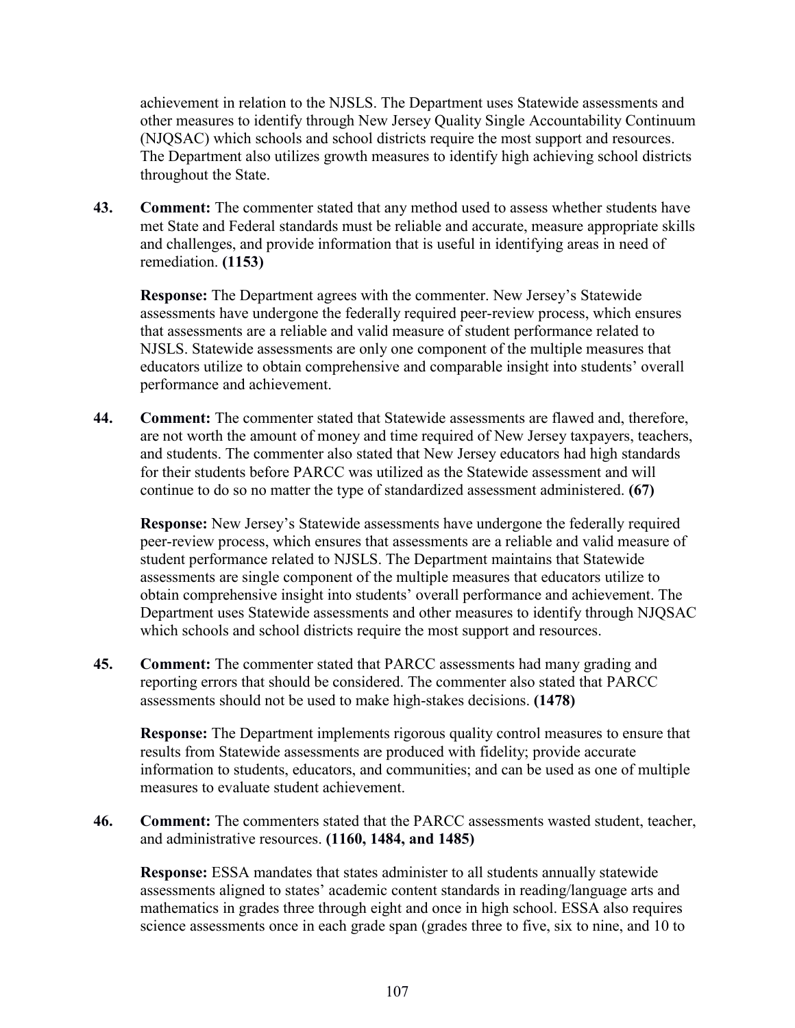achievement in relation to the NJSLS. The Department uses Statewide assessments and other measures to identify through New Jersey Quality Single Accountability Continuum (NJQSAC) which schools and school districts require the most support and resources. The Department also utilizes growth measures to identify high achieving school districts throughout the State.

43. **Comment:** The commenter stated that any method used to assess whether students have met State and Federal standards must be reliable and accurate, measure appropriate skills and challenges, and provide information that is useful in identifying areas in need of remediation. **(1153)**

    **Response:** The Department agrees with the commenter. New Jersey's Statewide assessments have undergone the federally required peer-review process, which ensures that assessments are a reliable and valid measure of student performance related to NJSLS. Statewide assessments are only one component of the multiple measures that educators utilize to obtain comprehensive and comparable insight into students' overall performance and achievement.

44. **Comment:** The commenter stated that Statewide assessments are flawed and, therefore, are not worth the amount of money and time required of New Jersey taxpayers, teachers, and students. The commenter also stated that New Jersey educators had high standards for their students before PARCC was utilized as the Statewide assessment and will continue to do so no matter the type of standardized assessment administered. **(67)**

    **Response:** New Jersey's Statewide assessments have undergone the federally required peer-review process, which ensures that assessments are a reliable and valid measure of student performance related to NJSLS. The Department maintains that Statewide assessments are single component of the multiple measures that educators utilize to obtain comprehensive insight into students' overall performance and achievement. The Department uses Statewide assessments and other measures to identify through NJQSAC which schools and school districts require the most support and resources.

45. **Comment:** The commenter stated that PARCC assessments had many grading and reporting errors that should be considered. The commenter also stated that PARCC assessments should not be used to make high-stakes decisions. **(1478)**

    **Response:** The Department implements rigorous quality control measures to ensure that results from Statewide assessments are produced with fidelity; provide accurate information to students, educators, and communities; and can be used as one of multiple measures to evaluate student achievement.

46. **Comment:** The commenters stated that the PARCC assessments wasted student, teacher, and administrative resources. **(1160, 1484, and 1485)**

    **Response:** ESSA mandates that states administer to all students annually statewide assessments aligned to states' academic content standards in reading/language arts and mathematics in grades three through eight and once in high school. ESSA also requires science assessments once in each grade span (grades three to five, six to nine, and 10 to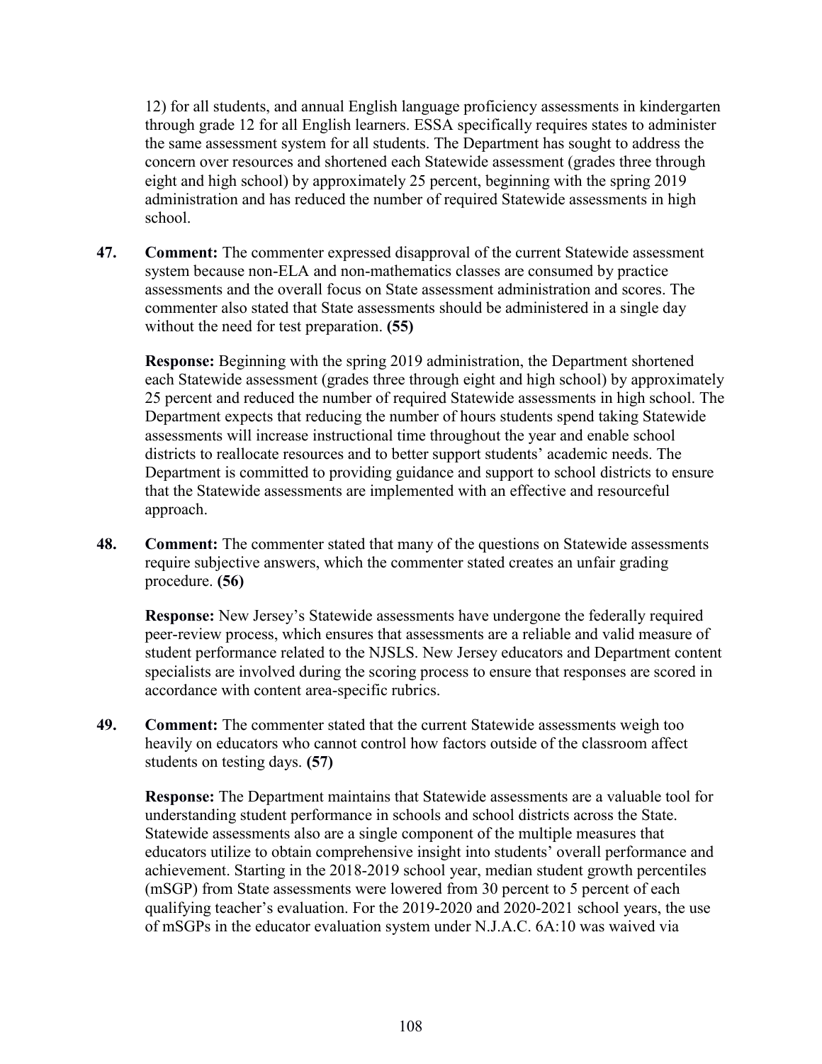12) for all students, and annual English language proficiency assessments in kindergarten through grade 12 for all English learners. ESSA specifically requires states to administer the same assessment system for all students. The Department has sought to address the concern over resources and shortened each Statewide assessment (grades three through eight and high school) by approximately 25 percent, beginning with the spring 2019 administration and has reduced the number of required Statewide assessments in high school.

**47. Comment:** The commenter expressed disapproval of the current Statewide assessment system because non-ELA and non-mathematics classes are consumed by practice assessments and the overall focus on State assessment administration and scores. The commenter also stated that State assessments should be administered in a single day without the need for test preparation. **(55)**

**Response:** Beginning with the spring 2019 administration, the Department shortened each Statewide assessment (grades three through eight and high school) by approximately 25 percent and reduced the number of required Statewide assessments in high school. The Department expects that reducing the number of hours students spend taking Statewide assessments will increase instructional time throughout the year and enable school districts to reallocate resources and to better support students' academic needs. The Department is committed to providing guidance and support to school districts to ensure that the Statewide assessments are implemented with an effective and resourceful approach.

**48. Comment:** The commenter stated that many of the questions on Statewide assessments require subjective answers, which the commenter stated creates an unfair grading procedure. **(56)**

**Response:** New Jersey's Statewide assessments have undergone the federally required peer-review process, which ensures that assessments are a reliable and valid measure of student performance related to the NJSLS. New Jersey educators and Department content specialists are involved during the scoring process to ensure that responses are scored in accordance with content area-specific rubrics.

**49. Comment:** The commenter stated that the current Statewide assessments weigh too heavily on educators who cannot control how factors outside of the classroom affect students on testing days. **(57)**

**Response:** The Department maintains that Statewide assessments are a valuable tool for understanding student performance in schools and school districts across the State. Statewide assessments also are a single component of the multiple measures that educators utilize to obtain comprehensive insight into students' overall performance and achievement. Starting in the 2018-2019 school year, median student growth percentiles (mSGP) from State assessments were lowered from 30 percent to 5 percent of each qualifying teacher's evaluation. For the 2019-2020 and 2020-2021 school years, the use of mSGPs in the educator evaluation system under N.J.A.C. 6A:10 was waived via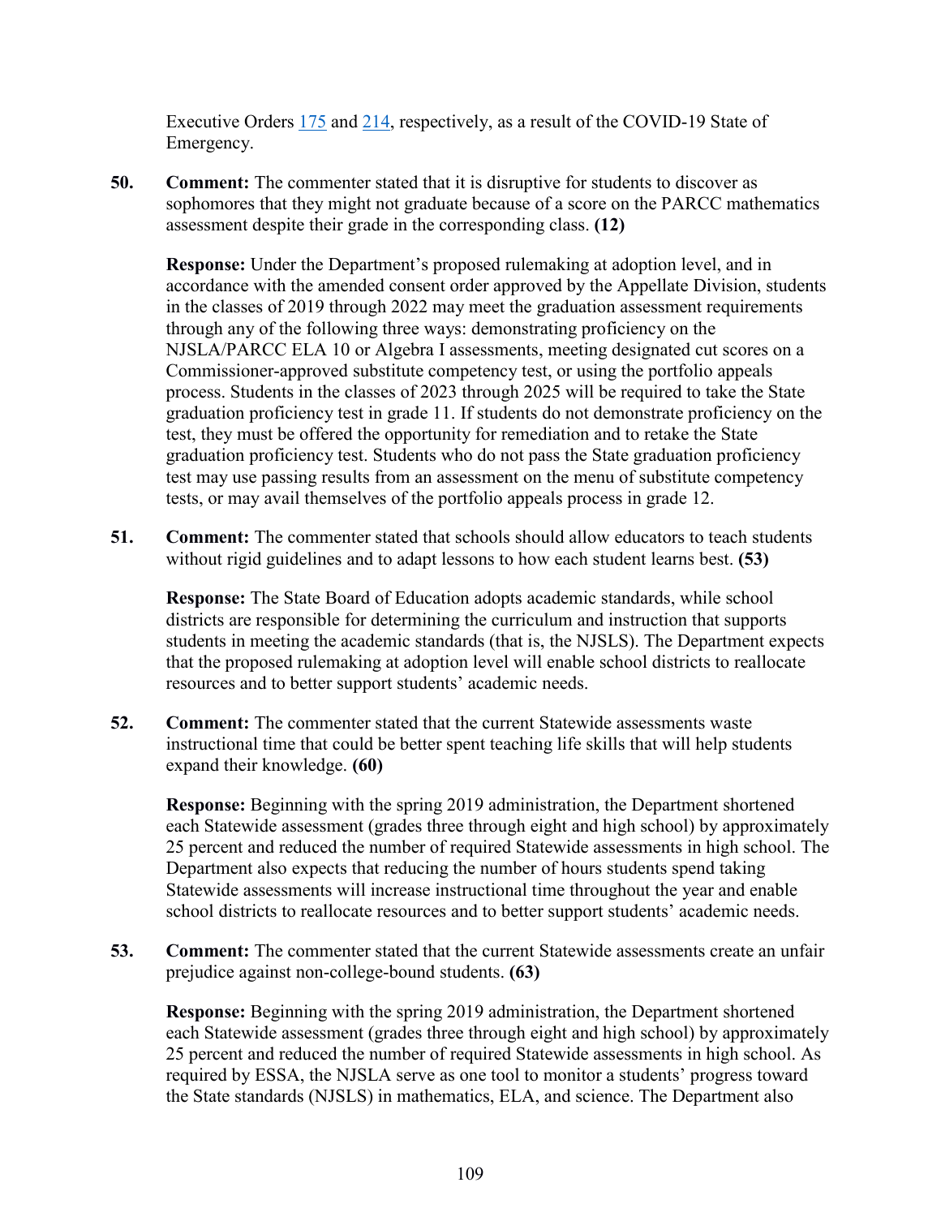Executive Orders 175 and 214, respectively, as a result of the COVID-19 State of Emergency.

50. **Comment:** The commenter stated that it is disruptive for students to discover as sophomores that they might not graduate because of a score on the PARCC mathematics assessment despite their grade in the corresponding class. **(12)**

    **Response:** Under the Department's proposed rulemaking at adoption level, and in accordance with the amended consent order approved by the Appellate Division, students in the classes of 2019 through 2022 may meet the graduation assessment requirements through any of the following three ways: demonstrating proficiency on the NJSLA/PARCC ELA 10 or Algebra I assessments, meeting designated cut scores on a Commissioner-approved substitute competency test, or using the portfolio appeals process. Students in the classes of 2023 through 2025 will be required to take the State graduation proficiency test in grade 11. If students do not demonstrate proficiency on the test, they must be offered the opportunity for remediation and to retake the State graduation proficiency test. Students who do not pass the State graduation proficiency test may use passing results from an assessment on the menu of substitute competency tests, or may avail themselves of the portfolio appeals process in grade 12.

51. **Comment:** The commenter stated that schools should allow educators to teach students without rigid guidelines and to adapt lessons to how each student learns best. **(53)**

    **Response:** The State Board of Education adopts academic standards, while school districts are responsible for determining the curriculum and instruction that supports students in meeting the academic standards (that is, the NJSLS). The Department expects that the proposed rulemaking at adoption level will enable school districts to reallocate resources and to better support students' academic needs.

52. **Comment:** The commenter stated that the current Statewide assessments waste instructional time that could be better spent teaching life skills that will help students expand their knowledge. **(60)**

    **Response:** Beginning with the spring 2019 administration, the Department shortened each Statewide assessment (grades three through eight and high school) by approximately 25 percent and reduced the number of required Statewide assessments in high school. The Department also expects that reducing the number of hours students spend taking Statewide assessments will increase instructional time throughout the year and enable school districts to reallocate resources and to better support students' academic needs.

53. **Comment:** The commenter stated that the current Statewide assessments create an unfair prejudice against non-college-bound students. **(63)**

    **Response:** Beginning with the spring 2019 administration, the Department shortened each Statewide assessment (grades three through eight and high school) by approximately 25 percent and reduced the number of required Statewide assessments in high school. As required by ESSA, the NJSLA serve as one tool to monitor a students' progress toward the State standards (NJSLS) in mathematics, ELA, and science. The Department also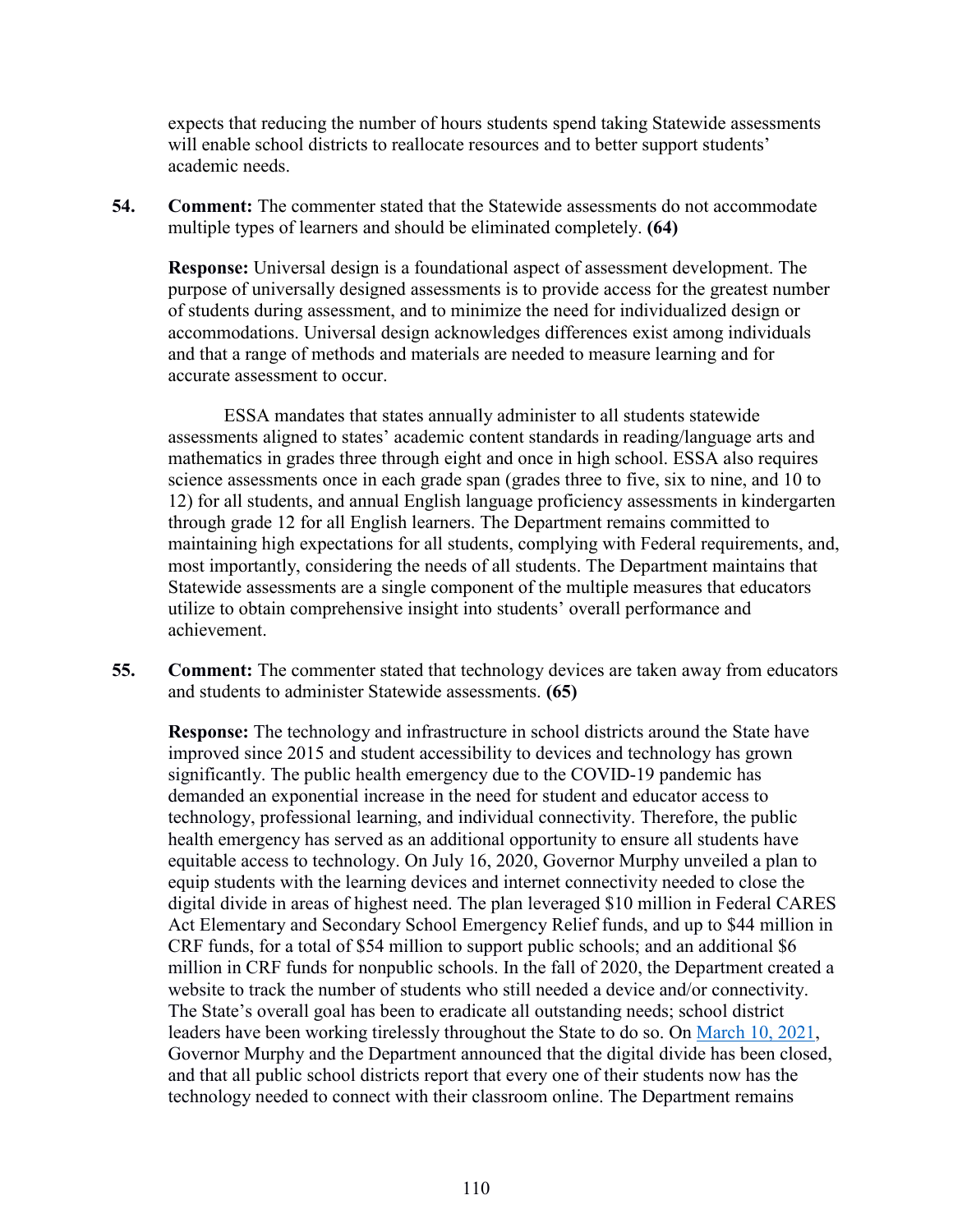expects that reducing the number of hours students spend taking Statewide assessments will enable school districts to reallocate resources and to better support students' academic needs.

54. **Comment:** The commenter stated that the Statewide assessments do not accommodate multiple types of learners and should be eliminated completely. **(64)**

**Response:** Universal design is a foundational aspect of assessment development. The purpose of universally designed assessments is to provide access for the greatest number of students during assessment, and to minimize the need for individualized design or accommodations. Universal design acknowledges differences exist among individuals and that a range of methods and materials are needed to measure learning and for accurate assessment to occur.

ESSA mandates that states annually administer to all students statewide assessments aligned to states' academic content standards in reading/language arts and mathematics in grades three through eight and once in high school. ESSA also requires science assessments once in each grade span (grades three to five, six to nine, and 10 to 12) for all students, and annual English language proficiency assessments in kindergarten through grade 12 for all English learners. The Department remains committed to maintaining high expectations for all students, complying with Federal requirements, and, most importantly, considering the needs of all students. The Department maintains that Statewide assessments are a single component of the multiple measures that educators utilize to obtain comprehensive insight into students' overall performance and achievement.

55. **Comment:** The commenter stated that technology devices are taken away from educators and students to administer Statewide assessments. **(65)**

**Response:** The technology and infrastructure in school districts around the State have improved since 2015 and student accessibility to devices and technology has grown significantly. The public health emergency due to the COVID-19 pandemic has demanded an exponential increase in the need for student and educator access to technology, professional learning, and individual connectivity. Therefore, the public health emergency has served as an additional opportunity to ensure all students have equitable access to technology. On July 16, 2020, Governor Murphy unveiled a plan to equip students with the learning devices and internet connectivity needed to close the digital divide in areas of highest need. The plan leveraged $10 million in Federal CARES Act Elementary and Secondary School Emergency Relief funds, and up to $44 million in CRF funds, for a total of $54 million to support public schools; and an additional $6 million in CRF funds for nonpublic schools. In the fall of 2020, the Department created a website to track the number of students who still needed a device and/or connectivity. The State's overall goal has been to eradicate all outstanding needs; school district leaders have been working tirelessly throughout the State to do so. On March 10, 2021, Governor Murphy and the Department announced that the digital divide has been closed, and that all public school districts report that every one of their students now has the technology needed to connect with their classroom online. The Department remains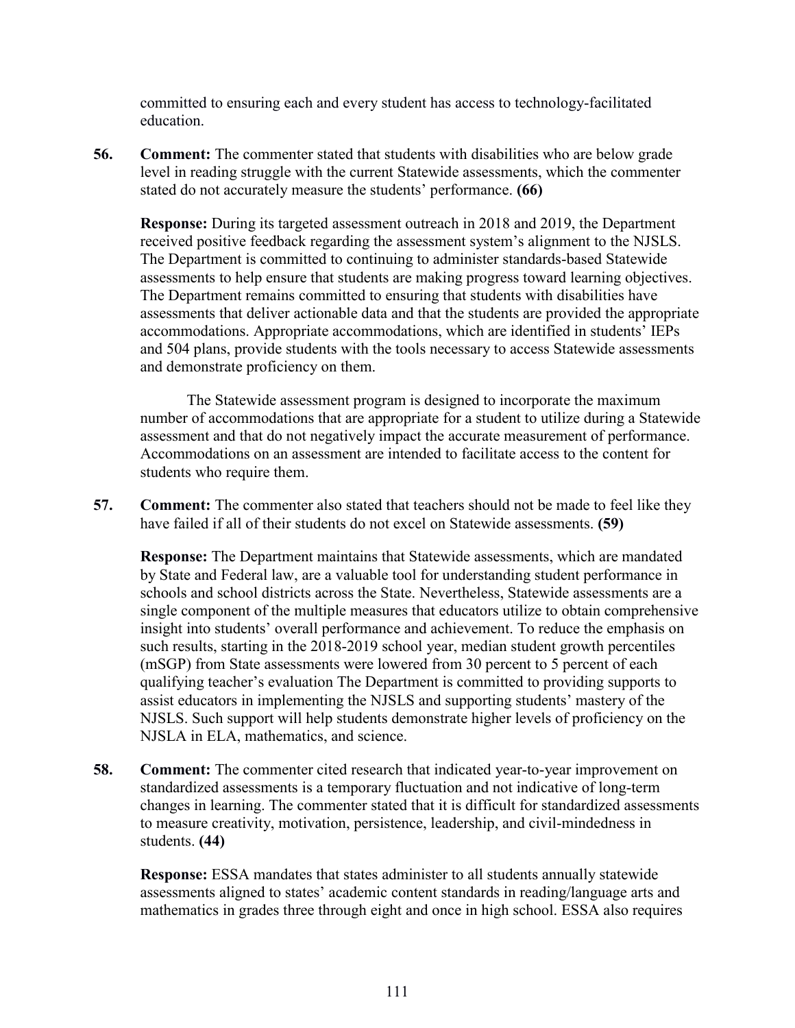committed to ensuring each and every student has access to technology-facilitated education.

**56. Comment:** The commenter stated that students with disabilities who are below grade level in reading struggle with the current Statewide assessments, which the commenter stated do not accurately measure the students' performance. **(66)**

**Response:** During its targeted assessment outreach in 2018 and 2019, the Department received positive feedback regarding the assessment system's alignment to the NJSLS. The Department is committed to continuing to administer standards-based Statewide assessments to help ensure that students are making progress toward learning objectives. The Department remains committed to ensuring that students with disabilities have assessments that deliver actionable data and that the students are provided the appropriate accommodations. Appropriate accommodations, which are identified in students' IEPs and 504 plans, provide students with the tools necessary to access Statewide assessments and demonstrate proficiency on them.

The Statewide assessment program is designed to incorporate the maximum number of accommodations that are appropriate for a student to utilize during a Statewide assessment and that do not negatively impact the accurate measurement of performance. Accommodations on an assessment are intended to facilitate access to the content for students who require them.

**57. Comment:** The commenter also stated that teachers should not be made to feel like they have failed if all of their students do not excel on Statewide assessments. **(59)**

**Response:** The Department maintains that Statewide assessments, which are mandated by State and Federal law, are a valuable tool for understanding student performance in schools and school districts across the State. Nevertheless, Statewide assessments are a single component of the multiple measures that educators utilize to obtain comprehensive insight into students' overall performance and achievement. To reduce the emphasis on such results, starting in the 2018-2019 school year, median student growth percentiles (mSGP) from State assessments were lowered from 30 percent to 5 percent of each qualifying teacher's evaluation The Department is committed to providing supports to assist educators in implementing the NJSLS and supporting students' mastery of the NJSLS. Such support will help students demonstrate higher levels of proficiency on the NJSLA in ELA, mathematics, and science.

**58. Comment:** The commenter cited research that indicated year-to-year improvement on standardized assessments is a temporary fluctuation and not indicative of long-term changes in learning. The commenter stated that it is difficult for standardized assessments to measure creativity, motivation, persistence, leadership, and civil-mindedness in students. **(44)**

**Response:** ESSA mandates that states administer to all students annually statewide assessments aligned to states' academic content standards in reading/language arts and mathematics in grades three through eight and once in high school. ESSA also requires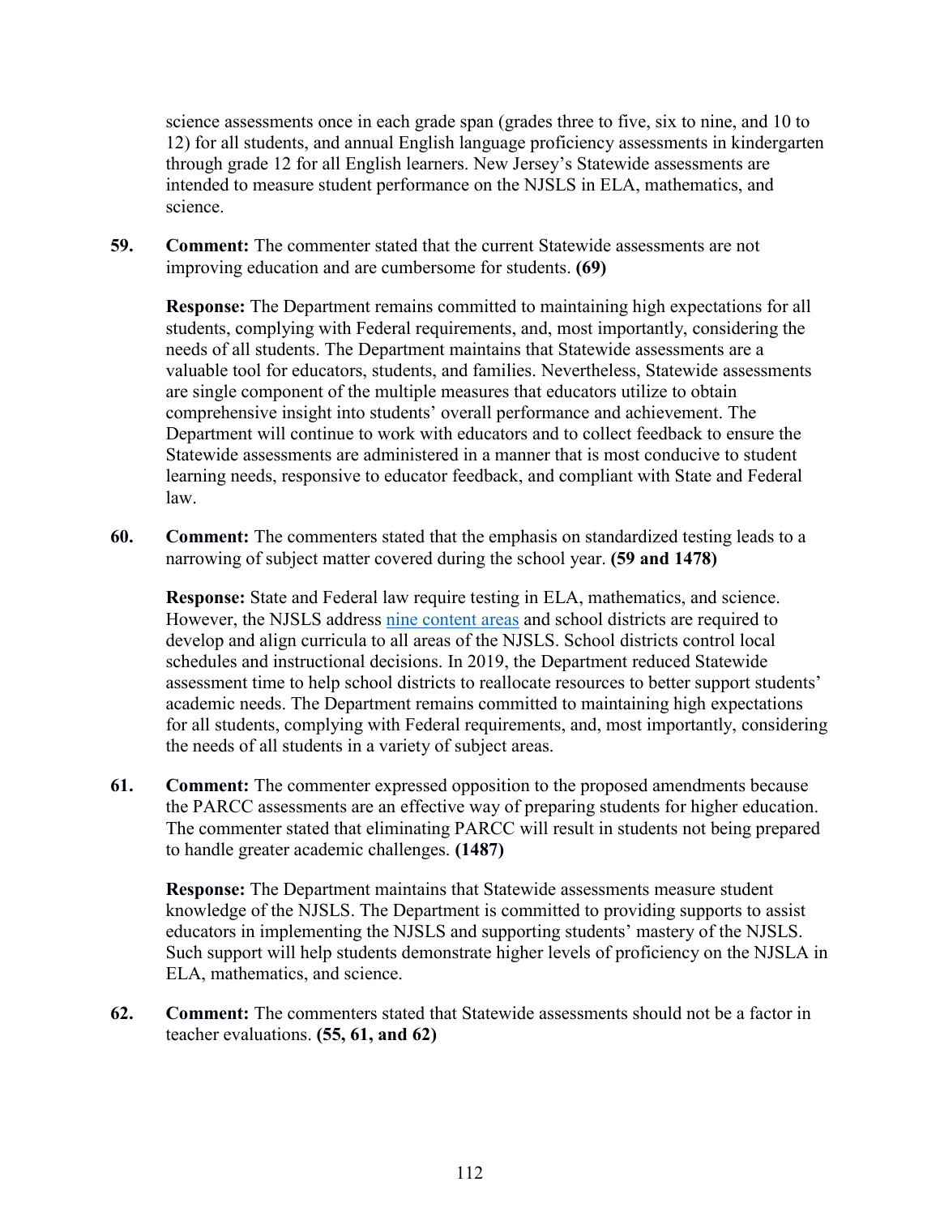science assessments once in each grade span (grades three to five, six to nine, and 10 to 12) for all students, and annual English language proficiency assessments in kindergarten through grade 12 for all English learners. New Jersey's Statewide assessments are intended to measure student performance on the NJSLS in ELA, mathematics, and science.

59. **Comment:** The commenter stated that the current Statewide assessments are not improving education and are cumbersome for students. **(69)**

    **Response:** The Department remains committed to maintaining high expectations for all students, complying with Federal requirements, and, most importantly, considering the needs of all students. The Department maintains that Statewide assessments are a valuable tool for educators, students, and families. Nevertheless, Statewide assessments are single component of the multiple measures that educators utilize to obtain comprehensive insight into students' overall performance and achievement. The Department will continue to work with educators and to collect feedback to ensure the Statewide assessments are administered in a manner that is most conducive to student learning needs, responsive to educator feedback, and compliant with State and Federal law.

60. **Comment:** The commenters stated that the emphasis on standardized testing leads to a narrowing of subject matter covered during the school year. **(59 and 1478)**

    **Response:** State and Federal law require testing in ELA, mathematics, and science. However, the NJSLS address nine content areas and school districts are required to develop and align curricula to all areas of the NJSLS. School districts control local schedules and instructional decisions. In 2019, the Department reduced Statewide assessment time to help school districts to reallocate resources to better support students' academic needs. The Department remains committed to maintaining high expectations for all students, complying with Federal requirements, and, most importantly, considering the needs of all students in a variety of subject areas.

61. **Comment:** The commenter expressed opposition to the proposed amendments because the PARCC assessments are an effective way of preparing students for higher education. The commenter stated that eliminating PARCC will result in students not being prepared to handle greater academic challenges. **(1487)**

    **Response:** The Department maintains that Statewide assessments measure student knowledge of the NJSLS. The Department is committed to providing supports to assist educators in implementing the NJSLS and supporting students' mastery of the NJSLS. Such support will help students demonstrate higher levels of proficiency on the NJSLA in ELA, mathematics, and science.

62. **Comment:** The commenters stated that Statewide assessments should not be a factor in teacher evaluations. **(55, 61, and 62)**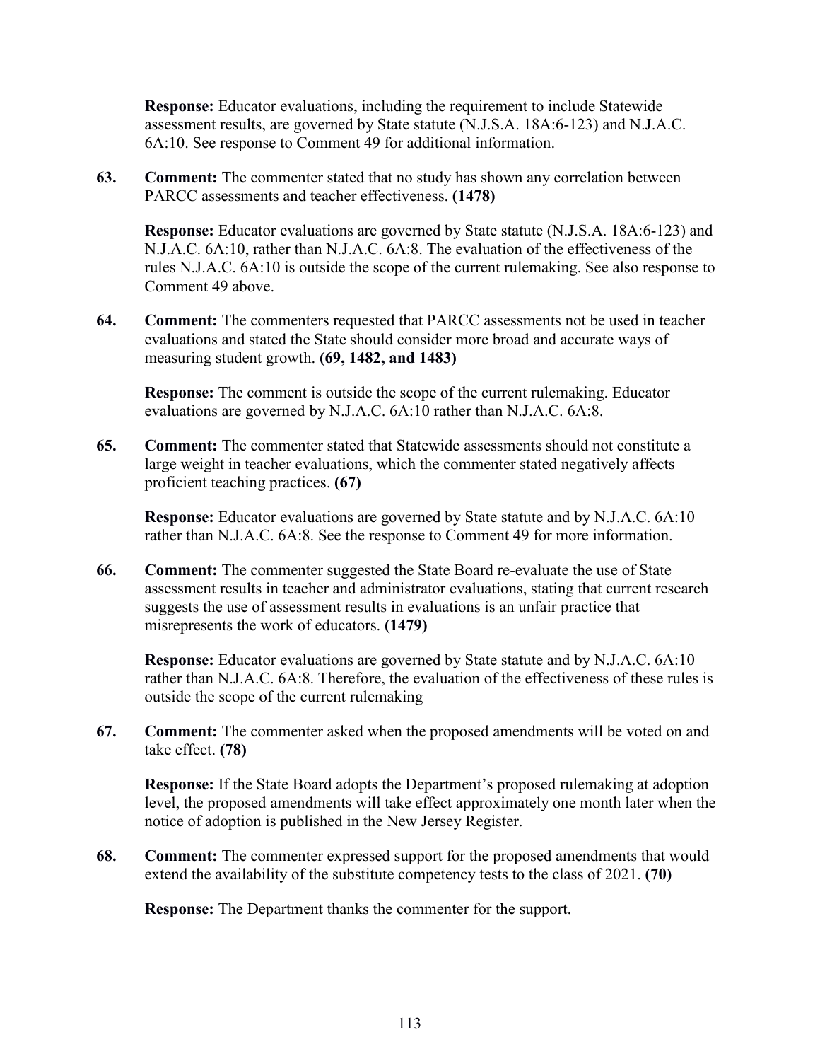**Response:** Educator evaluations, including the requirement to include Statewide assessment results, are governed by State statute (N.J.S.A. 18A:6-123) and N.J.A.C. 6A:10. See response to Comment 49 for additional information.

63. **Comment:** The commenter stated that no study has shown any correlation between PARCC assessments and teacher effectiveness. **(1478)**

    **Response:** Educator evaluations are governed by State statute (N.J.S.A. 18A:6-123) and N.J.A.C. 6A:10, rather than N.J.A.C. 6A:8. The evaluation of the effectiveness of the rules N.J.A.C. 6A:10 is outside the scope of the current rulemaking. See also response to Comment 49 above.

64. **Comment:** The commenters requested that PARCC assessments not be used in teacher evaluations and stated the State should consider more broad and accurate ways of measuring student growth. **(69, 1482, and 1483)**

    **Response:** The comment is outside the scope of the current rulemaking. Educator evaluations are governed by N.J.A.C. 6A:10 rather than N.J.A.C. 6A:8.

65. **Comment:** The commenter stated that Statewide assessments should not constitute a large weight in teacher evaluations, which the commenter stated negatively affects proficient teaching practices. **(67)**

    **Response:** Educator evaluations are governed by State statute and by N.J.A.C. 6A:10 rather than N.J.A.C. 6A:8. See the response to Comment 49 for more information.

66. **Comment:** The commenter suggested the State Board re-evaluate the use of State assessment results in teacher and administrator evaluations, stating that current research suggests the use of assessment results in evaluations is an unfair practice that misrepresents the work of educators. **(1479)**

    **Response:** Educator evaluations are governed by State statute and by N.J.A.C. 6A:10 rather than N.J.A.C. 6A:8. Therefore, the evaluation of the effectiveness of these rules is outside the scope of the current rulemaking

67. **Comment:** The commenter asked when the proposed amendments will be voted on and take effect. **(78)**

    **Response:** If the State Board adopts the Department's proposed rulemaking at adoption level, the proposed amendments will take effect approximately one month later when the notice of adoption is published in the New Jersey Register.

68. **Comment:** The commenter expressed support for the proposed amendments that would extend the availability of the substitute competency tests to the class of 2021. **(70)**

    **Response:** The Department thanks the commenter for the support.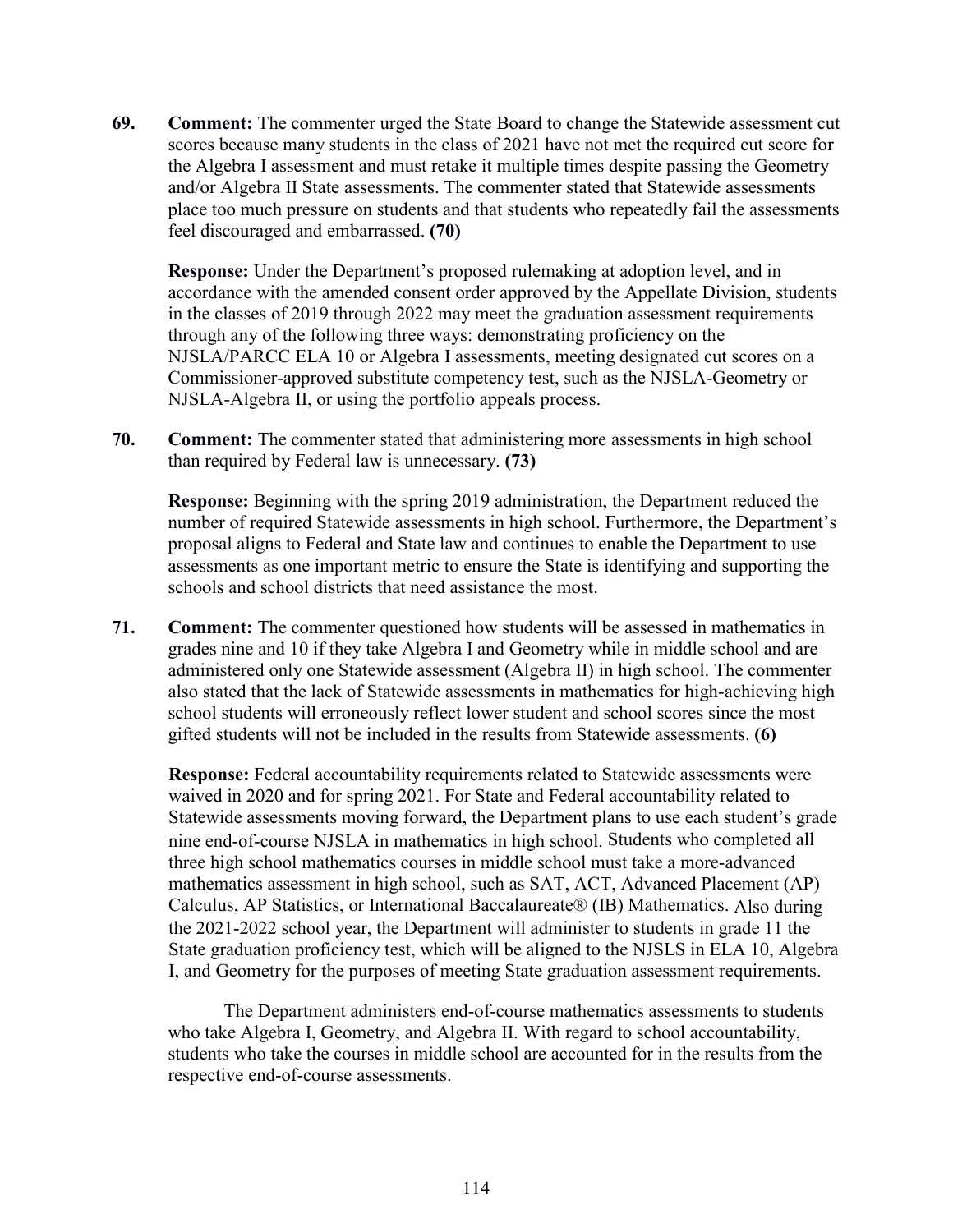69. **Comment:** The commenter urged the State Board to change the Statewide assessment cut scores because many students in the class of 2021 have not met the required cut score for the Algebra I assessment and must retake it multiple times despite passing the Geometry and/or Algebra II State assessments. The commenter stated that Statewide assessments place too much pressure on students and that students who repeatedly fail the assessments feel discouraged and embarrassed. **(70)**

    **Response:** Under the Department's proposed rulemaking at adoption level, and in accordance with the amended consent order approved by the Appellate Division, students in the classes of 2019 through 2022 may meet the graduation assessment requirements through any of the following three ways: demonstrating proficiency on the NJSLA/PARCC ELA 10 or Algebra I assessments, meeting designated cut scores on a Commissioner-approved substitute competency test, such as the NJSLA-Geometry or NJSLA-Algebra II, or using the portfolio appeals process.

70. **Comment:** The commenter stated that administering more assessments in high school than required by Federal law is unnecessary. **(73)**

    **Response:** Beginning with the spring 2019 administration, the Department reduced the number of required Statewide assessments in high school. Furthermore, the Department's proposal aligns to Federal and State law and continues to enable the Department to use assessments as one important metric to ensure the State is identifying and supporting the schools and school districts that need assistance the most.

71. **Comment:** The commenter questioned how students will be assessed in mathematics in grades nine and 10 if they take Algebra I and Geometry while in middle school and are administered only one Statewide assessment (Algebra II) in high school. The commenter also stated that the lack of Statewide assessments in mathematics for high-achieving high school students will erroneously reflect lower student and school scores since the most gifted students will not be included in the results from Statewide assessments. **(6)**

    **Response:** Federal accountability requirements related to Statewide assessments were waived in 2020 and for spring 2021. For State and Federal accountability related to Statewide assessments moving forward, the Department plans to use each student's grade nine end-of-course NJSLA in mathematics in high school. Students who completed all three high school mathematics courses in middle school must take a more-advanced mathematics assessment in high school, such as SAT, ACT, Advanced Placement (AP) Calculus, AP Statistics, or International Baccalaureate® (IB) Mathematics. Also during the 2021-2022 school year, the Department will administer to students in grade 11 the State graduation proficiency test, which will be aligned to the NJSLS in ELA 10, Algebra I, and Geometry for the purposes of meeting State graduation assessment requirements.

    The Department administers end-of-course mathematics assessments to students who take Algebra I, Geometry, and Algebra II. With regard to school accountability, students who take the courses in middle school are accounted for in the results from the respective end-of-course assessments.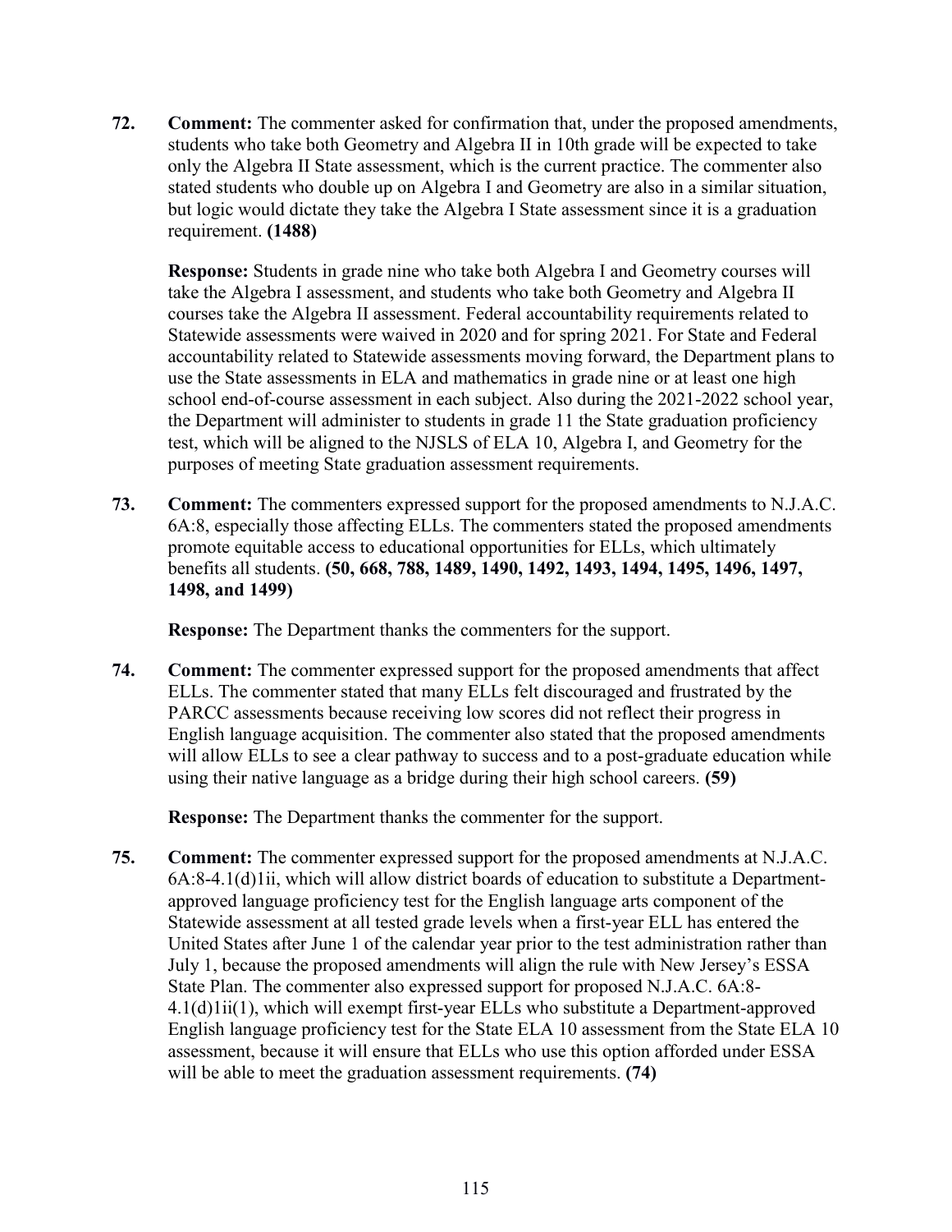**72. Comment:** The commenter asked for confirmation that, under the proposed amendments, students who take both Geometry and Algebra II in 10th grade will be expected to take only the Algebra II State assessment, which is the current practice. The commenter also stated students who double up on Algebra I and Geometry are also in a similar situation, but logic would dictate they take the Algebra I State assessment since it is a graduation requirement. **(1488)**

**Response:** Students in grade nine who take both Algebra I and Geometry courses will take the Algebra I assessment, and students who take both Geometry and Algebra II courses take the Algebra II assessment. Federal accountability requirements related to Statewide assessments were waived in 2020 and for spring 2021. For State and Federal accountability related to Statewide assessments moving forward, the Department plans to use the State assessments in ELA and mathematics in grade nine or at least one high school end-of-course assessment in each subject. Also during the 2021-2022 school year, the Department will administer to students in grade 11 the State graduation proficiency test, which will be aligned to the NJSLS of ELA 10, Algebra I, and Geometry for the purposes of meeting State graduation assessment requirements.

**73. Comment:** The commenters expressed support for the proposed amendments to N.J.A.C. 6A:8, especially those affecting ELLs. The commenters stated the proposed amendments promote equitable access to educational opportunities for ELLs, which ultimately benefits all students. **(50, 668, 788, 1489, 1490, 1492, 1493, 1494, 1495, 1496, 1497, 1498, and 1499)**

**Response:** The Department thanks the commenters for the support.

**74. Comment:** The commenter expressed support for the proposed amendments that affect ELLs. The commenter stated that many ELLs felt discouraged and frustrated by the PARCC assessments because receiving low scores did not reflect their progress in English language acquisition. The commenter also stated that the proposed amendments will allow ELLs to see a clear pathway to success and to a post-graduate education while using their native language as a bridge during their high school careers. **(59)**

**Response:** The Department thanks the commenter for the support.

**75. Comment:** The commenter expressed support for the proposed amendments at N.J.A.C. 6A:8-4.1(d)1ii, which will allow district boards of education to substitute a Department-approved language proficiency test for the English language arts component of the Statewide assessment at all tested grade levels when a first-year ELL has entered the United States after June 1 of the calendar year prior to the test administration rather than July 1, because the proposed amendments will align the rule with New Jersey's ESSA State Plan. The commenter also expressed support for proposed N.J.A.C. 6A:8-4.1(d)1ii(1), which will exempt first-year ELLs who substitute a Department-approved English language proficiency test for the State ELA 10 assessment from the State ELA 10 assessment, because it will ensure that ELLs who use this option afforded under ESSA will be able to meet the graduation assessment requirements. **(74)**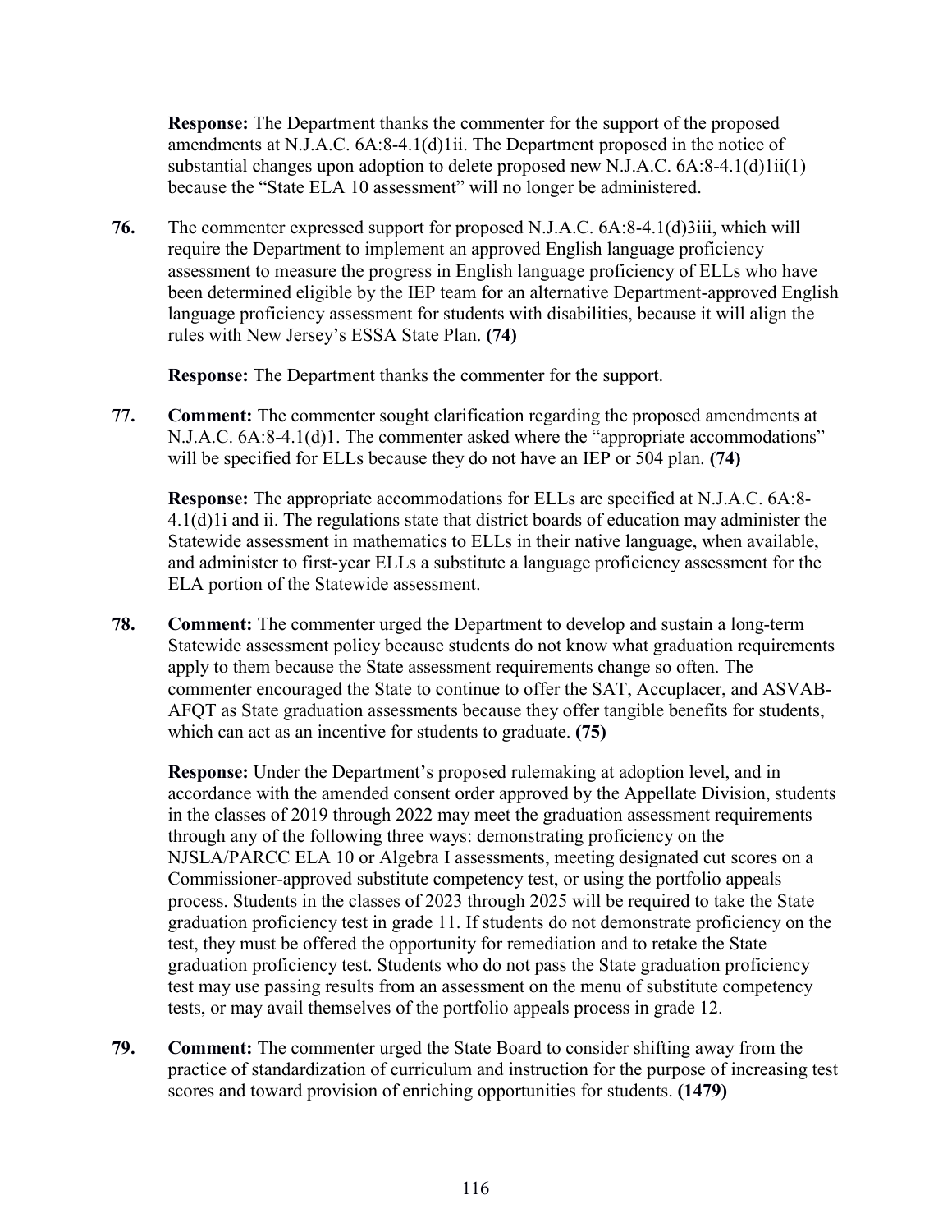**Response:** The Department thanks the commenter for the support of the proposed amendments at N.J.A.C. 6A:8-4.1(d)1ii. The Department proposed in the notice of substantial changes upon adoption to delete proposed new N.J.A.C. 6A:8-4.1(d)1ii(1) because the "State ELA 10 assessment" will no longer be administered.

**76.** The commenter expressed support for proposed N.J.A.C. 6A:8-4.1(d)3iii, which will require the Department to implement an approved English language proficiency assessment to measure the progress in English language proficiency of ELLs who have been determined eligible by the IEP team for an alternative Department-approved English language proficiency assessment for students with disabilities, because it will align the rules with New Jersey's ESSA State Plan. **(74)**

**Response:** The Department thanks the commenter for the support.

**77.** **Comment:** The commenter sought clarification regarding the proposed amendments at N.J.A.C. 6A:8-4.1(d)1. The commenter asked where the "appropriate accommodations" will be specified for ELLs because they do not have an IEP or 504 plan. **(74)**

**Response:** The appropriate accommodations for ELLs are specified at N.J.A.C. 6A:8-4.1(d)1i and ii. The regulations state that district boards of education may administer the Statewide assessment in mathematics to ELLs in their native language, when available, and administer to first-year ELLs a substitute a language proficiency assessment for the ELA portion of the Statewide assessment.

**78.** **Comment:** The commenter urged the Department to develop and sustain a long-term Statewide assessment policy because students do not know what graduation requirements apply to them because the State assessment requirements change so often. The commenter encouraged the State to continue to offer the SAT, Accuplacer, and ASVAB-AFQT as State graduation assessments because they offer tangible benefits for students, which can act as an incentive for students to graduate. **(75)**

**Response:** Under the Department's proposed rulemaking at adoption level, and in accordance with the amended consent order approved by the Appellate Division, students in the classes of 2019 through 2022 may meet the graduation assessment requirements through any of the following three ways: demonstrating proficiency on the NJSLA/PARCC ELA 10 or Algebra I assessments, meeting designated cut scores on a Commissioner-approved substitute competency test, or using the portfolio appeals process. Students in the classes of 2023 through 2025 will be required to take the State graduation proficiency test in grade 11. If students do not demonstrate proficiency on the test, they must be offered the opportunity for remediation and to retake the State graduation proficiency test. Students who do not pass the State graduation proficiency test may use passing results from an assessment on the menu of substitute competency tests, or may avail themselves of the portfolio appeals process in grade 12.

**79.** **Comment:** The commenter urged the State Board to consider shifting away from the practice of standardization of curriculum and instruction for the purpose of increasing test scores and toward provision of enriching opportunities for students. **(1479)**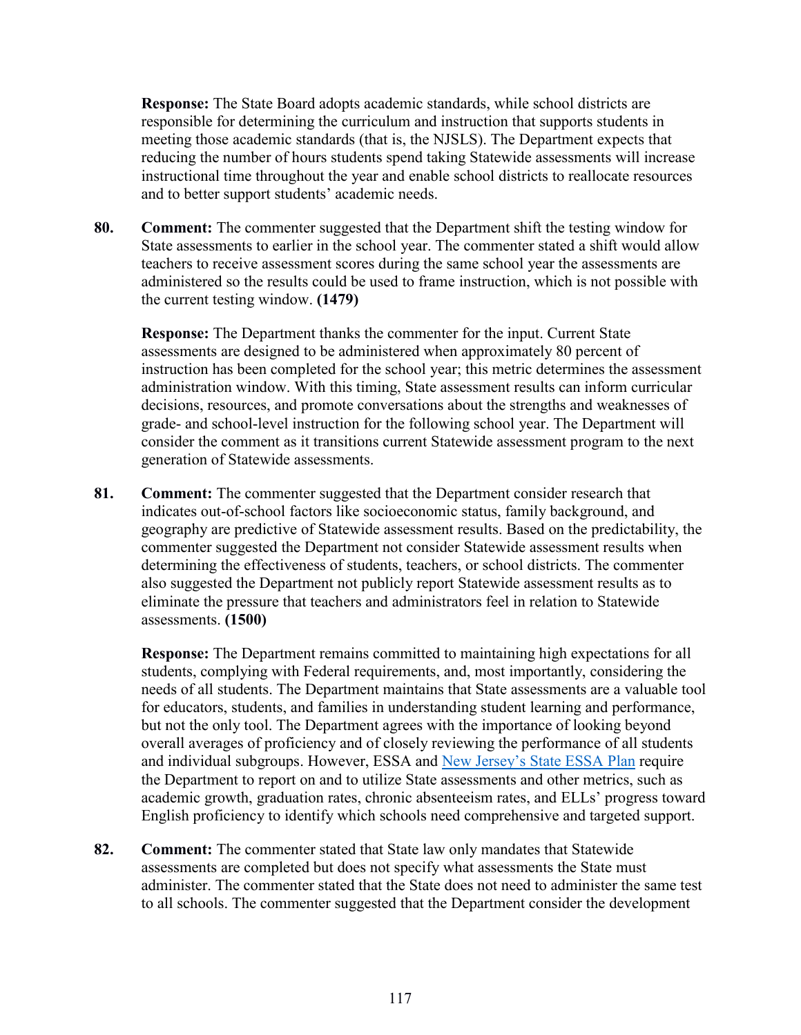**Response:** The State Board adopts academic standards, while school districts are responsible for determining the curriculum and instruction that supports students in meeting those academic standards (that is, the NJSLS). The Department expects that reducing the number of hours students spend taking Statewide assessments will increase instructional time throughout the year and enable school districts to reallocate resources and to better support students' academic needs.

80. **Comment:** The commenter suggested that the Department shift the testing window for State assessments to earlier in the school year. The commenter stated a shift would allow teachers to receive assessment scores during the same school year the assessments are administered so the results could be used to frame instruction, which is not possible with the current testing window. **(1479)**

    **Response:** The Department thanks the commenter for the input. Current State assessments are designed to be administered when approximately 80 percent of instruction has been completed for the school year; this metric determines the assessment administration window. With this timing, State assessment results can inform curricular decisions, resources, and promote conversations about the strengths and weaknesses of grade- and school-level instruction for the following school year. The Department will consider the comment as it transitions current Statewide assessment program to the next generation of Statewide assessments.

81. **Comment:** The commenter suggested that the Department consider research that indicates out-of-school factors like socioeconomic status, family background, and geography are predictive of Statewide assessment results. Based on the predictability, the commenter suggested the Department not consider Statewide assessment results when determining the effectiveness of students, teachers, or school districts. The commenter also suggested the Department not publicly report Statewide assessment results as to eliminate the pressure that teachers and administrators feel in relation to Statewide assessments. **(1500)**

    **Response:** The Department remains committed to maintaining high expectations for all students, complying with Federal requirements, and, most importantly, considering the needs of all students. The Department maintains that State assessments are a valuable tool for educators, students, and families in understanding student learning and performance, but not the only tool. The Department agrees with the importance of looking beyond overall averages of proficiency and of closely reviewing the performance of all students and individual subgroups. However, ESSA and New Jersey's State ESSA Plan require the Department to report on and to utilize State assessments and other metrics, such as academic growth, graduation rates, chronic absenteeism rates, and ELLs' progress toward English proficiency to identify which schools need comprehensive and targeted support.

82. **Comment:** The commenter stated that State law only mandates that Statewide assessments are completed but does not specify what assessments the State must administer. The commenter stated that the State does not need to administer the same test to all schools. The commenter suggested that the Department consider the development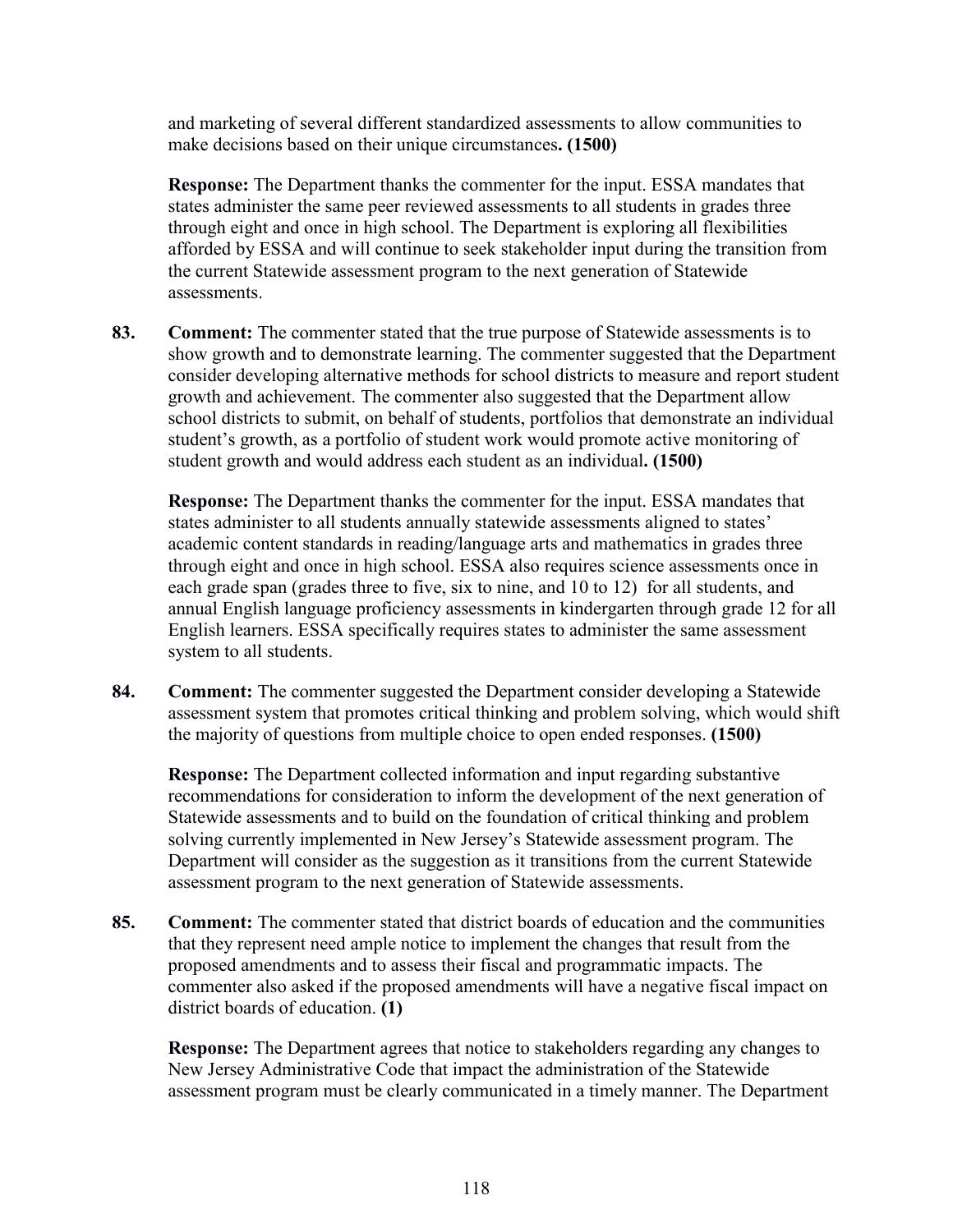and marketing of several different standardized assessments to allow communities to make decisions based on their unique circumstances**. (1500)**

**Response:** The Department thanks the commenter for the input. ESSA mandates that states administer the same peer reviewed assessments to all students in grades three through eight and once in high school. The Department is exploring all flexibilities afforded by ESSA and will continue to seek stakeholder input during the transition from the current Statewide assessment program to the next generation of Statewide assessments.

**83. Comment:** The commenter stated that the true purpose of Statewide assessments is to show growth and to demonstrate learning. The commenter suggested that the Department consider developing alternative methods for school districts to measure and report student growth and achievement. The commenter also suggested that the Department allow school districts to submit, on behalf of students, portfolios that demonstrate an individual student's growth, as a portfolio of student work would promote active monitoring of student growth and would address each student as an individual**. (1500)**

**Response:** The Department thanks the commenter for the input. ESSA mandates that states administer to all students annually statewide assessments aligned to states' academic content standards in reading/language arts and mathematics in grades three through eight and once in high school. ESSA also requires science assessments once in each grade span (grades three to five, six to nine, and 10 to 12) for all students, and annual English language proficiency assessments in kindergarten through grade 12 for all English learners. ESSA specifically requires states to administer the same assessment system to all students.

**84. Comment:** The commenter suggested the Department consider developing a Statewide assessment system that promotes critical thinking and problem solving, which would shift the majority of questions from multiple choice to open ended responses. **(1500)**

**Response:** The Department collected information and input regarding substantive recommendations for consideration to inform the development of the next generation of Statewide assessments and to build on the foundation of critical thinking and problem solving currently implemented in New Jersey's Statewide assessment program. The Department will consider as the suggestion as it transitions from the current Statewide assessment program to the next generation of Statewide assessments.

**85. Comment:** The commenter stated that district boards of education and the communities that they represent need ample notice to implement the changes that result from the proposed amendments and to assess their fiscal and programmatic impacts. The commenter also asked if the proposed amendments will have a negative fiscal impact on district boards of education. **(1)**

**Response:** The Department agrees that notice to stakeholders regarding any changes to New Jersey Administrative Code that impact the administration of the Statewide assessment program must be clearly communicated in a timely manner. The Department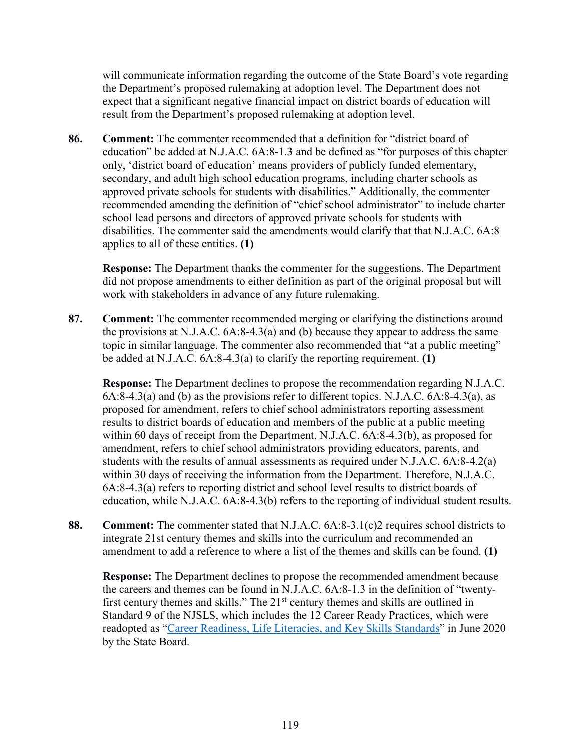will communicate information regarding the outcome of the State Board's vote regarding the Department's proposed rulemaking at adoption level. The Department does not expect that a significant negative financial impact on district boards of education will result from the Department's proposed rulemaking at adoption level.

**86. Comment:** The commenter recommended that a definition for "district board of education" be added at N.J.A.C. 6A:8-1.3 and be defined as "for purposes of this chapter only, 'district board of education' means providers of publicly funded elementary, secondary, and adult high school education programs, including charter schools as approved private schools for students with disabilities." Additionally, the commenter recommended amending the definition of "chief school administrator" to include charter school lead persons and directors of approved private schools for students with disabilities. The commenter said the amendments would clarify that that N.J.A.C. 6A:8 applies to all of these entities. **(1)**

**Response:** The Department thanks the commenter for the suggestions. The Department did not propose amendments to either definition as part of the original proposal but will work with stakeholders in advance of any future rulemaking.

**87. Comment:** The commenter recommended merging or clarifying the distinctions around the provisions at N.J.A.C. 6A:8-4.3(a) and (b) because they appear to address the same topic in similar language. The commenter also recommended that "at a public meeting" be added at N.J.A.C. 6A:8-4.3(a) to clarify the reporting requirement. **(1)**

**Response:** The Department declines to propose the recommendation regarding N.J.A.C. 6A:8-4.3(a) and (b) as the provisions refer to different topics. N.J.A.C. 6A:8-4.3(a), as proposed for amendment, refers to chief school administrators reporting assessment results to district boards of education and members of the public at a public meeting within 60 days of receipt from the Department. N.J.A.C. 6A:8-4.3(b), as proposed for amendment, refers to chief school administrators providing educators, parents, and students with the results of annual assessments as required under N.J.A.C. 6A:8-4.2(a) within 30 days of receiving the information from the Department. Therefore, N.J.A.C. 6A:8-4.3(a) refers to reporting district and school level results to district boards of education, while N.J.A.C. 6A:8-4.3(b) refers to the reporting of individual student results.

**88. Comment:** The commenter stated that N.J.A.C. 6A:8-3.1(c)2 requires school districts to integrate 21st century themes and skills into the curriculum and recommended an amendment to add a reference to where a list of the themes and skills can be found. **(1)**

**Response:** The Department declines to propose the recommended amendment because the careers and themes can be found in N.J.A.C. 6A:8-1.3 in the definition of "twenty-first century themes and skills." The 21st century themes and skills are outlined in Standard 9 of the NJSLS, which includes the 12 Career Ready Practices, which were readopted as "Career Readiness, Life Literacies, and Key Skills Standards" in June 2020 by the State Board.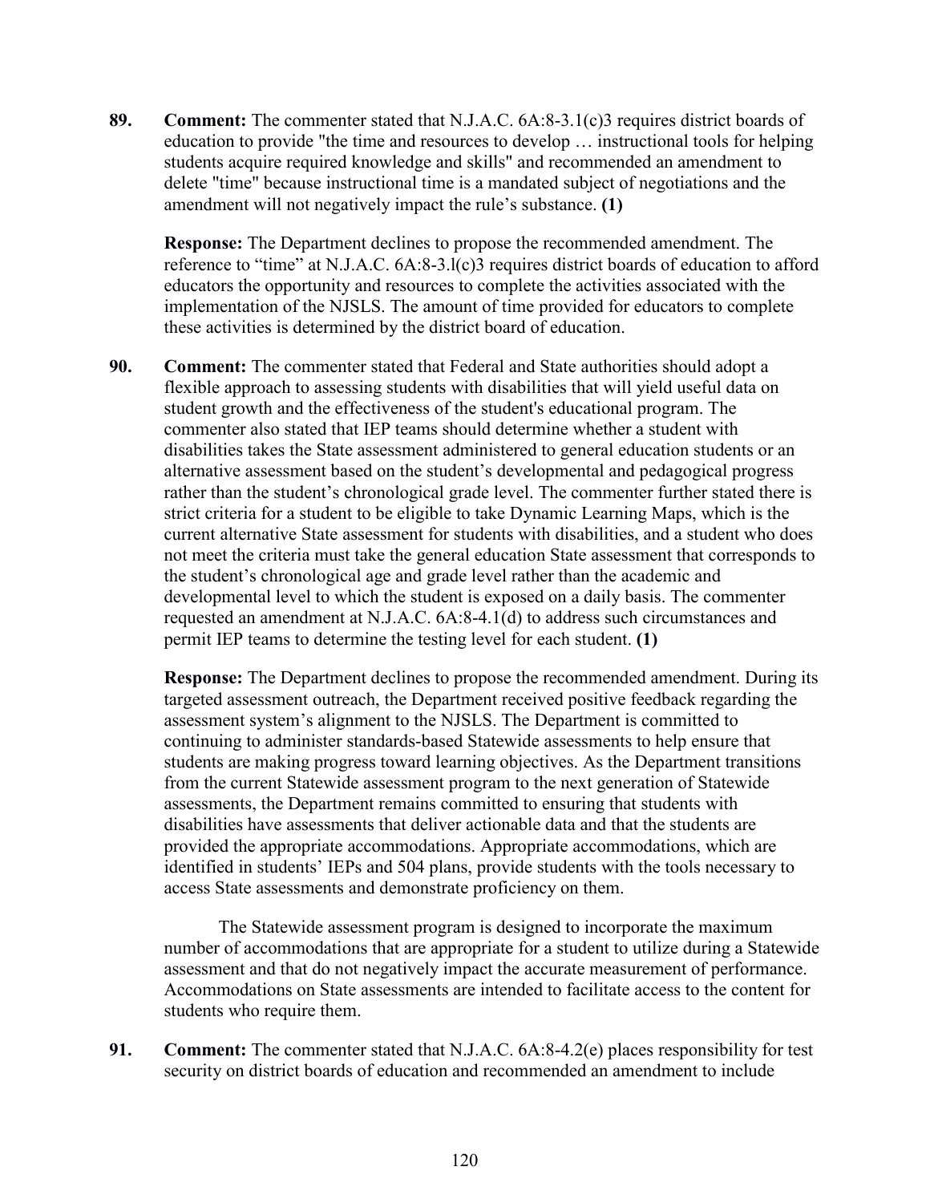**89.** **Comment:** The commenter stated that N.J.A.C. 6A:8-3.1(c)3 requires district boards of education to provide "the time and resources to develop … instructional tools for helping students acquire required knowledge and skills" and recommended an amendment to delete "time" because instructional time is a mandated subject of negotiations and the amendment will not negatively impact the rule's substance. **(1)**

**Response:** The Department declines to propose the recommended amendment. The reference to "time" at N.J.A.C. 6A:8-3.l(c)3 requires district boards of education to afford educators the opportunity and resources to complete the activities associated with the implementation of the NJSLS. The amount of time provided for educators to complete these activities is determined by the district board of education.

**90.** **Comment:** The commenter stated that Federal and State authorities should adopt a flexible approach to assessing students with disabilities that will yield useful data on student growth and the effectiveness of the student's educational program. The commenter also stated that IEP teams should determine whether a student with disabilities takes the State assessment administered to general education students or an alternative assessment based on the student's developmental and pedagogical progress rather than the student's chronological grade level. The commenter further stated there is strict criteria for a student to be eligible to take Dynamic Learning Maps, which is the current alternative State assessment for students with disabilities, and a student who does not meet the criteria must take the general education State assessment that corresponds to the student's chronological age and grade level rather than the academic and developmental level to which the student is exposed on a daily basis. The commenter requested an amendment at N.J.A.C. 6A:8-4.1(d) to address such circumstances and permit IEP teams to determine the testing level for each student. **(1)**

**Response:** The Department declines to propose the recommended amendment. During its targeted assessment outreach, the Department received positive feedback regarding the assessment system's alignment to the NJSLS. The Department is committed to continuing to administer standards-based Statewide assessments to help ensure that students are making progress toward learning objectives. As the Department transitions from the current Statewide assessment program to the next generation of Statewide assessments, the Department remains committed to ensuring that students with disabilities have assessments that deliver actionable data and that the students are provided the appropriate accommodations. Appropriate accommodations, which are identified in students' IEPs and 504 plans, provide students with the tools necessary to access State assessments and demonstrate proficiency on them.

The Statewide assessment program is designed to incorporate the maximum number of accommodations that are appropriate for a student to utilize during a Statewide assessment and that do not negatively impact the accurate measurement of performance. Accommodations on State assessments are intended to facilitate access to the content for students who require them.

**91.** **Comment:** The commenter stated that N.J.A.C. 6A:8-4.2(e) places responsibility for test security on district boards of education and recommended an amendment to include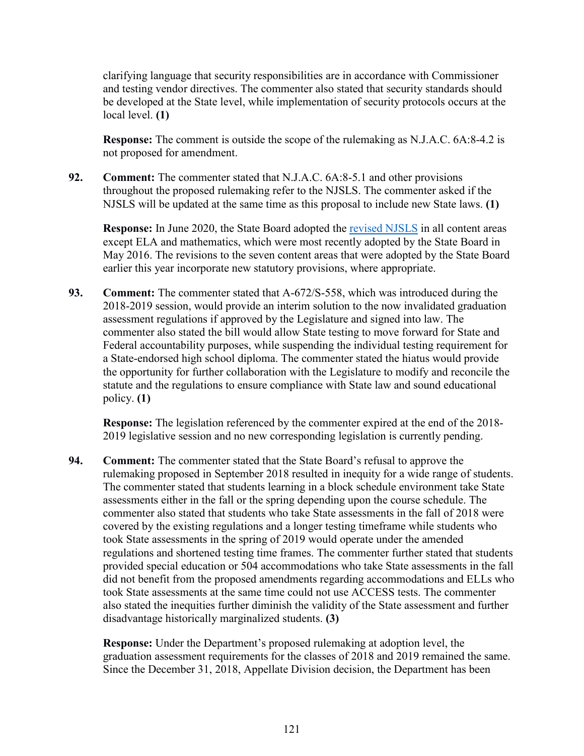clarifying language that security responsibilities are in accordance with Commissioner and testing vendor directives. The commenter also stated that security standards should be developed at the State level, while implementation of security protocols occurs at the local level. **(1)**

**Response:** The comment is outside the scope of the rulemaking as N.J.A.C. 6A:8-4.2 is not proposed for amendment.

**92. Comment:** The commenter stated that N.J.A.C. 6A:8-5.1 and other provisions throughout the proposed rulemaking refer to the NJSLS. The commenter asked if the NJSLS will be updated at the same time as this proposal to include new State laws. **(1)**

**Response:** In June 2020, the State Board adopted the revised NJSLS in all content areas except ELA and mathematics, which were most recently adopted by the State Board in May 2016. The revisions to the seven content areas that were adopted by the State Board earlier this year incorporate new statutory provisions, where appropriate.

**93. Comment:** The commenter stated that A-672/S-558, which was introduced during the 2018-2019 session, would provide an interim solution to the now invalidated graduation assessment regulations if approved by the Legislature and signed into law. The commenter also stated the bill would allow State testing to move forward for State and Federal accountability purposes, while suspending the individual testing requirement for a State-endorsed high school diploma. The commenter stated the hiatus would provide the opportunity for further collaboration with the Legislature to modify and reconcile the statute and the regulations to ensure compliance with State law and sound educational policy. **(1)**

**Response:** The legislation referenced by the commenter expired at the end of the 2018-2019 legislative session and no new corresponding legislation is currently pending.

**94. Comment:** The commenter stated that the State Board's refusal to approve the rulemaking proposed in September 2018 resulted in inequity for a wide range of students. The commenter stated that students learning in a block schedule environment take State assessments either in the fall or the spring depending upon the course schedule. The commenter also stated that students who take State assessments in the fall of 2018 were covered by the existing regulations and a longer testing timeframe while students who took State assessments in the spring of 2019 would operate under the amended regulations and shortened testing time frames. The commenter further stated that students provided special education or 504 accommodations who take State assessments in the fall did not benefit from the proposed amendments regarding accommodations and ELLs who took State assessments at the same time could not use ACCESS tests. The commenter also stated the inequities further diminish the validity of the State assessment and further disadvantage historically marginalized students. **(3)**

**Response:** Under the Department's proposed rulemaking at adoption level, the graduation assessment requirements for the classes of 2018 and 2019 remained the same. Since the December 31, 2018, Appellate Division decision, the Department has been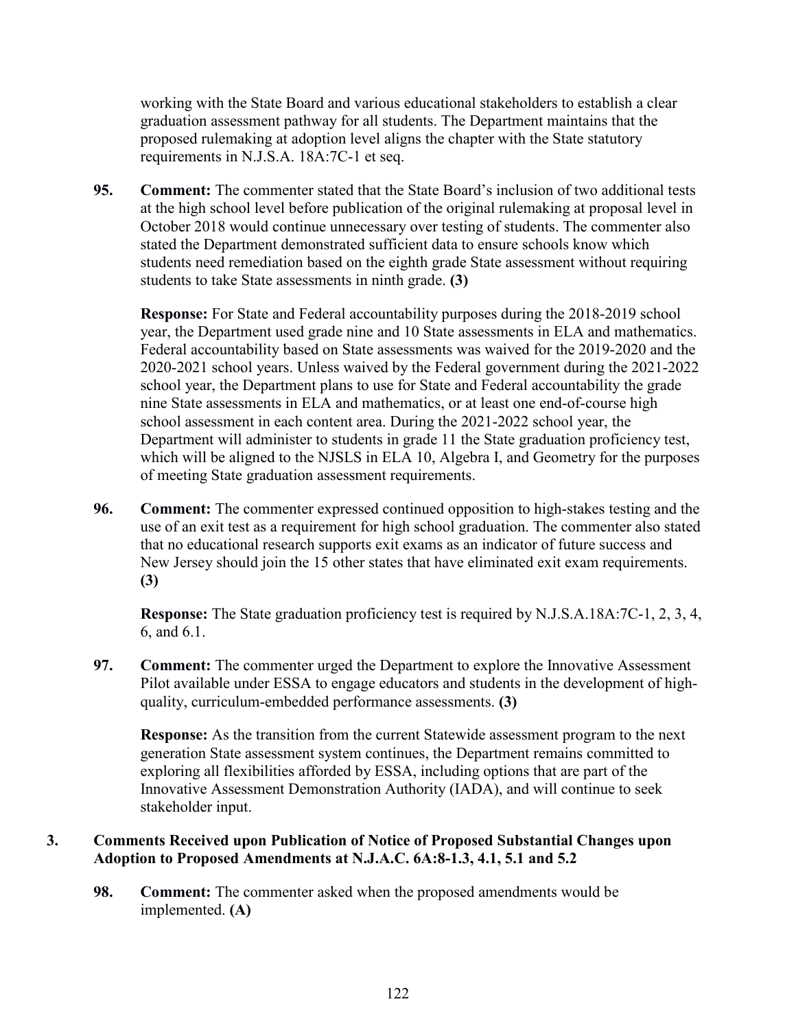working with the State Board and various educational stakeholders to establish a clear graduation assessment pathway for all students. The Department maintains that the proposed rulemaking at adoption level aligns the chapter with the State statutory requirements in N.J.S.A. 18A:7C-1 et seq.

**95.** **Comment:** The commenter stated that the State Board's inclusion of two additional tests at the high school level before publication of the original rulemaking at proposal level in October 2018 would continue unnecessary over testing of students. The commenter also stated the Department demonstrated sufficient data to ensure schools know which students need remediation based on the eighth grade State assessment without requiring students to take State assessments in ninth grade. **(3)**

**Response:** For State and Federal accountability purposes during the 2018-2019 school year, the Department used grade nine and 10 State assessments in ELA and mathematics. Federal accountability based on State assessments was waived for the 2019-2020 and the 2020-2021 school years. Unless waived by the Federal government during the 2021-2022 school year, the Department plans to use for State and Federal accountability the grade nine State assessments in ELA and mathematics, or at least one end-of-course high school assessment in each content area. During the 2021-2022 school year, the Department will administer to students in grade 11 the State graduation proficiency test, which will be aligned to the NJSLS in ELA 10, Algebra I, and Geometry for the purposes of meeting State graduation assessment requirements.

**96.** **Comment:** The commenter expressed continued opposition to high-stakes testing and the use of an exit test as a requirement for high school graduation. The commenter also stated that no educational research supports exit exams as an indicator of future success and New Jersey should join the 15 other states that have eliminated exit exam requirements. **(3)**

**Response:** The State graduation proficiency test is required by N.J.S.A.18A:7C-1, 2, 3, 4, 6, and 6.1.

**97.** **Comment:** The commenter urged the Department to explore the Innovative Assessment Pilot available under ESSA to engage educators and students in the development of high-quality, curriculum-embedded performance assessments. **(3)**

**Response:** As the transition from the current Statewide assessment program to the next generation State assessment system continues, the Department remains committed to exploring all flexibilities afforded by ESSA, including options that are part of the Innovative Assessment Demonstration Authority (IADA), and will continue to seek stakeholder input.

### 3. Comments Received upon Publication of Notice of Proposed Substantial Changes upon Adoption to Proposed Amendments at N.J.A.C. 6A:8-1.3, 4.1, 5.1 and 5.2

**98.** **Comment:** The commenter asked when the proposed amendments would be implemented. **(A)**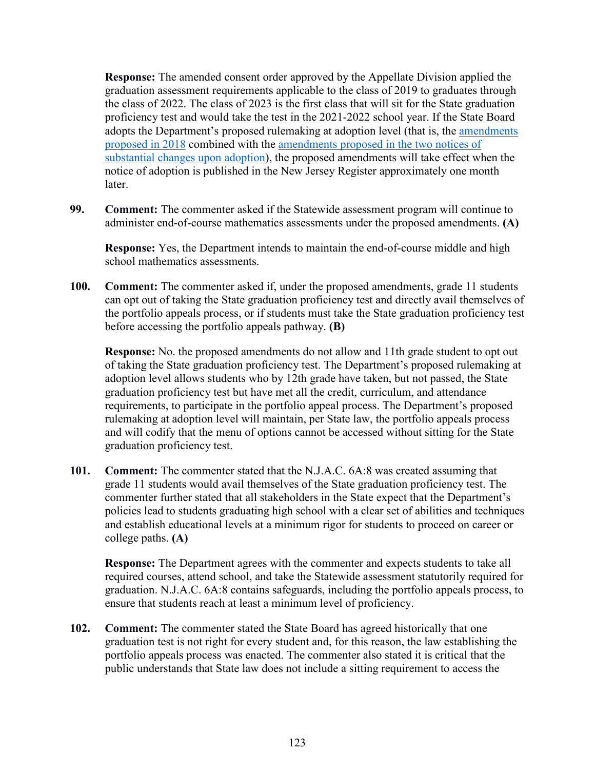**Response:** The amended consent order approved by the Appellate Division applied the graduation assessment requirements applicable to the class of 2019 to graduates through the class of 2022. The class of 2023 is the first class that will sit for the State graduation proficiency test and would take the test in the 2021-2022 school year. If the State Board adopts the Department's proposed rulemaking at adoption level (that is, the amendments proposed in 2018 combined with the amendments proposed in the two notices of substantial changes upon adoption), the proposed amendments will take effect when the notice of adoption is published in the New Jersey Register approximately one month later.

**99. Comment:** The commenter asked if the Statewide assessment program will continue to administer end-of-course mathematics assessments under the proposed amendments. **(A)**

**Response:** Yes, the Department intends to maintain the end-of-course middle and high school mathematics assessments.

**100. Comment:** The commenter asked if, under the proposed amendments, grade 11 students can opt out of taking the State graduation proficiency test and directly avail themselves of the portfolio appeals process, or if students must take the State graduation proficiency test before accessing the portfolio appeals pathway. **(B)**

**Response:** No. the proposed amendments do not allow and 11th grade student to opt out of taking the State graduation proficiency test. The Department's proposed rulemaking at adoption level allows students who by 12th grade have taken, but not passed, the State graduation proficiency test but have met all the credit, curriculum, and attendance requirements, to participate in the portfolio appeal process. The Department's proposed rulemaking at adoption level will maintain, per State law, the portfolio appeals process and will codify that the menu of options cannot be accessed without sitting for the State graduation proficiency test.

**101. Comment:** The commenter stated that the N.J.A.C. 6A:8 was created assuming that grade 11 students would avail themselves of the State graduation proficiency test. The commenter further stated that all stakeholders in the State expect that the Department's policies lead to students graduating high school with a clear set of abilities and techniques and establish educational levels at a minimum rigor for students to proceed on career or college paths. **(A)**

**Response:** The Department agrees with the commenter and expects students to take all required courses, attend school, and take the Statewide assessment statutorily required for graduation. N.J.A.C. 6A:8 contains safeguards, including the portfolio appeals process, to ensure that students reach at least a minimum level of proficiency.

**102. Comment:** The commenter stated the State Board has agreed historically that one graduation test is not right for every student and, for this reason, the law establishing the portfolio appeals process was enacted. The commenter also stated it is critical that the public understands that State law does not include a sitting requirement to access the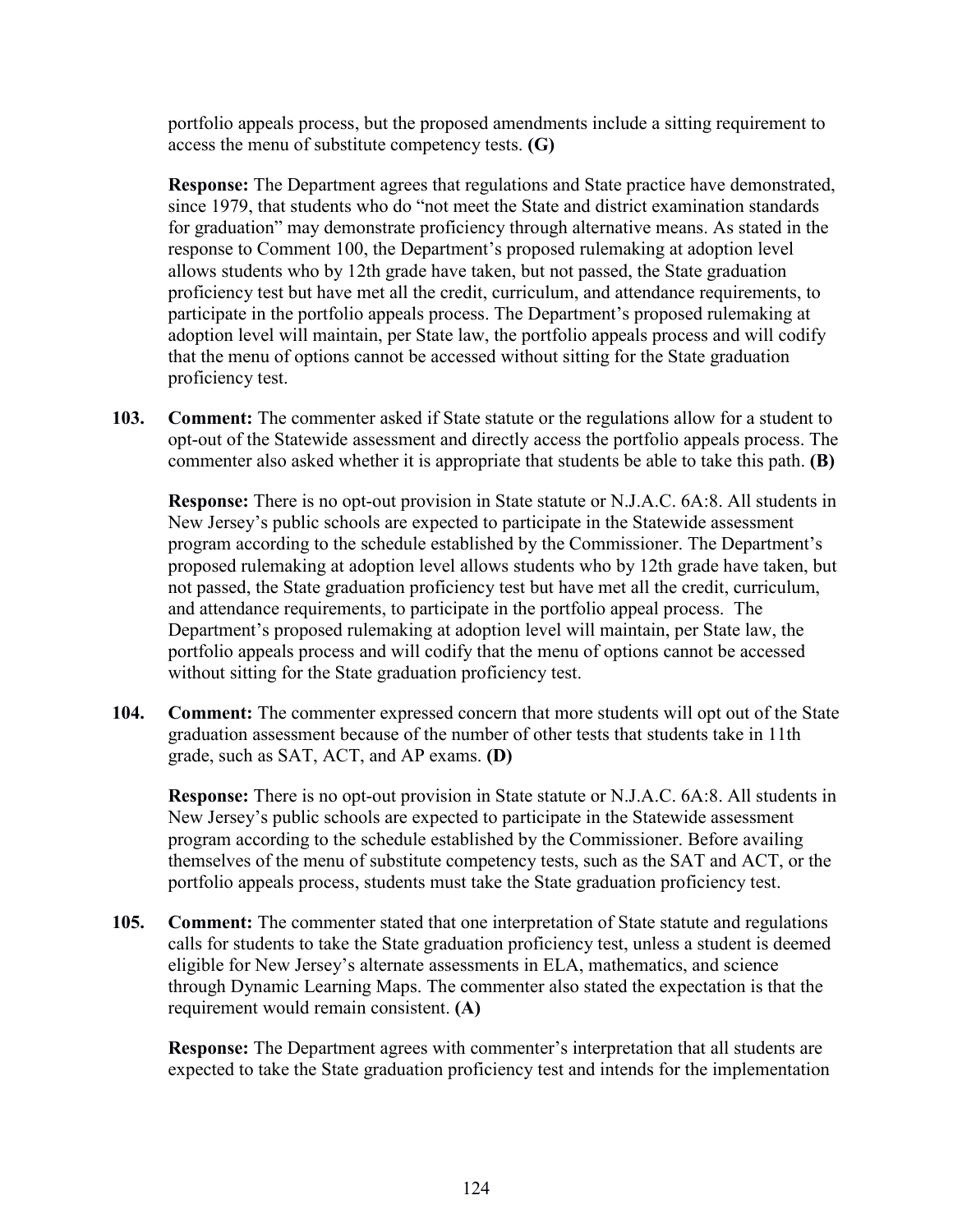portfolio appeals process, but the proposed amendments include a sitting requirement to access the menu of substitute competency tests. **(G)**

**Response:** The Department agrees that regulations and State practice have demonstrated, since 1979, that students who do "not meet the State and district examination standards for graduation" may demonstrate proficiency through alternative means. As stated in the response to Comment 100, the Department's proposed rulemaking at adoption level allows students who by 12th grade have taken, but not passed, the State graduation proficiency test but have met all the credit, curriculum, and attendance requirements, to participate in the portfolio appeals process. The Department's proposed rulemaking at adoption level will maintain, per State law, the portfolio appeals process and will codify that the menu of options cannot be accessed without sitting for the State graduation proficiency test.

103. **Comment:** The commenter asked if State statute or the regulations allow for a student to opt-out of the Statewide assessment and directly access the portfolio appeals process. The commenter also asked whether it is appropriate that students be able to take this path. **(B)**

**Response:** There is no opt-out provision in State statute or N.J.A.C. 6A:8. All students in New Jersey's public schools are expected to participate in the Statewide assessment program according to the schedule established by the Commissioner. The Department's proposed rulemaking at adoption level allows students who by 12th grade have taken, but not passed, the State graduation proficiency test but have met all the credit, curriculum, and attendance requirements, to participate in the portfolio appeal process. The Department's proposed rulemaking at adoption level will maintain, per State law, the portfolio appeals process and will codify that the menu of options cannot be accessed without sitting for the State graduation proficiency test.

104. **Comment:** The commenter expressed concern that more students will opt out of the State graduation assessment because of the number of other tests that students take in 11th grade, such as SAT, ACT, and AP exams. **(D)**

**Response:** There is no opt-out provision in State statute or N.J.A.C. 6A:8. All students in New Jersey's public schools are expected to participate in the Statewide assessment program according to the schedule established by the Commissioner. Before availing themselves of the menu of substitute competency tests, such as the SAT and ACT, or the portfolio appeals process, students must take the State graduation proficiency test.

105. **Comment:** The commenter stated that one interpretation of State statute and regulations calls for students to take the State graduation proficiency test, unless a student is deemed eligible for New Jersey's alternate assessments in ELA, mathematics, and science through Dynamic Learning Maps. The commenter also stated the expectation is that the requirement would remain consistent. **(A)**

**Response:** The Department agrees with commenter's interpretation that all students are expected to take the State graduation proficiency test and intends for the implementation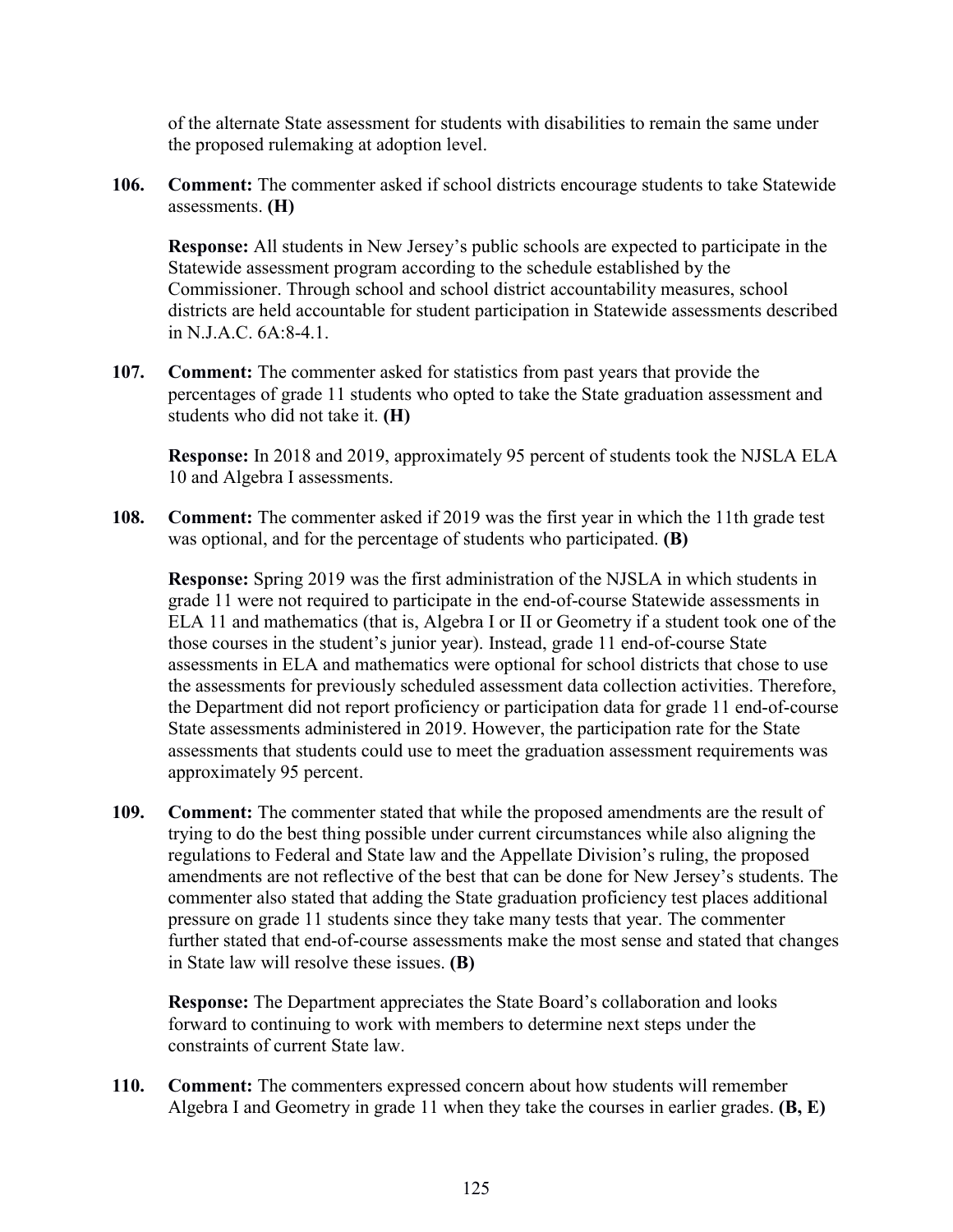of the alternate State assessment for students with disabilities to remain the same under the proposed rulemaking at adoption level.

**106. Comment:** The commenter asked if school districts encourage students to take Statewide assessments. **(H)**

**Response:** All students in New Jersey's public schools are expected to participate in the Statewide assessment program according to the schedule established by the Commissioner. Through school and school district accountability measures, school districts are held accountable for student participation in Statewide assessments described in N.J.A.C. 6A:8-4.1.

**107. Comment:** The commenter asked for statistics from past years that provide the percentages of grade 11 students who opted to take the State graduation assessment and students who did not take it. **(H)**

**Response:** In 2018 and 2019, approximately 95 percent of students took the NJSLA ELA 10 and Algebra I assessments.

**108. Comment:** The commenter asked if 2019 was the first year in which the 11th grade test was optional, and for the percentage of students who participated. **(B)**

**Response:** Spring 2019 was the first administration of the NJSLA in which students in grade 11 were not required to participate in the end-of-course Statewide assessments in ELA 11 and mathematics (that is, Algebra I or II or Geometry if a student took one of the those courses in the student's junior year). Instead, grade 11 end-of-course State assessments in ELA and mathematics were optional for school districts that chose to use the assessments for previously scheduled assessment data collection activities. Therefore, the Department did not report proficiency or participation data for grade 11 end-of-course State assessments administered in 2019. However, the participation rate for the State assessments that students could use to meet the graduation assessment requirements was approximately 95 percent.

**109. Comment:** The commenter stated that while the proposed amendments are the result of trying to do the best thing possible under current circumstances while also aligning the regulations to Federal and State law and the Appellate Division's ruling, the proposed amendments are not reflective of the best that can be done for New Jersey's students. The commenter also stated that adding the State graduation proficiency test places additional pressure on grade 11 students since they take many tests that year. The commenter further stated that end-of-course assessments make the most sense and stated that changes in State law will resolve these issues. **(B)**

**Response:** The Department appreciates the State Board's collaboration and looks forward to continuing to work with members to determine next steps under the constraints of current State law.

**110. Comment:** The commenters expressed concern about how students will remember Algebra I and Geometry in grade 11 when they take the courses in earlier grades. **(B, E)**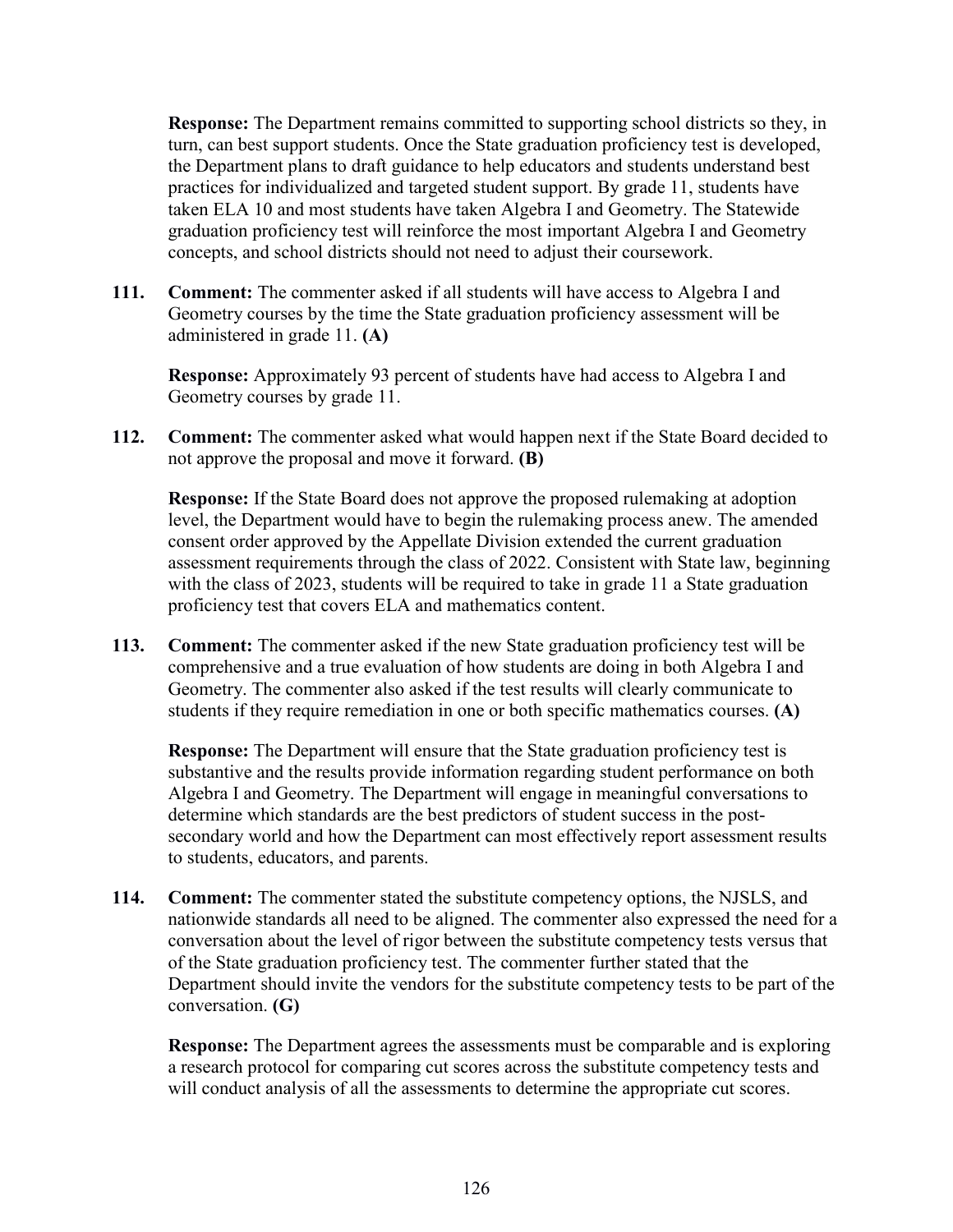**Response:** The Department remains committed to supporting school districts so they, in turn, can best support students. Once the State graduation proficiency test is developed, the Department plans to draft guidance to help educators and students understand best practices for individualized and targeted student support. By grade 11, students have taken ELA 10 and most students have taken Algebra I and Geometry. The Statewide graduation proficiency test will reinforce the most important Algebra I and Geometry concepts, and school districts should not need to adjust their coursework.

**111. Comment:** The commenter asked if all students will have access to Algebra I and Geometry courses by the time the State graduation proficiency assessment will be administered in grade 11. **(A)**

**Response:** Approximately 93 percent of students have had access to Algebra I and Geometry courses by grade 11.

**112. Comment:** The commenter asked what would happen next if the State Board decided to not approve the proposal and move it forward. **(B)**

**Response:** If the State Board does not approve the proposed rulemaking at adoption level, the Department would have to begin the rulemaking process anew. The amended consent order approved by the Appellate Division extended the current graduation assessment requirements through the class of 2022. Consistent with State law, beginning with the class of 2023, students will be required to take in grade 11 a State graduation proficiency test that covers ELA and mathematics content.

**113. Comment:** The commenter asked if the new State graduation proficiency test will be comprehensive and a true evaluation of how students are doing in both Algebra I and Geometry. The commenter also asked if the test results will clearly communicate to students if they require remediation in one or both specific mathematics courses. **(A)**

**Response:** The Department will ensure that the State graduation proficiency test is substantive and the results provide information regarding student performance on both Algebra I and Geometry. The Department will engage in meaningful conversations to determine which standards are the best predictors of student success in the post-secondary world and how the Department can most effectively report assessment results to students, educators, and parents.

**114. Comment:** The commenter stated the substitute competency options, the NJSLS, and nationwide standards all need to be aligned. The commenter also expressed the need for a conversation about the level of rigor between the substitute competency tests versus that of the State graduation proficiency test. The commenter further stated that the Department should invite the vendors for the substitute competency tests to be part of the conversation. **(G)**

**Response:** The Department agrees the assessments must be comparable and is exploring a research protocol for comparing cut scores across the substitute competency tests and will conduct analysis of all the assessments to determine the appropriate cut scores.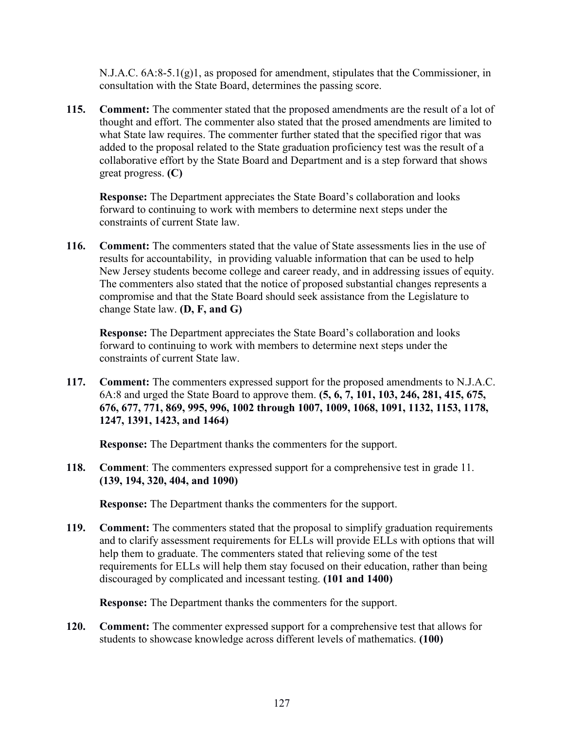N.J.A.C. 6A:8-5.1(g)1, as proposed for amendment, stipulates that the Commissioner, in consultation with the State Board, determines the passing score.

115. **Comment:** The commenter stated that the proposed amendments are the result of a lot of thought and effort. The commenter also stated that the prosed amendments are limited to what State law requires. The commenter further stated that the specified rigor that was added to the proposal related to the State graduation proficiency test was the result of a collaborative effort by the State Board and Department and is a step forward that shows great progress. **(C)**

    **Response:** The Department appreciates the State Board's collaboration and looks forward to continuing to work with members to determine next steps under the constraints of current State law.

116. **Comment:** The commenters stated that the value of State assessments lies in the use of results for accountability, in providing valuable information that can be used to help New Jersey students become college and career ready, and in addressing issues of equity. The commenters also stated that the notice of proposed substantial changes represents a compromise and that the State Board should seek assistance from the Legislature to change State law. **(D, F, and G)**

    **Response:** The Department appreciates the State Board's collaboration and looks forward to continuing to work with members to determine next steps under the constraints of current State law.

117. **Comment:** The commenters expressed support for the proposed amendments to N.J.A.C. 6A:8 and urged the State Board to approve them. **(5, 6, 7, 101, 103, 246, 281, 415, 675, 676, 677, 771, 869, 995, 996, 1002 through 1007, 1009, 1068, 1091, 1132, 1153, 1178, 1247, 1391, 1423, and 1464)**

    **Response:** The Department thanks the commenters for the support.

118. **Comment**: The commenters expressed support for a comprehensive test in grade 11. **(139, 194, 320, 404, and 1090)**

    **Response:** The Department thanks the commenters for the support.

119. **Comment:** The commenters stated that the proposal to simplify graduation requirements and to clarify assessment requirements for ELLs will provide ELLs with options that will help them to graduate. The commenters stated that relieving some of the test requirements for ELLs will help them stay focused on their education, rather than being discouraged by complicated and incessant testing. **(101 and 1400)**

    **Response:** The Department thanks the commenters for the support.

120. **Comment:** The commenter expressed support for a comprehensive test that allows for students to showcase knowledge across different levels of mathematics. **(100)**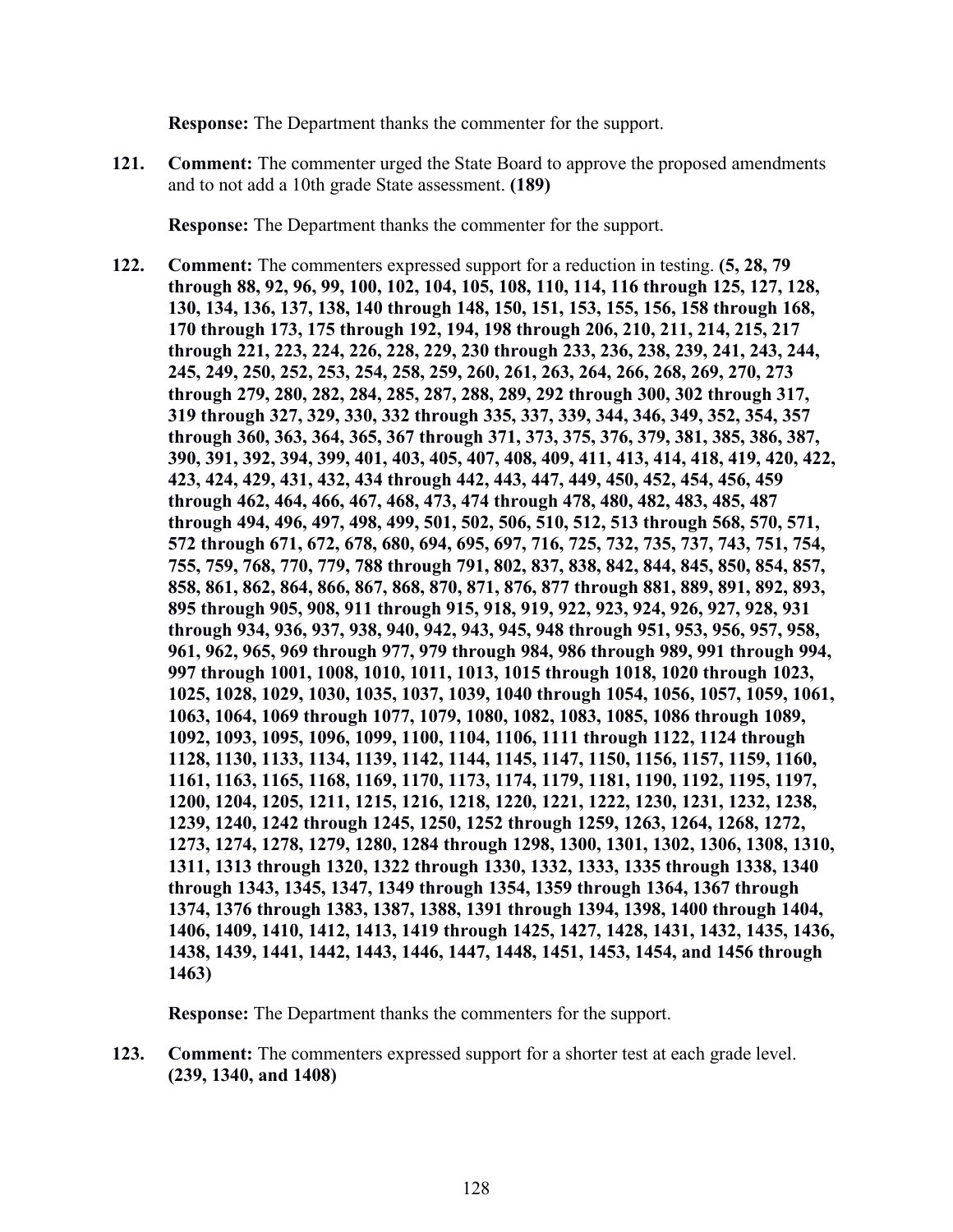**Response:** The Department thanks the commenter for the support.

121. **Comment:** The commenter urged the State Board to approve the proposed amendments and to not add a 10th grade State assessment. **(189)**

    **Response:** The Department thanks the commenter for the support.

122. **Comment:** The commenters expressed support for a reduction in testing. **(5, 28, 79 through 88, 92, 96, 99, 100, 102, 104, 105, 108, 110, 114, 116 through 125, 127, 128, 130, 134, 136, 137, 138, 140 through 148, 150, 151, 153, 155, 156, 158 through 168, 170 through 173, 175 through 192, 194, 198 through 206, 210, 211, 214, 215, 217 through 221, 223, 224, 226, 228, 229, 230 through 233, 236, 238, 239, 241, 243, 244, 245, 249, 250, 252, 253, 254, 258, 259, 260, 261, 263, 264, 266, 268, 269, 270, 273 through 279, 280, 282, 284, 285, 287, 288, 289, 292 through 300, 302 through 317, 319 through 327, 329, 330, 332 through 335, 337, 339, 344, 346, 349, 352, 354, 357 through 360, 363, 364, 365, 367 through 371, 373, 375, 376, 379, 381, 385, 386, 387, 390, 391, 392, 394, 399, 401, 403, 405, 407, 408, 409, 411, 413, 414, 418, 419, 420, 422, 423, 424, 429, 431, 432, 434 through 442, 443, 447, 449, 450, 452, 454, 456, 459 through 462, 464, 466, 467, 468, 473, 474 through 478, 480, 482, 483, 485, 487 through 494, 496, 497, 498, 499, 501, 502, 506, 510, 512, 513 through 568, 570, 571, 572 through 671, 672, 678, 680, 694, 695, 697, 716, 725, 732, 735, 737, 743, 751, 754, 755, 759, 768, 770, 779, 788 through 791, 802, 837, 838, 842, 844, 845, 850, 854, 857, 858, 861, 862, 864, 866, 867, 868, 870, 871, 876, 877 through 881, 889, 891, 892, 893, 895 through 905, 908, 911 through 915, 918, 919, 922, 923, 924, 926, 927, 928, 931 through 934, 936, 937, 938, 940, 942, 943, 945, 948 through 951, 953, 956, 957, 958, 961, 962, 965, 969 through 977, 979 through 984, 986 through 989, 991 through 994, 997 through 1001, 1008, 1010, 1011, 1013, 1015 through 1018, 1020 through 1023, 1025, 1028, 1029, 1030, 1035, 1037, 1039, 1040 through 1054, 1056, 1057, 1059, 1061, 1063, 1064, 1069 through 1077, 1079, 1080, 1082, 1083, 1085, 1086 through 1089, 1092, 1093, 1095, 1096, 1099, 1100, 1104, 1106, 1111 through 1122, 1124 through 1128, 1130, 1133, 1134, 1139, 1142, 1144, 1145, 1147, 1150, 1156, 1157, 1159, 1160, 1161, 1163, 1165, 1168, 1169, 1170, 1173, 1174, 1179, 1181, 1190, 1192, 1195, 1197, 1200, 1204, 1205, 1211, 1215, 1216, 1218, 1220, 1221, 1222, 1230, 1231, 1232, 1238, 1239, 1240, 1242 through 1245, 1250, 1252 through 1259, 1263, 1264, 1268, 1272, 1273, 1274, 1278, 1279, 1280, 1284 through 1298, 1300, 1301, 1302, 1306, 1308, 1310, 1311, 1313 through 1320, 1322 through 1330, 1332, 1333, 1335 through 1338, 1340 through 1343, 1345, 1347, 1349 through 1354, 1359 through 1364, 1367 through 1374, 1376 through 1383, 1387, 1388, 1391 through 1394, 1398, 1400 through 1404, 1406, 1409, 1410, 1412, 1413, 1419 through 1425, 1427, 1428, 1431, 1432, 1435, 1436, 1438, 1439, 1441, 1442, 1443, 1446, 1447, 1448, 1451, 1453, 1454, and 1456 through 1463)**

    **Response:** The Department thanks the commenters for the support.

123. **Comment:** The commenters expressed support for a shorter test at each grade level. **(239, 1340, and 1408)**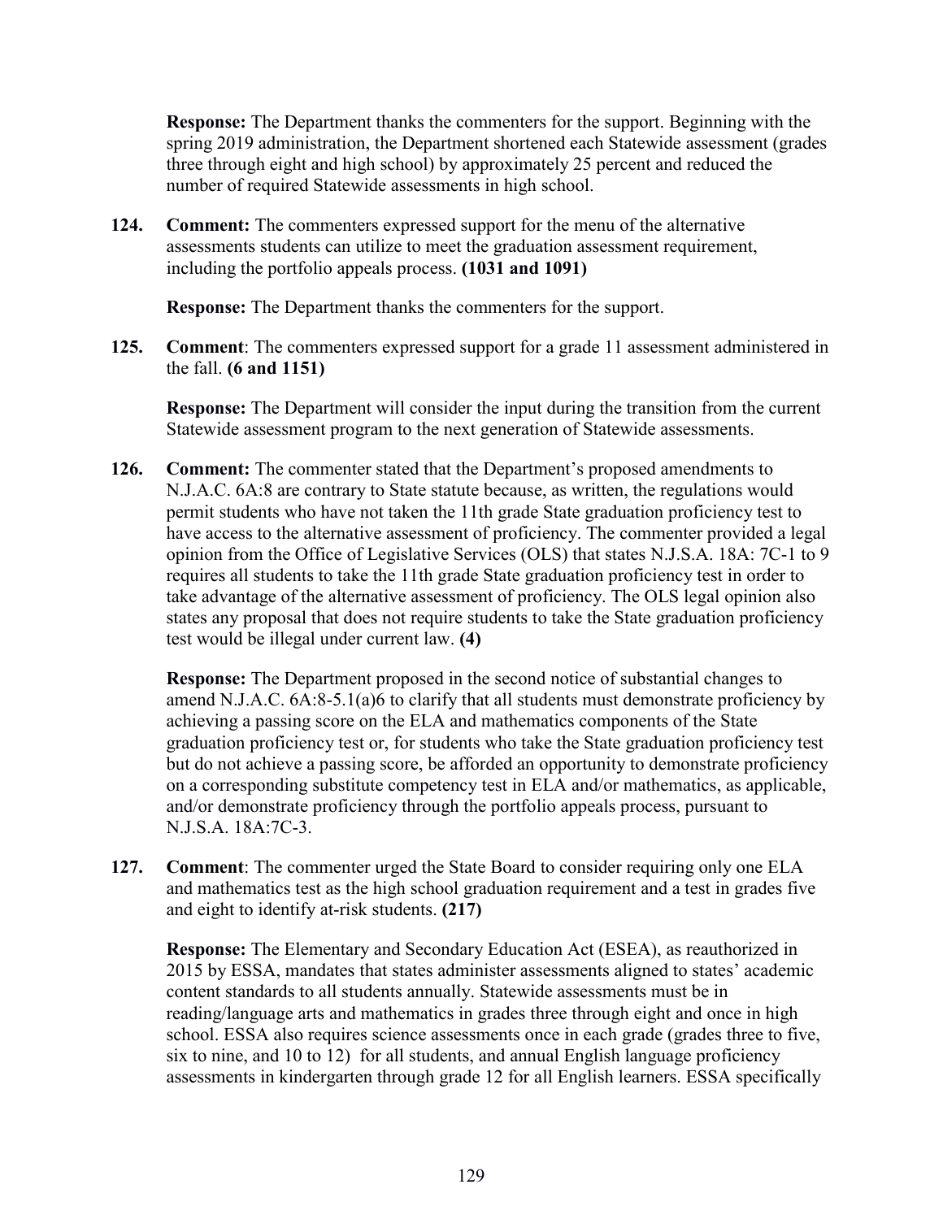**Response:** The Department thanks the commenters for the support. Beginning with the spring 2019 administration, the Department shortened each Statewide assessment (grades three through eight and high school) by approximately 25 percent and reduced the number of required Statewide assessments in high school.

**124. Comment:** The commenters expressed support for the menu of the alternative assessments students can utilize to meet the graduation assessment requirement, including the portfolio appeals process. **(1031 and 1091)**

**Response:** The Department thanks the commenters for the support.

**125. Comment**: The commenters expressed support for a grade 11 assessment administered in the fall. **(6 and 1151)**

**Response:** The Department will consider the input during the transition from the current Statewide assessment program to the next generation of Statewide assessments.

**126. Comment:** The commenter stated that the Department's proposed amendments to N.J.A.C. 6A:8 are contrary to State statute because, as written, the regulations would permit students who have not taken the 11th grade State graduation proficiency test to have access to the alternative assessment of proficiency. The commenter provided a legal opinion from the Office of Legislative Services (OLS) that states N.J.S.A. 18A: 7C-1 to 9 requires all students to take the 11th grade State graduation proficiency test in order to take advantage of the alternative assessment of proficiency. The OLS legal opinion also states any proposal that does not require students to take the State graduation proficiency test would be illegal under current law. **(4)**

**Response:** The Department proposed in the second notice of substantial changes to amend N.J.A.C. 6A:8-5.1(a)6 to clarify that all students must demonstrate proficiency by achieving a passing score on the ELA and mathematics components of the State graduation proficiency test or, for students who take the State graduation proficiency test but do not achieve a passing score, be afforded an opportunity to demonstrate proficiency on a corresponding substitute competency test in ELA and/or mathematics, as applicable, and/or demonstrate proficiency through the portfolio appeals process, pursuant to N.J.S.A. 18A:7C-3.

**127. Comment**: The commenter urged the State Board to consider requiring only one ELA and mathematics test as the high school graduation requirement and a test in grades five and eight to identify at-risk students. **(217)**

**Response:** The Elementary and Secondary Education Act (ESEA), as reauthorized in 2015 by ESSA, mandates that states administer assessments aligned to states' academic content standards to all students annually. Statewide assessments must be in reading/language arts and mathematics in grades three through eight and once in high school. ESSA also requires science assessments once in each grade (grades three to five, six to nine, and 10 to 12) for all students, and annual English language proficiency assessments in kindergarten through grade 12 for all English learners. ESSA specifically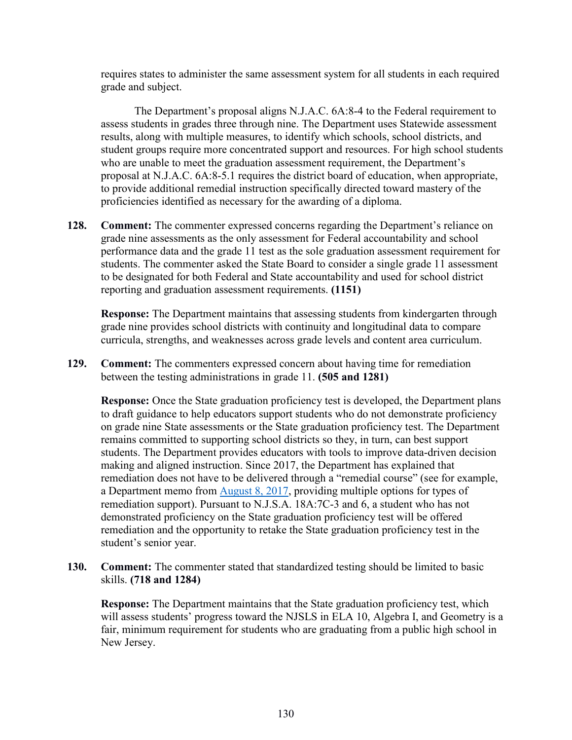requires states to administer the same assessment system for all students in each required grade and subject.

The Department's proposal aligns N.J.A.C. 6A:8-4 to the Federal requirement to assess students in grades three through nine. The Department uses Statewide assessment results, along with multiple measures, to identify which schools, school districts, and student groups require more concentrated support and resources. For high school students who are unable to meet the graduation assessment requirement, the Department's proposal at N.J.A.C. 6A:8-5.1 requires the district board of education, when appropriate, to provide additional remedial instruction specifically directed toward mastery of the proficiencies identified as necessary for the awarding of a diploma.

**128. Comment:** The commenter expressed concerns regarding the Department's reliance on grade nine assessments as the only assessment for Federal accountability and school performance data and the grade 11 test as the sole graduation assessment requirement for students. The commenter asked the State Board to consider a single grade 11 assessment to be designated for both Federal and State accountability and used for school district reporting and graduation assessment requirements. **(1151)**

**Response:** The Department maintains that assessing students from kindergarten through grade nine provides school districts with continuity and longitudinal data to compare curricula, strengths, and weaknesses across grade levels and content area curriculum.

**129. Comment:** The commenters expressed concern about having time for remediation between the testing administrations in grade 11. **(505 and 1281)**

**Response:** Once the State graduation proficiency test is developed, the Department plans to draft guidance to help educators support students who do not demonstrate proficiency on grade nine State assessments or the State graduation proficiency test. The Department remains committed to supporting school districts so they, in turn, can best support students. The Department provides educators with tools to improve data-driven decision making and aligned instruction. Since 2017, the Department has explained that remediation does not have to be delivered through a "remedial course" (see for example, a Department memo from [August 8, 2017](), providing multiple options for types of remediation support). Pursuant to N.J.S.A. 18A:7C-3 and 6, a student who has not demonstrated proficiency on the State graduation proficiency test will be offered remediation and the opportunity to retake the State graduation proficiency test in the student's senior year.

**130. Comment:** The commenter stated that standardized testing should be limited to basic skills. **(718 and 1284)**

**Response:** The Department maintains that the State graduation proficiency test, which will assess students' progress toward the NJSLS in ELA 10, Algebra I, and Geometry is a fair, minimum requirement for students who are graduating from a public high school in New Jersey.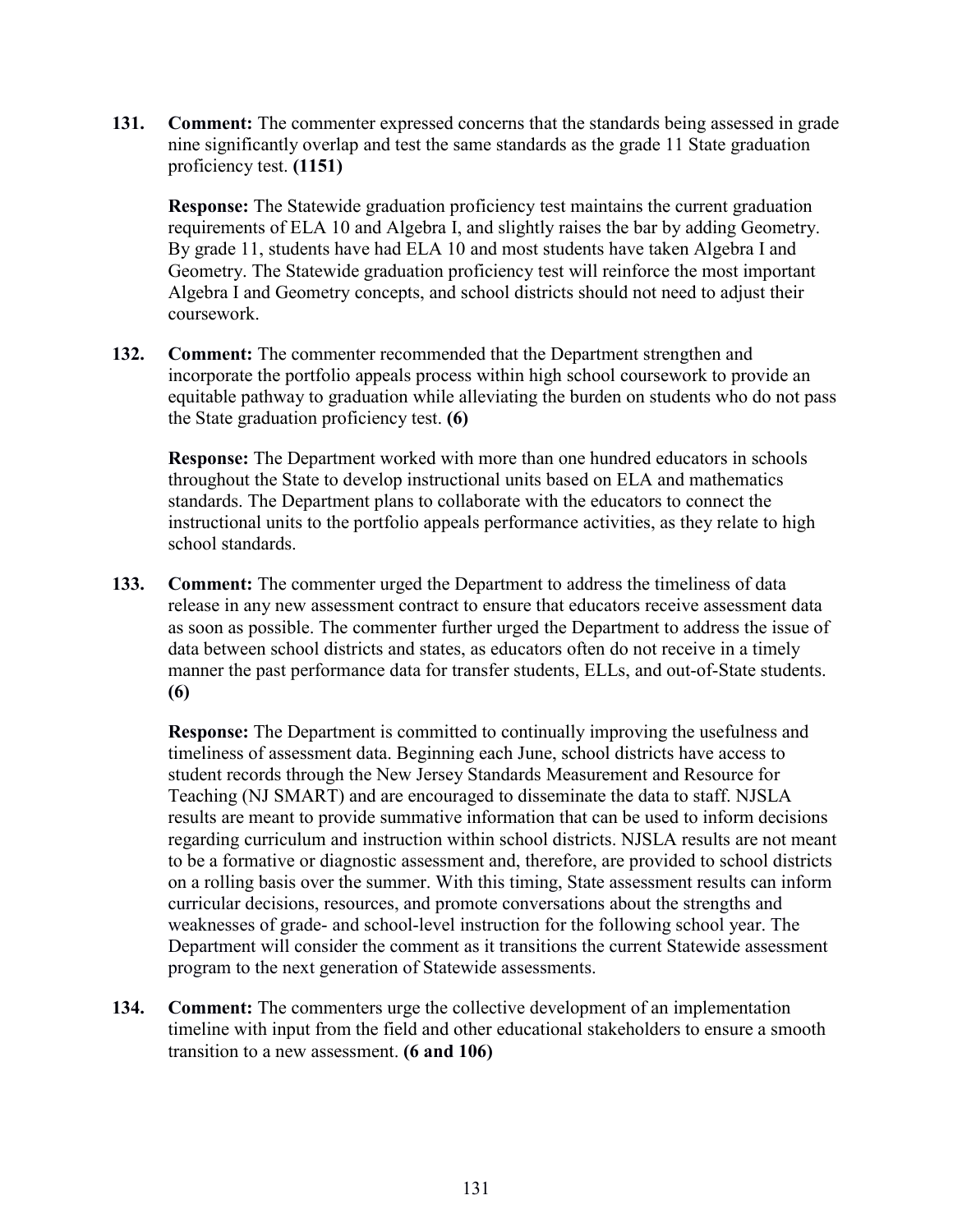**131.** **Comment:** The commenter expressed concerns that the standards being assessed in grade nine significantly overlap and test the same standards as the grade 11 State graduation proficiency test. **(1151)**

**Response:** The Statewide graduation proficiency test maintains the current graduation requirements of ELA 10 and Algebra I, and slightly raises the bar by adding Geometry. By grade 11, students have had ELA 10 and most students have taken Algebra I and Geometry. The Statewide graduation proficiency test will reinforce the most important Algebra I and Geometry concepts, and school districts should not need to adjust their coursework.

**132.** **Comment:** The commenter recommended that the Department strengthen and incorporate the portfolio appeals process within high school coursework to provide an equitable pathway to graduation while alleviating the burden on students who do not pass the State graduation proficiency test. **(6)**

**Response:** The Department worked with more than one hundred educators in schools throughout the State to develop instructional units based on ELA and mathematics standards. The Department plans to collaborate with the educators to connect the instructional units to the portfolio appeals performance activities, as they relate to high school standards.

**133.** **Comment:** The commenter urged the Department to address the timeliness of data release in any new assessment contract to ensure that educators receive assessment data as soon as possible. The commenter further urged the Department to address the issue of data between school districts and states, as educators often do not receive in a timely manner the past performance data for transfer students, ELLs, and out-of-State students. **(6)**

**Response:** The Department is committed to continually improving the usefulness and timeliness of assessment data. Beginning each June, school districts have access to student records through the New Jersey Standards Measurement and Resource for Teaching (NJ SMART) and are encouraged to disseminate the data to staff. NJSLA results are meant to provide summative information that can be used to inform decisions regarding curriculum and instruction within school districts. NJSLA results are not meant to be a formative or diagnostic assessment and, therefore, are provided to school districts on a rolling basis over the summer. With this timing, State assessment results can inform curricular decisions, resources, and promote conversations about the strengths and weaknesses of grade- and school-level instruction for the following school year. The Department will consider the comment as it transitions the current Statewide assessment program to the next generation of Statewide assessments.

**134.** **Comment:** The commenters urge the collective development of an implementation timeline with input from the field and other educational stakeholders to ensure a smooth transition to a new assessment. **(6 and 106)**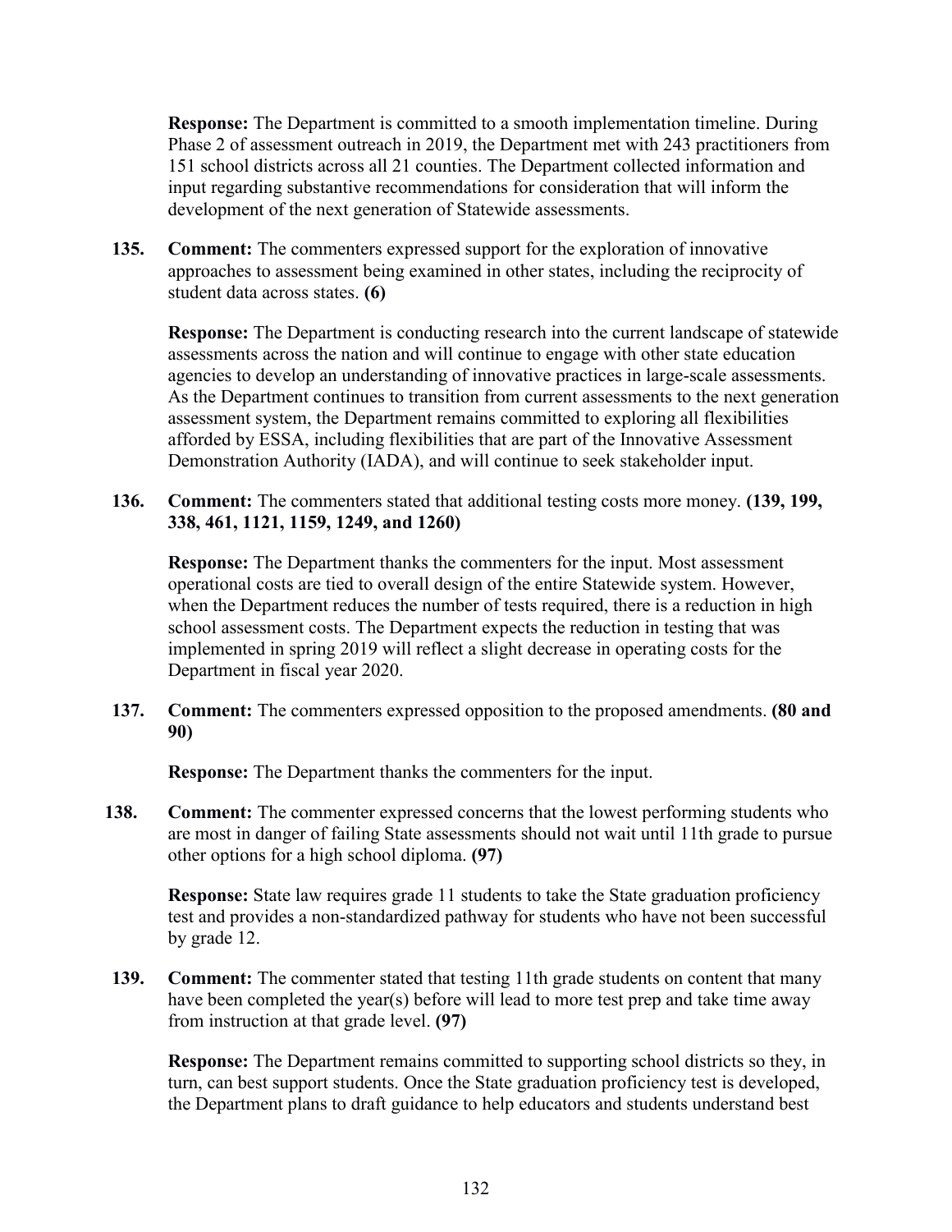**Response:** The Department is committed to a smooth implementation timeline. During Phase 2 of assessment outreach in 2019, the Department met with 243 practitioners from 151 school districts across all 21 counties. The Department collected information and input regarding substantive recommendations for consideration that will inform the development of the next generation of Statewide assessments.

135. **Comment:** The commenters expressed support for the exploration of innovative approaches to assessment being examined in other states, including the reciprocity of student data across states. **(6)**

    **Response:** The Department is conducting research into the current landscape of statewide assessments across the nation and will continue to engage with other state education agencies to develop an understanding of innovative practices in large-scale assessments. As the Department continues to transition from current assessments to the next generation assessment system, the Department remains committed to exploring all flexibilities afforded by ESSA, including flexibilities that are part of the Innovative Assessment Demonstration Authority (IADA), and will continue to seek stakeholder input.

136. **Comment:** The commenters stated that additional testing costs more money. **(139, 199, 338, 461, 1121, 1159, 1249, and 1260)**

    **Response:** The Department thanks the commenters for the input. Most assessment operational costs are tied to overall design of the entire Statewide system. However, when the Department reduces the number of tests required, there is a reduction in high school assessment costs. The Department expects the reduction in testing that was implemented in spring 2019 will reflect a slight decrease in operating costs for the Department in fiscal year 2020.

137. **Comment:** The commenters expressed opposition to the proposed amendments. **(80 and 90)**

    **Response:** The Department thanks the commenters for the input.

138. **Comment:** The commenter expressed concerns that the lowest performing students who are most in danger of failing State assessments should not wait until 11th grade to pursue other options for a high school diploma. **(97)**

    **Response:** State law requires grade 11 students to take the State graduation proficiency test and provides a non-standardized pathway for students who have not been successful by grade 12.

139. **Comment:** The commenter stated that testing 11th grade students on content that many have been completed the year(s) before will lead to more test prep and take time away from instruction at that grade level. **(97)**

    **Response:** The Department remains committed to supporting school districts so they, in turn, can best support students. Once the State graduation proficiency test is developed, the Department plans to draft guidance to help educators and students understand best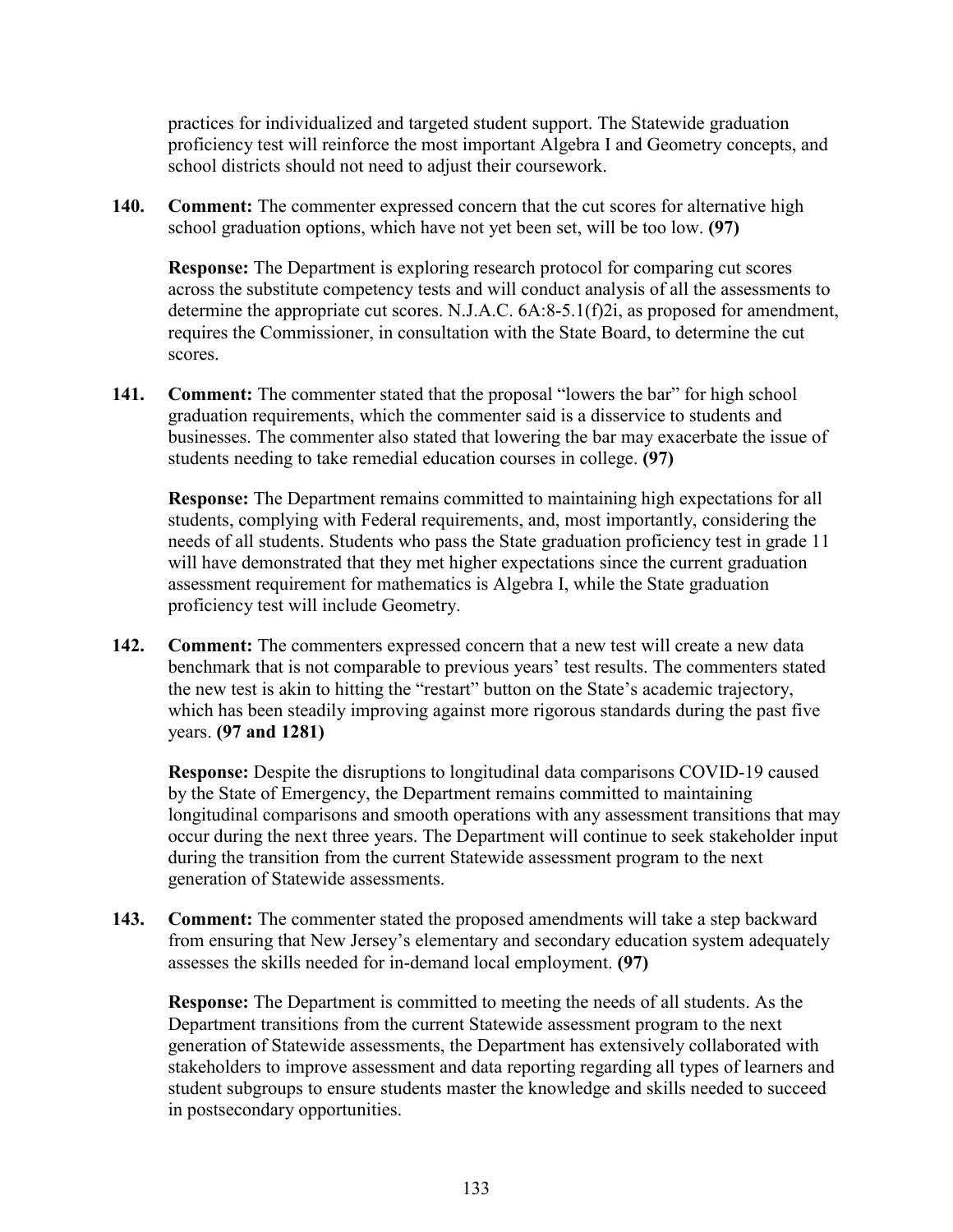practices for individualized and targeted student support. The Statewide graduation proficiency test will reinforce the most important Algebra I and Geometry concepts, and school districts should not need to adjust their coursework.

**140. Comment:** The commenter expressed concern that the cut scores for alternative high school graduation options, which have not yet been set, will be too low. **(97)**

**Response:** The Department is exploring research protocol for comparing cut scores across the substitute competency tests and will conduct analysis of all the assessments to determine the appropriate cut scores. N.J.A.C. 6A:8-5.1(f)2i, as proposed for amendment, requires the Commissioner, in consultation with the State Board, to determine the cut scores.

**141. Comment:** The commenter stated that the proposal "lowers the bar" for high school graduation requirements, which the commenter said is a disservice to students and businesses. The commenter also stated that lowering the bar may exacerbate the issue of students needing to take remedial education courses in college. **(97)**

**Response:** The Department remains committed to maintaining high expectations for all students, complying with Federal requirements, and, most importantly, considering the needs of all students. Students who pass the State graduation proficiency test in grade 11 will have demonstrated that they met higher expectations since the current graduation assessment requirement for mathematics is Algebra I, while the State graduation proficiency test will include Geometry.

**142. Comment:** The commenters expressed concern that a new test will create a new data benchmark that is not comparable to previous years' test results. The commenters stated the new test is akin to hitting the "restart" button on the State's academic trajectory, which has been steadily improving against more rigorous standards during the past five years. **(97 and 1281)**

**Response:** Despite the disruptions to longitudinal data comparisons COVID-19 caused by the State of Emergency, the Department remains committed to maintaining longitudinal comparisons and smooth operations with any assessment transitions that may occur during the next three years. The Department will continue to seek stakeholder input during the transition from the current Statewide assessment program to the next generation of Statewide assessments.

**143. Comment:** The commenter stated the proposed amendments will take a step backward from ensuring that New Jersey's elementary and secondary education system adequately assesses the skills needed for in-demand local employment. **(97)**

**Response:** The Department is committed to meeting the needs of all students. As the Department transitions from the current Statewide assessment program to the next generation of Statewide assessments, the Department has extensively collaborated with stakeholders to improve assessment and data reporting regarding all types of learners and student subgroups to ensure students master the knowledge and skills needed to succeed in postsecondary opportunities.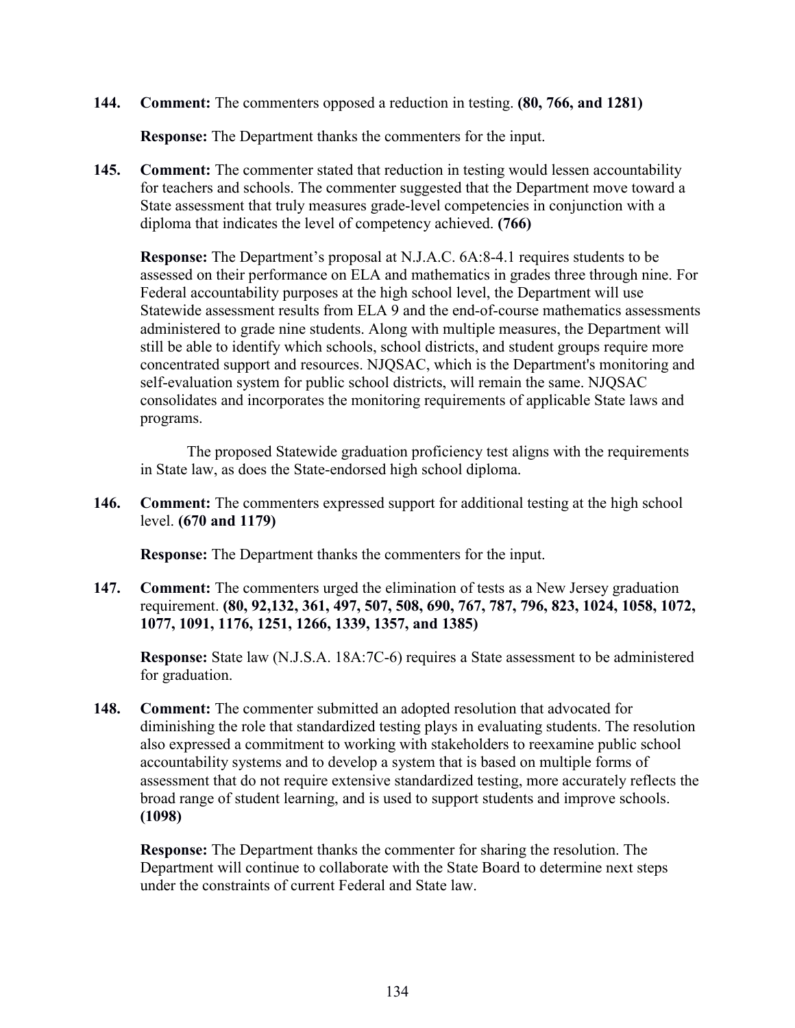**144. Comment:** The commenters opposed a reduction in testing. **(80, 766, and 1281)**

**Response:** The Department thanks the commenters for the input.

**145. Comment:** The commenter stated that reduction in testing would lessen accountability for teachers and schools. The commenter suggested that the Department move toward a State assessment that truly measures grade-level competencies in conjunction with a diploma that indicates the level of competency achieved. **(766)**

**Response:** The Department's proposal at N.J.A.C. 6A:8-4.1 requires students to be assessed on their performance on ELA and mathematics in grades three through nine. For Federal accountability purposes at the high school level, the Department will use Statewide assessment results from ELA 9 and the end-of-course mathematics assessments administered to grade nine students. Along with multiple measures, the Department will still be able to identify which schools, school districts, and student groups require more concentrated support and resources. NJQSAC, which is the Department's monitoring and self-evaluation system for public school districts, will remain the same. NJQSAC consolidates and incorporates the monitoring requirements of applicable State laws and programs.

The proposed Statewide graduation proficiency test aligns with the requirements in State law, as does the State-endorsed high school diploma.

**146. Comment:** The commenters expressed support for additional testing at the high school level. **(670 and 1179)**

**Response:** The Department thanks the commenters for the input.

**147. Comment:** The commenters urged the elimination of tests as a New Jersey graduation requirement. **(80, 92,132, 361, 497, 507, 508, 690, 767, 787, 796, 823, 1024, 1058, 1072, 1077, 1091, 1176, 1251, 1266, 1339, 1357, and 1385)**

**Response:** State law (N.J.S.A. 18A:7C-6) requires a State assessment to be administered for graduation.

**148. Comment:** The commenter submitted an adopted resolution that advocated for diminishing the role that standardized testing plays in evaluating students. The resolution also expressed a commitment to working with stakeholders to reexamine public school accountability systems and to develop a system that is based on multiple forms of assessment that do not require extensive standardized testing, more accurately reflects the broad range of student learning, and is used to support students and improve schools. **(1098)**

**Response:** The Department thanks the commenter for sharing the resolution. The Department will continue to collaborate with the State Board to determine next steps under the constraints of current Federal and State law.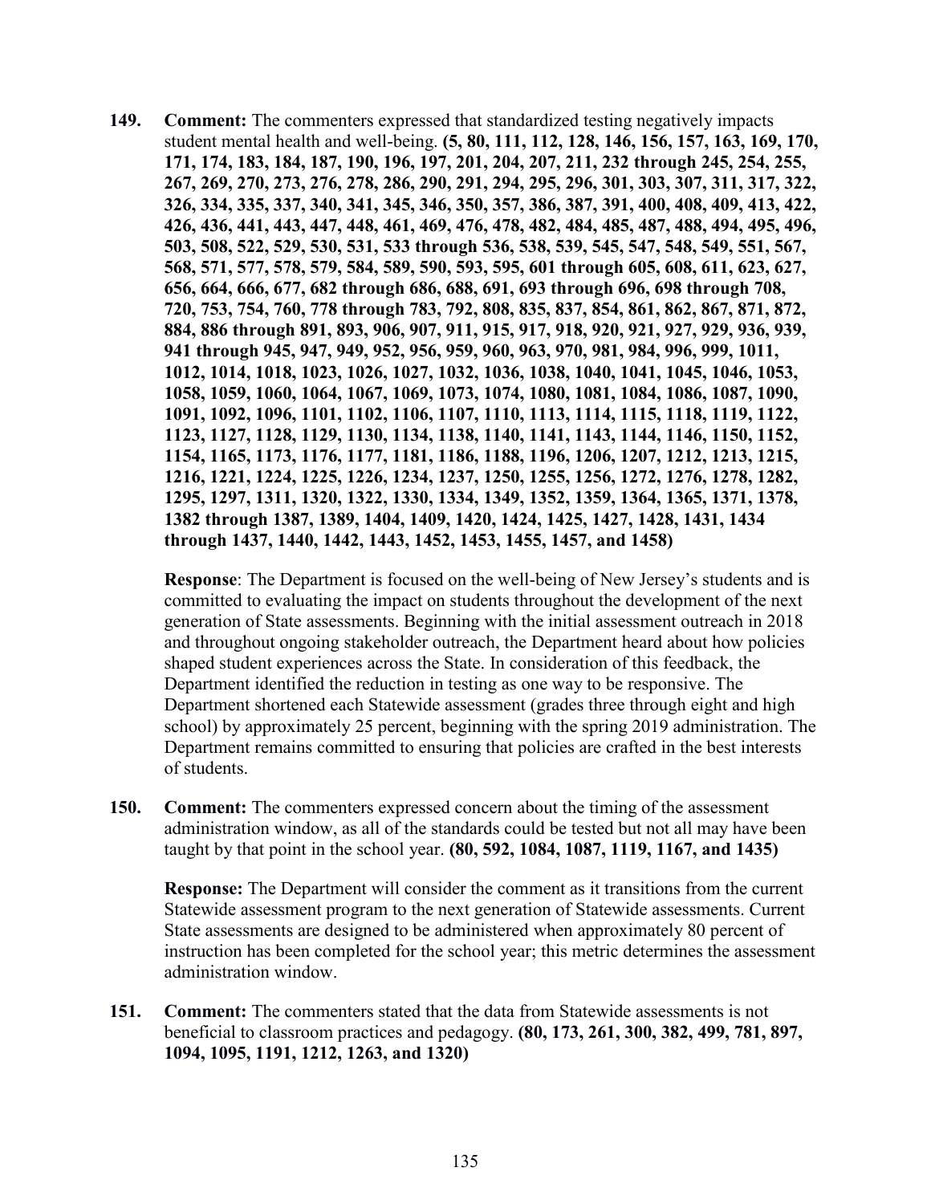149. **Comment:** The commenters expressed that standardized testing negatively impacts student mental health and well-being. **(5, 80, 111, 112, 128, 146, 156, 157, 163, 169, 170, 171, 174, 183, 184, 187, 190, 196, 197, 201, 204, 207, 211, 232 through 245, 254, 255, 267, 269, 270, 273, 276, 278, 286, 290, 291, 294, 295, 296, 301, 303, 307, 311, 317, 322, 326, 334, 335, 337, 340, 341, 345, 346, 350, 357, 386, 387, 391, 400, 408, 409, 413, 422, 426, 436, 441, 443, 447, 448, 461, 469, 476, 478, 482, 484, 485, 487, 488, 494, 495, 496, 503, 508, 522, 529, 530, 531, 533 through 536, 538, 539, 545, 547, 548, 549, 551, 567, 568, 571, 577, 578, 579, 584, 589, 590, 593, 595, 601 through 605, 608, 611, 623, 627, 656, 664, 666, 677, 682 through 686, 688, 691, 693 through 696, 698 through 708, 720, 753, 754, 760, 778 through 783, 792, 808, 835, 837, 854, 861, 862, 867, 871, 872, 884, 886 through 891, 893, 906, 907, 911, 915, 917, 918, 920, 921, 927, 929, 936, 939, 941 through 945, 947, 949, 952, 956, 959, 960, 963, 970, 981, 984, 996, 999, 1011, 1012, 1014, 1018, 1023, 1026, 1027, 1032, 1036, 1038, 1040, 1041, 1045, 1046, 1053, 1058, 1059, 1060, 1064, 1067, 1069, 1073, 1074, 1080, 1081, 1084, 1086, 1087, 1090, 1091, 1092, 1096, 1101, 1102, 1106, 1107, 1110, 1113, 1114, 1115, 1118, 1119, 1122, 1123, 1127, 1128, 1129, 1130, 1134, 1138, 1140, 1141, 1143, 1144, 1146, 1150, 1152, 1154, 1165, 1173, 1176, 1177, 1181, 1186, 1188, 1196, 1206, 1207, 1212, 1213, 1215, 1216, 1221, 1224, 1225, 1226, 1234, 1237, 1250, 1255, 1256, 1272, 1276, 1278, 1282, 1295, 1297, 1311, 1320, 1322, 1330, 1334, 1349, 1352, 1359, 1364, 1365, 1371, 1378, 1382 through 1387, 1389, 1404, 1409, 1420, 1424, 1425, 1427, 1428, 1431, 1434 through 1437, 1440, 1442, 1443, 1452, 1453, 1455, 1457, and 1458)**

   **Response**: The Department is focused on the well-being of New Jersey's students and is committed to evaluating the impact on students throughout the development of the next generation of State assessments. Beginning with the initial assessment outreach in 2018 and throughout ongoing stakeholder outreach, the Department heard about how policies shaped student experiences across the State. In consideration of this feedback, the Department identified the reduction in testing as one way to be responsive. The Department shortened each Statewide assessment (grades three through eight and high school) by approximately 25 percent, beginning with the spring 2019 administration. The Department remains committed to ensuring that policies are crafted in the best interests of students.

150. **Comment:** The commenters expressed concern about the timing of the assessment administration window, as all of the standards could be tested but not all may have been taught by that point in the school year. **(80, 592, 1084, 1087, 1119, 1167, and 1435)**

   **Response:** The Department will consider the comment as it transitions from the current Statewide assessment program to the next generation of Statewide assessments. Current State assessments are designed to be administered when approximately 80 percent of instruction has been completed for the school year; this metric determines the assessment administration window.

151. **Comment:** The commenters stated that the data from Statewide assessments is not beneficial to classroom practices and pedagogy. **(80, 173, 261, 300, 382, 499, 781, 897, 1094, 1095, 1191, 1212, 1263, and 1320)**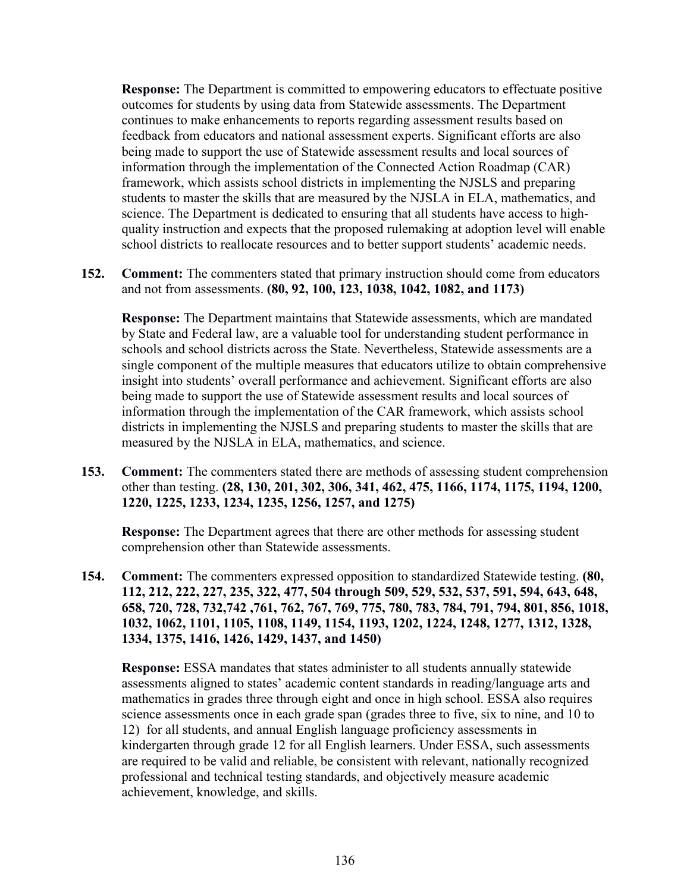**Response:** The Department is committed to empowering educators to effectuate positive outcomes for students by using data from Statewide assessments. The Department continues to make enhancements to reports regarding assessment results based on feedback from educators and national assessment experts. Significant efforts are also being made to support the use of Statewide assessment results and local sources of information through the implementation of the Connected Action Roadmap (CAR) framework, which assists school districts in implementing the NJSLS and preparing students to master the skills that are measured by the NJSLA in ELA, mathematics, and science. The Department is dedicated to ensuring that all students have access to high-quality instruction and expects that the proposed rulemaking at adoption level will enable school districts to reallocate resources and to better support students' academic needs.

**152. Comment:** The commenters stated that primary instruction should come from educators and not from assessments. **(80, 92, 100, 123, 1038, 1042, 1082, and 1173)**

**Response:** The Department maintains that Statewide assessments, which are mandated by State and Federal law, are a valuable tool for understanding student performance in schools and school districts across the State. Nevertheless, Statewide assessments are a single component of the multiple measures that educators utilize to obtain comprehensive insight into students' overall performance and achievement. Significant efforts are also being made to support the use of Statewide assessment results and local sources of information through the implementation of the CAR framework, which assists school districts in implementing the NJSLS and preparing students to master the skills that are measured by the NJSLA in ELA, mathematics, and science.

**153. Comment:** The commenters stated there are methods of assessing student comprehension other than testing. **(28, 130, 201, 302, 306, 341, 462, 475, 1166, 1174, 1175, 1194, 1200, 1220, 1225, 1233, 1234, 1235, 1256, 1257, and 1275)**

**Response:** The Department agrees that there are other methods for assessing student comprehension other than Statewide assessments.

**154. Comment:** The commenters expressed opposition to standardized Statewide testing. **(80, 112, 212, 222, 227, 235, 322, 477, 504 through 509, 529, 532, 537, 591, 594, 643, 648, 658, 720, 728, 732,742 ,761, 762, 767, 769, 775, 780, 783, 784, 791, 794, 801, 856, 1018, 1032, 1062, 1101, 1105, 1108, 1149, 1154, 1193, 1202, 1224, 1248, 1277, 1312, 1328, 1334, 1375, 1416, 1426, 1429, 1437, and 1450)**

**Response:** ESSA mandates that states administer to all students annually statewide assessments aligned to states' academic content standards in reading/language arts and mathematics in grades three through eight and once in high school. ESSA also requires science assessments once in each grade span (grades three to five, six to nine, and 10 to 12) for all students, and annual English language proficiency assessments in kindergarten through grade 12 for all English learners. Under ESSA, such assessments are required to be valid and reliable, be consistent with relevant, nationally recognized professional and technical testing standards, and objectively measure academic achievement, knowledge, and skills.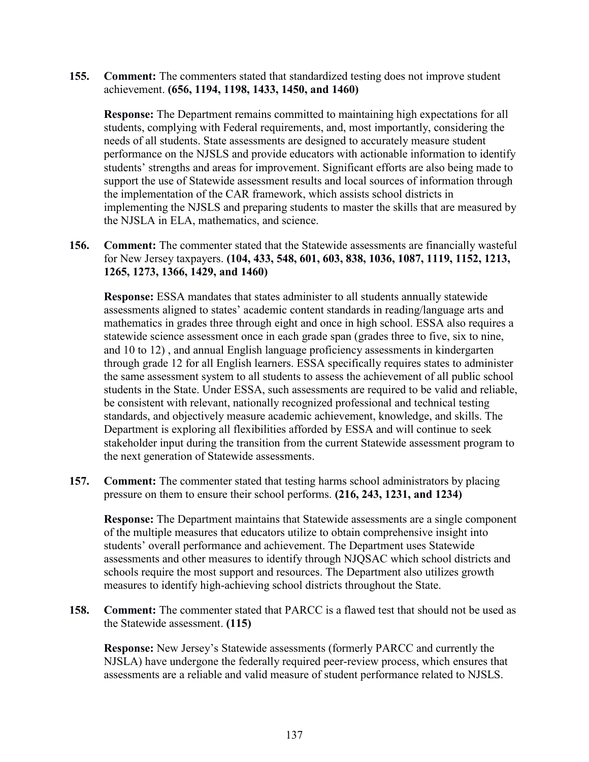**155. Comment:** The commenters stated that standardized testing does not improve student achievement. **(656, 1194, 1198, 1433, 1450, and 1460)**

**Response:** The Department remains committed to maintaining high expectations for all students, complying with Federal requirements, and, most importantly, considering the needs of all students. State assessments are designed to accurately measure student performance on the NJSLS and provide educators with actionable information to identify students' strengths and areas for improvement. Significant efforts are also being made to support the use of Statewide assessment results and local sources of information through the implementation of the CAR framework, which assists school districts in implementing the NJSLS and preparing students to master the skills that are measured by the NJSLA in ELA, mathematics, and science.

**156. Comment:** The commenter stated that the Statewide assessments are financially wasteful for New Jersey taxpayers. **(104, 433, 548, 601, 603, 838, 1036, 1087, 1119, 1152, 1213, 1265, 1273, 1366, 1429, and 1460)**

**Response:** ESSA mandates that states administer to all students annually statewide assessments aligned to states' academic content standards in reading/language arts and mathematics in grades three through eight and once in high school. ESSA also requires a statewide science assessment once in each grade span (grades three to five, six to nine, and 10 to 12) , and annual English language proficiency assessments in kindergarten through grade 12 for all English learners. ESSA specifically requires states to administer the same assessment system to all students to assess the achievement of all public school students in the State. Under ESSA, such assessments are required to be valid and reliable, be consistent with relevant, nationally recognized professional and technical testing standards, and objectively measure academic achievement, knowledge, and skills. The Department is exploring all flexibilities afforded by ESSA and will continue to seek stakeholder input during the transition from the current Statewide assessment program to the next generation of Statewide assessments.

**157. Comment:** The commenter stated that testing harms school administrators by placing pressure on them to ensure their school performs. **(216, 243, 1231, and 1234)**

**Response:** The Department maintains that Statewide assessments are a single component of the multiple measures that educators utilize to obtain comprehensive insight into students' overall performance and achievement. The Department uses Statewide assessments and other measures to identify through NJQSAC which school districts and schools require the most support and resources. The Department also utilizes growth measures to identify high-achieving school districts throughout the State.

**158. Comment:** The commenter stated that PARCC is a flawed test that should not be used as the Statewide assessment. **(115)**

**Response:** New Jersey's Statewide assessments (formerly PARCC and currently the NJSLA) have undergone the federally required peer-review process, which ensures that assessments are a reliable and valid measure of student performance related to NJSLS.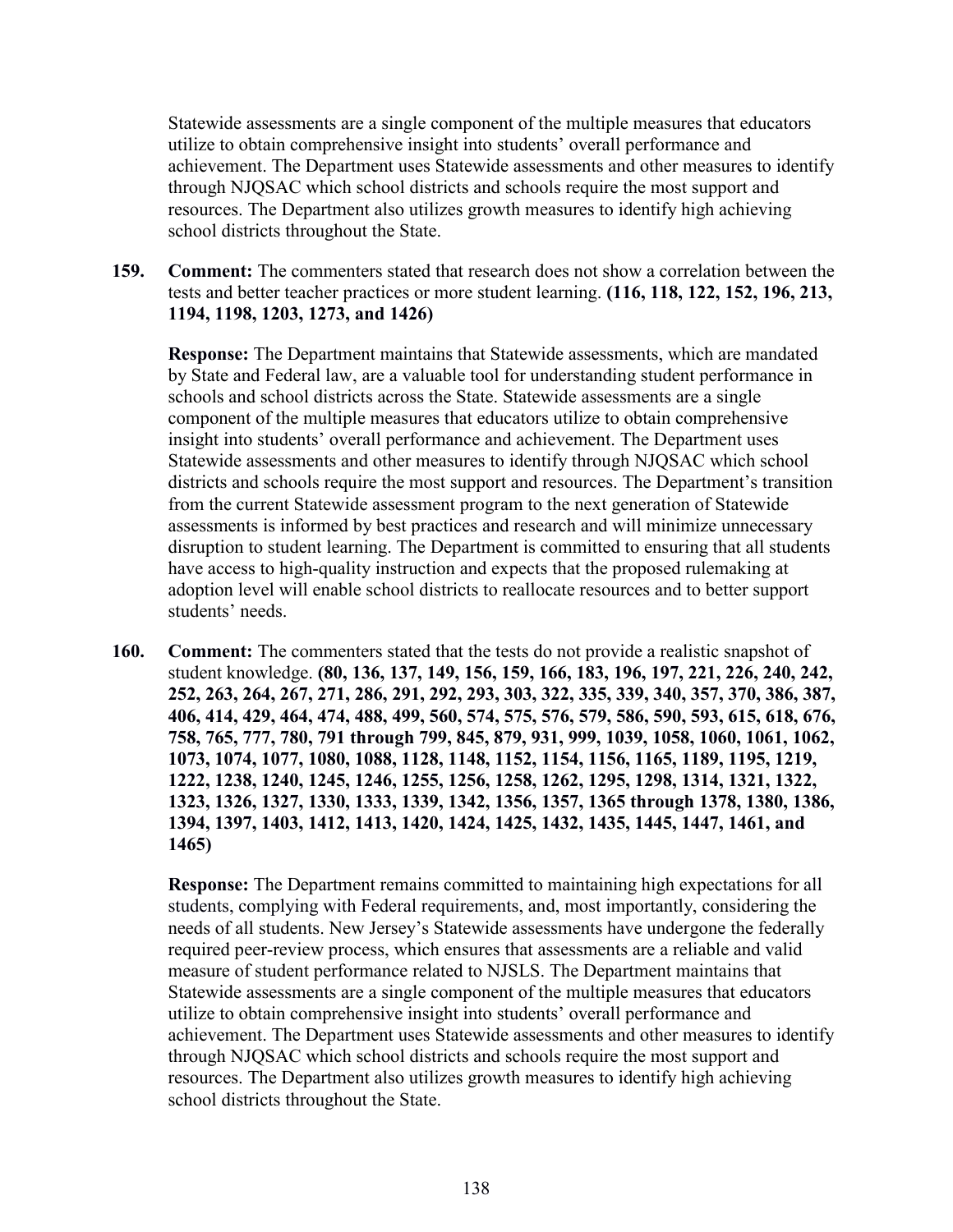Statewide assessments are a single component of the multiple measures that educators utilize to obtain comprehensive insight into students' overall performance and achievement. The Department uses Statewide assessments and other measures to identify through NJQSAC which school districts and schools require the most support and resources. The Department also utilizes growth measures to identify high achieving school districts throughout the State.

**159. Comment:** The commenters stated that research does not show a correlation between the tests and better teacher practices or more student learning. **(116, 118, 122, 152, 196, 213, 1194, 1198, 1203, 1273, and 1426)**

**Response:** The Department maintains that Statewide assessments, which are mandated by State and Federal law, are a valuable tool for understanding student performance in schools and school districts across the State. Statewide assessments are a single component of the multiple measures that educators utilize to obtain comprehensive insight into students' overall performance and achievement. The Department uses Statewide assessments and other measures to identify through NJQSAC which school districts and schools require the most support and resources. The Department's transition from the current Statewide assessment program to the next generation of Statewide assessments is informed by best practices and research and will minimize unnecessary disruption to student learning. The Department is committed to ensuring that all students have access to high-quality instruction and expects that the proposed rulemaking at adoption level will enable school districts to reallocate resources and to better support students' needs.

**160. Comment:** The commenters stated that the tests do not provide a realistic snapshot of student knowledge. **(80, 136, 137, 149, 156, 159, 166, 183, 196, 197, 221, 226, 240, 242, 252, 263, 264, 267, 271, 286, 291, 292, 293, 303, 322, 335, 339, 340, 357, 370, 386, 387, 406, 414, 429, 464, 474, 488, 499, 560, 574, 575, 576, 579, 586, 590, 593, 615, 618, 676, 758, 765, 777, 780, 791 through 799, 845, 879, 931, 999, 1039, 1058, 1060, 1061, 1062, 1073, 1074, 1077, 1080, 1088, 1128, 1148, 1152, 1154, 1156, 1165, 1189, 1195, 1219, 1222, 1238, 1240, 1245, 1246, 1255, 1256, 1258, 1262, 1295, 1298, 1314, 1321, 1322, 1323, 1326, 1327, 1330, 1333, 1339, 1342, 1356, 1357, 1365 through 1378, 1380, 1386, 1394, 1397, 1403, 1412, 1413, 1420, 1424, 1425, 1432, 1435, 1445, 1447, 1461, and 1465)**

**Response:** The Department remains committed to maintaining high expectations for all students, complying with Federal requirements, and, most importantly, considering the needs of all students. New Jersey's Statewide assessments have undergone the federally required peer-review process, which ensures that assessments are a reliable and valid measure of student performance related to NJSLS. The Department maintains that Statewide assessments are a single component of the multiple measures that educators utilize to obtain comprehensive insight into students' overall performance and achievement. The Department uses Statewide assessments and other measures to identify through NJQSAC which school districts and schools require the most support and resources. The Department also utilizes growth measures to identify high achieving school districts throughout the State.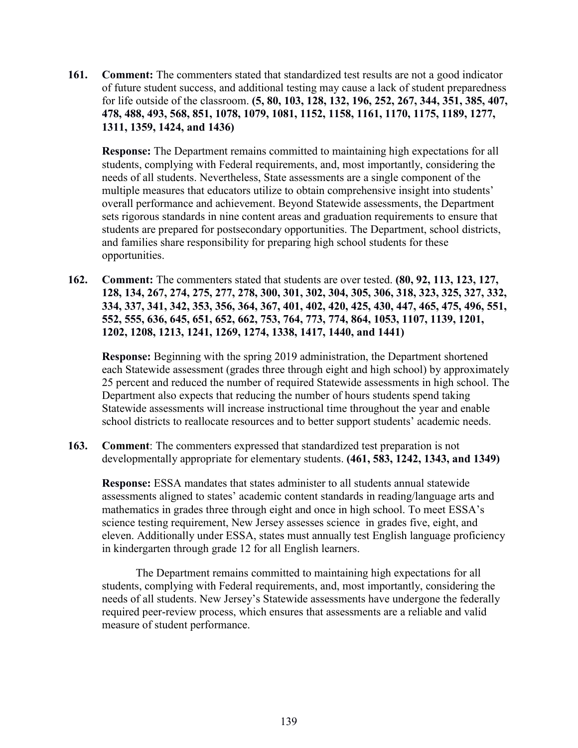**161. Comment:** The commenters stated that standardized test results are not a good indicator of future student success, and additional testing may cause a lack of student preparedness for life outside of the classroom. **(5, 80, 103, 128, 132, 196, 252, 267, 344, 351, 385, 407, 478, 488, 493, 568, 851, 1078, 1079, 1081, 1152, 1158, 1161, 1170, 1175, 1189, 1277, 1311, 1359, 1424, and 1436)**

**Response:** The Department remains committed to maintaining high expectations for all students, complying with Federal requirements, and, most importantly, considering the needs of all students. Nevertheless, State assessments are a single component of the multiple measures that educators utilize to obtain comprehensive insight into students' overall performance and achievement. Beyond Statewide assessments, the Department sets rigorous standards in nine content areas and graduation requirements to ensure that students are prepared for postsecondary opportunities. The Department, school districts, and families share responsibility for preparing high school students for these opportunities.

**162. Comment:** The commenters stated that students are over tested. **(80, 92, 113, 123, 127, 128, 134, 267, 274, 275, 277, 278, 300, 301, 302, 304, 305, 306, 318, 323, 325, 327, 332, 334, 337, 341, 342, 353, 356, 364, 367, 401, 402, 420, 425, 430, 447, 465, 475, 496, 551, 552, 555, 636, 645, 651, 652, 662, 753, 764, 773, 774, 864, 1053, 1107, 1139, 1201, 1202, 1208, 1213, 1241, 1269, 1274, 1338, 1417, 1440, and 1441)**

**Response:** Beginning with the spring 2019 administration, the Department shortened each Statewide assessment (grades three through eight and high school) by approximately 25 percent and reduced the number of required Statewide assessments in high school. The Department also expects that reducing the number of hours students spend taking Statewide assessments will increase instructional time throughout the year and enable school districts to reallocate resources and to better support students' academic needs.

**163. Comment**: The commenters expressed that standardized test preparation is not developmentally appropriate for elementary students. **(461, 583, 1242, 1343, and 1349)**

**Response:** ESSA mandates that states administer to all students annual statewide assessments aligned to states' academic content standards in reading/language arts and mathematics in grades three through eight and once in high school. To meet ESSA's science testing requirement, New Jersey assesses science in grades five, eight, and eleven. Additionally under ESSA, states must annually test English language proficiency in kindergarten through grade 12 for all English learners.

The Department remains committed to maintaining high expectations for all students, complying with Federal requirements, and, most importantly, considering the needs of all students. New Jersey's Statewide assessments have undergone the federally required peer-review process, which ensures that assessments are a reliable and valid measure of student performance.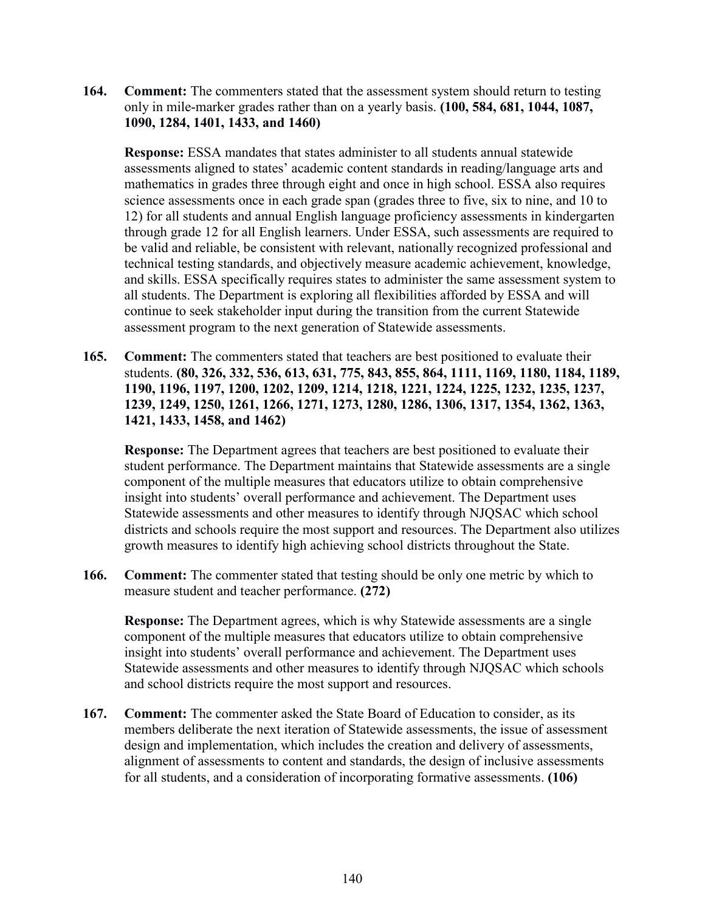164. **Comment:** The commenters stated that the assessment system should return to testing only in mile-marker grades rather than on a yearly basis. **(100, 584, 681, 1044, 1087, 1090, 1284, 1401, 1433, and 1460)**

    **Response:** ESSA mandates that states administer to all students annual statewide assessments aligned to states' academic content standards in reading/language arts and mathematics in grades three through eight and once in high school. ESSA also requires science assessments once in each grade span (grades three to five, six to nine, and 10 to 12) for all students and annual English language proficiency assessments in kindergarten through grade 12 for all English learners. Under ESSA, such assessments are required to be valid and reliable, be consistent with relevant, nationally recognized professional and technical testing standards, and objectively measure academic achievement, knowledge, and skills. ESSA specifically requires states to administer the same assessment system to all students. The Department is exploring all flexibilities afforded by ESSA and will continue to seek stakeholder input during the transition from the current Statewide assessment program to the next generation of Statewide assessments.

165. **Comment:** The commenters stated that teachers are best positioned to evaluate their students. **(80, 326, 332, 536, 613, 631, 775, 843, 855, 864, 1111, 1169, 1180, 1184, 1189, 1190, 1196, 1197, 1200, 1202, 1209, 1214, 1218, 1221, 1224, 1225, 1232, 1235, 1237, 1239, 1249, 1250, 1261, 1266, 1271, 1273, 1280, 1286, 1306, 1317, 1354, 1362, 1363, 1421, 1433, 1458, and 1462)**

    **Response:** The Department agrees that teachers are best positioned to evaluate their student performance. The Department maintains that Statewide assessments are a single component of the multiple measures that educators utilize to obtain comprehensive insight into students' overall performance and achievement. The Department uses Statewide assessments and other measures to identify through NJQSAC which school districts and schools require the most support and resources. The Department also utilizes growth measures to identify high achieving school districts throughout the State.

166. **Comment:** The commenter stated that testing should be only one metric by which to measure student and teacher performance. **(272)**

    **Response:** The Department agrees, which is why Statewide assessments are a single component of the multiple measures that educators utilize to obtain comprehensive insight into students' overall performance and achievement. The Department uses Statewide assessments and other measures to identify through NJQSAC which schools and school districts require the most support and resources.

167. **Comment:** The commenter asked the State Board of Education to consider, as its members deliberate the next iteration of Statewide assessments, the issue of assessment design and implementation, which includes the creation and delivery of assessments, alignment of assessments to content and standards, the design of inclusive assessments for all students, and a consideration of incorporating formative assessments. **(106)**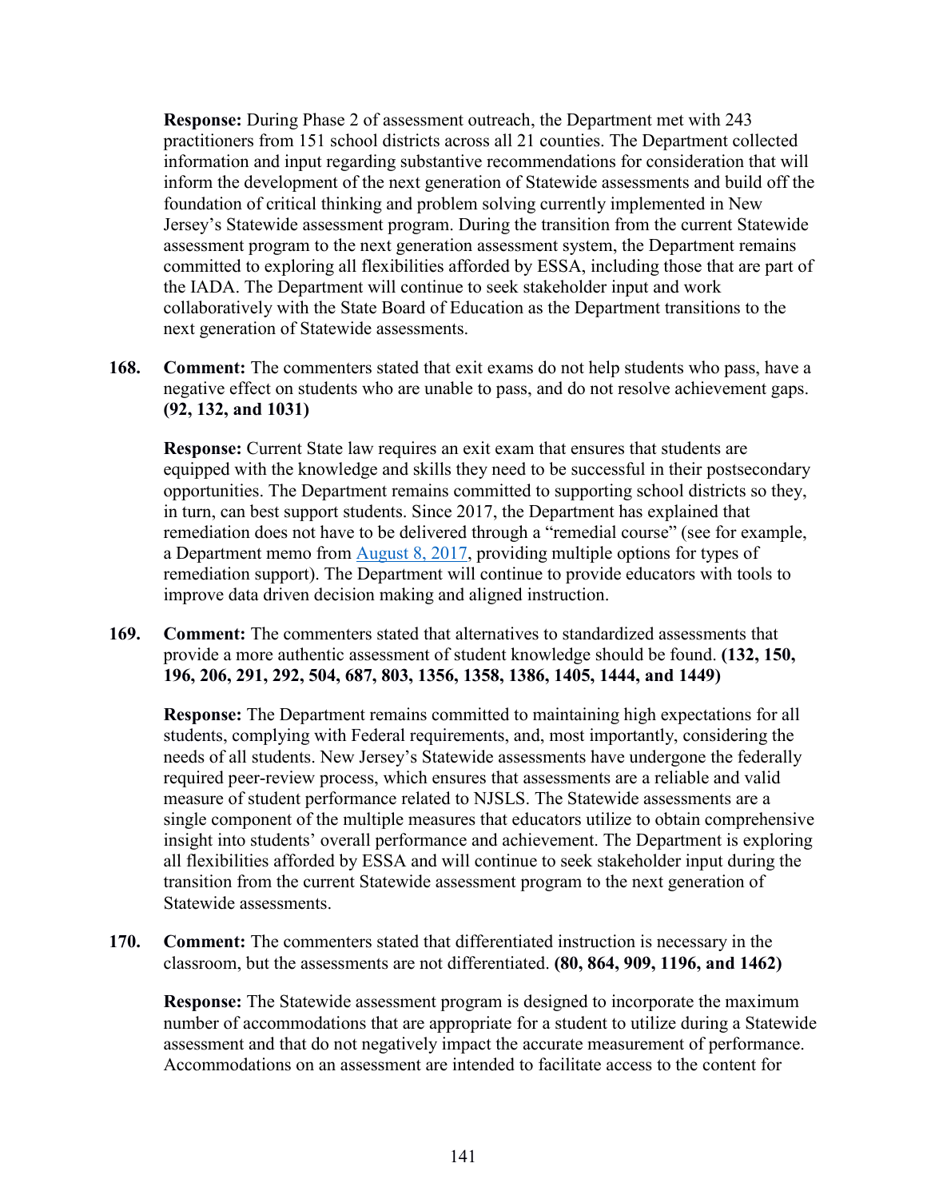**Response:** During Phase 2 of assessment outreach, the Department met with 243 practitioners from 151 school districts across all 21 counties. The Department collected information and input regarding substantive recommendations for consideration that will inform the development of the next generation of Statewide assessments and build off the foundation of critical thinking and problem solving currently implemented in New Jersey's Statewide assessment program. During the transition from the current Statewide assessment program to the next generation assessment system, the Department remains committed to exploring all flexibilities afforded by ESSA, including those that are part of the IADA. The Department will continue to seek stakeholder input and work collaboratively with the State Board of Education as the Department transitions to the next generation of Statewide assessments.

**168. Comment:** The commenters stated that exit exams do not help students who pass, have a negative effect on students who are unable to pass, and do not resolve achievement gaps. **(92, 132, and 1031)**

**Response:** Current State law requires an exit exam that ensures that students are equipped with the knowledge and skills they need to be successful in their postsecondary opportunities. The Department remains committed to supporting school districts so they, in turn, can best support students. Since 2017, the Department has explained that remediation does not have to be delivered through a "remedial course" (see for example, a Department memo from August 8, 2017, providing multiple options for types of remediation support). The Department will continue to provide educators with tools to improve data driven decision making and aligned instruction.

**169. Comment:** The commenters stated that alternatives to standardized assessments that provide a more authentic assessment of student knowledge should be found. **(132, 150, 196, 206, 291, 292, 504, 687, 803, 1356, 1358, 1386, 1405, 1444, and 1449)**

**Response:** The Department remains committed to maintaining high expectations for all students, complying with Federal requirements, and, most importantly, considering the needs of all students. New Jersey's Statewide assessments have undergone the federally required peer-review process, which ensures that assessments are a reliable and valid measure of student performance related to NJSLS. The Statewide assessments are a single component of the multiple measures that educators utilize to obtain comprehensive insight into students' overall performance and achievement. The Department is exploring all flexibilities afforded by ESSA and will continue to seek stakeholder input during the transition from the current Statewide assessment program to the next generation of Statewide assessments.

**170. Comment:** The commenters stated that differentiated instruction is necessary in the classroom, but the assessments are not differentiated. **(80, 864, 909, 1196, and 1462)**

**Response:** The Statewide assessment program is designed to incorporate the maximum number of accommodations that are appropriate for a student to utilize during a Statewide assessment and that do not negatively impact the accurate measurement of performance. Accommodations on an assessment are intended to facilitate access to the content for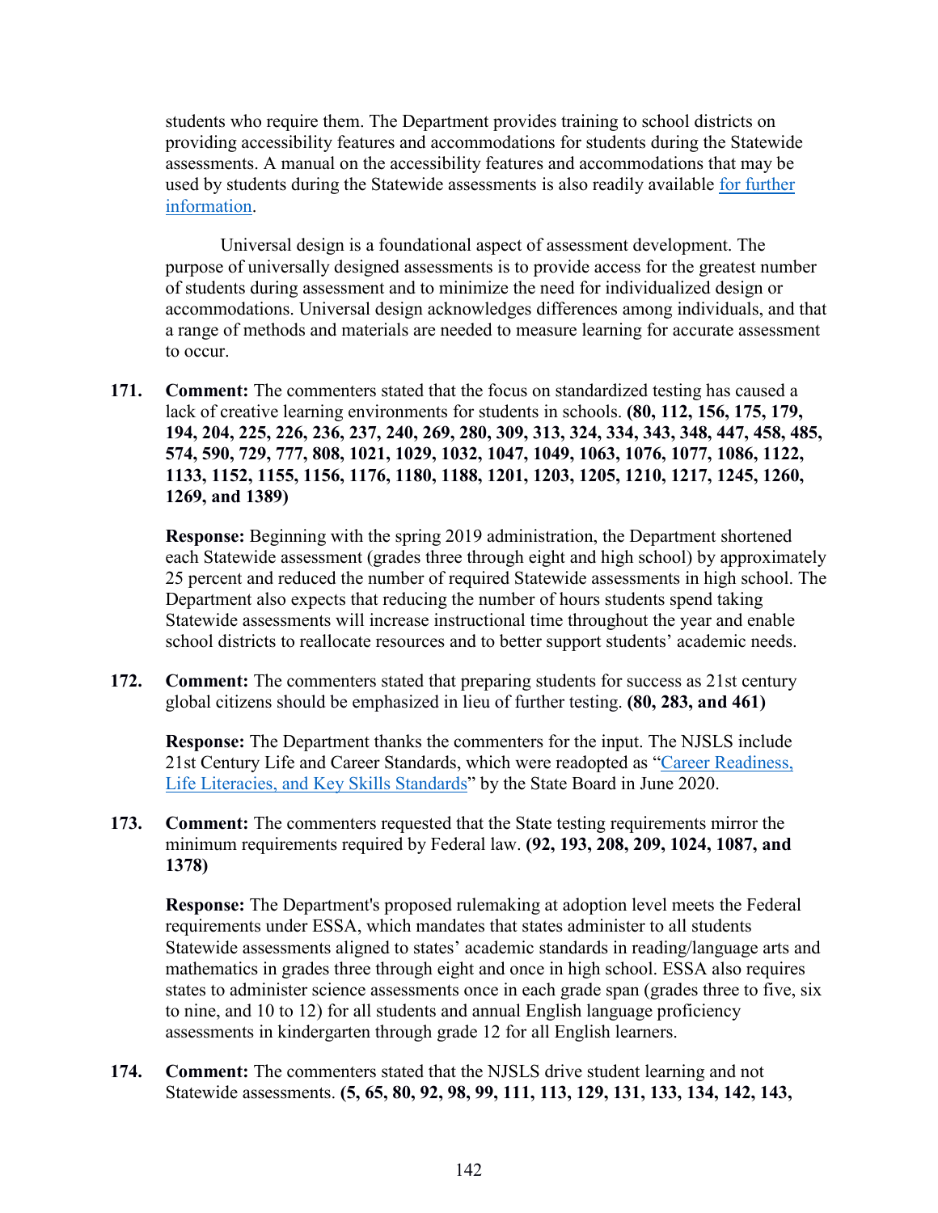students who require them. The Department provides training to school districts on providing accessibility features and accommodations for students during the Statewide assessments. A manual on the accessibility features and accommodations that may be used by students during the Statewide assessments is also readily available for further information.

Universal design is a foundational aspect of assessment development. The purpose of universally designed assessments is to provide access for the greatest number of students during assessment and to minimize the need for individualized design or accommodations. Universal design acknowledges differences among individuals, and that a range of methods and materials are needed to measure learning for accurate assessment to occur.

**171. Comment:** The commenters stated that the focus on standardized testing has caused a lack of creative learning environments for students in schools. **(80, 112, 156, 175, 179, 194, 204, 225, 226, 236, 237, 240, 269, 280, 309, 313, 324, 334, 343, 348, 447, 458, 485, 574, 590, 729, 777, 808, 1021, 1029, 1032, 1047, 1049, 1063, 1076, 1077, 1086, 1122, 1133, 1152, 1155, 1156, 1176, 1180, 1188, 1201, 1203, 1205, 1210, 1217, 1245, 1260, 1269, and 1389)**

**Response:** Beginning with the spring 2019 administration, the Department shortened each Statewide assessment (grades three through eight and high school) by approximately 25 percent and reduced the number of required Statewide assessments in high school. The Department also expects that reducing the number of hours students spend taking Statewide assessments will increase instructional time throughout the year and enable school districts to reallocate resources and to better support students' academic needs.

**172. Comment:** The commenters stated that preparing students for success as 21st century global citizens should be emphasized in lieu of further testing. **(80, 283, and 461)**

**Response:** The Department thanks the commenters for the input. The NJSLS include 21st Century Life and Career Standards, which were readopted as "Career Readiness, Life Literacies, and Key Skills Standards" by the State Board in June 2020.

**173. Comment:** The commenters requested that the State testing requirements mirror the minimum requirements required by Federal law. **(92, 193, 208, 209, 1024, 1087, and 1378)**

**Response:** The Department's proposed rulemaking at adoption level meets the Federal requirements under ESSA, which mandates that states administer to all students Statewide assessments aligned to states' academic standards in reading/language arts and mathematics in grades three through eight and once in high school. ESSA also requires states to administer science assessments once in each grade span (grades three to five, six to nine, and 10 to 12) for all students and annual English language proficiency assessments in kindergarten through grade 12 for all English learners.

**174. Comment:** The commenters stated that the NJSLS drive student learning and not Statewide assessments. **(5, 65, 80, 92, 98, 99, 111, 113, 129, 131, 133, 134, 142, 143,**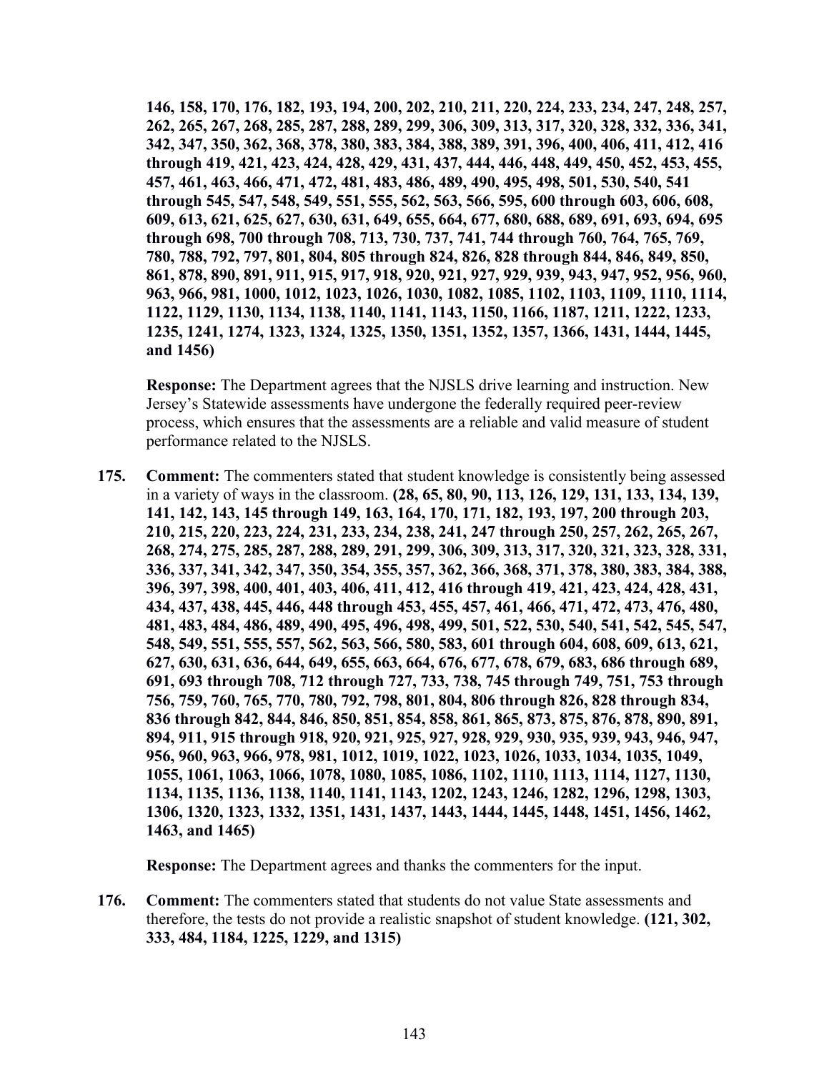**146, 158, 170, 176, 182, 193, 194, 200, 202, 210, 211, 220, 224, 233, 234, 247, 248, 257, 262, 265, 267, 268, 285, 287, 288, 289, 299, 306, 309, 313, 317, 320, 328, 332, 336, 341, 342, 347, 350, 362, 368, 378, 380, 383, 384, 388, 389, 391, 396, 400, 406, 411, 412, 416 through 419, 421, 423, 424, 428, 429, 431, 437, 444, 446, 448, 449, 450, 452, 453, 455, 457, 461, 463, 466, 471, 472, 481, 483, 486, 489, 490, 495, 498, 501, 530, 540, 541 through 545, 547, 548, 549, 551, 555, 562, 563, 566, 595, 600 through 603, 606, 608, 609, 613, 621, 625, 627, 630, 631, 649, 655, 664, 677, 680, 688, 689, 691, 693, 694, 695 through 698, 700 through 708, 713, 730, 737, 741, 744 through 760, 764, 765, 769, 780, 788, 792, 797, 801, 804, 805 through 824, 826, 828 through 844, 846, 849, 850, 861, 878, 890, 891, 911, 915, 917, 918, 920, 921, 927, 929, 939, 943, 947, 952, 956, 960, 963, 966, 981, 1000, 1012, 1023, 1026, 1030, 1082, 1085, 1102, 1103, 1109, 1110, 1114, 1122, 1129, 1130, 1134, 1138, 1140, 1141, 1143, 1150, 1166, 1187, 1211, 1222, 1233, 1235, 1241, 1274, 1323, 1324, 1325, 1350, 1351, 1352, 1357, 1366, 1431, 1444, 1445, and 1456)**

**Response:** The Department agrees that the NJSLS drive learning and instruction. New Jersey's Statewide assessments have undergone the federally required peer-review process, which ensures that the assessments are a reliable and valid measure of student performance related to the NJSLS.

**175. Comment:** The commenters stated that student knowledge is consistently being assessed in a variety of ways in the classroom. **(28, 65, 80, 90, 113, 126, 129, 131, 133, 134, 139, 141, 142, 143, 145 through 149, 163, 164, 170, 171, 182, 193, 197, 200 through 203, 210, 215, 220, 223, 224, 231, 233, 234, 238, 241, 247 through 250, 257, 262, 265, 267, 268, 274, 275, 285, 287, 288, 289, 291, 299, 306, 309, 313, 317, 320, 321, 323, 328, 331, 336, 337, 341, 342, 347, 350, 354, 355, 357, 362, 366, 368, 371, 378, 380, 383, 384, 388, 396, 397, 398, 400, 401, 403, 406, 411, 412, 416 through 419, 421, 423, 424, 428, 431, 434, 437, 438, 445, 446, 448 through 453, 455, 457, 461, 466, 471, 472, 473, 476, 480, 481, 483, 484, 486, 489, 490, 495, 496, 498, 499, 501, 522, 530, 540, 541, 542, 545, 547, 548, 549, 551, 555, 557, 562, 563, 566, 580, 583, 601 through 604, 608, 609, 613, 621, 627, 630, 631, 636, 644, 649, 655, 663, 664, 676, 677, 678, 679, 683, 686 through 689, 691, 693 through 708, 712 through 727, 733, 738, 745 through 749, 751, 753 through 756, 759, 760, 765, 770, 780, 792, 798, 801, 804, 806 through 826, 828 through 834, 836 through 842, 844, 846, 850, 851, 854, 858, 861, 865, 873, 875, 876, 878, 890, 891, 894, 911, 915 through 918, 920, 921, 925, 927, 928, 929, 930, 935, 939, 943, 946, 947, 956, 960, 963, 966, 978, 981, 1012, 1019, 1022, 1023, 1026, 1033, 1034, 1035, 1049, 1055, 1061, 1063, 1066, 1078, 1080, 1085, 1086, 1102, 1110, 1113, 1114, 1127, 1130, 1134, 1135, 1136, 1138, 1140, 1141, 1143, 1202, 1243, 1246, 1282, 1296, 1298, 1303, 1306, 1320, 1323, 1332, 1351, 1431, 1437, 1443, 1444, 1445, 1448, 1451, 1456, 1462, 1463, and 1465)**

**Response:** The Department agrees and thanks the commenters for the input.

**176. Comment:** The commenters stated that students do not value State assessments and therefore, the tests do not provide a realistic snapshot of student knowledge. **(121, 302, 333, 484, 1184, 1225, 1229, and 1315)**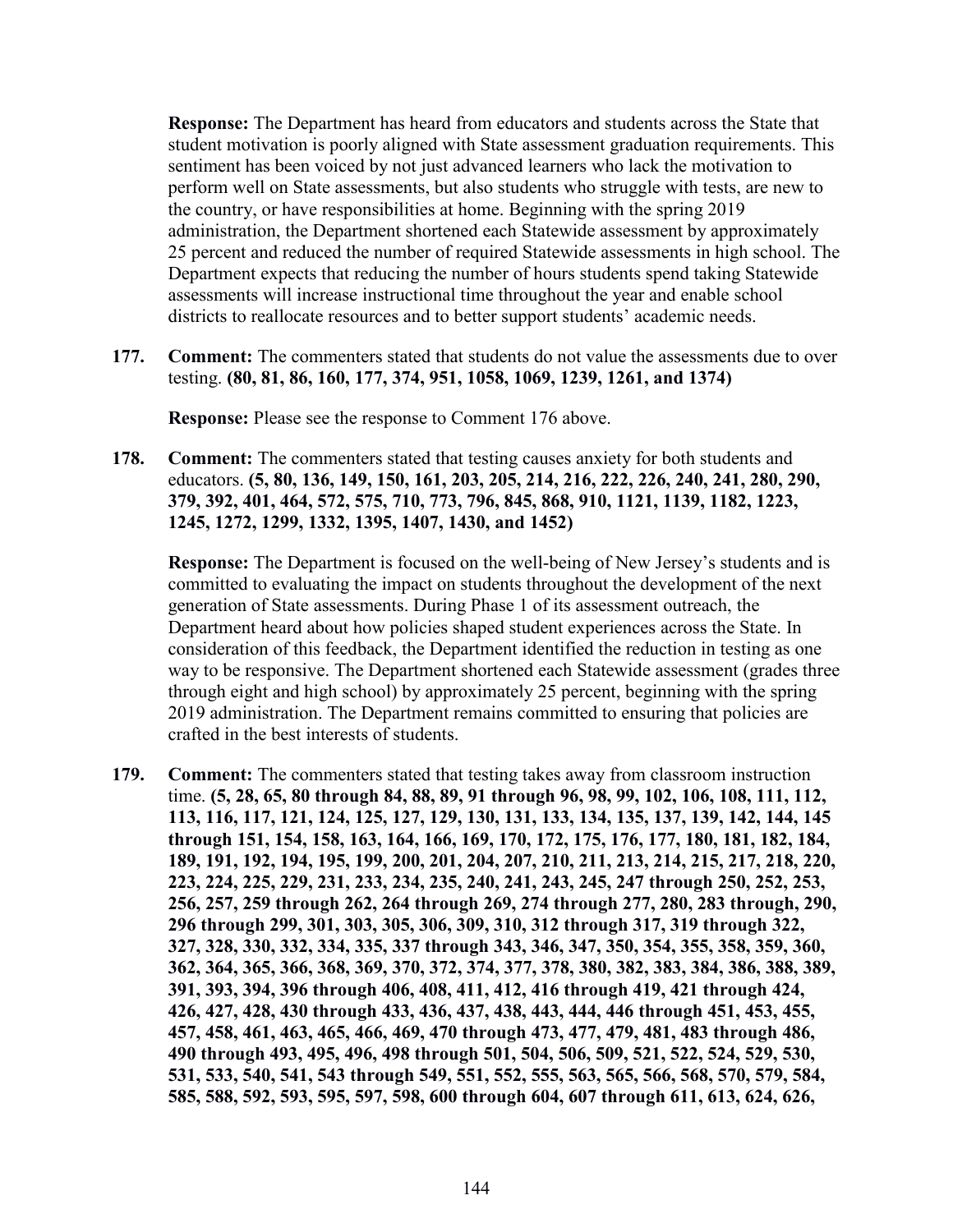**Response:** The Department has heard from educators and students across the State that student motivation is poorly aligned with State assessment graduation requirements. This sentiment has been voiced by not just advanced learners who lack the motivation to perform well on State assessments, but also students who struggle with tests, are new to the country, or have responsibilities at home. Beginning with the spring 2019 administration, the Department shortened each Statewide assessment by approximately 25 percent and reduced the number of required Statewide assessments in high school. The Department expects that reducing the number of hours students spend taking Statewide assessments will increase instructional time throughout the year and enable school districts to reallocate resources and to better support students' academic needs.

177. **Comment:** The commenters stated that students do not value the assessments due to over testing. **(80, 81, 86, 160, 177, 374, 951, 1058, 1069, 1239, 1261, and 1374)**

**Response:** Please see the response to Comment 176 above.

178. **Comment:** The commenters stated that testing causes anxiety for both students and educators. **(5, 80, 136, 149, 150, 161, 203, 205, 214, 216, 222, 226, 240, 241, 280, 290, 379, 392, 401, 464, 572, 575, 710, 773, 796, 845, 868, 910, 1121, 1139, 1182, 1223, 1245, 1272, 1299, 1332, 1395, 1407, 1430, and 1452)**

**Response:** The Department is focused on the well-being of New Jersey's students and is committed to evaluating the impact on students throughout the development of the next generation of State assessments. During Phase 1 of its assessment outreach, the Department heard about how policies shaped student experiences across the State. In consideration of this feedback, the Department identified the reduction in testing as one way to be responsive. The Department shortened each Statewide assessment (grades three through eight and high school) by approximately 25 percent, beginning with the spring 2019 administration. The Department remains committed to ensuring that policies are crafted in the best interests of students.

179. **Comment:** The commenters stated that testing takes away from classroom instruction time. **(5, 28, 65, 80 through 84, 88, 89, 91 through 96, 98, 99, 102, 106, 108, 111, 112, 113, 116, 117, 121, 124, 125, 127, 129, 130, 131, 133, 134, 135, 137, 139, 142, 144, 145 through 151, 154, 158, 163, 164, 166, 169, 170, 172, 175, 176, 177, 180, 181, 182, 184, 189, 191, 192, 194, 195, 199, 200, 201, 204, 207, 210, 211, 213, 214, 215, 217, 218, 220, 223, 224, 225, 229, 231, 233, 234, 235, 240, 241, 243, 245, 247 through 250, 252, 253, 256, 257, 259 through 262, 264 through 269, 274 through 277, 280, 283 through, 290, 296 through 299, 301, 303, 305, 306, 309, 310, 312 through 317, 319 through 322, 327, 328, 330, 332, 334, 335, 337 through 343, 346, 347, 350, 354, 355, 358, 359, 360, 362, 364, 365, 366, 368, 369, 370, 372, 374, 377, 378, 380, 382, 383, 384, 386, 388, 389, 391, 393, 394, 396 through 406, 408, 411, 412, 416 through 419, 421 through 424, 426, 427, 428, 430 through 433, 436, 437, 438, 443, 444, 446 through 451, 453, 455, 457, 458, 461, 463, 465, 466, 469, 470 through 473, 477, 479, 481, 483 through 486, 490 through 493, 495, 496, 498 through 501, 504, 506, 509, 521, 522, 524, 529, 530, 531, 533, 540, 541, 543 through 549, 551, 552, 555, 563, 565, 566, 568, 570, 579, 584, 585, 588, 592, 593, 595, 597, 598, 600 through 604, 607 through 611, 613, 624, 626,**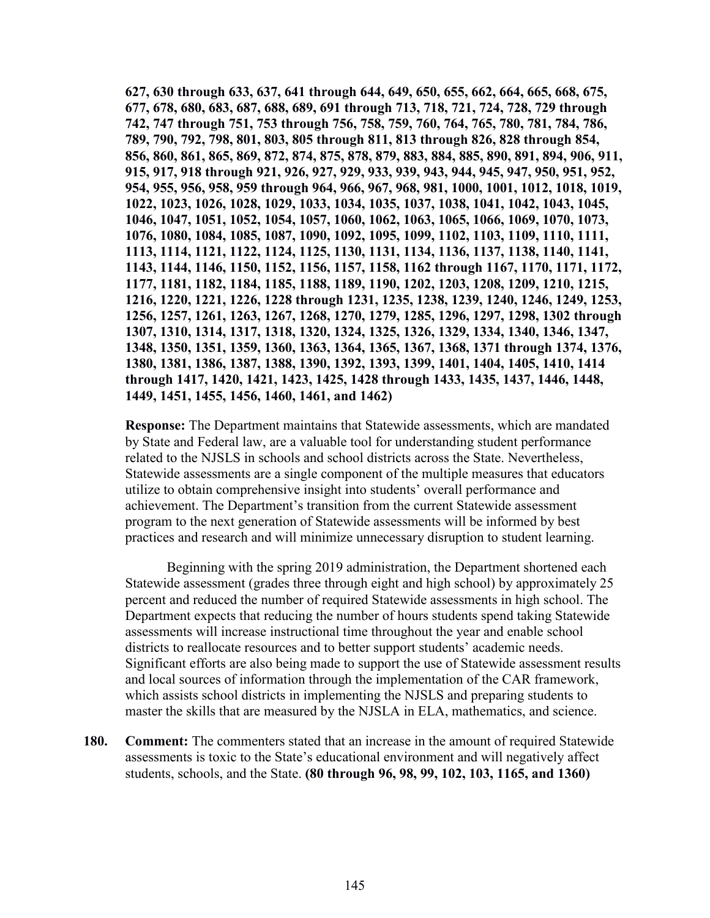**627, 630 through 633, 637, 641 through 644, 649, 650, 655, 662, 664, 665, 668, 675, 677, 678, 680, 683, 687, 688, 689, 691 through 713, 718, 721, 724, 728, 729 through 742, 747 through 751, 753 through 756, 758, 759, 760, 764, 765, 780, 781, 784, 786, 789, 790, 792, 798, 801, 803, 805 through 811, 813 through 826, 828 through 854, 856, 860, 861, 865, 869, 872, 874, 875, 878, 879, 883, 884, 885, 890, 891, 894, 906, 911, 915, 917, 918 through 921, 926, 927, 929, 933, 939, 943, 944, 945, 947, 950, 951, 952, 954, 955, 956, 958, 959 through 964, 966, 967, 968, 981, 1000, 1001, 1012, 1018, 1019, 1022, 1023, 1026, 1028, 1029, 1033, 1034, 1035, 1037, 1038, 1041, 1042, 1043, 1045, 1046, 1047, 1051, 1052, 1054, 1057, 1060, 1062, 1063, 1065, 1066, 1069, 1070, 1073, 1076, 1080, 1084, 1085, 1087, 1090, 1092, 1095, 1099, 1102, 1103, 1109, 1110, 1111, 1113, 1114, 1121, 1122, 1124, 1125, 1130, 1131, 1134, 1136, 1137, 1138, 1140, 1141, 1143, 1144, 1146, 1150, 1152, 1156, 1157, 1158, 1162 through 1167, 1170, 1171, 1172, 1177, 1181, 1182, 1184, 1185, 1188, 1189, 1190, 1202, 1203, 1208, 1209, 1210, 1215, 1216, 1220, 1221, 1226, 1228 through 1231, 1235, 1238, 1239, 1240, 1246, 1249, 1253, 1256, 1257, 1261, 1263, 1267, 1268, 1270, 1279, 1285, 1296, 1297, 1298, 1302 through 1307, 1310, 1314, 1317, 1318, 1320, 1324, 1325, 1326, 1329, 1334, 1340, 1346, 1347, 1348, 1350, 1351, 1359, 1360, 1363, 1364, 1365, 1367, 1368, 1371 through 1374, 1376, 1380, 1381, 1386, 1387, 1388, 1390, 1392, 1393, 1399, 1401, 1404, 1405, 1410, 1414 through 1417, 1420, 1421, 1423, 1425, 1428 through 1433, 1435, 1437, 1446, 1448, 1449, 1451, 1455, 1456, 1460, 1461, and 1462)**

**Response:** The Department maintains that Statewide assessments, which are mandated by State and Federal law, are a valuable tool for understanding student performance related to the NJSLS in schools and school districts across the State. Nevertheless, Statewide assessments are a single component of the multiple measures that educators utilize to obtain comprehensive insight into students' overall performance and achievement. The Department's transition from the current Statewide assessment program to the next generation of Statewide assessments will be informed by best practices and research and will minimize unnecessary disruption to student learning.

Beginning with the spring 2019 administration, the Department shortened each Statewide assessment (grades three through eight and high school) by approximately 25 percent and reduced the number of required Statewide assessments in high school. The Department expects that reducing the number of hours students spend taking Statewide assessments will increase instructional time throughout the year and enable school districts to reallocate resources and to better support students' academic needs. Significant efforts are also being made to support the use of Statewide assessment results and local sources of information through the implementation of the CAR framework, which assists school districts in implementing the NJSLS and preparing students to master the skills that are measured by the NJSLA in ELA, mathematics, and science.

**180. Comment:** The commenters stated that an increase in the amount of required Statewide assessments is toxic to the State's educational environment and will negatively affect students, schools, and the State. **(80 through 96, 98, 99, 102, 103, 1165, and 1360)**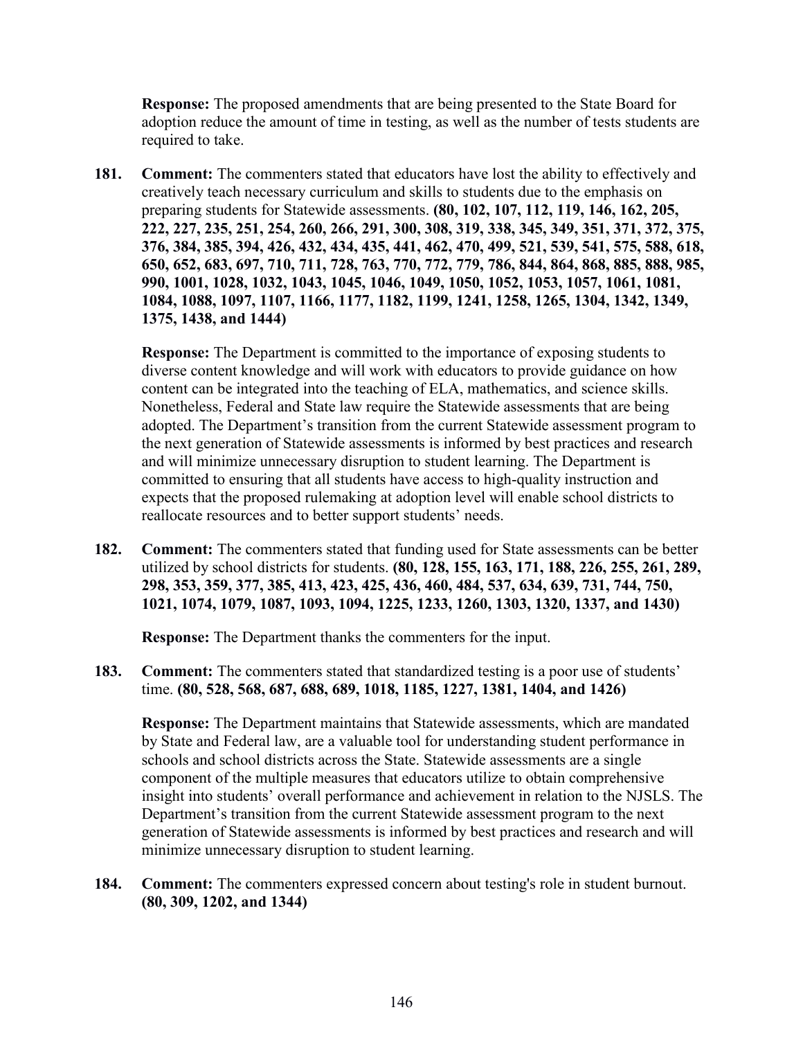**Response:** The proposed amendments that are being presented to the State Board for adoption reduce the amount of time in testing, as well as the number of tests students are required to take.

**181. Comment:** The commenters stated that educators have lost the ability to effectively and creatively teach necessary curriculum and skills to students due to the emphasis on preparing students for Statewide assessments. **(80, 102, 107, 112, 119, 146, 162, 205, 222, 227, 235, 251, 254, 260, 266, 291, 300, 308, 319, 338, 345, 349, 351, 371, 372, 375, 376, 384, 385, 394, 426, 432, 434, 435, 441, 462, 470, 499, 521, 539, 541, 575, 588, 618, 650, 652, 683, 697, 710, 711, 728, 763, 770, 772, 779, 786, 844, 864, 868, 885, 888, 985, 990, 1001, 1028, 1032, 1043, 1045, 1046, 1049, 1050, 1052, 1053, 1057, 1061, 1081, 1084, 1088, 1097, 1107, 1166, 1177, 1182, 1199, 1241, 1258, 1265, 1304, 1342, 1349, 1375, 1438, and 1444)**

**Response:** The Department is committed to the importance of exposing students to diverse content knowledge and will work with educators to provide guidance on how content can be integrated into the teaching of ELA, mathematics, and science skills. Nonetheless, Federal and State law require the Statewide assessments that are being adopted. The Department's transition from the current Statewide assessment program to the next generation of Statewide assessments is informed by best practices and research and will minimize unnecessary disruption to student learning. The Department is committed to ensuring that all students have access to high-quality instruction and expects that the proposed rulemaking at adoption level will enable school districts to reallocate resources and to better support students' needs.

**182. Comment:** The commenters stated that funding used for State assessments can be better utilized by school districts for students. **(80, 128, 155, 163, 171, 188, 226, 255, 261, 289, 298, 353, 359, 377, 385, 413, 423, 425, 436, 460, 484, 537, 634, 639, 731, 744, 750, 1021, 1074, 1079, 1087, 1093, 1094, 1225, 1233, 1260, 1303, 1320, 1337, and 1430)**

**Response:** The Department thanks the commenters for the input.

**183. Comment:** The commenters stated that standardized testing is a poor use of students' time. **(80, 528, 568, 687, 688, 689, 1018, 1185, 1227, 1381, 1404, and 1426)**

**Response:** The Department maintains that Statewide assessments, which are mandated by State and Federal law, are a valuable tool for understanding student performance in schools and school districts across the State. Statewide assessments are a single component of the multiple measures that educators utilize to obtain comprehensive insight into students' overall performance and achievement in relation to the NJSLS. The Department's transition from the current Statewide assessment program to the next generation of Statewide assessments is informed by best practices and research and will minimize unnecessary disruption to student learning.

**184. Comment:** The commenters expressed concern about testing's role in student burnout. **(80, 309, 1202, and 1344)**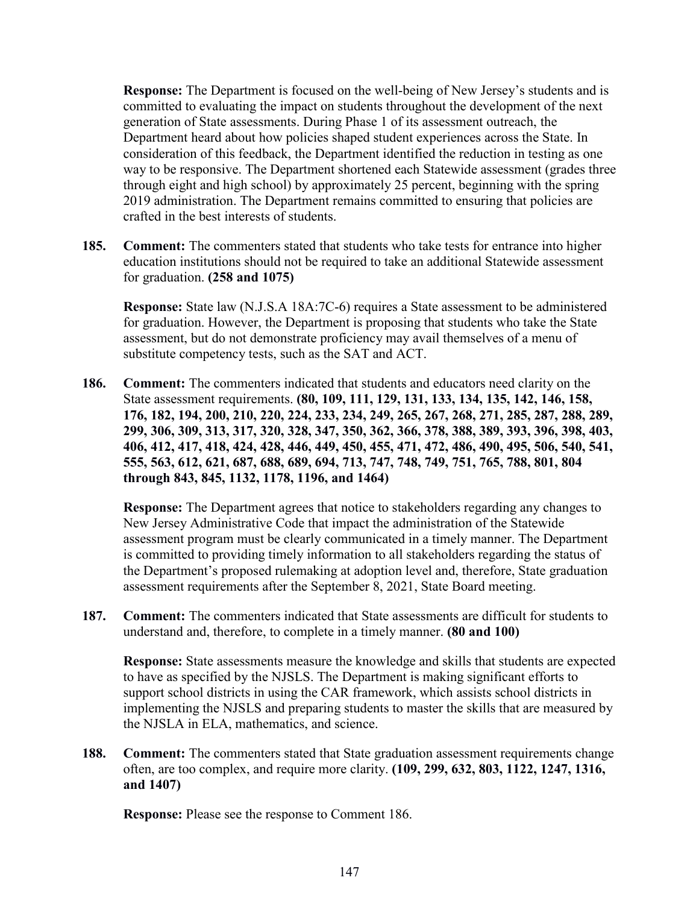**Response:** The Department is focused on the well-being of New Jersey's students and is committed to evaluating the impact on students throughout the development of the next generation of State assessments. During Phase 1 of its assessment outreach, the Department heard about how policies shaped student experiences across the State. In consideration of this feedback, the Department identified the reduction in testing as one way to be responsive. The Department shortened each Statewide assessment (grades three through eight and high school) by approximately 25 percent, beginning with the spring 2019 administration. The Department remains committed to ensuring that policies are crafted in the best interests of students.

**185. Comment:** The commenters stated that students who take tests for entrance into higher education institutions should not be required to take an additional Statewide assessment for graduation. **(258 and 1075)**

**Response:** State law (N.J.S.A 18A:7C-6) requires a State assessment to be administered for graduation. However, the Department is proposing that students who take the State assessment, but do not demonstrate proficiency may avail themselves of a menu of substitute competency tests, such as the SAT and ACT.

**186. Comment:** The commenters indicated that students and educators need clarity on the State assessment requirements. **(80, 109, 111, 129, 131, 133, 134, 135, 142, 146, 158, 176, 182, 194, 200, 210, 220, 224, 233, 234, 249, 265, 267, 268, 271, 285, 287, 288, 289, 299, 306, 309, 313, 317, 320, 328, 347, 350, 362, 366, 378, 388, 389, 393, 396, 398, 403, 406, 412, 417, 418, 424, 428, 446, 449, 450, 455, 471, 472, 486, 490, 495, 506, 540, 541, 555, 563, 612, 621, 687, 688, 689, 694, 713, 747, 748, 749, 751, 765, 788, 801, 804 through 843, 845, 1132, 1178, 1196, and 1464)**

**Response:** The Department agrees that notice to stakeholders regarding any changes to New Jersey Administrative Code that impact the administration of the Statewide assessment program must be clearly communicated in a timely manner. The Department is committed to providing timely information to all stakeholders regarding the status of the Department's proposed rulemaking at adoption level and, therefore, State graduation assessment requirements after the September 8, 2021, State Board meeting.

**187. Comment:** The commenters indicated that State assessments are difficult for students to understand and, therefore, to complete in a timely manner. **(80 and 100)**

**Response:** State assessments measure the knowledge and skills that students are expected to have as specified by the NJSLS. The Department is making significant efforts to support school districts in using the CAR framework, which assists school districts in implementing the NJSLS and preparing students to master the skills that are measured by the NJSLA in ELA, mathematics, and science.

**188. Comment:** The commenters stated that State graduation assessment requirements change often, are too complex, and require more clarity. **(109, 299, 632, 803, 1122, 1247, 1316, and 1407)**

**Response:** Please see the response to Comment 186.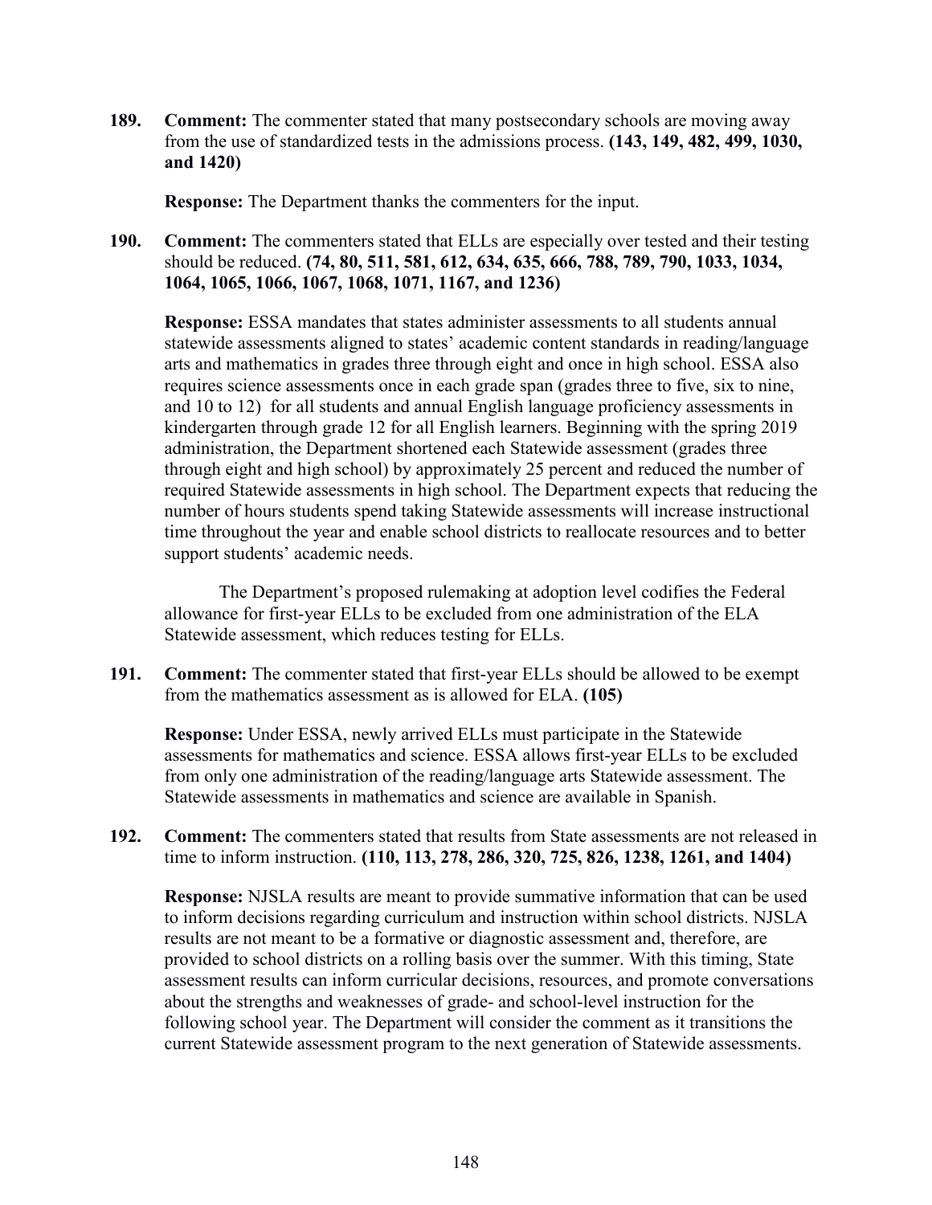**189. Comment:** The commenter stated that many postsecondary schools are moving away from the use of standardized tests in the admissions process. **(143, 149, 482, 499, 1030, and 1420)**

**Response:** The Department thanks the commenters for the input.

**190. Comment:** The commenters stated that ELLs are especially over tested and their testing should be reduced. **(74, 80, 511, 581, 612, 634, 635, 666, 788, 789, 790, 1033, 1034, 1064, 1065, 1066, 1067, 1068, 1071, 1167, and 1236)**

**Response:** ESSA mandates that states administer assessments to all students annual statewide assessments aligned to states' academic content standards in reading/language arts and mathematics in grades three through eight and once in high school. ESSA also requires science assessments once in each grade span (grades three to five, six to nine, and 10 to 12) for all students and annual English language proficiency assessments in kindergarten through grade 12 for all English learners. Beginning with the spring 2019 administration, the Department shortened each Statewide assessment (grades three through eight and high school) by approximately 25 percent and reduced the number of required Statewide assessments in high school. The Department expects that reducing the number of hours students spend taking Statewide assessments will increase instructional time throughout the year and enable school districts to reallocate resources and to better support students' academic needs.

The Department's proposed rulemaking at adoption level codifies the Federal allowance for first-year ELLs to be excluded from one administration of the ELA Statewide assessment, which reduces testing for ELLs.

**191. Comment:** The commenter stated that first-year ELLs should be allowed to be exempt from the mathematics assessment as is allowed for ELA. **(105)**

**Response:** Under ESSA, newly arrived ELLs must participate in the Statewide assessments for mathematics and science. ESSA allows first-year ELLs to be excluded from only one administration of the reading/language arts Statewide assessment. The Statewide assessments in mathematics and science are available in Spanish.

**192. Comment:** The commenters stated that results from State assessments are not released in time to inform instruction. **(110, 113, 278, 286, 320, 725, 826, 1238, 1261, and 1404)**

**Response:** NJSLA results are meant to provide summative information that can be used to inform decisions regarding curriculum and instruction within school districts. NJSLA results are not meant to be a formative or diagnostic assessment and, therefore, are provided to school districts on a rolling basis over the summer. With this timing, State assessment results can inform curricular decisions, resources, and promote conversations about the strengths and weaknesses of grade- and school-level instruction for the following school year. The Department will consider the comment as it transitions the current Statewide assessment program to the next generation of Statewide assessments.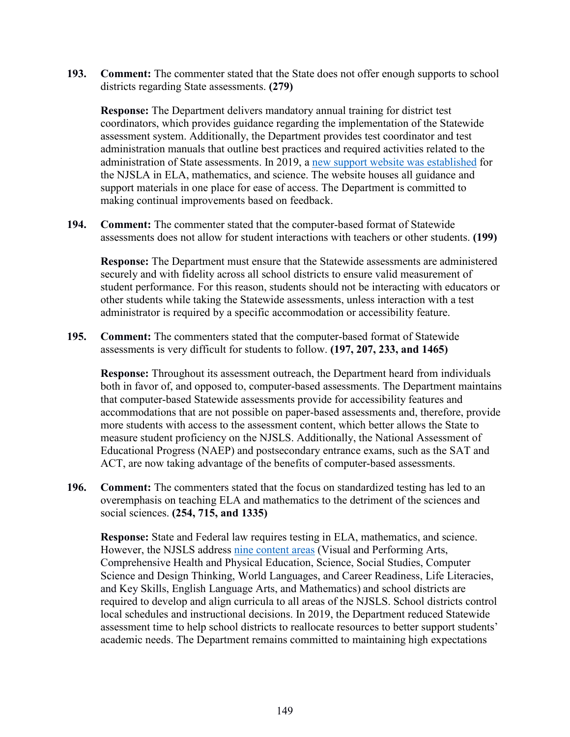193. **Comment:** The commenter stated that the State does not offer enough supports to school districts regarding State assessments. **(279)**

**Response:** The Department delivers mandatory annual training for district test coordinators, which provides guidance regarding the implementation of the Statewide assessment system. Additionally, the Department provides test coordinator and test administration manuals that outline best practices and required activities related to the administration of State assessments. In 2019, a new support website was established for the NJSLA in ELA, mathematics, and science. The website houses all guidance and support materials in one place for ease of access. The Department is committed to making continual improvements based on feedback.

194. **Comment:** The commenter stated that the computer-based format of Statewide assessments does not allow for student interactions with teachers or other students. **(199)**

**Response:** The Department must ensure that the Statewide assessments are administered securely and with fidelity across all school districts to ensure valid measurement of student performance. For this reason, students should not be interacting with educators or other students while taking the Statewide assessments, unless interaction with a test administrator is required by a specific accommodation or accessibility feature.

195. **Comment:** The commenters stated that the computer-based format of Statewide assessments is very difficult for students to follow. **(197, 207, 233, and 1465)**

**Response:** Throughout its assessment outreach, the Department heard from individuals both in favor of, and opposed to, computer-based assessments. The Department maintains that computer-based Statewide assessments provide for accessibility features and accommodations that are not possible on paper-based assessments and, therefore, provide more students with access to the assessment content, which better allows the State to measure student proficiency on the NJSLS. Additionally, the National Assessment of Educational Progress (NAEP) and postsecondary entrance exams, such as the SAT and ACT, are now taking advantage of the benefits of computer-based assessments.

196. **Comment:** The commenters stated that the focus on standardized testing has led to an overemphasis on teaching ELA and mathematics to the detriment of the sciences and social sciences. **(254, 715, and 1335)**

**Response:** State and Federal law requires testing in ELA, mathematics, and science. However, the NJSLS address nine content areas (Visual and Performing Arts, Comprehensive Health and Physical Education, Science, Social Studies, Computer Science and Design Thinking, World Languages, and Career Readiness, Life Literacies, and Key Skills, English Language Arts, and Mathematics) and school districts are required to develop and align curricula to all areas of the NJSLS. School districts control local schedules and instructional decisions. In 2019, the Department reduced Statewide assessment time to help school districts to reallocate resources to better support students' academic needs. The Department remains committed to maintaining high expectations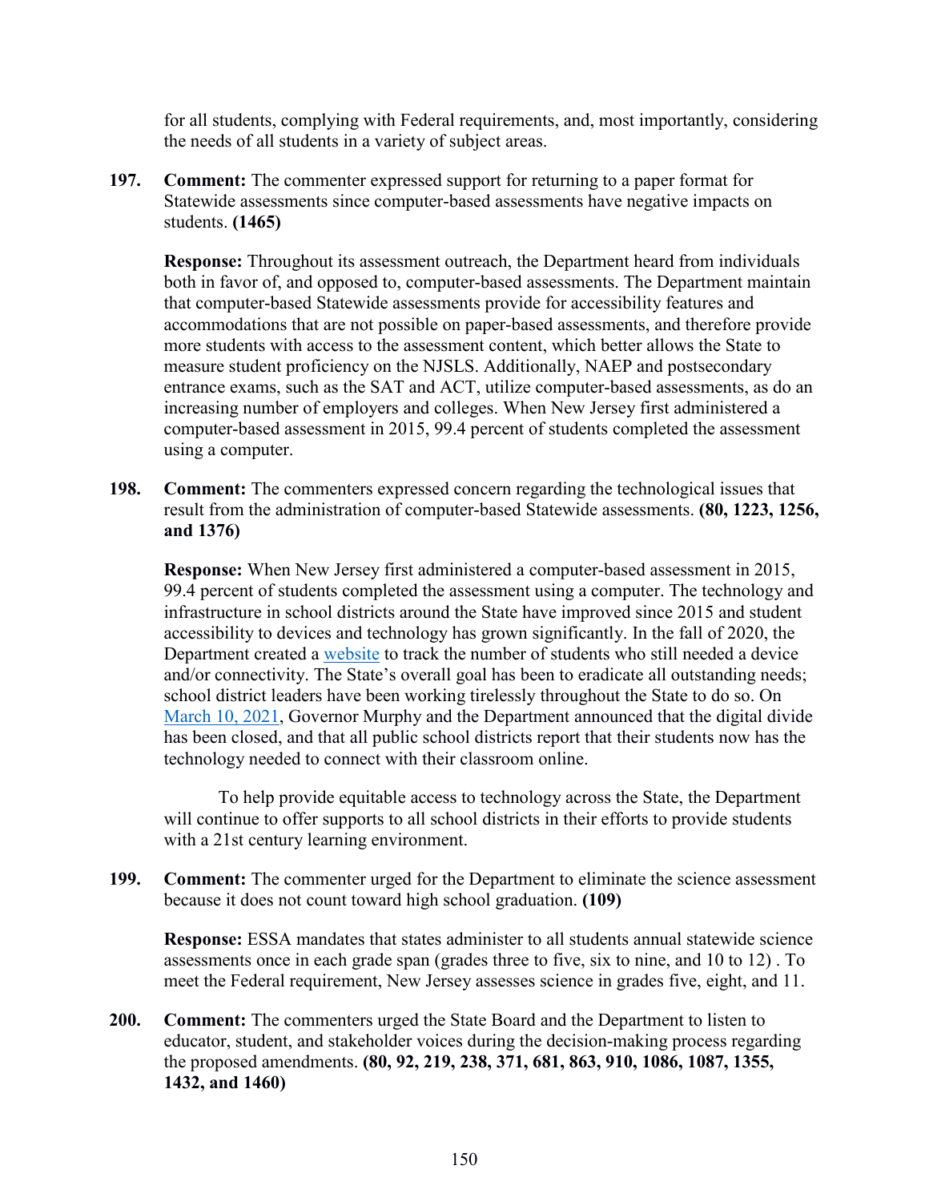for all students, complying with Federal requirements, and, most importantly, considering the needs of all students in a variety of subject areas.

**197. Comment:** The commenter expressed support for returning to a paper format for Statewide assessments since computer-based assessments have negative impacts on students. **(1465)**

**Response:** Throughout its assessment outreach, the Department heard from individuals both in favor of, and opposed to, computer-based assessments. The Department maintain that computer-based Statewide assessments provide for accessibility features and accommodations that are not possible on paper-based assessments, and therefore provide more students with access to the assessment content, which better allows the State to measure student proficiency on the NJSLS. Additionally, NAEP and postsecondary entrance exams, such as the SAT and ACT, utilize computer-based assessments, as do an increasing number of employers and colleges. When New Jersey first administered a computer-based assessment in 2015, 99.4 percent of students completed the assessment using a computer.

**198. Comment:** The commenters expressed concern regarding the technological issues that result from the administration of computer-based Statewide assessments. **(80, 1223, 1256, and 1376)**

**Response:** When New Jersey first administered a computer-based assessment in 2015, 99.4 percent of students completed the assessment using a computer. The technology and infrastructure in school districts around the State have improved since 2015 and student accessibility to devices and technology has grown significantly. In the fall of 2020, the Department created a website to track the number of students who still needed a device and/or connectivity. The State's overall goal has been to eradicate all outstanding needs; school district leaders have been working tirelessly throughout the State to do so. On March 10, 2021, Governor Murphy and the Department announced that the digital divide has been closed, and that all public school districts report that their students now has the technology needed to connect with their classroom online.

To help provide equitable access to technology across the State, the Department will continue to offer supports to all school districts in their efforts to provide students with a 21st century learning environment.

**199. Comment:** The commenter urged for the Department to eliminate the science assessment because it does not count toward high school graduation. **(109)**

**Response:** ESSA mandates that states administer to all students annual statewide science assessments once in each grade span (grades three to five, six to nine, and 10 to 12) . To meet the Federal requirement, New Jersey assesses science in grades five, eight, and 11.

**200. Comment:** The commenters urged the State Board and the Department to listen to educator, student, and stakeholder voices during the decision-making process regarding the proposed amendments. **(80, 92, 219, 238, 371, 681, 863, 910, 1086, 1087, 1355, 1432, and 1460)**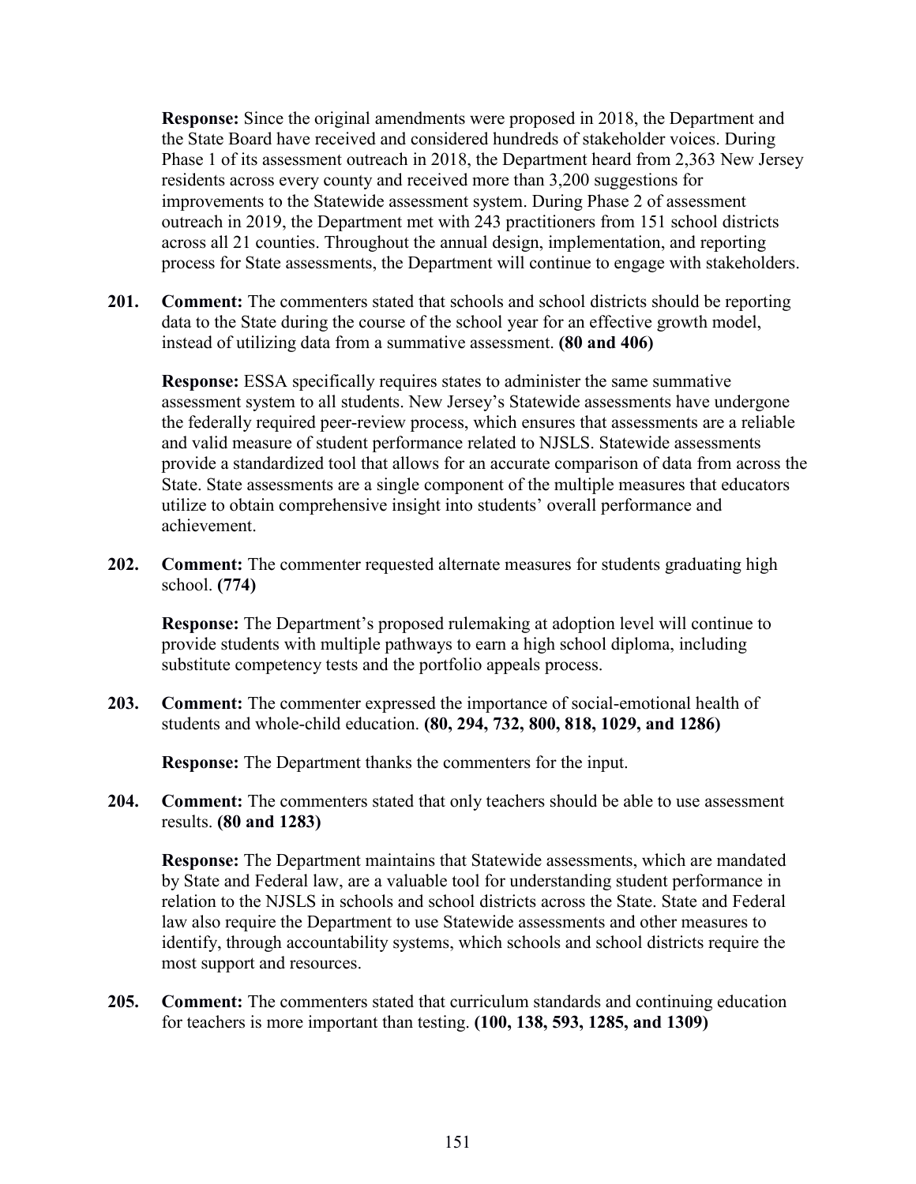**Response:** Since the original amendments were proposed in 2018, the Department and the State Board have received and considered hundreds of stakeholder voices. During Phase 1 of its assessment outreach in 2018, the Department heard from 2,363 New Jersey residents across every county and received more than 3,200 suggestions for improvements to the Statewide assessment system. During Phase 2 of assessment outreach in 2019, the Department met with 243 practitioners from 151 school districts across all 21 counties. Throughout the annual design, implementation, and reporting process for State assessments, the Department will continue to engage with stakeholders.

**201. Comment:** The commenters stated that schools and school districts should be reporting data to the State during the course of the school year for an effective growth model, instead of utilizing data from a summative assessment. **(80 and 406)**

**Response:** ESSA specifically requires states to administer the same summative assessment system to all students. New Jersey's Statewide assessments have undergone the federally required peer-review process, which ensures that assessments are a reliable and valid measure of student performance related to NJSLS. Statewide assessments provide a standardized tool that allows for an accurate comparison of data from across the State. State assessments are a single component of the multiple measures that educators utilize to obtain comprehensive insight into students' overall performance and achievement.

**202. Comment:** The commenter requested alternate measures for students graduating high school. **(774)**

**Response:** The Department's proposed rulemaking at adoption level will continue to provide students with multiple pathways to earn a high school diploma, including substitute competency tests and the portfolio appeals process.

**203. Comment:** The commenter expressed the importance of social-emotional health of students and whole-child education. **(80, 294, 732, 800, 818, 1029, and 1286)**

**Response:** The Department thanks the commenters for the input.

**204. Comment:** The commenters stated that only teachers should be able to use assessment results. **(80 and 1283)**

**Response:** The Department maintains that Statewide assessments, which are mandated by State and Federal law, are a valuable tool for understanding student performance in relation to the NJSLS in schools and school districts across the State. State and Federal law also require the Department to use Statewide assessments and other measures to identify, through accountability systems, which schools and school districts require the most support and resources.

**205. Comment:** The commenters stated that curriculum standards and continuing education for teachers is more important than testing. **(100, 138, 593, 1285, and 1309)**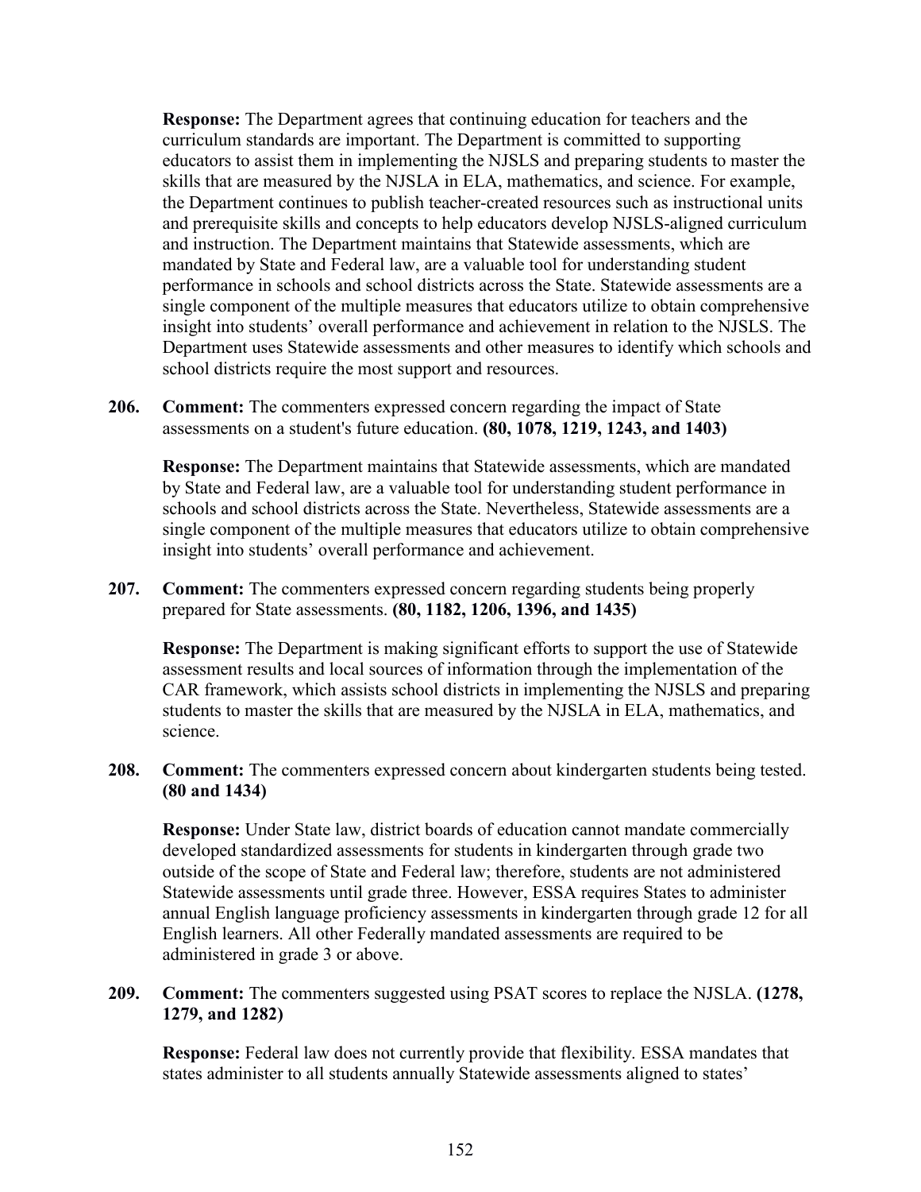**Response:** The Department agrees that continuing education for teachers and the curriculum standards are important. The Department is committed to supporting educators to assist them in implementing the NJSLS and preparing students to master the skills that are measured by the NJSLA in ELA, mathematics, and science. For example, the Department continues to publish teacher-created resources such as instructional units and prerequisite skills and concepts to help educators develop NJSLS-aligned curriculum and instruction. The Department maintains that Statewide assessments, which are mandated by State and Federal law, are a valuable tool for understanding student performance in schools and school districts across the State. Statewide assessments are a single component of the multiple measures that educators utilize to obtain comprehensive insight into students' overall performance and achievement in relation to the NJSLS. The Department uses Statewide assessments and other measures to identify which schools and school districts require the most support and resources.

**206. Comment:** The commenters expressed concern regarding the impact of State assessments on a student's future education. **(80, 1078, 1219, 1243, and 1403)**

**Response:** The Department maintains that Statewide assessments, which are mandated by State and Federal law, are a valuable tool for understanding student performance in schools and school districts across the State. Nevertheless, Statewide assessments are a single component of the multiple measures that educators utilize to obtain comprehensive insight into students' overall performance and achievement.

**207. Comment:** The commenters expressed concern regarding students being properly prepared for State assessments. **(80, 1182, 1206, 1396, and 1435)**

**Response:** The Department is making significant efforts to support the use of Statewide assessment results and local sources of information through the implementation of the CAR framework, which assists school districts in implementing the NJSLS and preparing students to master the skills that are measured by the NJSLA in ELA, mathematics, and science.

**208. Comment:** The commenters expressed concern about kindergarten students being tested. **(80 and 1434)**

**Response:** Under State law, district boards of education cannot mandate commercially developed standardized assessments for students in kindergarten through grade two outside of the scope of State and Federal law; therefore, students are not administered Statewide assessments until grade three. However, ESSA requires States to administer annual English language proficiency assessments in kindergarten through grade 12 for all English learners. All other Federally mandated assessments are required to be administered in grade 3 or above.

**209. Comment:** The commenters suggested using PSAT scores to replace the NJSLA. **(1278, 1279, and 1282)**

**Response:** Federal law does not currently provide that flexibility. ESSA mandates that states administer to all students annually Statewide assessments aligned to states'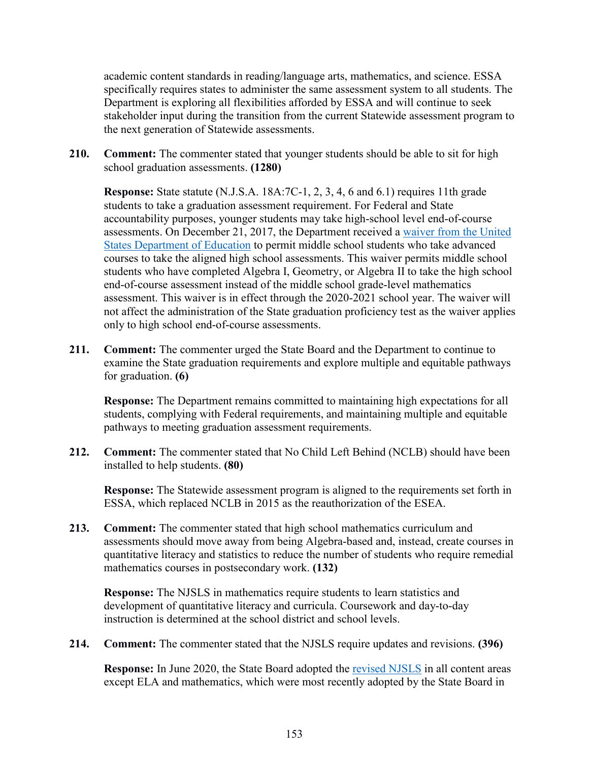academic content standards in reading/language arts, mathematics, and science. ESSA specifically requires states to administer the same assessment system to all students. The Department is exploring all flexibilities afforded by ESSA and will continue to seek stakeholder input during the transition from the current Statewide assessment program to the next generation of Statewide assessments.

**210. Comment:** The commenter stated that younger students should be able to sit for high school graduation assessments. **(1280)**

**Response:** State statute (N.J.S.A. 18A:7C-1, 2, 3, 4, 6 and 6.1) requires 11th grade students to take a graduation assessment requirement. For Federal and State accountability purposes, younger students may take high-school level end-of-course assessments. On December 21, 2017, the Department received a [waiver from the United States Department of Education](#) to permit middle school students who take advanced courses to take the aligned high school assessments. This waiver permits middle school students who have completed Algebra I, Geometry, or Algebra II to take the high school end-of-course assessment instead of the middle school grade-level mathematics assessment. This waiver is in effect through the 2020-2021 school year. The waiver will not affect the administration of the State graduation proficiency test as the waiver applies only to high school end-of-course assessments.

**211. Comment:** The commenter urged the State Board and the Department to continue to examine the State graduation requirements and explore multiple and equitable pathways for graduation. **(6)**

**Response:** The Department remains committed to maintaining high expectations for all students, complying with Federal requirements, and maintaining multiple and equitable pathways to meeting graduation assessment requirements.

**212. Comment:** The commenter stated that No Child Left Behind (NCLB) should have been installed to help students. **(80)**

**Response:** The Statewide assessment program is aligned to the requirements set forth in ESSA, which replaced NCLB in 2015 as the reauthorization of the ESEA.

**213. Comment:** The commenter stated that high school mathematics curriculum and assessments should move away from being Algebra-based and, instead, create courses in quantitative literacy and statistics to reduce the number of students who require remedial mathematics courses in postsecondary work. **(132)**

**Response:** The NJSLS in mathematics require students to learn statistics and development of quantitative literacy and curricula. Coursework and day-to-day instruction is determined at the school district and school levels.

**214. Comment:** The commenter stated that the NJSLS require updates and revisions. **(396)**

**Response:** In June 2020, the State Board adopted the [revised NJSLS](#) in all content areas except ELA and mathematics, which were most recently adopted by the State Board in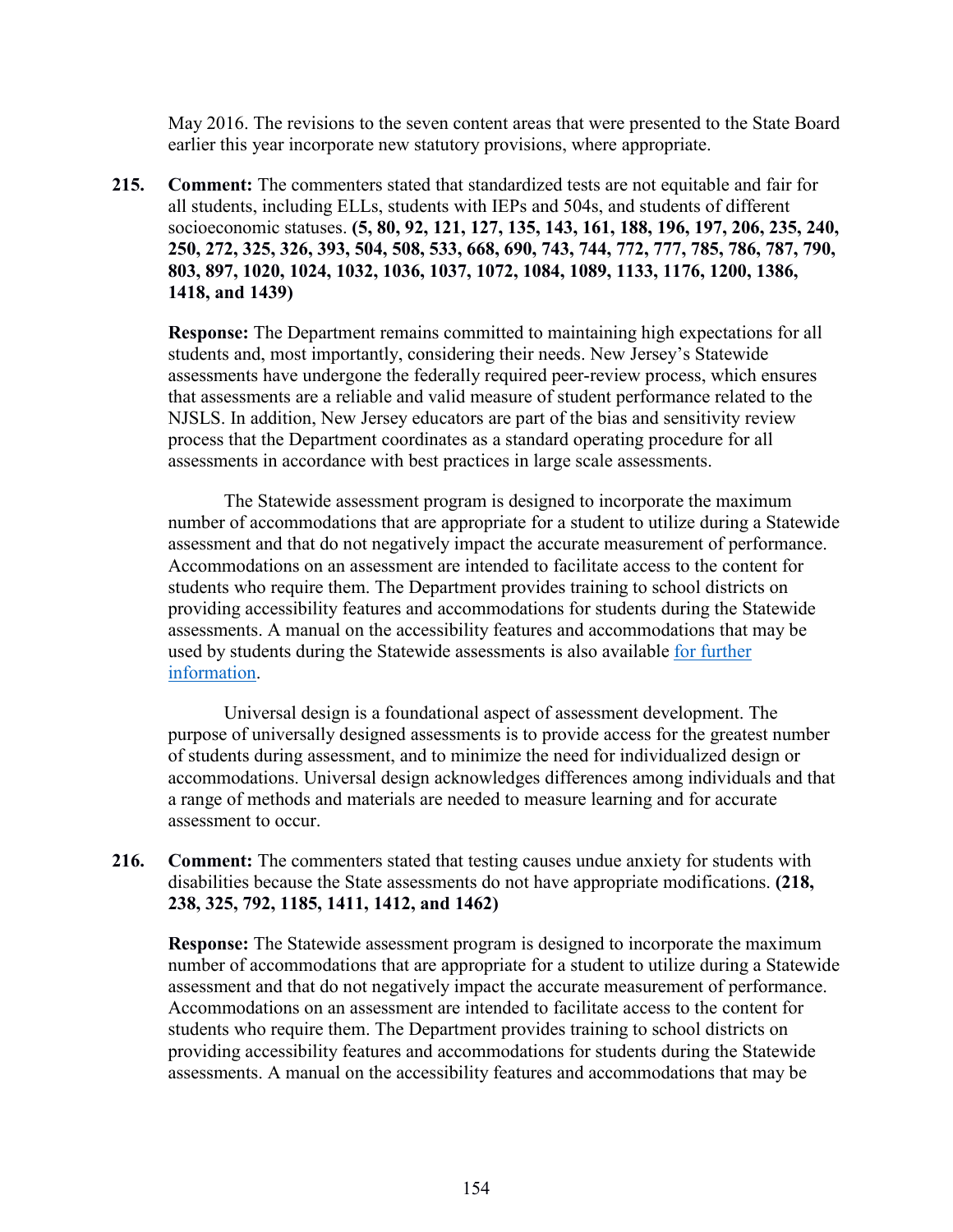May 2016. The revisions to the seven content areas that were presented to the State Board earlier this year incorporate new statutory provisions, where appropriate.

**215. Comment:** The commenters stated that standardized tests are not equitable and fair for all students, including ELLs, students with IEPs and 504s, and students of different socioeconomic statuses. **(5, 80, 92, 121, 127, 135, 143, 161, 188, 196, 197, 206, 235, 240, 250, 272, 325, 326, 393, 504, 508, 533, 668, 690, 743, 744, 772, 777, 785, 786, 787, 790, 803, 897, 1020, 1024, 1032, 1036, 1037, 1072, 1084, 1089, 1133, 1176, 1200, 1386, 1418, and 1439)**

**Response:** The Department remains committed to maintaining high expectations for all students and, most importantly, considering their needs. New Jersey's Statewide assessments have undergone the federally required peer-review process, which ensures that assessments are a reliable and valid measure of student performance related to the NJSLS. In addition, New Jersey educators are part of the bias and sensitivity review process that the Department coordinates as a standard operating procedure for all assessments in accordance with best practices in large scale assessments.

The Statewide assessment program is designed to incorporate the maximum number of accommodations that are appropriate for a student to utilize during a Statewide assessment and that do not negatively impact the accurate measurement of performance. Accommodations on an assessment are intended to facilitate access to the content for students who require them. The Department provides training to school districts on providing accessibility features and accommodations for students during the Statewide assessments. A manual on the accessibility features and accommodations that may be used by students during the Statewide assessments is also available [for further information](#).

Universal design is a foundational aspect of assessment development. The purpose of universally designed assessments is to provide access for the greatest number of students during assessment, and to minimize the need for individualized design or accommodations. Universal design acknowledges differences among individuals and that a range of methods and materials are needed to measure learning and for accurate assessment to occur.

**216. Comment:** The commenters stated that testing causes undue anxiety for students with disabilities because the State assessments do not have appropriate modifications. **(218, 238, 325, 792, 1185, 1411, 1412, and 1462)**

**Response:** The Statewide assessment program is designed to incorporate the maximum number of accommodations that are appropriate for a student to utilize during a Statewide assessment and that do not negatively impact the accurate measurement of performance. Accommodations on an assessment are intended to facilitate access to the content for students who require them. The Department provides training to school districts on providing accessibility features and accommodations for students during the Statewide assessments. A manual on the accessibility features and accommodations that may be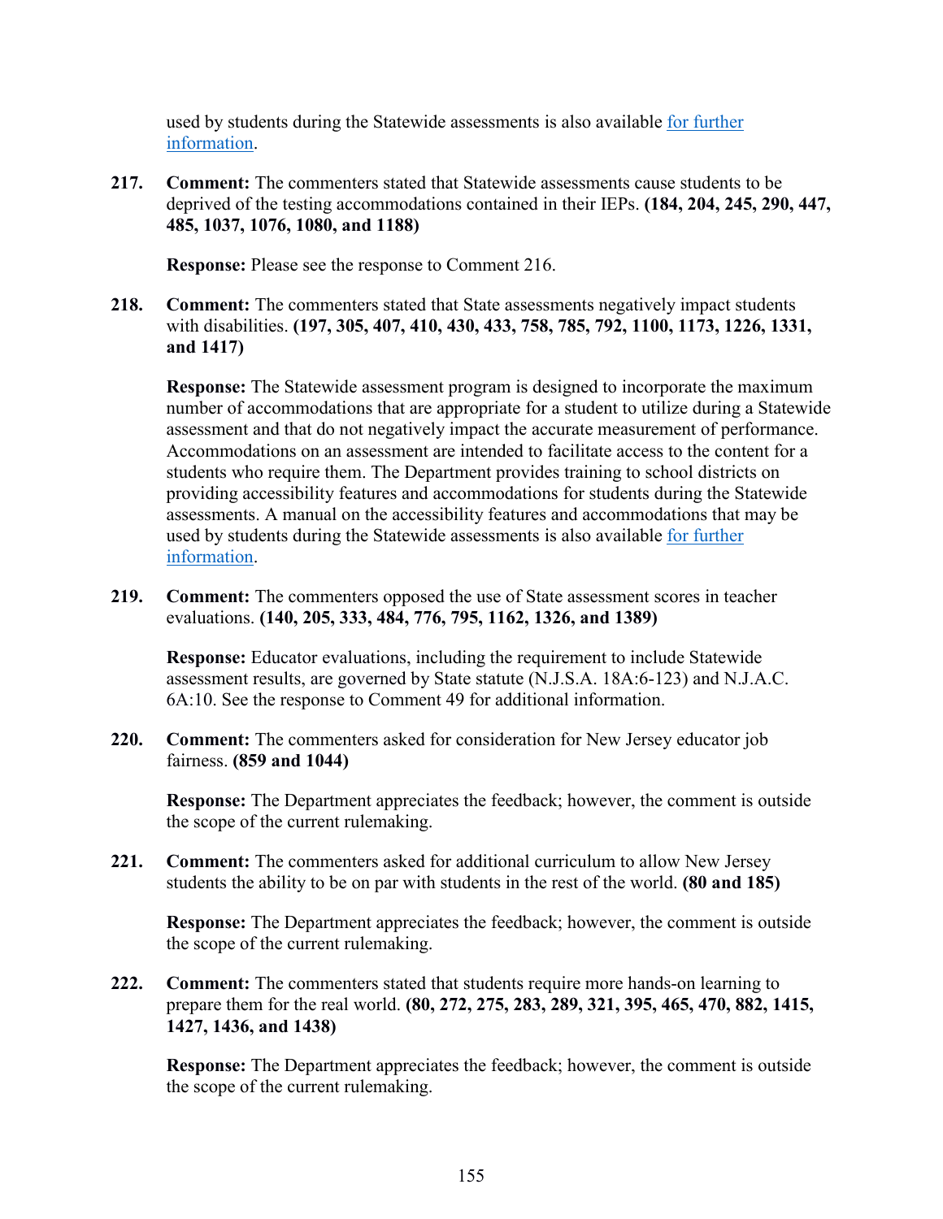used by students during the Statewide assessments is also available [for further information](#).

217. **Comment:** The commenters stated that Statewide assessments cause students to be deprived of the testing accommodations contained in their IEPs. **(184, 204, 245, 290, 447, 485, 1037, 1076, 1080, and 1188)**

 **Response:** Please see the response to Comment 216.

218. **Comment:** The commenters stated that State assessments negatively impact students with disabilities. **(197, 305, 407, 410, 430, 433, 758, 785, 792, 1100, 1173, 1226, 1331, and 1417)**

 **Response:** The Statewide assessment program is designed to incorporate the maximum number of accommodations that are appropriate for a student to utilize during a Statewide assessment and that do not negatively impact the accurate measurement of performance. Accommodations on an assessment are intended to facilitate access to the content for a students who require them. The Department provides training to school districts on providing accessibility features and accommodations for students during the Statewide assessments. A manual on the accessibility features and accommodations that may be used by students during the Statewide assessments is also available [for further information](#).

219. **Comment:** The commenters opposed the use of State assessment scores in teacher evaluations. **(140, 205, 333, 484, 776, 795, 1162, 1326, and 1389)**

 **Response:** Educator evaluations, including the requirement to include Statewide assessment results, are governed by State statute (N.J.S.A. 18A:6-123) and N.J.A.C. 6A:10. See the response to Comment 49 for additional information.

220. **Comment:** The commenters asked for consideration for New Jersey educator job fairness. **(859 and 1044)**

 **Response:** The Department appreciates the feedback; however, the comment is outside the scope of the current rulemaking.

221. **Comment:** The commenters asked for additional curriculum to allow New Jersey students the ability to be on par with students in the rest of the world. **(80 and 185)**

 **Response:** The Department appreciates the feedback; however, the comment is outside the scope of the current rulemaking.

222. **Comment:** The commenters stated that students require more hands-on learning to prepare them for the real world. **(80, 272, 275, 283, 289, 321, 395, 465, 470, 882, 1415, 1427, 1436, and 1438)**

 **Response:** The Department appreciates the feedback; however, the comment is outside the scope of the current rulemaking.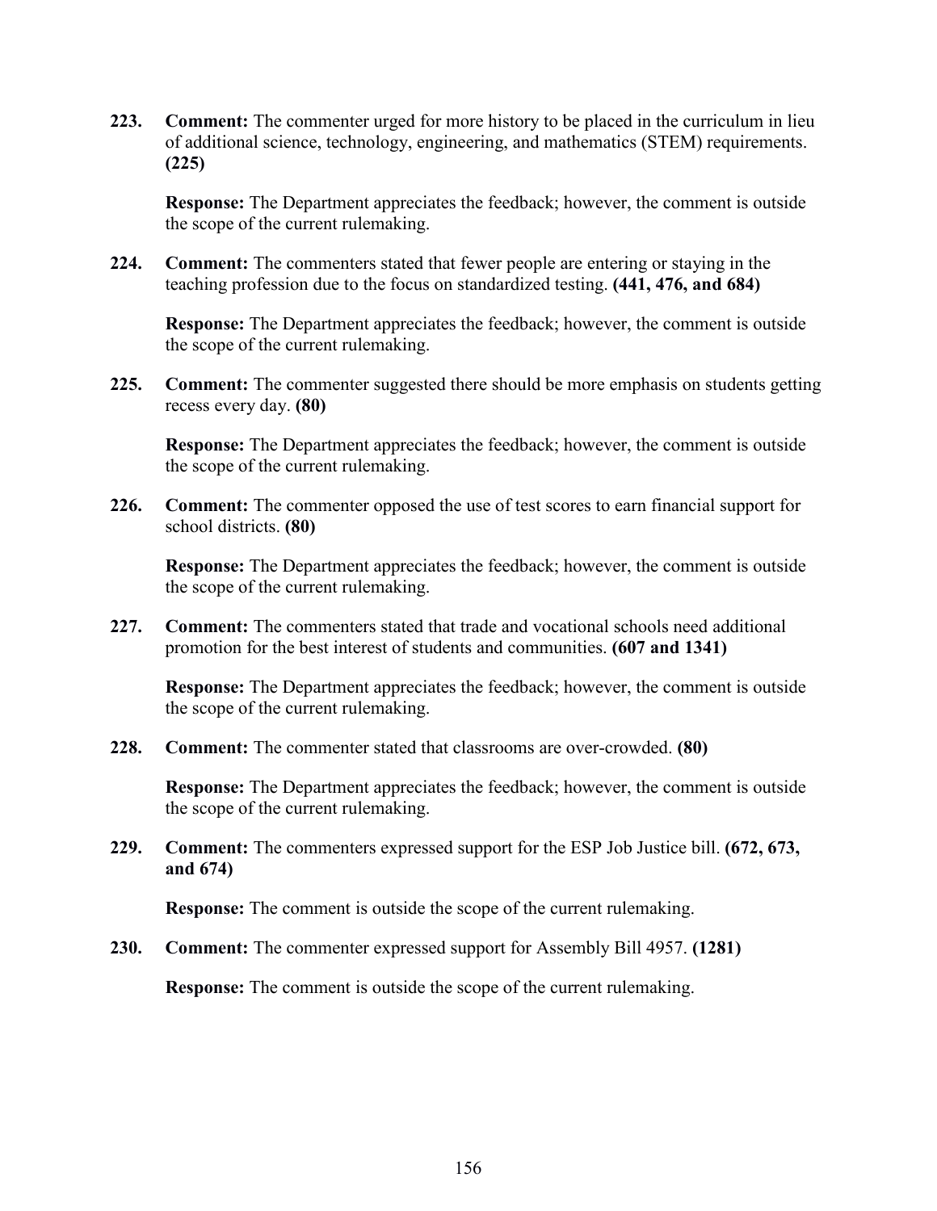**223. Comment:** The commenter urged for more history to be placed in the curriculum in lieu of additional science, technology, engineering, and mathematics (STEM) requirements. **(225)**

**Response:** The Department appreciates the feedback; however, the comment is outside the scope of the current rulemaking.

**224. Comment:** The commenters stated that fewer people are entering or staying in the teaching profession due to the focus on standardized testing. **(441, 476, and 684)**

**Response:** The Department appreciates the feedback; however, the comment is outside the scope of the current rulemaking.

**225. Comment:** The commenter suggested there should be more emphasis on students getting recess every day. **(80)**

**Response:** The Department appreciates the feedback; however, the comment is outside the scope of the current rulemaking.

**226. Comment:** The commenter opposed the use of test scores to earn financial support for school districts. **(80)**

**Response:** The Department appreciates the feedback; however, the comment is outside the scope of the current rulemaking.

**227. Comment:** The commenters stated that trade and vocational schools need additional promotion for the best interest of students and communities. **(607 and 1341)**

**Response:** The Department appreciates the feedback; however, the comment is outside the scope of the current rulemaking.

**228. Comment:** The commenter stated that classrooms are over-crowded. **(80)**

**Response:** The Department appreciates the feedback; however, the comment is outside the scope of the current rulemaking.

**229. Comment:** The commenters expressed support for the ESP Job Justice bill. **(672, 673, and 674)**

**Response:** The comment is outside the scope of the current rulemaking.

**230. Comment:** The commenter expressed support for Assembly Bill 4957. **(1281)**

**Response:** The comment is outside the scope of the current rulemaking.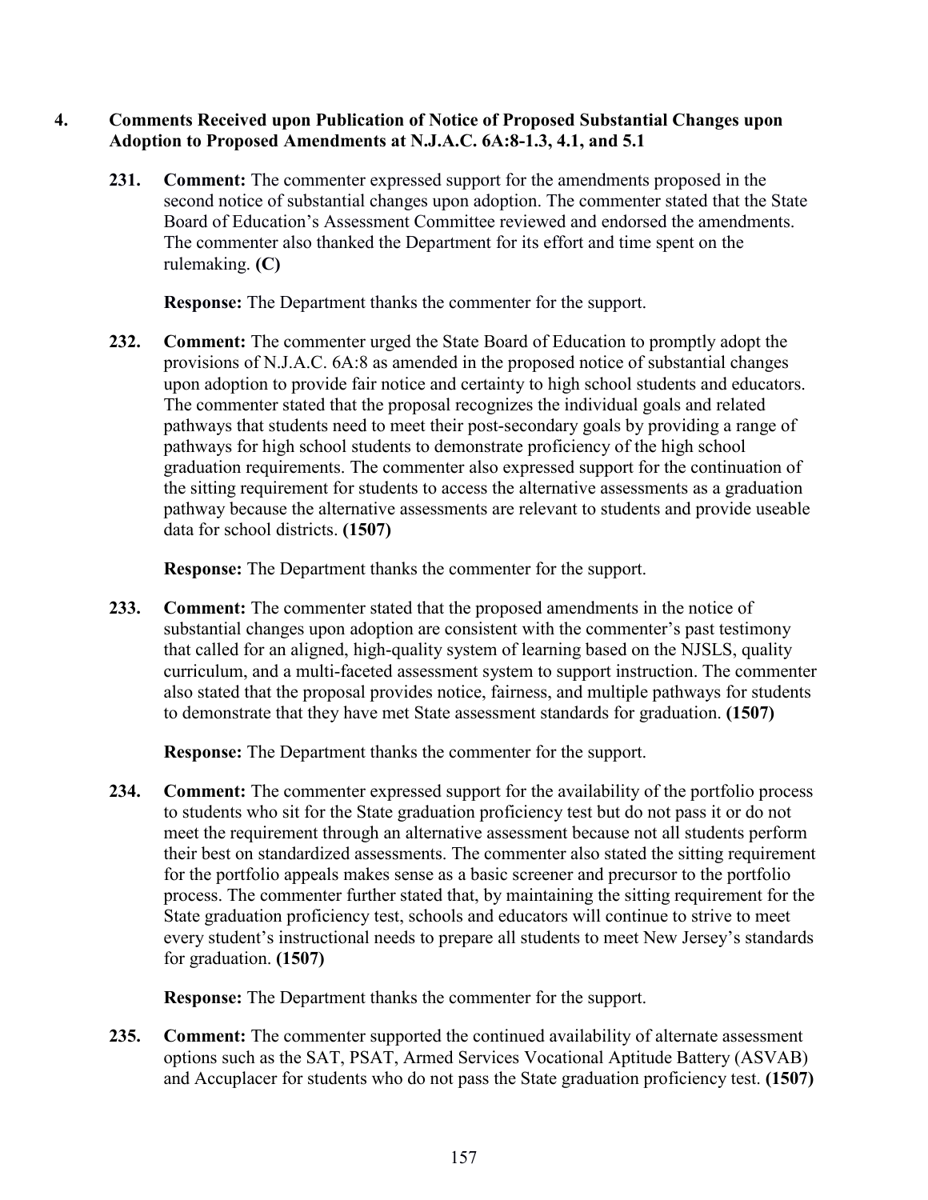## 4. Comments Received upon Publication of Notice of Proposed Substantial Changes upon Adoption to Proposed Amendments at N.J.A.C. 6A:8-1.3, 4.1, and 5.1

**231. Comment:** The commenter expressed support for the amendments proposed in the second notice of substantial changes upon adoption. The commenter stated that the State Board of Education's Assessment Committee reviewed and endorsed the amendments. The commenter also thanked the Department for its effort and time spent on the rulemaking. **(C)**

**Response:** The Department thanks the commenter for the support.

**232. Comment:** The commenter urged the State Board of Education to promptly adopt the provisions of N.J.A.C. 6A:8 as amended in the proposed notice of substantial changes upon adoption to provide fair notice and certainty to high school students and educators. The commenter stated that the proposal recognizes the individual goals and related pathways that students need to meet their post-secondary goals by providing a range of pathways for high school students to demonstrate proficiency of the high school graduation requirements. The commenter also expressed support for the continuation of the sitting requirement for students to access the alternative assessments as a graduation pathway because the alternative assessments are relevant to students and provide useable data for school districts. **(1507)**

**Response:** The Department thanks the commenter for the support.

**233. Comment:** The commenter stated that the proposed amendments in the notice of substantial changes upon adoption are consistent with the commenter's past testimony that called for an aligned, high-quality system of learning based on the NJSLS, quality curriculum, and a multi-faceted assessment system to support instruction. The commenter also stated that the proposal provides notice, fairness, and multiple pathways for students to demonstrate that they have met State assessment standards for graduation. **(1507)**

**Response:** The Department thanks the commenter for the support.

**234. Comment:** The commenter expressed support for the availability of the portfolio process to students who sit for the State graduation proficiency test but do not pass it or do not meet the requirement through an alternative assessment because not all students perform their best on standardized assessments. The commenter also stated the sitting requirement for the portfolio appeals makes sense as a basic screener and precursor to the portfolio process. The commenter further stated that, by maintaining the sitting requirement for the State graduation proficiency test, schools and educators will continue to strive to meet every student's instructional needs to prepare all students to meet New Jersey's standards for graduation. **(1507)**

**Response:** The Department thanks the commenter for the support.

**235. Comment:** The commenter supported the continued availability of alternate assessment options such as the SAT, PSAT, Armed Services Vocational Aptitude Battery (ASVAB) and Accuplacer for students who do not pass the State graduation proficiency test. **(1507)**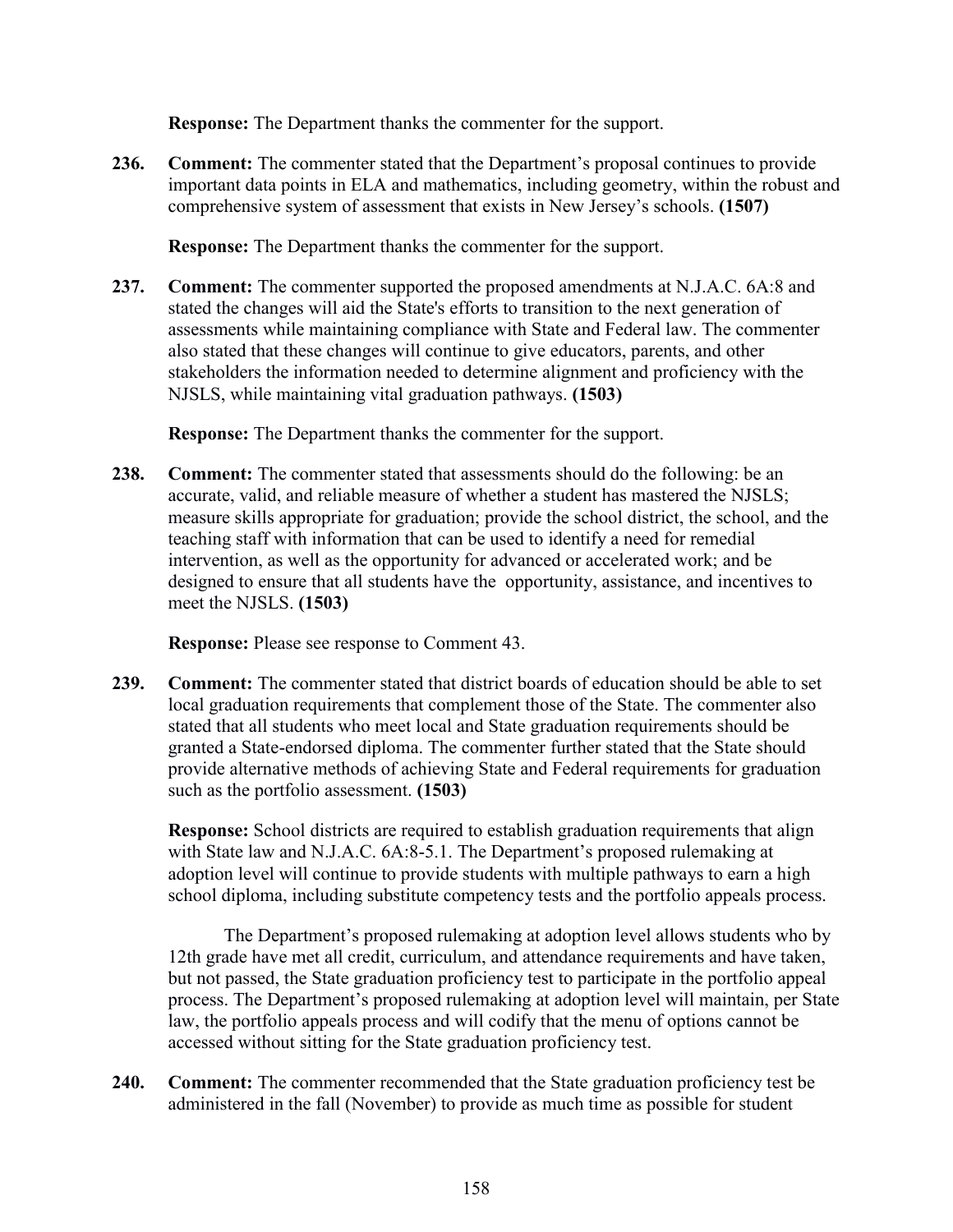**Response:** The Department thanks the commenter for the support.

**236. Comment:** The commenter stated that the Department's proposal continues to provide important data points in ELA and mathematics, including geometry, within the robust and comprehensive system of assessment that exists in New Jersey's schools. **(1507)**

**Response:** The Department thanks the commenter for the support.

**237. Comment:** The commenter supported the proposed amendments at N.J.A.C. 6A:8 and stated the changes will aid the State's efforts to transition to the next generation of assessments while maintaining compliance with State and Federal law. The commenter also stated that these changes will continue to give educators, parents, and other stakeholders the information needed to determine alignment and proficiency with the NJSLS, while maintaining vital graduation pathways. **(1503)**

**Response:** The Department thanks the commenter for the support.

**238. Comment:** The commenter stated that assessments should do the following: be an accurate, valid, and reliable measure of whether a student has mastered the NJSLS; measure skills appropriate for graduation; provide the school district, the school, and the teaching staff with information that can be used to identify a need for remedial intervention, as well as the opportunity for advanced or accelerated work; and be designed to ensure that all students have the opportunity, assistance, and incentives to meet the NJSLS. **(1503)**

**Response:** Please see response to Comment 43.

**239. Comment:** The commenter stated that district boards of education should be able to set local graduation requirements that complement those of the State. The commenter also stated that all students who meet local and State graduation requirements should be granted a State-endorsed diploma. The commenter further stated that the State should provide alternative methods of achieving State and Federal requirements for graduation such as the portfolio assessment. **(1503)**

**Response:** School districts are required to establish graduation requirements that align with State law and N.J.A.C. 6A:8-5.1. The Department's proposed rulemaking at adoption level will continue to provide students with multiple pathways to earn a high school diploma, including substitute competency tests and the portfolio appeals process.

The Department's proposed rulemaking at adoption level allows students who by 12th grade have met all credit, curriculum, and attendance requirements and have taken, but not passed, the State graduation proficiency test to participate in the portfolio appeal process. The Department's proposed rulemaking at adoption level will maintain, per State law, the portfolio appeals process and will codify that the menu of options cannot be accessed without sitting for the State graduation proficiency test.

**240. Comment:** The commenter recommended that the State graduation proficiency test be administered in the fall (November) to provide as much time as possible for student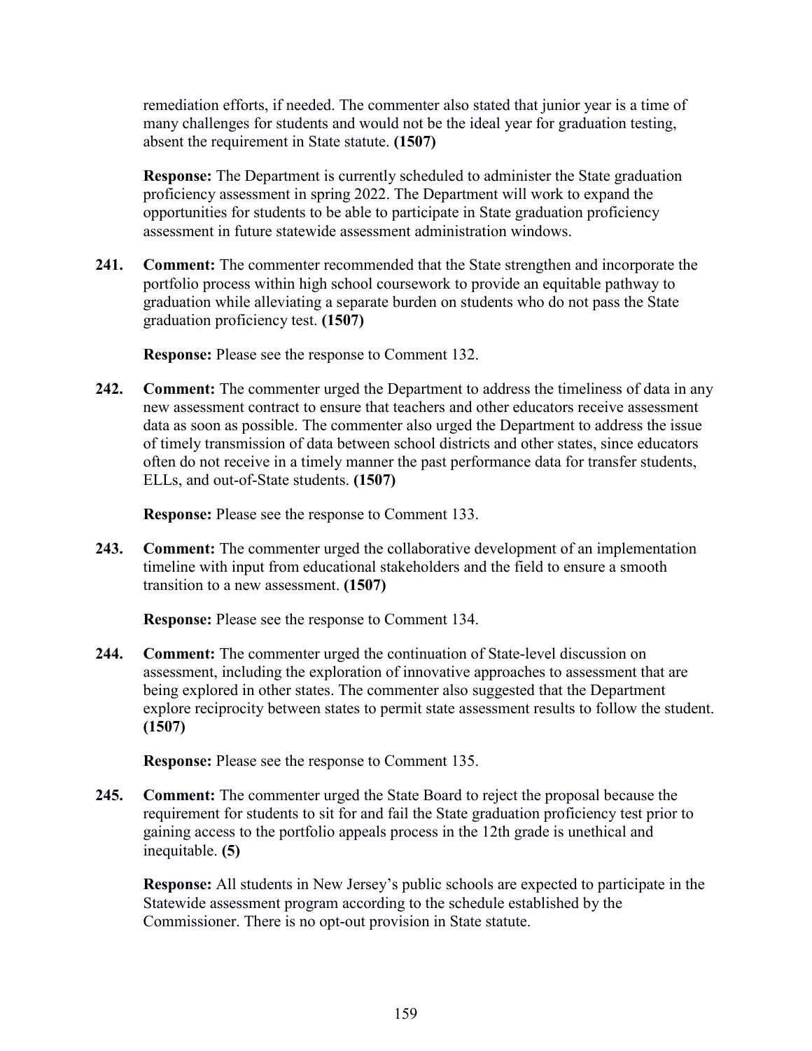remediation efforts, if needed. The commenter also stated that junior year is a time of many challenges for students and would not be the ideal year for graduation testing, absent the requirement in State statute. **(1507)**

**Response:** The Department is currently scheduled to administer the State graduation proficiency assessment in spring 2022. The Department will work to expand the opportunities for students to be able to participate in State graduation proficiency assessment in future statewide assessment administration windows.

**241. Comment:** The commenter recommended that the State strengthen and incorporate the portfolio process within high school coursework to provide an equitable pathway to graduation while alleviating a separate burden on students who do not pass the State graduation proficiency test. **(1507)**

**Response:** Please see the response to Comment 132.

**242. Comment:** The commenter urged the Department to address the timeliness of data in any new assessment contract to ensure that teachers and other educators receive assessment data as soon as possible. The commenter also urged the Department to address the issue of timely transmission of data between school districts and other states, since educators often do not receive in a timely manner the past performance data for transfer students, ELLs, and out-of-State students. **(1507)**

**Response:** Please see the response to Comment 133.

**243. Comment:** The commenter urged the collaborative development of an implementation timeline with input from educational stakeholders and the field to ensure a smooth transition to a new assessment. **(1507)**

**Response:** Please see the response to Comment 134.

**244. Comment:** The commenter urged the continuation of State-level discussion on assessment, including the exploration of innovative approaches to assessment that are being explored in other states. The commenter also suggested that the Department explore reciprocity between states to permit state assessment results to follow the student. **(1507)**

**Response:** Please see the response to Comment 135.

**245. Comment:** The commenter urged the State Board to reject the proposal because the requirement for students to sit for and fail the State graduation proficiency test prior to gaining access to the portfolio appeals process in the 12th grade is unethical and inequitable. **(5)**

**Response:** All students in New Jersey's public schools are expected to participate in the Statewide assessment program according to the schedule established by the Commissioner. There is no opt-out provision in State statute.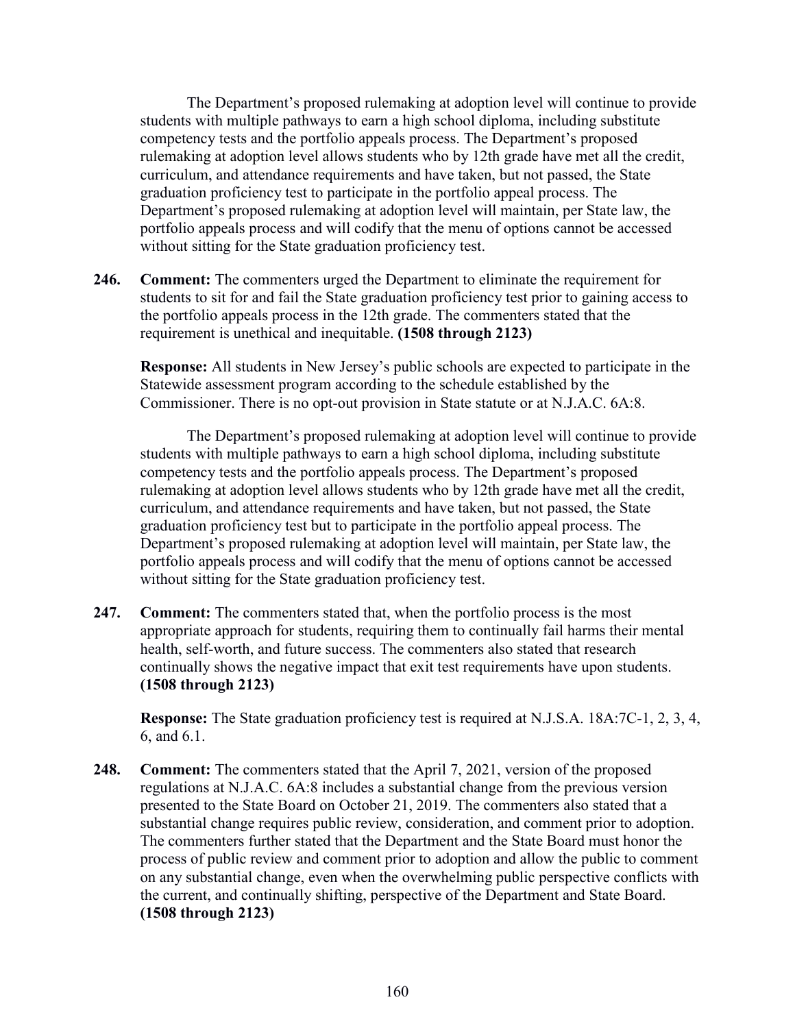The Department's proposed rulemaking at adoption level will continue to provide students with multiple pathways to earn a high school diploma, including substitute competency tests and the portfolio appeals process. The Department's proposed rulemaking at adoption level allows students who by 12th grade have met all the credit, curriculum, and attendance requirements and have taken, but not passed, the State graduation proficiency test to participate in the portfolio appeal process. The Department's proposed rulemaking at adoption level will maintain, per State law, the portfolio appeals process and will codify that the menu of options cannot be accessed without sitting for the State graduation proficiency test.

**246. Comment:** The commenters urged the Department to eliminate the requirement for students to sit for and fail the State graduation proficiency test prior to gaining access to the portfolio appeals process in the 12th grade. The commenters stated that the requirement is unethical and inequitable. **(1508 through 2123)**

**Response:** All students in New Jersey's public schools are expected to participate in the Statewide assessment program according to the schedule established by the Commissioner. There is no opt-out provision in State statute or at N.J.A.C. 6A:8.

The Department's proposed rulemaking at adoption level will continue to provide students with multiple pathways to earn a high school diploma, including substitute competency tests and the portfolio appeals process. The Department's proposed rulemaking at adoption level allows students who by 12th grade have met all the credit, curriculum, and attendance requirements and have taken, but not passed, the State graduation proficiency test but to participate in the portfolio appeal process. The Department's proposed rulemaking at adoption level will maintain, per State law, the portfolio appeals process and will codify that the menu of options cannot be accessed without sitting for the State graduation proficiency test.

**247. Comment:** The commenters stated that, when the portfolio process is the most appropriate approach for students, requiring them to continually fail harms their mental health, self-worth, and future success. The commenters also stated that research continually shows the negative impact that exit test requirements have upon students. **(1508 through 2123)**

**Response:** The State graduation proficiency test is required at N.J.S.A. 18A:7C-1, 2, 3, 4, 6, and 6.1.

**248. Comment:** The commenters stated that the April 7, 2021, version of the proposed regulations at N.J.A.C. 6A:8 includes a substantial change from the previous version presented to the State Board on October 21, 2019. The commenters also stated that a substantial change requires public review, consideration, and comment prior to adoption. The commenters further stated that the Department and the State Board must honor the process of public review and comment prior to adoption and allow the public to comment on any substantial change, even when the overwhelming public perspective conflicts with the current, and continually shifting, perspective of the Department and State Board. **(1508 through 2123)**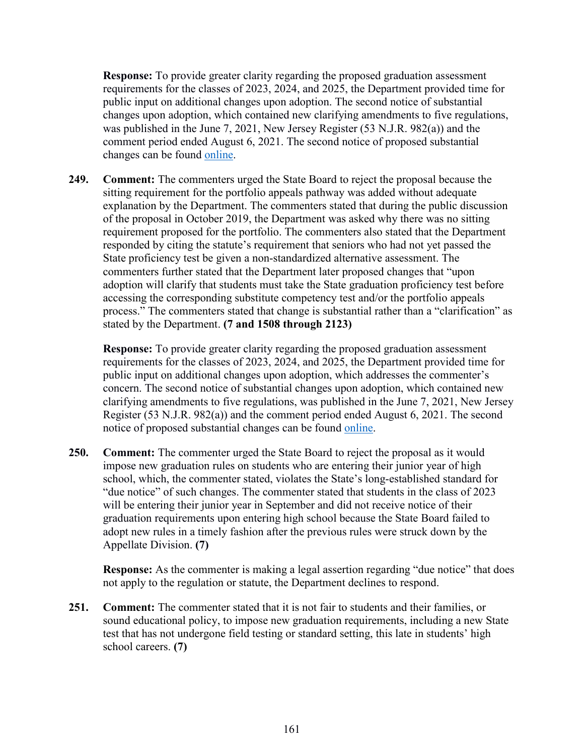**Response:** To provide greater clarity regarding the proposed graduation assessment requirements for the classes of 2023, 2024, and 2025, the Department provided time for public input on additional changes upon adoption. The second notice of substantial changes upon adoption, which contained new clarifying amendments to five regulations, was published in the June 7, 2021, New Jersey Register (53 N.J.R. 982(a)) and the comment period ended August 6, 2021. The second notice of proposed substantial changes can be found online.

**249. Comment:** The commenters urged the State Board to reject the proposal because the sitting requirement for the portfolio appeals pathway was added without adequate explanation by the Department. The commenters stated that during the public discussion of the proposal in October 2019, the Department was asked why there was no sitting requirement proposed for the portfolio. The commenters also stated that the Department responded by citing the statute's requirement that seniors who had not yet passed the State proficiency test be given a non-standardized alternative assessment. The commenters further stated that the Department later proposed changes that "upon adoption will clarify that students must take the State graduation proficiency test before accessing the corresponding substitute competency test and/or the portfolio appeals process." The commenters stated that change is substantial rather than a "clarification" as stated by the Department. **(7 and 1508 through 2123)**

**Response:** To provide greater clarity regarding the proposed graduation assessment requirements for the classes of 2023, 2024, and 2025, the Department provided time for public input on additional changes upon adoption, which addresses the commenter's concern. The second notice of substantial changes upon adoption, which contained new clarifying amendments to five regulations, was published in the June 7, 2021, New Jersey Register (53 N.J.R. 982(a)) and the comment period ended August 6, 2021. The second notice of proposed substantial changes can be found online.

**250. Comment:** The commenter urged the State Board to reject the proposal as it would impose new graduation rules on students who are entering their junior year of high school, which, the commenter stated, violates the State's long-established standard for "due notice" of such changes. The commenter stated that students in the class of 2023 will be entering their junior year in September and did not receive notice of their graduation requirements upon entering high school because the State Board failed to adopt new rules in a timely fashion after the previous rules were struck down by the Appellate Division. **(7)**

**Response:** As the commenter is making a legal assertion regarding "due notice" that does not apply to the regulation or statute, the Department declines to respond.

**251. Comment:** The commenter stated that it is not fair to students and their families, or sound educational policy, to impose new graduation requirements, including a new State test that has not undergone field testing or standard setting, this late in students' high school careers. **(7)**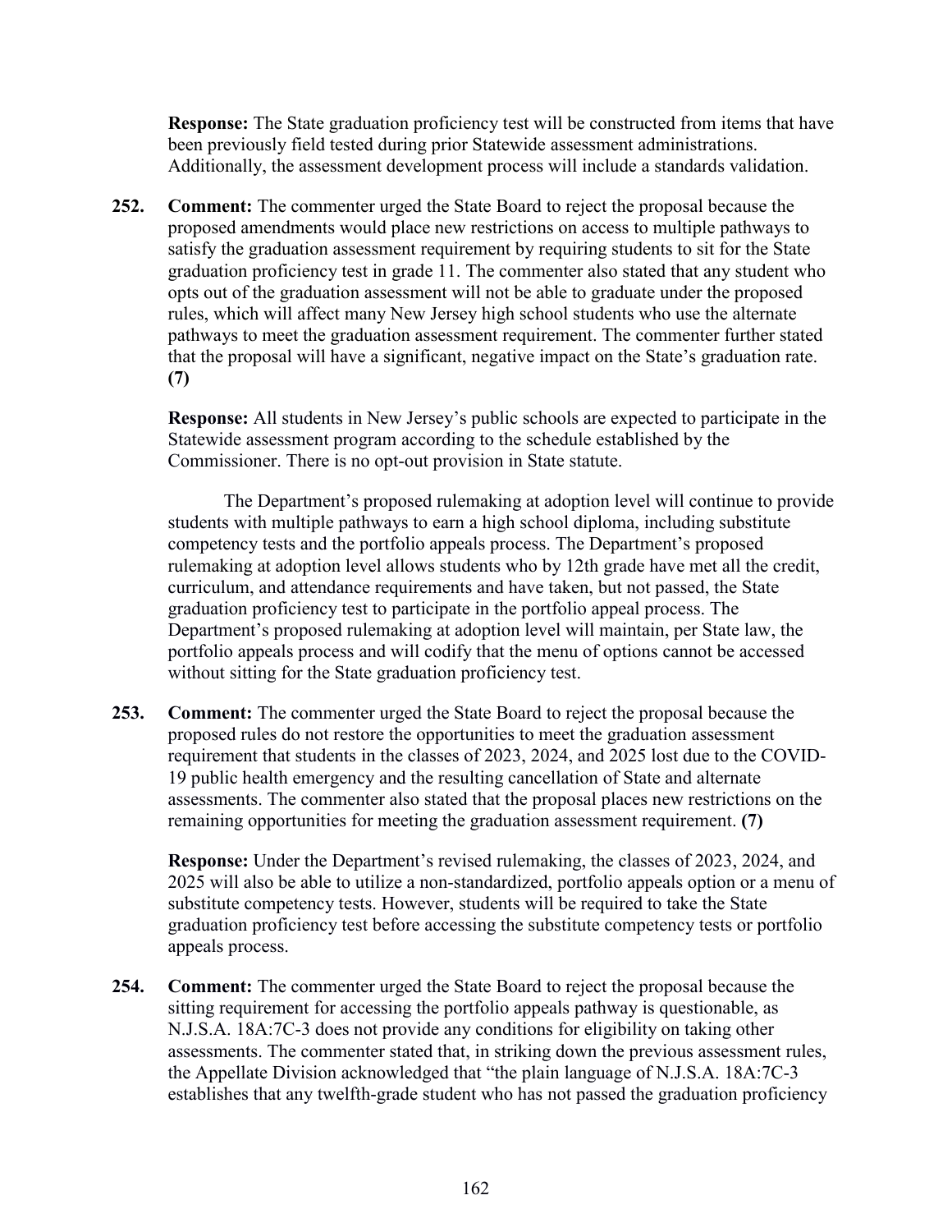**Response:** The State graduation proficiency test will be constructed from items that have been previously field tested during prior Statewide assessment administrations. Additionally, the assessment development process will include a standards validation.

**252. Comment:** The commenter urged the State Board to reject the proposal because the proposed amendments would place new restrictions on access to multiple pathways to satisfy the graduation assessment requirement by requiring students to sit for the State graduation proficiency test in grade 11. The commenter also stated that any student who opts out of the graduation assessment will not be able to graduate under the proposed rules, which will affect many New Jersey high school students who use the alternate pathways to meet the graduation assessment requirement. The commenter further stated that the proposal will have a significant, negative impact on the State's graduation rate. **(7)**

**Response:** All students in New Jersey's public schools are expected to participate in the Statewide assessment program according to the schedule established by the Commissioner. There is no opt-out provision in State statute.

The Department's proposed rulemaking at adoption level will continue to provide students with multiple pathways to earn a high school diploma, including substitute competency tests and the portfolio appeals process. The Department's proposed rulemaking at adoption level allows students who by 12th grade have met all the credit, curriculum, and attendance requirements and have taken, but not passed, the State graduation proficiency test to participate in the portfolio appeal process. The Department's proposed rulemaking at adoption level will maintain, per State law, the portfolio appeals process and will codify that the menu of options cannot be accessed without sitting for the State graduation proficiency test.

**253. Comment:** The commenter urged the State Board to reject the proposal because the proposed rules do not restore the opportunities to meet the graduation assessment requirement that students in the classes of 2023, 2024, and 2025 lost due to the COVID-19 public health emergency and the resulting cancellation of State and alternate assessments. The commenter also stated that the proposal places new restrictions on the remaining opportunities for meeting the graduation assessment requirement. **(7)**

**Response:** Under the Department's revised rulemaking, the classes of 2023, 2024, and 2025 will also be able to utilize a non-standardized, portfolio appeals option or a menu of substitute competency tests. However, students will be required to take the State graduation proficiency test before accessing the substitute competency tests or portfolio appeals process.

**254. Comment:** The commenter urged the State Board to reject the proposal because the sitting requirement for accessing the portfolio appeals pathway is questionable, as N.J.S.A. 18A:7C-3 does not provide any conditions for eligibility on taking other assessments. The commenter stated that, in striking down the previous assessment rules, the Appellate Division acknowledged that "the plain language of N.J.S.A. 18A:7C-3 establishes that any twelfth-grade student who has not passed the graduation proficiency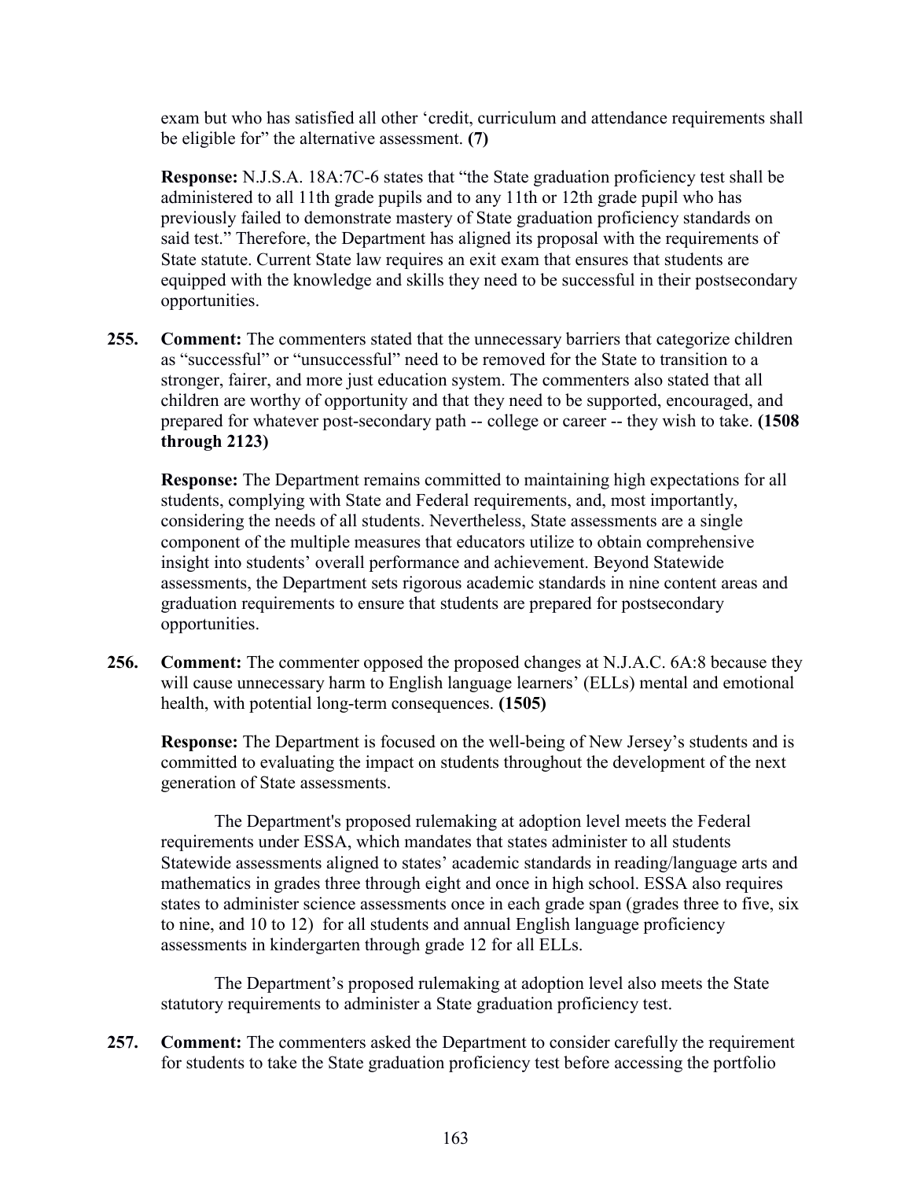exam but who has satisfied all other 'credit, curriculum and attendance requirements shall be eligible for" the alternative assessment. **(7)**

**Response:** N.J.S.A. 18A:7C-6 states that "the State graduation proficiency test shall be administered to all 11th grade pupils and to any 11th or 12th grade pupil who has previously failed to demonstrate mastery of State graduation proficiency standards on said test." Therefore, the Department has aligned its proposal with the requirements of State statute. Current State law requires an exit exam that ensures that students are equipped with the knowledge and skills they need to be successful in their postsecondary opportunities.

**255. Comment:** The commenters stated that the unnecessary barriers that categorize children as "successful" or "unsuccessful" need to be removed for the State to transition to a stronger, fairer, and more just education system. The commenters also stated that all children are worthy of opportunity and that they need to be supported, encouraged, and prepared for whatever post-secondary path -- college or career -- they wish to take. **(1508 through 2123)**

**Response:** The Department remains committed to maintaining high expectations for all students, complying with State and Federal requirements, and, most importantly, considering the needs of all students. Nevertheless, State assessments are a single component of the multiple measures that educators utilize to obtain comprehensive insight into students' overall performance and achievement. Beyond Statewide assessments, the Department sets rigorous academic standards in nine content areas and graduation requirements to ensure that students are prepared for postsecondary opportunities.

**256. Comment:** The commenter opposed the proposed changes at N.J.A.C. 6A:8 because they will cause unnecessary harm to English language learners' (ELLs) mental and emotional health, with potential long-term consequences. **(1505)**

**Response:** The Department is focused on the well-being of New Jersey's students and is committed to evaluating the impact on students throughout the development of the next generation of State assessments.

The Department's proposed rulemaking at adoption level meets the Federal requirements under ESSA, which mandates that states administer to all students Statewide assessments aligned to states' academic standards in reading/language arts and mathematics in grades three through eight and once in high school. ESSA also requires states to administer science assessments once in each grade span (grades three to five, six to nine, and 10 to 12) for all students and annual English language proficiency assessments in kindergarten through grade 12 for all ELLs.

The Department's proposed rulemaking at adoption level also meets the State statutory requirements to administer a State graduation proficiency test.

**257. Comment:** The commenters asked the Department to consider carefully the requirement for students to take the State graduation proficiency test before accessing the portfolio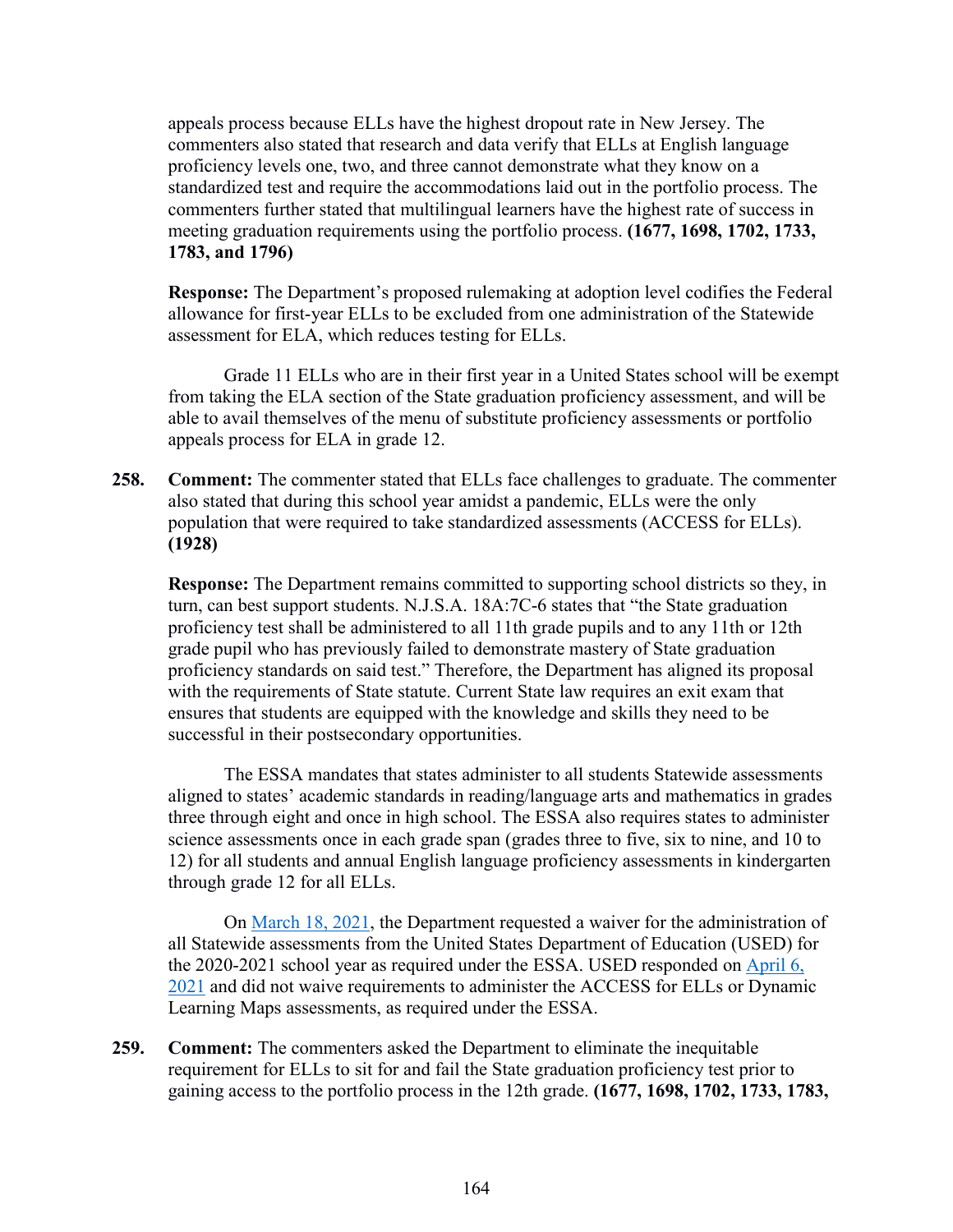appeals process because ELLs have the highest dropout rate in New Jersey. The commenters also stated that research and data verify that ELLs at English language proficiency levels one, two, and three cannot demonstrate what they know on a standardized test and require the accommodations laid out in the portfolio process. The commenters further stated that multilingual learners have the highest rate of success in meeting graduation requirements using the portfolio process. **(1677, 1698, 1702, 1733, 1783, and 1796)**

**Response:** The Department's proposed rulemaking at adoption level codifies the Federal allowance for first-year ELLs to be excluded from one administration of the Statewide assessment for ELA, which reduces testing for ELLs.

Grade 11 ELLs who are in their first year in a United States school will be exempt from taking the ELA section of the State graduation proficiency assessment, and will be able to avail themselves of the menu of substitute proficiency assessments or portfolio appeals process for ELA in grade 12.

**258. Comment:** The commenter stated that ELLs face challenges to graduate. The commenter also stated that during this school year amidst a pandemic, ELLs were the only population that were required to take standardized assessments (ACCESS for ELLs). **(1928)**

**Response:** The Department remains committed to supporting school districts so they, in turn, can best support students. N.J.S.A. 18A:7C-6 states that "the State graduation proficiency test shall be administered to all 11th grade pupils and to any 11th or 12th grade pupil who has previously failed to demonstrate mastery of State graduation proficiency standards on said test." Therefore, the Department has aligned its proposal with the requirements of State statute. Current State law requires an exit exam that ensures that students are equipped with the knowledge and skills they need to be successful in their postsecondary opportunities.

The ESSA mandates that states administer to all students Statewide assessments aligned to states' academic standards in reading/language arts and mathematics in grades three through eight and once in high school. The ESSA also requires states to administer science assessments once in each grade span (grades three to five, six to nine, and 10 to 12) for all students and annual English language proficiency assessments in kindergarten through grade 12 for all ELLs.

On March 18, 2021, the Department requested a waiver for the administration of all Statewide assessments from the United States Department of Education (USED) for the 2020-2021 school year as required under the ESSA. USED responded on April 6, 2021 and did not waive requirements to administer the ACCESS for ELLs or Dynamic Learning Maps assessments, as required under the ESSA.

**259. Comment:** The commenters asked the Department to eliminate the inequitable requirement for ELLs to sit for and fail the State graduation proficiency test prior to gaining access to the portfolio process in the 12th grade. **(1677, 1698, 1702, 1733, 1783,**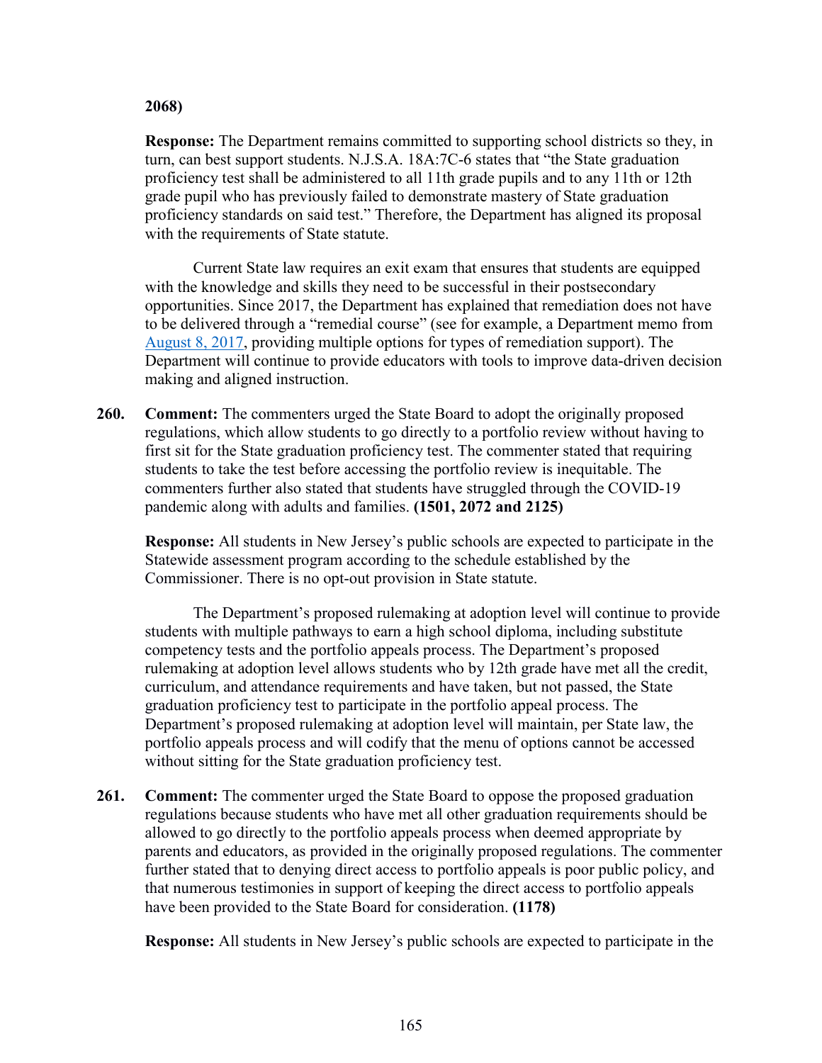**2068)**

**Response:** The Department remains committed to supporting school districts so they, in turn, can best support students. N.J.S.A. 18A:7C-6 states that "the State graduation proficiency test shall be administered to all 11th grade pupils and to any 11th or 12th grade pupil who has previously failed to demonstrate mastery of State graduation proficiency standards on said test." Therefore, the Department has aligned its proposal with the requirements of State statute.

Current State law requires an exit exam that ensures that students are equipped with the knowledge and skills they need to be successful in their postsecondary opportunities. Since 2017, the Department has explained that remediation does not have to be delivered through a "remedial course" (see for example, a Department memo from August 8, 2017, providing multiple options for types of remediation support). The Department will continue to provide educators with tools to improve data-driven decision making and aligned instruction.

**260. Comment:** The commenters urged the State Board to adopt the originally proposed regulations, which allow students to go directly to a portfolio review without having to first sit for the State graduation proficiency test. The commenter stated that requiring students to take the test before accessing the portfolio review is inequitable. The commenters further also stated that students have struggled through the COVID-19 pandemic along with adults and families. **(1501, 2072 and 2125)**

**Response:** All students in New Jersey's public schools are expected to participate in the Statewide assessment program according to the schedule established by the Commissioner. There is no opt-out provision in State statute.

The Department's proposed rulemaking at adoption level will continue to provide students with multiple pathways to earn a high school diploma, including substitute competency tests and the portfolio appeals process. The Department's proposed rulemaking at adoption level allows students who by 12th grade have met all the credit, curriculum, and attendance requirements and have taken, but not passed, the State graduation proficiency test to participate in the portfolio appeal process. The Department's proposed rulemaking at adoption level will maintain, per State law, the portfolio appeals process and will codify that the menu of options cannot be accessed without sitting for the State graduation proficiency test.

**261. Comment:** The commenter urged the State Board to oppose the proposed graduation regulations because students who have met all other graduation requirements should be allowed to go directly to the portfolio appeals process when deemed appropriate by parents and educators, as provided in the originally proposed regulations. The commenter further stated that to denying direct access to portfolio appeals is poor public policy, and that numerous testimonies in support of keeping the direct access to portfolio appeals have been provided to the State Board for consideration. **(1178)**

**Response:** All students in New Jersey's public schools are expected to participate in the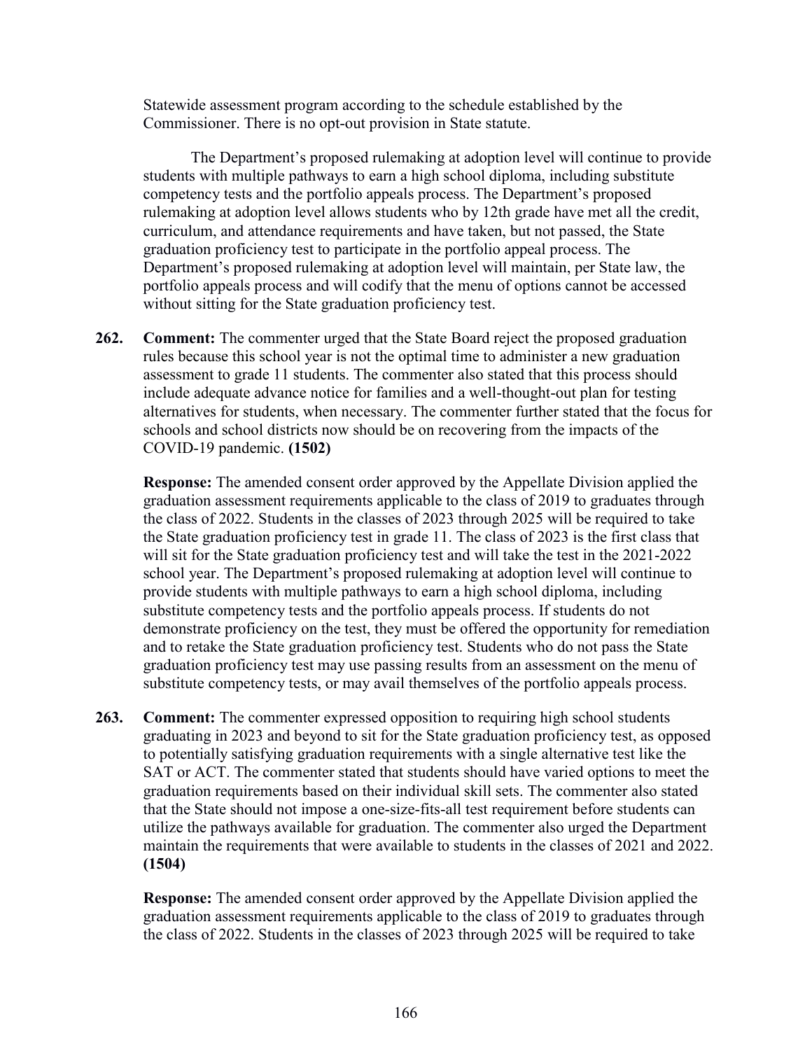Statewide assessment program according to the schedule established by the Commissioner. There is no opt-out provision in State statute.

The Department's proposed rulemaking at adoption level will continue to provide students with multiple pathways to earn a high school diploma, including substitute competency tests and the portfolio appeals process. The Department's proposed rulemaking at adoption level allows students who by 12th grade have met all the credit, curriculum, and attendance requirements and have taken, but not passed, the State graduation proficiency test to participate in the portfolio appeal process. The Department's proposed rulemaking at adoption level will maintain, per State law, the portfolio appeals process and will codify that the menu of options cannot be accessed without sitting for the State graduation proficiency test.

262. **Comment:** The commenter urged that the State Board reject the proposed graduation rules because this school year is not the optimal time to administer a new graduation assessment to grade 11 students. The commenter also stated that this process should include adequate advance notice for families and a well-thought-out plan for testing alternatives for students, when necessary. The commenter further stated that the focus for schools and school districts now should be on recovering from the impacts of the COVID-19 pandemic. **(1502)**

**Response:** The amended consent order approved by the Appellate Division applied the graduation assessment requirements applicable to the class of 2019 to graduates through the class of 2022. Students in the classes of 2023 through 2025 will be required to take the State graduation proficiency test in grade 11. The class of 2023 is the first class that will sit for the State graduation proficiency test and will take the test in the 2021-2022 school year. The Department's proposed rulemaking at adoption level will continue to provide students with multiple pathways to earn a high school diploma, including substitute competency tests and the portfolio appeals process. If students do not demonstrate proficiency on the test, they must be offered the opportunity for remediation and to retake the State graduation proficiency test. Students who do not pass the State graduation proficiency test may use passing results from an assessment on the menu of substitute competency tests, or may avail themselves of the portfolio appeals process.

263. **Comment:** The commenter expressed opposition to requiring high school students graduating in 2023 and beyond to sit for the State graduation proficiency test, as opposed to potentially satisfying graduation requirements with a single alternative test like the SAT or ACT. The commenter stated that students should have varied options to meet the graduation requirements based on their individual skill sets. The commenter also stated that the State should not impose a one-size-fits-all test requirement before students can utilize the pathways available for graduation. The commenter also urged the Department maintain the requirements that were available to students in the classes of 2021 and 2022. **(1504)**

**Response:** The amended consent order approved by the Appellate Division applied the graduation assessment requirements applicable to the class of 2019 to graduates through the class of 2022. Students in the classes of 2023 through 2025 will be required to take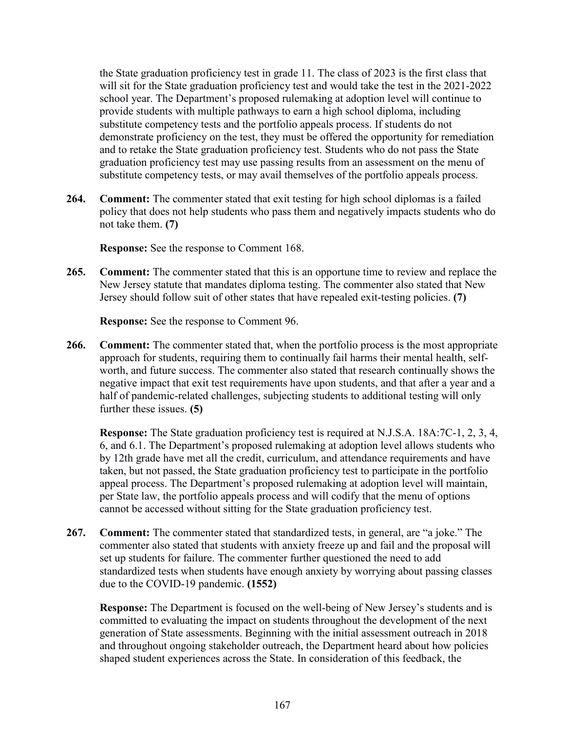the State graduation proficiency test in grade 11. The class of 2023 is the first class that will sit for the State graduation proficiency test and would take the test in the 2021-2022 school year. The Department's proposed rulemaking at adoption level will continue to provide students with multiple pathways to earn a high school diploma, including substitute competency tests and the portfolio appeals process. If students do not demonstrate proficiency on the test, they must be offered the opportunity for remediation and to retake the State graduation proficiency test. Students who do not pass the State graduation proficiency test may use passing results from an assessment on the menu of substitute competency tests, or may avail themselves of the portfolio appeals process.

**264. Comment:** The commenter stated that exit testing for high school diplomas is a failed policy that does not help students who pass them and negatively impacts students who do not take them. **(7)**

**Response:** See the response to Comment 168.

**265. Comment:** The commenter stated that this is an opportune time to review and replace the New Jersey statute that mandates diploma testing. The commenter also stated that New Jersey should follow suit of other states that have repealed exit-testing policies. **(7)**

**Response:** See the response to Comment 96.

**266. Comment:** The commenter stated that, when the portfolio process is the most appropriate approach for students, requiring them to continually fail harms their mental health, self-worth, and future success. The commenter also stated that research continually shows the negative impact that exit test requirements have upon students, and that after a year and a half of pandemic-related challenges, subjecting students to additional testing will only further these issues. **(5)**

**Response:** The State graduation proficiency test is required at N.J.S.A. 18A:7C-1, 2, 3, 4, 6, and 6.1. The Department's proposed rulemaking at adoption level allows students who by 12th grade have met all the credit, curriculum, and attendance requirements and have taken, but not passed, the State graduation proficiency test to participate in the portfolio appeal process. The Department's proposed rulemaking at adoption level will maintain, per State law, the portfolio appeals process and will codify that the menu of options cannot be accessed without sitting for the State graduation proficiency test.

**267. Comment:** The commenter stated that standardized tests, in general, are "a joke." The commenter also stated that students with anxiety freeze up and fail and the proposal will set up students for failure. The commenter further questioned the need to add standardized tests when students have enough anxiety by worrying about passing classes due to the COVID-19 pandemic. **(1552)**

**Response:** The Department is focused on the well-being of New Jersey's students and is committed to evaluating the impact on students throughout the development of the next generation of State assessments. Beginning with the initial assessment outreach in 2018 and throughout ongoing stakeholder outreach, the Department heard about how policies shaped student experiences across the State. In consideration of this feedback, the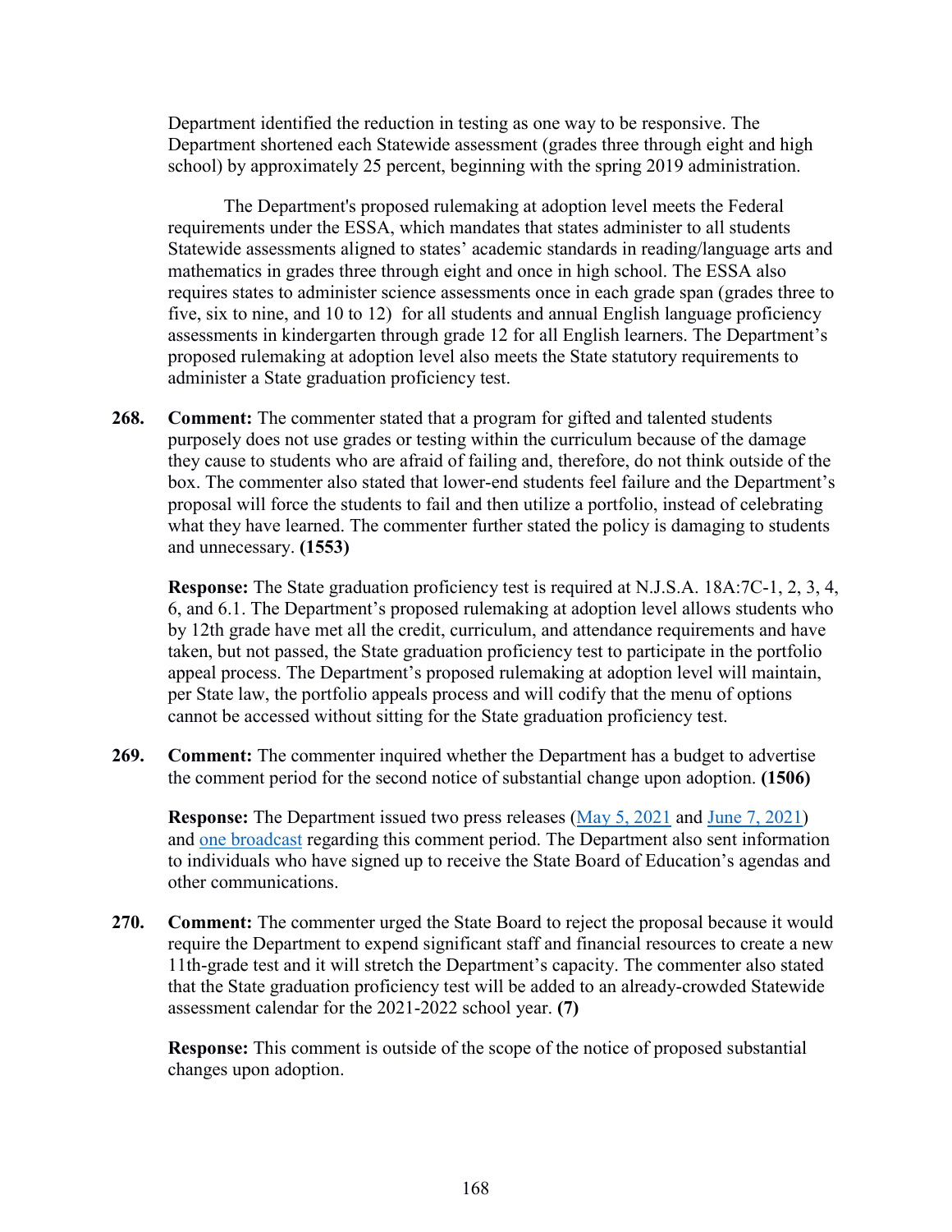Department identified the reduction in testing as one way to be responsive. The Department shortened each Statewide assessment (grades three through eight and high school) by approximately 25 percent, beginning with the spring 2019 administration.

The Department's proposed rulemaking at adoption level meets the Federal requirements under the ESSA, which mandates that states administer to all students Statewide assessments aligned to states' academic standards in reading/language arts and mathematics in grades three through eight and once in high school. The ESSA also requires states to administer science assessments once in each grade span (grades three to five, six to nine, and 10 to 12) for all students and annual English language proficiency assessments in kindergarten through grade 12 for all English learners. The Department's proposed rulemaking at adoption level also meets the State statutory requirements to administer a State graduation proficiency test.

**268. Comment:** The commenter stated that a program for gifted and talented students purposely does not use grades or testing within the curriculum because of the damage they cause to students who are afraid of failing and, therefore, do not think outside of the box. The commenter also stated that lower-end students feel failure and the Department's proposal will force the students to fail and then utilize a portfolio, instead of celebrating what they have learned. The commenter further stated the policy is damaging to students and unnecessary. **(1553)**

**Response:** The State graduation proficiency test is required at N.J.S.A. 18A:7C-1, 2, 3, 4, 6, and 6.1. The Department's proposed rulemaking at adoption level allows students who by 12th grade have met all the credit, curriculum, and attendance requirements and have taken, but not passed, the State graduation proficiency test to participate in the portfolio appeal process. The Department's proposed rulemaking at adoption level will maintain, per State law, the portfolio appeals process and will codify that the menu of options cannot be accessed without sitting for the State graduation proficiency test.

**269. Comment:** The commenter inquired whether the Department has a budget to advertise the comment period for the second notice of substantial change upon adoption. **(1506)**

**Response:** The Department issued two press releases (May 5, 2021 and June 7, 2021) and one broadcast regarding this comment period. The Department also sent information to individuals who have signed up to receive the State Board of Education's agendas and other communications.

**270. Comment:** The commenter urged the State Board to reject the proposal because it would require the Department to expend significant staff and financial resources to create a new 11th-grade test and it will stretch the Department's capacity. The commenter also stated that the State graduation proficiency test will be added to an already-crowded Statewide assessment calendar for the 2021-2022 school year. **(7)**

**Response:** This comment is outside of the scope of the notice of proposed substantial changes upon adoption.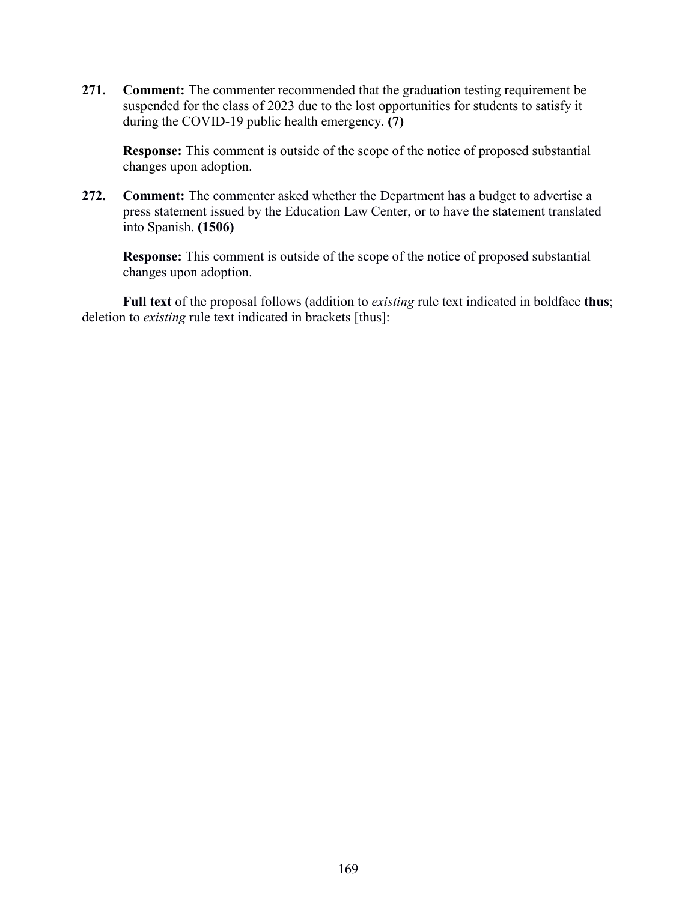**271. Comment:** The commenter recommended that the graduation testing requirement be suspended for the class of 2023 due to the lost opportunities for students to satisfy it during the COVID-19 public health emergency. **(7)**

**Response:** This comment is outside of the scope of the notice of proposed substantial changes upon adoption.

**272. Comment:** The commenter asked whether the Department has a budget to advertise a press statement issued by the Education Law Center, or to have the statement translated into Spanish. **(1506)**

**Response:** This comment is outside of the scope of the notice of proposed substantial changes upon adoption.

**Full text** of the proposal follows (addition to *existing* rule text indicated in boldface **thus**; deletion to *existing* rule text indicated in brackets [thus]: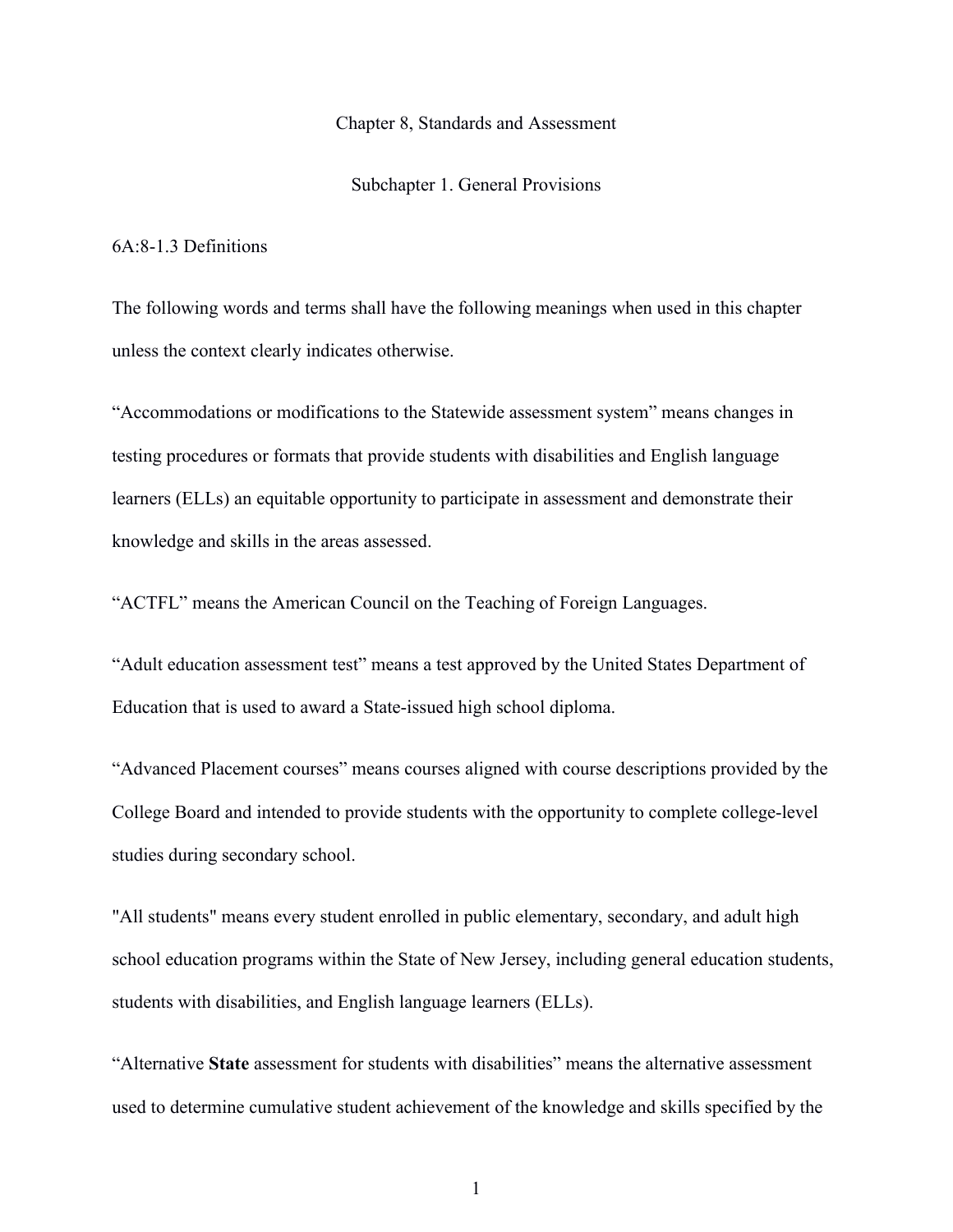Chapter 8, Standards and Assessment

Subchapter 1. General Provisions

6A:8-1.3 Definitions

The following words and terms shall have the following meanings when used in this chapter unless the context clearly indicates otherwise.

"Accommodations or modifications to the Statewide assessment system" means changes in testing procedures or formats that provide students with disabilities and English language learners (ELLs) an equitable opportunity to participate in assessment and demonstrate their knowledge and skills in the areas assessed.

"ACTFL" means the American Council on the Teaching of Foreign Languages.

"Adult education assessment test" means a test approved by the United States Department of Education that is used to award a State-issued high school diploma.

"Advanced Placement courses" means courses aligned with course descriptions provided by the College Board and intended to provide students with the opportunity to complete college-level studies during secondary school.

"All students" means every student enrolled in public elementary, secondary, and adult high school education programs within the State of New Jersey, including general education students, students with disabilities, and English language learners (ELLs).

"Alternative **State** assessment for students with disabilities" means the alternative assessment used to determine cumulative student achievement of the knowledge and skills specified by the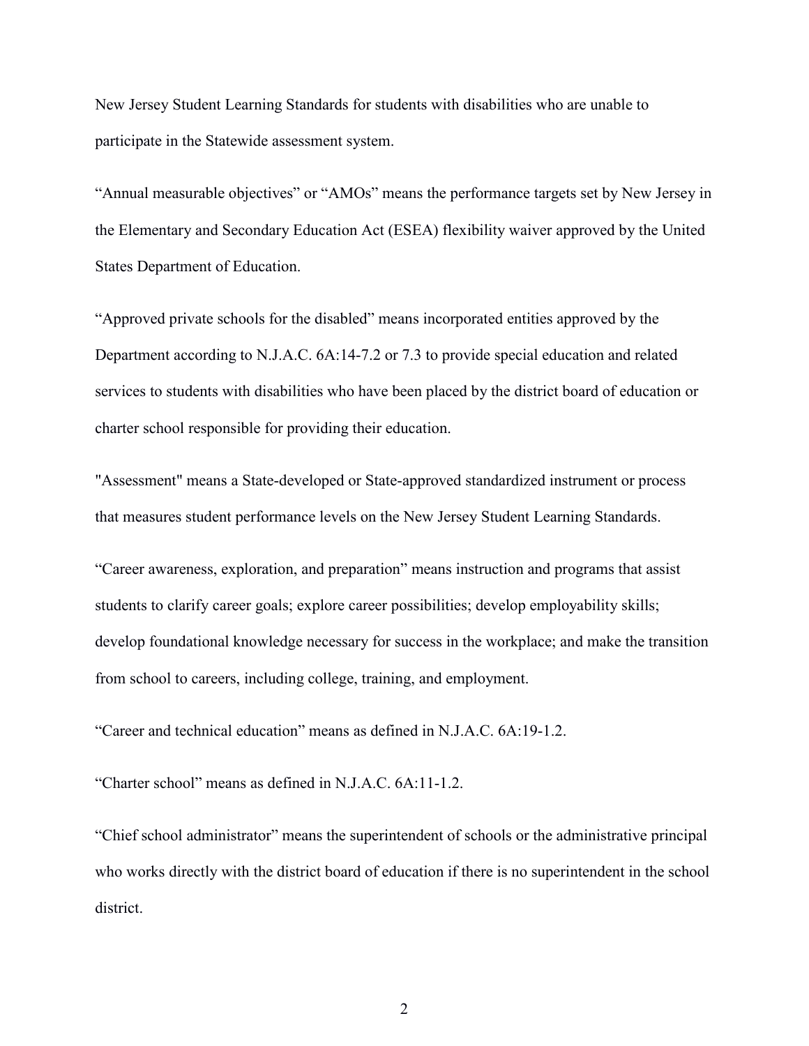New Jersey Student Learning Standards for students with disabilities who are unable to participate in the Statewide assessment system.

“Annual measurable objectives” or “AMOs” means the performance targets set by New Jersey in the Elementary and Secondary Education Act (ESEA) flexibility waiver approved by the United States Department of Education.

“Approved private schools for the disabled” means incorporated entities approved by the Department according to N.J.A.C. 6A:14-7.2 or 7.3 to provide special education and related services to students with disabilities who have been placed by the district board of education or charter school responsible for providing their education.

"Assessment" means a State-developed or State-approved standardized instrument or process that measures student performance levels on the New Jersey Student Learning Standards.

“Career awareness, exploration, and preparation” means instruction and programs that assist students to clarify career goals; explore career possibilities; develop employability skills; develop foundational knowledge necessary for success in the workplace; and make the transition from school to careers, including college, training, and employment.

“Career and technical education” means as defined in N.J.A.C. 6A:19-1.2.

“Charter school” means as defined in N.J.A.C. 6A:11-1.2.

“Chief school administrator” means the superintendent of schools or the administrative principal who works directly with the district board of education if there is no superintendent in the school district.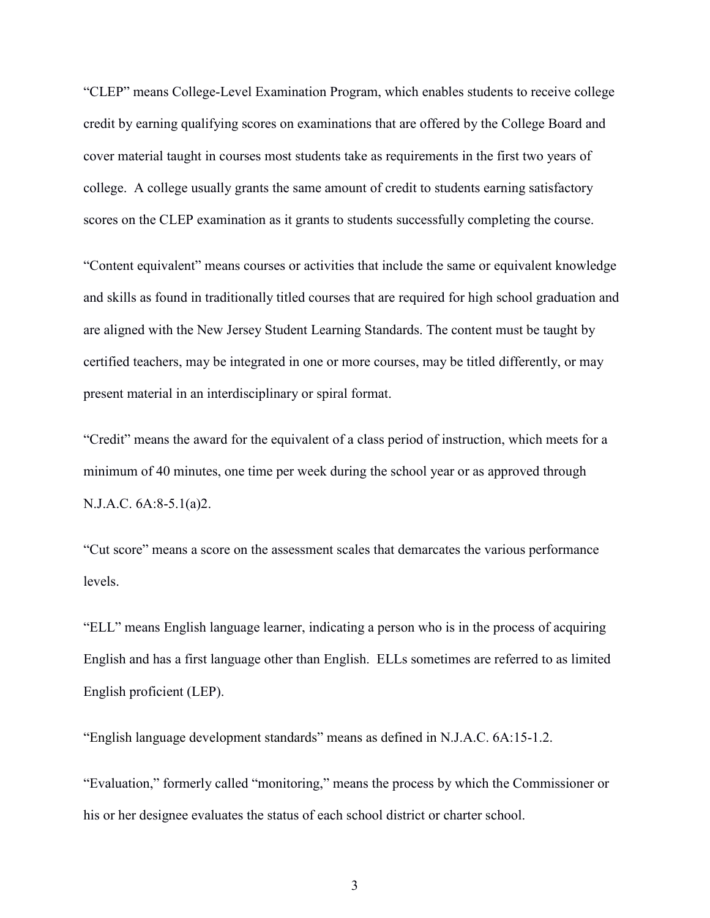"CLEP" means College-Level Examination Program, which enables students to receive college credit by earning qualifying scores on examinations that are offered by the College Board and cover material taught in courses most students take as requirements in the first two years of college. A college usually grants the same amount of credit to students earning satisfactory scores on the CLEP examination as it grants to students successfully completing the course.

"Content equivalent" means courses or activities that include the same or equivalent knowledge and skills as found in traditionally titled courses that are required for high school graduation and are aligned with the New Jersey Student Learning Standards. The content must be taught by certified teachers, may be integrated in one or more courses, may be titled differently, or may present material in an interdisciplinary or spiral format.

"Credit" means the award for the equivalent of a class period of instruction, which meets for a minimum of 40 minutes, one time per week during the school year or as approved through N.J.A.C. 6A:8-5.1(a)2.

"Cut score" means a score on the assessment scales that demarcates the various performance levels.

"ELL" means English language learner, indicating a person who is in the process of acquiring English and has a first language other than English. ELLs sometimes are referred to as limited English proficient (LEP).

"English language development standards" means as defined in N.J.A.C. 6A:15-1.2.

"Evaluation," formerly called "monitoring," means the process by which the Commissioner or his or her designee evaluates the status of each school district or charter school.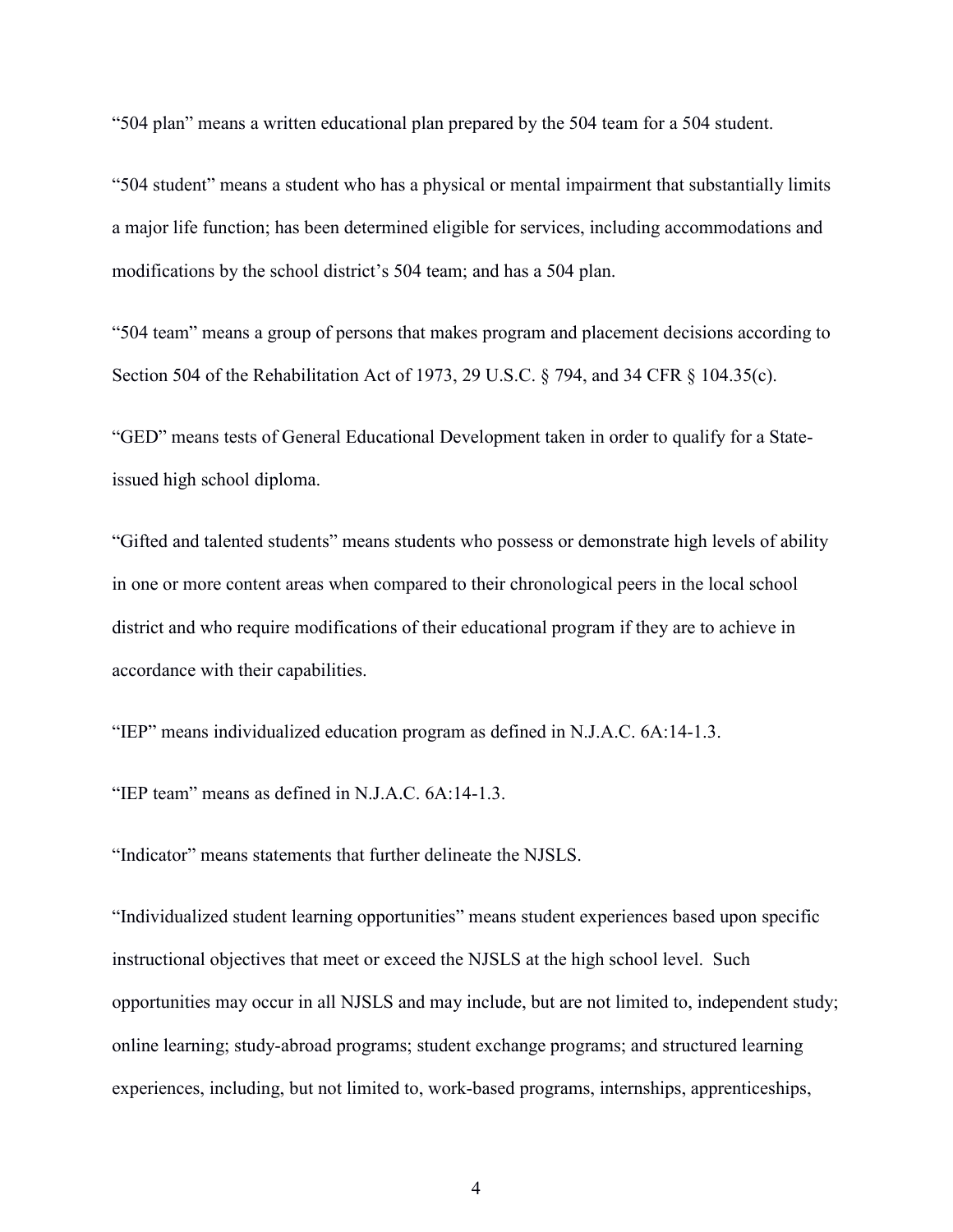"504 plan" means a written educational plan prepared by the 504 team for a 504 student.

"504 student" means a student who has a physical or mental impairment that substantially limits a major life function; has been determined eligible for services, including accommodations and modifications by the school district's 504 team; and has a 504 plan.

"504 team" means a group of persons that makes program and placement decisions according to Section 504 of the Rehabilitation Act of 1973, 29 U.S.C. § 794, and 34 CFR § 104.35(c).

"GED" means tests of General Educational Development taken in order to qualify for a State-issued high school diploma.

"Gifted and talented students" means students who possess or demonstrate high levels of ability in one or more content areas when compared to their chronological peers in the local school district and who require modifications of their educational program if they are to achieve in accordance with their capabilities.

"IEP" means individualized education program as defined in N.J.A.C. 6A:14-1.3.

"IEP team" means as defined in N.J.A.C. 6A:14-1.3.

"Indicator" means statements that further delineate the NJSLS.

"Individualized student learning opportunities" means student experiences based upon specific instructional objectives that meet or exceed the NJSLS at the high school level. Such opportunities may occur in all NJSLS and may include, but are not limited to, independent study; online learning; study-abroad programs; student exchange programs; and structured learning experiences, including, but not limited to, work-based programs, internships, apprenticeships,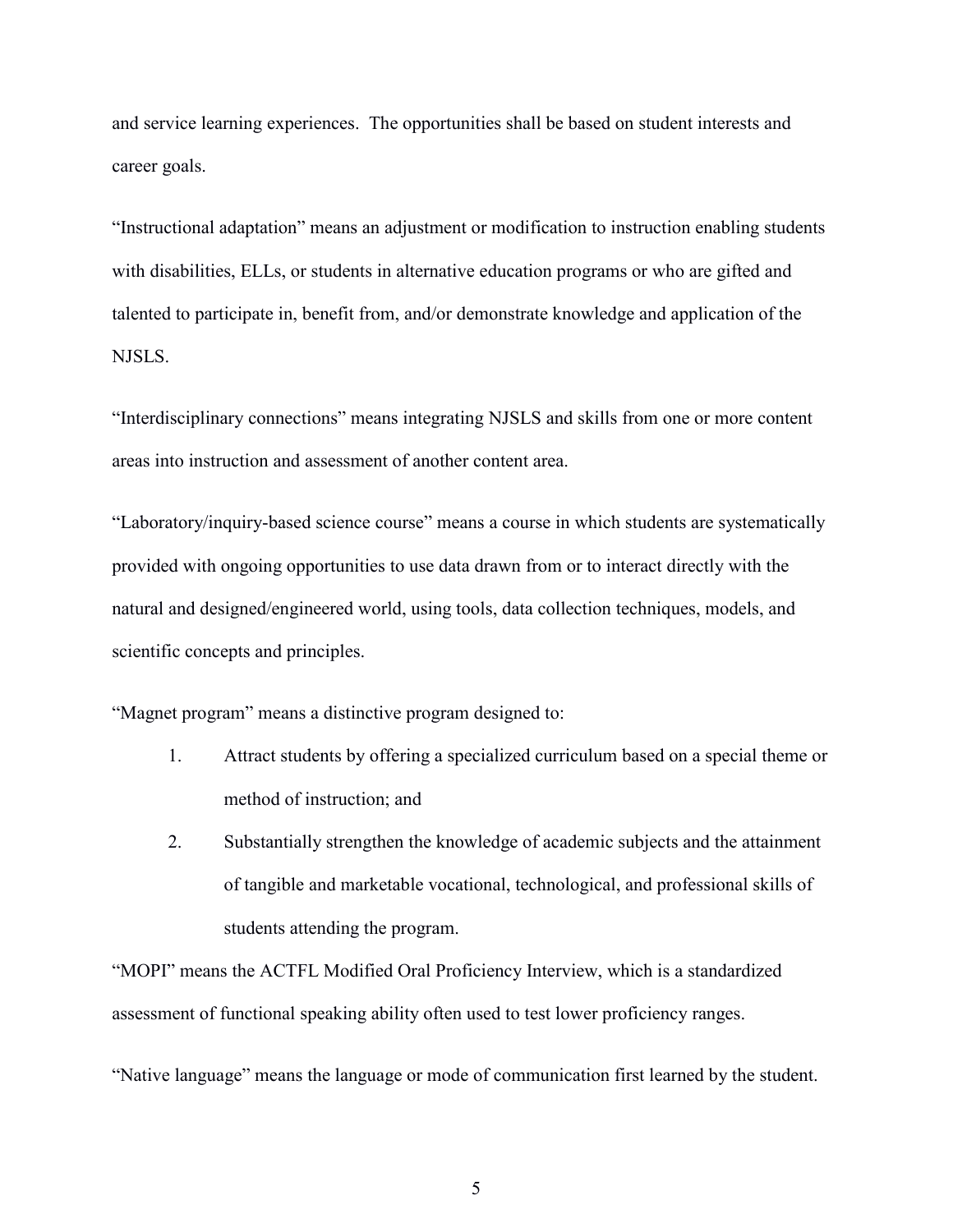and service learning experiences. The opportunities shall be based on student interests and career goals.

"Instructional adaptation" means an adjustment or modification to instruction enabling students with disabilities, ELLs, or students in alternative education programs or who are gifted and talented to participate in, benefit from, and/or demonstrate knowledge and application of the NJSLS.

"Interdisciplinary connections" means integrating NJSLS and skills from one or more content areas into instruction and assessment of another content area.

"Laboratory/inquiry-based science course" means a course in which students are systematically provided with ongoing opportunities to use data drawn from or to interact directly with the natural and designed/engineered world, using tools, data collection techniques, models, and scientific concepts and principles.

"Magnet program" means a distinctive program designed to:

1. Attract students by offering a specialized curriculum based on a special theme or method of instruction; and
2. Substantially strengthen the knowledge of academic subjects and the attainment of tangible and marketable vocational, technological, and professional skills of students attending the program.

"MOPI" means the ACTFL Modified Oral Proficiency Interview, which is a standardized assessment of functional speaking ability often used to test lower proficiency ranges.

"Native language" means the language or mode of communication first learned by the student.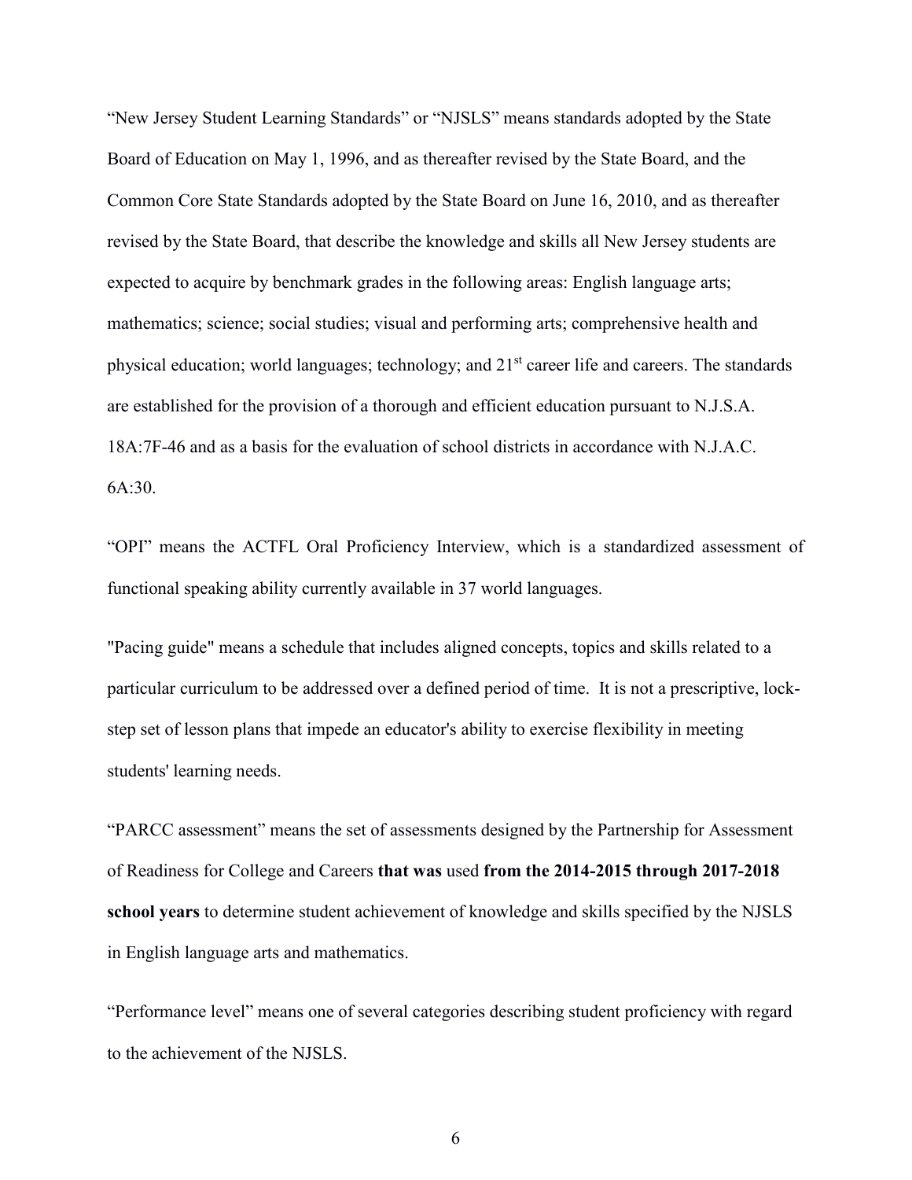"New Jersey Student Learning Standards" or "NJSLS" means standards adopted by the State Board of Education on May 1, 1996, and as thereafter revised by the State Board, and the Common Core State Standards adopted by the State Board on June 16, 2010, and as thereafter revised by the State Board, that describe the knowledge and skills all New Jersey students are expected to acquire by benchmark grades in the following areas: English language arts; mathematics; science; social studies; visual and performing arts; comprehensive health and physical education; world languages; technology; and 21st career life and careers. The standards are established for the provision of a thorough and efficient education pursuant to N.J.S.A. 18A:7F-46 and as a basis for the evaluation of school districts in accordance with N.J.A.C. 6A:30.

"OPI" means the ACTFL Oral Proficiency Interview, which is a standardized assessment of functional speaking ability currently available in 37 world languages.

"Pacing guide" means a schedule that includes aligned concepts, topics and skills related to a particular curriculum to be addressed over a defined period of time. It is not a prescriptive, lock-step set of lesson plans that impede an educator's ability to exercise flexibility in meeting students' learning needs.

"PARCC assessment" means the set of assessments designed by the Partnership for Assessment of Readiness for College and Careers **that was** used **from the 2014-2015 through 2017-2018 school years** to determine student achievement of knowledge and skills specified by the NJSLS in English language arts and mathematics.

"Performance level" means one of several categories describing student proficiency with regard to the achievement of the NJSLS.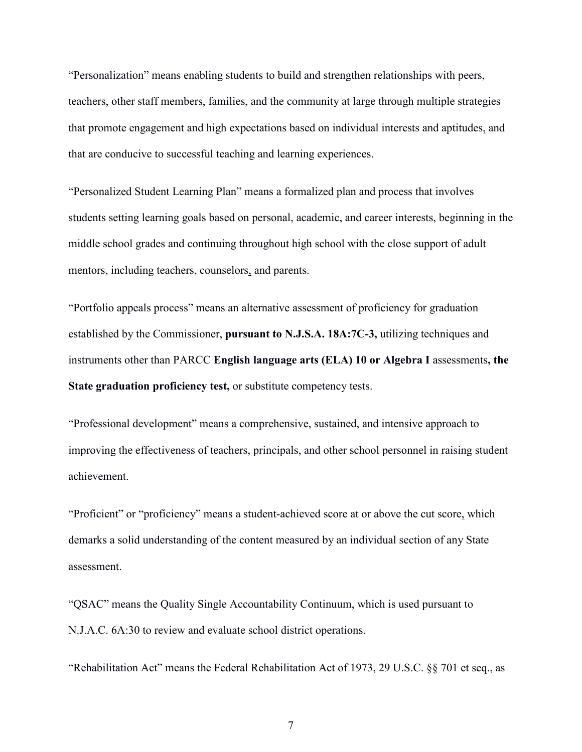"Personalization" means enabling students to build and strengthen relationships with peers, teachers, other staff members, families, and the community at large through multiple strategies that promote engagement and high expectations based on individual interests and aptitudes, and that are conducive to successful teaching and learning experiences.

"Personalized Student Learning Plan" means a formalized plan and process that involves students setting learning goals based on personal, academic, and career interests, beginning in the middle school grades and continuing throughout high school with the close support of adult mentors, including teachers, counselors, and parents.

"Portfolio appeals process" means an alternative assessment of proficiency for graduation established by the Commissioner, **pursuant to N.J.S.A. 18A:7C-3,** utilizing techniques and instruments other than PARCC **English language arts (ELA) 10 or Algebra I** assessments**, the State graduation proficiency test,** or substitute competency tests.

"Professional development" means a comprehensive, sustained, and intensive approach to improving the effectiveness of teachers, principals, and other school personnel in raising student achievement.

"Proficient" or "proficiency" means a student-achieved score at or above the cut score, which demarks a solid understanding of the content measured by an individual section of any State assessment.

"QSAC" means the Quality Single Accountability Continuum, which is used pursuant to N.J.A.C. 6A:30 to review and evaluate school district operations.

"Rehabilitation Act" means the Federal Rehabilitation Act of 1973, 29 U.S.C. §§ 701 et seq., as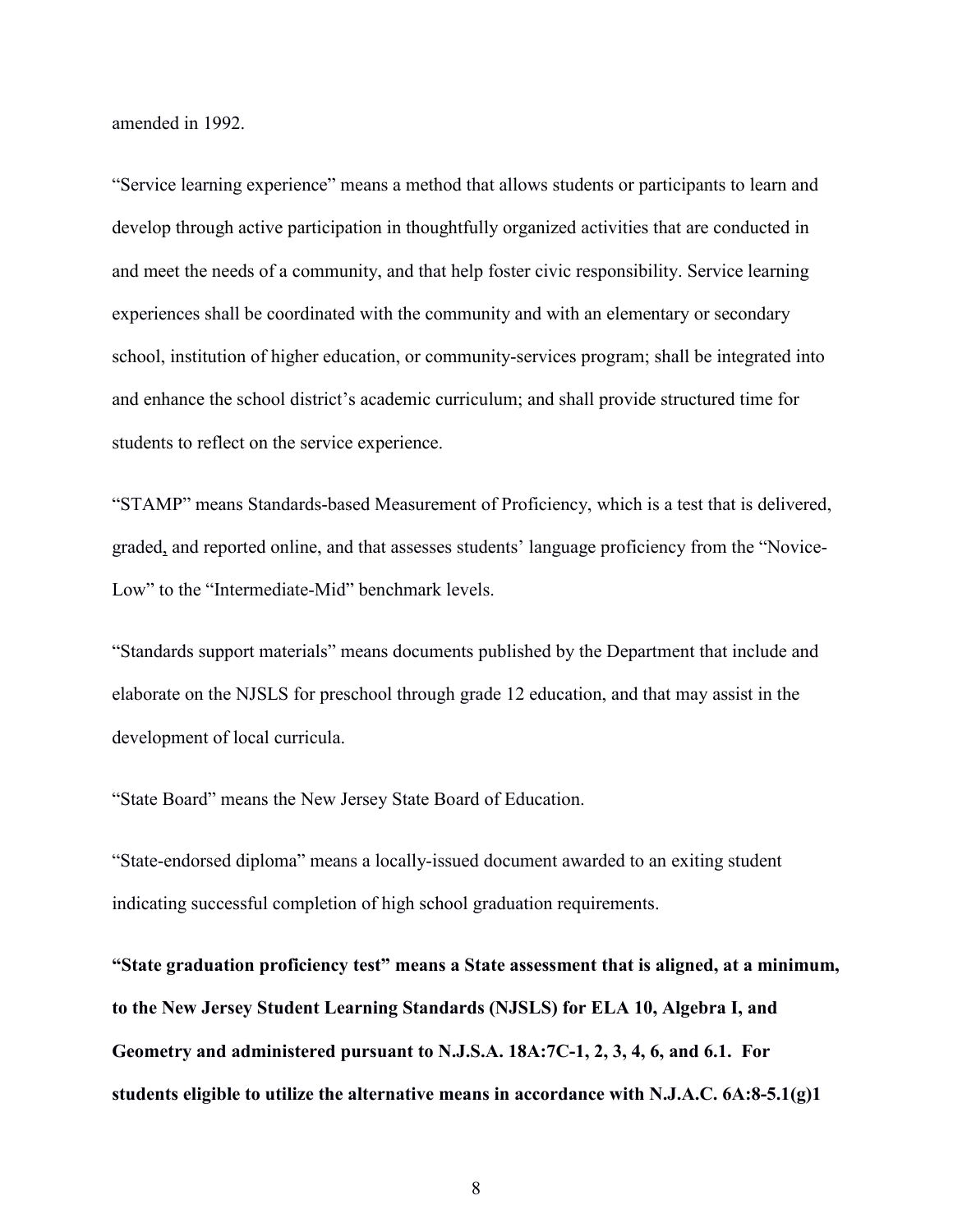amended in 1992.

"Service learning experience" means a method that allows students or participants to learn and develop through active participation in thoughtfully organized activities that are conducted in and meet the needs of a community, and that help foster civic responsibility. Service learning experiences shall be coordinated with the community and with an elementary or secondary school, institution of higher education, or community-services program; shall be integrated into and enhance the school district's academic curriculum; and shall provide structured time for students to reflect on the service experience.

"STAMP" means Standards-based Measurement of Proficiency, which is a test that is delivered, graded, and reported online, and that assesses students' language proficiency from the "Novice-Low" to the "Intermediate-Mid" benchmark levels.

"Standards support materials" means documents published by the Department that include and elaborate on the NJSLS for preschool through grade 12 education, and that may assist in the development of local curricula.

"State Board" means the New Jersey State Board of Education.

"State-endorsed diploma" means a locally-issued document awarded to an exiting student indicating successful completion of high school graduation requirements.

**"State graduation proficiency test" means a State assessment that is aligned, at a minimum, to the New Jersey Student Learning Standards (NJSLS) for ELA 10, Algebra I, and Geometry and administered pursuant to N.J.S.A. 18A:7C-1, 2, 3, 4, 6, and 6.1. For students eligible to utilize the alternative means in accordance with N.J.A.C. 6A:8-5.1(g)1**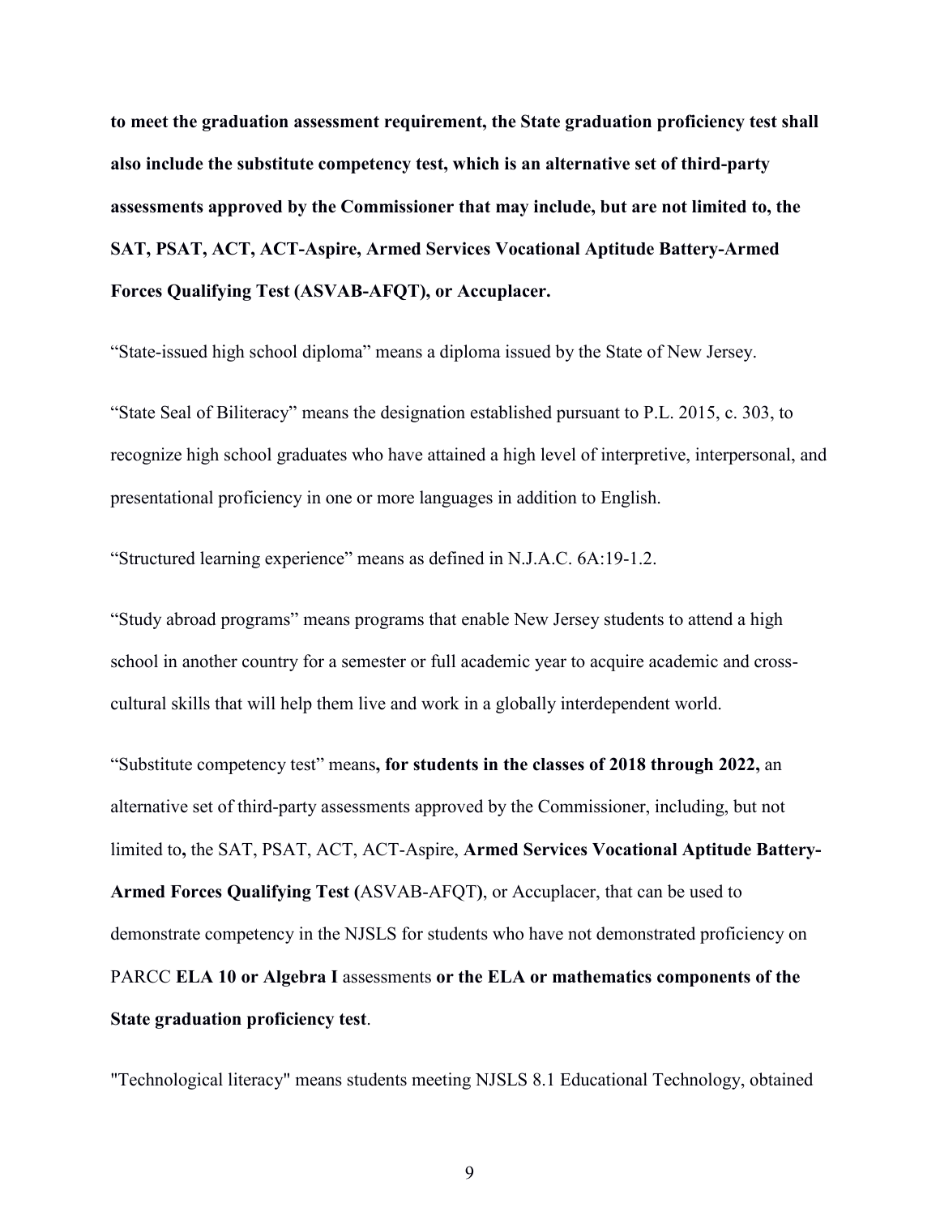**to meet the graduation assessment requirement, the State graduation proficiency test shall also include the substitute competency test, which is an alternative set of third-party assessments approved by the Commissioner that may include, but are not limited to, the SAT, PSAT, ACT, ACT-Aspire, Armed Services Vocational Aptitude Battery-Armed Forces Qualifying Test (ASVAB-AFQT), or Accuplacer.**

"State-issued high school diploma" means a diploma issued by the State of New Jersey.

"State Seal of Biliteracy" means the designation established pursuant to P.L. 2015, c. 303, to recognize high school graduates who have attained a high level of interpretive, interpersonal, and presentational proficiency in one or more languages in addition to English.

"Structured learning experience" means as defined in N.J.A.C. 6A:19-1.2.

"Study abroad programs" means programs that enable New Jersey students to attend a high school in another country for a semester or full academic year to acquire academic and cross-cultural skills that will help them live and work in a globally interdependent world.

"Substitute competency test" means**, for students in the classes of 2018 through 2022,** an alternative set of third-party assessments approved by the Commissioner, including, but not limited to**,** the SAT, PSAT, ACT, ACT-Aspire, **Armed Services Vocational Aptitude Battery-Armed Forces Qualifying Test (**ASVAB-AFQT**)**, or Accuplacer, that can be used to demonstrate competency in the NJSLS for students who have not demonstrated proficiency on PARCC **ELA 10 or Algebra I** assessments **or the ELA or mathematics components of the State graduation proficiency test**.

"Technological literacy" means students meeting NJSLS 8.1 Educational Technology, obtained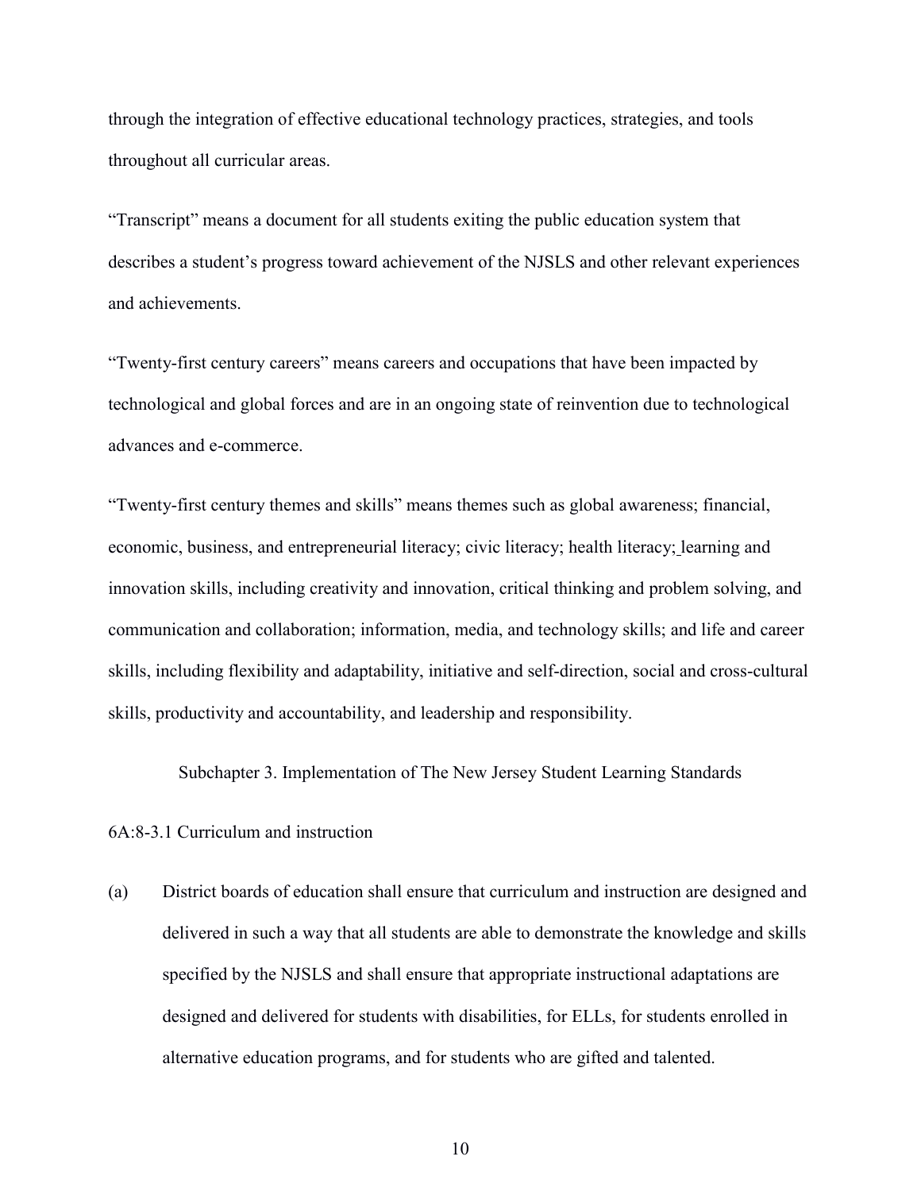through the integration of effective educational technology practices, strategies, and tools throughout all curricular areas.

"Transcript" means a document for all students exiting the public education system that describes a student's progress toward achievement of the NJSLS and other relevant experiences and achievements.

"Twenty-first century careers" means careers and occupations that have been impacted by technological and global forces and are in an ongoing state of reinvention due to technological advances and e-commerce.

"Twenty-first century themes and skills" means themes such as global awareness; financial, economic, business, and entrepreneurial literacy; civic literacy; health literacy; learning and innovation skills, including creativity and innovation, critical thinking and problem solving, and communication and collaboration; information, media, and technology skills; and life and career skills, including flexibility and adaptability, initiative and self-direction, social and cross-cultural skills, productivity and accountability, and leadership and responsibility.

## Subchapter 3. Implementation of The New Jersey Student Learning Standards

### 6A:8-3.1 Curriculum and instruction

(a) District boards of education shall ensure that curriculum and instruction are designed and delivered in such a way that all students are able to demonstrate the knowledge and skills specified by the NJSLS and shall ensure that appropriate instructional adaptations are designed and delivered for students with disabilities, for ELLs, for students enrolled in alternative education programs, and for students who are gifted and talented.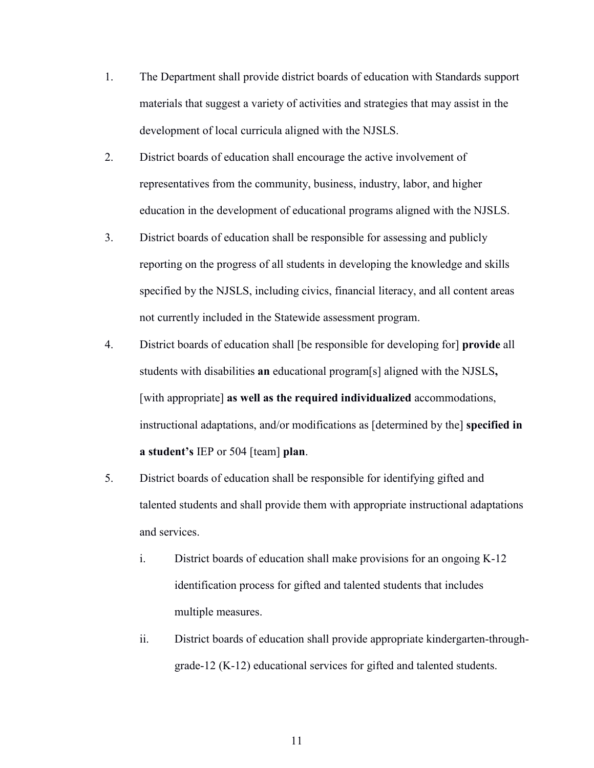1. The Department shall provide district boards of education with Standards support materials that suggest a variety of activities and strategies that may assist in the development of local curricula aligned with the NJSLS.
2. District boards of education shall encourage the active involvement of representatives from the community, business, industry, labor, and higher education in the development of educational programs aligned with the NJSLS.
3. District boards of education shall be responsible for assessing and publicly reporting on the progress of all students in developing the knowledge and skills specified by the NJSLS, including civics, financial literacy, and all content areas not currently included in the Statewide assessment program.
4. District boards of education shall [be responsible for developing for] **provide** all students with disabilities **an** educational program[s] aligned with the NJSLS**,** [with appropriate] **as well as the required individualized** accommodations, instructional adaptations, and/or modifications as [determined by the] **specified in a student's** IEP or 504 [team] **plan**.
5. District boards of education shall be responsible for identifying gifted and talented students and shall provide them with appropriate instructional adaptations and services.
   i. District boards of education shall make provisions for an ongoing K-12 identification process for gifted and talented students that includes multiple measures.
   ii. District boards of education shall provide appropriate kindergarten-through-grade-12 (K-12) educational services for gifted and talented students.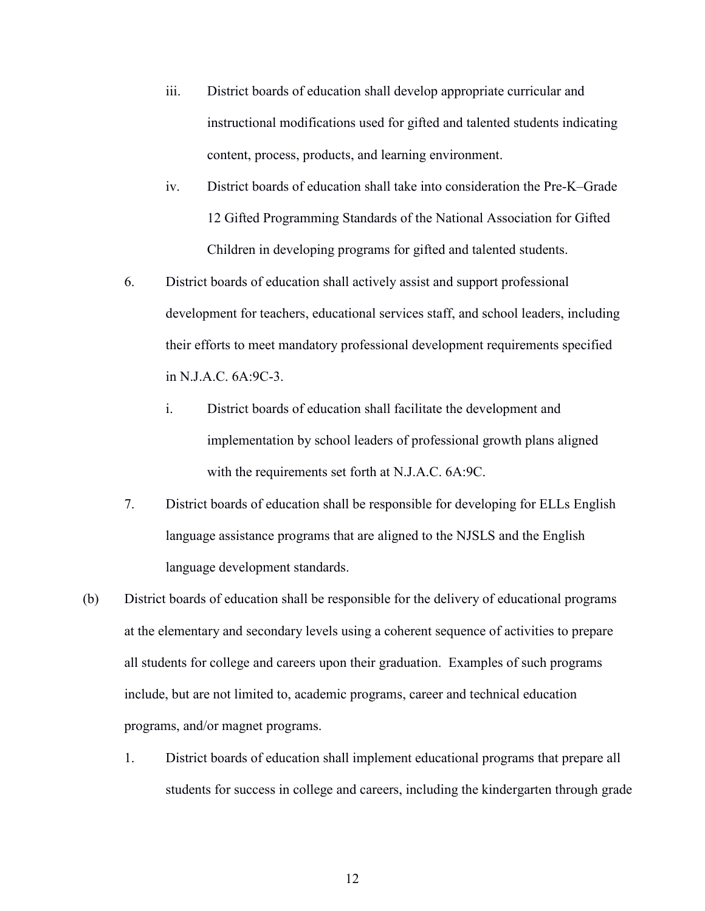iii. District boards of education shall develop appropriate curricular and instructional modifications used for gifted and talented students indicating content, process, products, and learning environment.

iv. District boards of education shall take into consideration the Pre-K–Grade 12 Gifted Programming Standards of the National Association for Gifted Children in developing programs for gifted and talented students.

6. District boards of education shall actively assist and support professional development for teachers, educational services staff, and school leaders, including their efforts to meet mandatory professional development requirements specified in N.J.A.C. 6A:9C-3.

   i. District boards of education shall facilitate the development and implementation by school leaders of professional growth plans aligned with the requirements set forth at N.J.A.C. 6A:9C.

7. District boards of education shall be responsible for developing for ELLs English language assistance programs that are aligned to the NJSLS and the English language development standards.

(b) District boards of education shall be responsible for the delivery of educational programs at the elementary and secondary levels using a coherent sequence of activities to prepare all students for college and careers upon their graduation. Examples of such programs include, but are not limited to, academic programs, career and technical education programs, and/or magnet programs.

1. District boards of education shall implement educational programs that prepare all students for success in college and careers, including the kindergarten through grade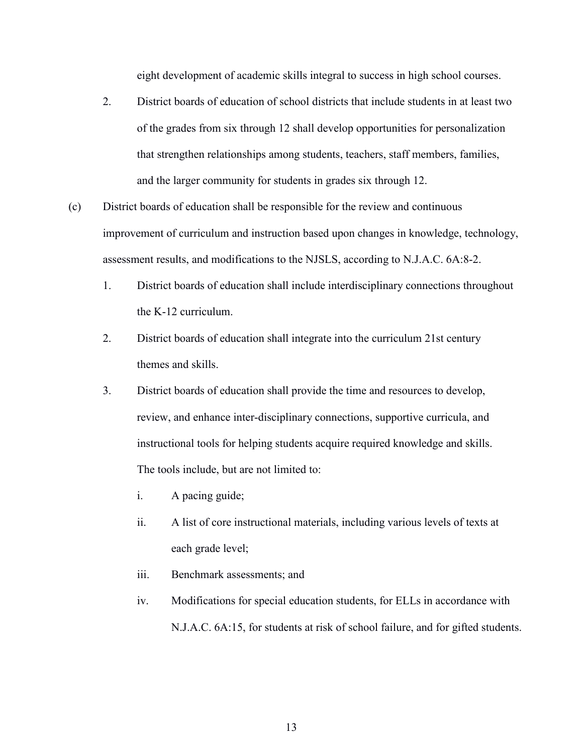eight development of academic skills integral to success in high school courses.

2. District boards of education of school districts that include students in at least two of the grades from six through 12 shall develop opportunities for personalization that strengthen relationships among students, teachers, staff members, families, and the larger community for students in grades six through 12.

(c) District boards of education shall be responsible for the review and continuous improvement of curriculum and instruction based upon changes in knowledge, technology, assessment results, and modifications to the NJSLS, according to N.J.A.C. 6A:8-2.

1. District boards of education shall include interdisciplinary connections throughout the K-12 curriculum.

2. District boards of education shall integrate into the curriculum 21st century themes and skills.

3. District boards of education shall provide the time and resources to develop, review, and enhance inter-disciplinary connections, supportive curricula, and instructional tools for helping students acquire required knowledge and skills. The tools include, but are not limited to:

   i. A pacing guide;

   ii. A list of core instructional materials, including various levels of texts at each grade level;

   iii. Benchmark assessments; and

   iv. Modifications for special education students, for ELLs in accordance with N.J.A.C. 6A:15, for students at risk of school failure, and for gifted students.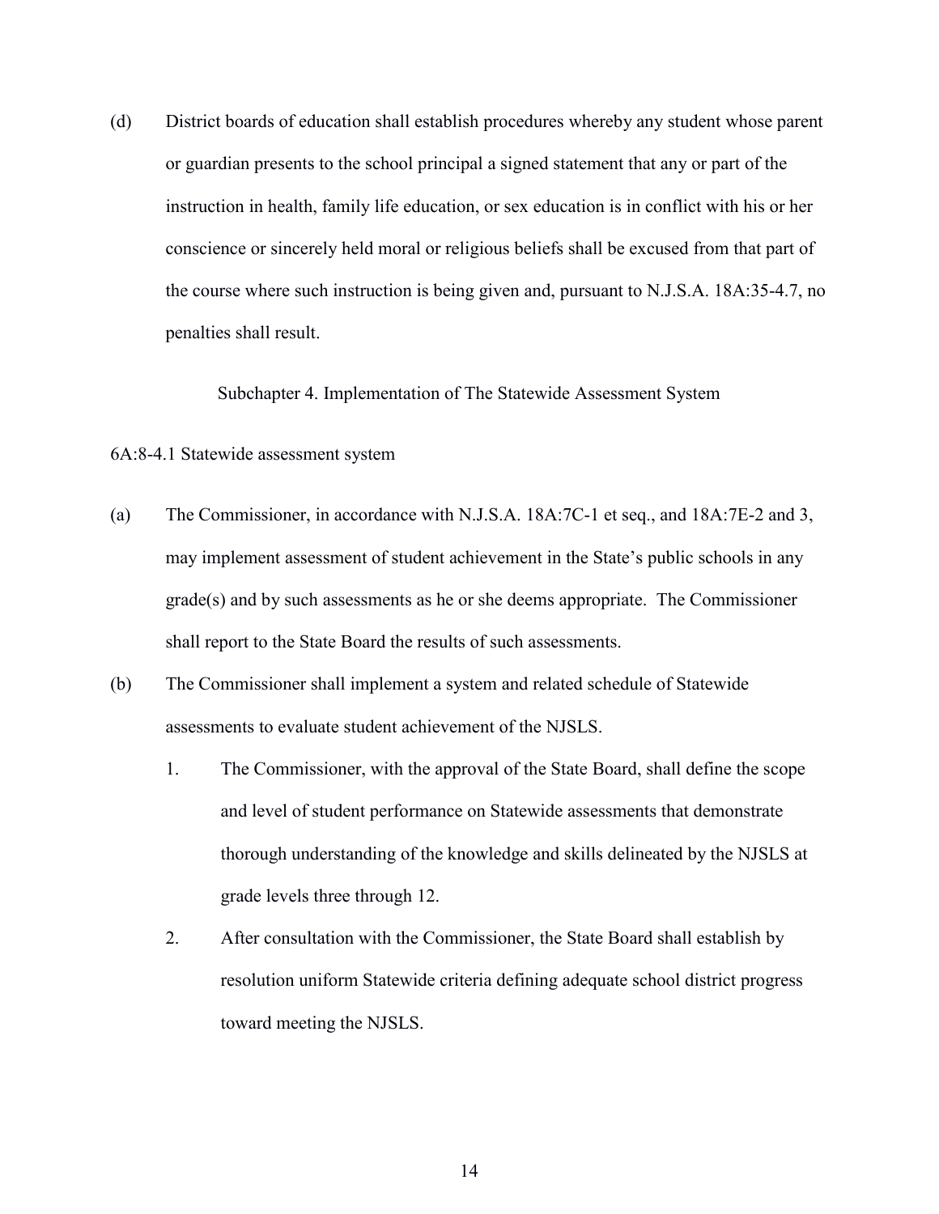(d) District boards of education shall establish procedures whereby any student whose parent or guardian presents to the school principal a signed statement that any or part of the instruction in health, family life education, or sex education is in conflict with his or her conscience or sincerely held moral or religious beliefs shall be excused from that part of the course where such instruction is being given and, pursuant to N.J.S.A. 18A:35-4.7, no penalties shall result.

## Subchapter 4. Implementation of The Statewide Assessment System

### 6A:8-4.1 Statewide assessment system

(a) The Commissioner, in accordance with N.J.S.A. 18A:7C-1 et seq., and 18A:7E-2 and 3, may implement assessment of student achievement in the State's public schools in any grade(s) and by such assessments as he or she deems appropriate. The Commissioner shall report to the State Board the results of such assessments.

(b) The Commissioner shall implement a system and related schedule of Statewide assessments to evaluate student achievement of the NJSLS.

1. The Commissioner, with the approval of the State Board, shall define the scope and level of student performance on Statewide assessments that demonstrate thorough understanding of the knowledge and skills delineated by the NJSLS at grade levels three through 12.
2. After consultation with the Commissioner, the State Board shall establish by resolution uniform Statewide criteria defining adequate school district progress toward meeting the NJSLS.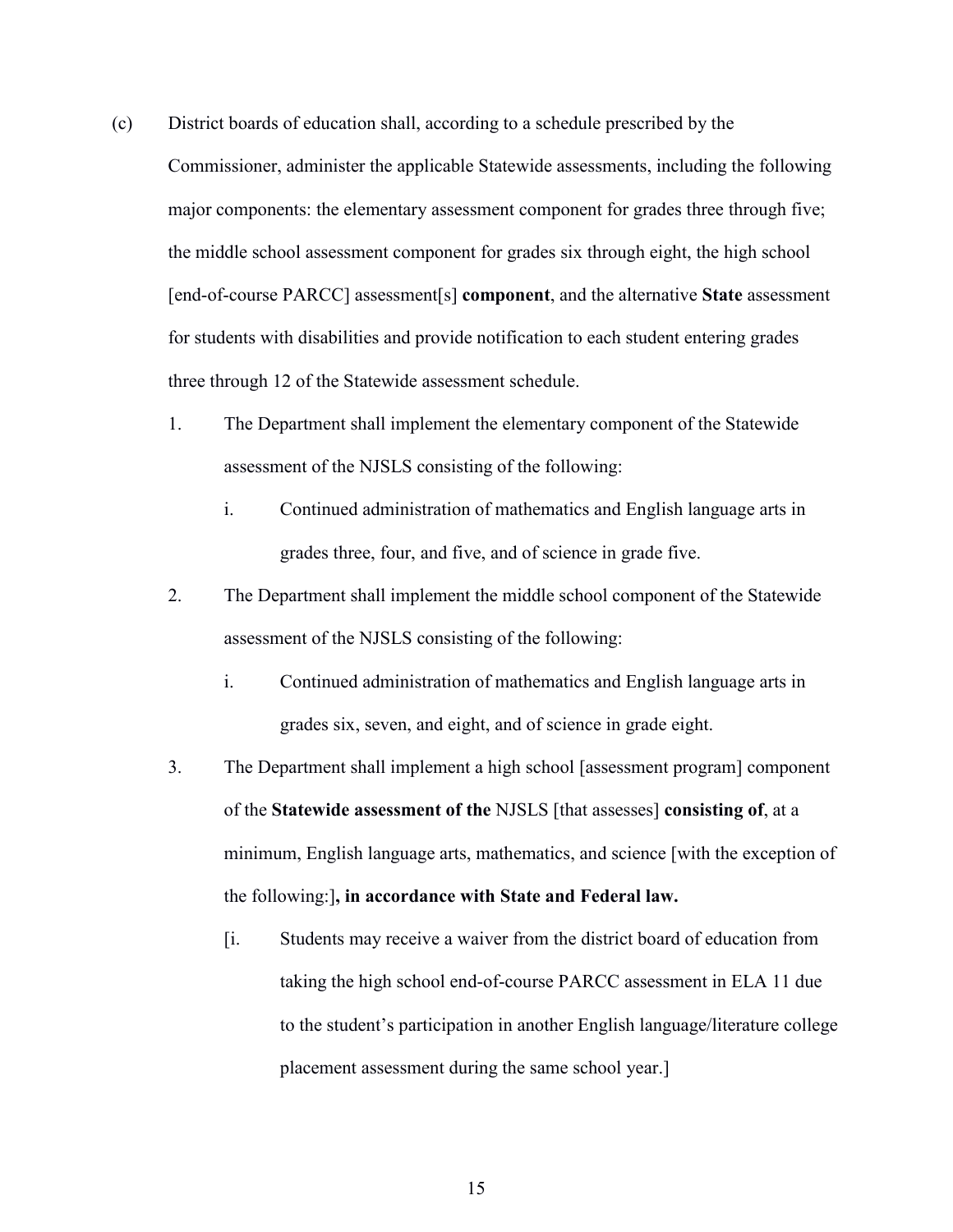(c) District boards of education shall, according to a schedule prescribed by the Commissioner, administer the applicable Statewide assessments, including the following major components: the elementary assessment component for grades three through five; the middle school assessment component for grades six through eight, the high school [end-of-course PARCC] assessment[s] **component**, and the alternative **State** assessment for students with disabilities and provide notification to each student entering grades three through 12 of the Statewide assessment schedule.

1. The Department shall implement the elementary component of the Statewide assessment of the NJSLS consisting of the following:

    i. Continued administration of mathematics and English language arts in grades three, four, and five, and of science in grade five.

2. The Department shall implement the middle school component of the Statewide assessment of the NJSLS consisting of the following:

    i. Continued administration of mathematics and English language arts in grades six, seven, and eight, and of science in grade eight.

3. The Department shall implement a high school [assessment program] component of the **Statewide assessment of the** NJSLS [that assesses] **consisting of**, at a minimum, English language arts, mathematics, and science [with the exception of the following:]**, in accordance with State and Federal law.**

    [i. Students may receive a waiver from the district board of education from taking the high school end-of-course PARCC assessment in ELA 11 due to the student's participation in another English language/literature college placement assessment during the same school year.]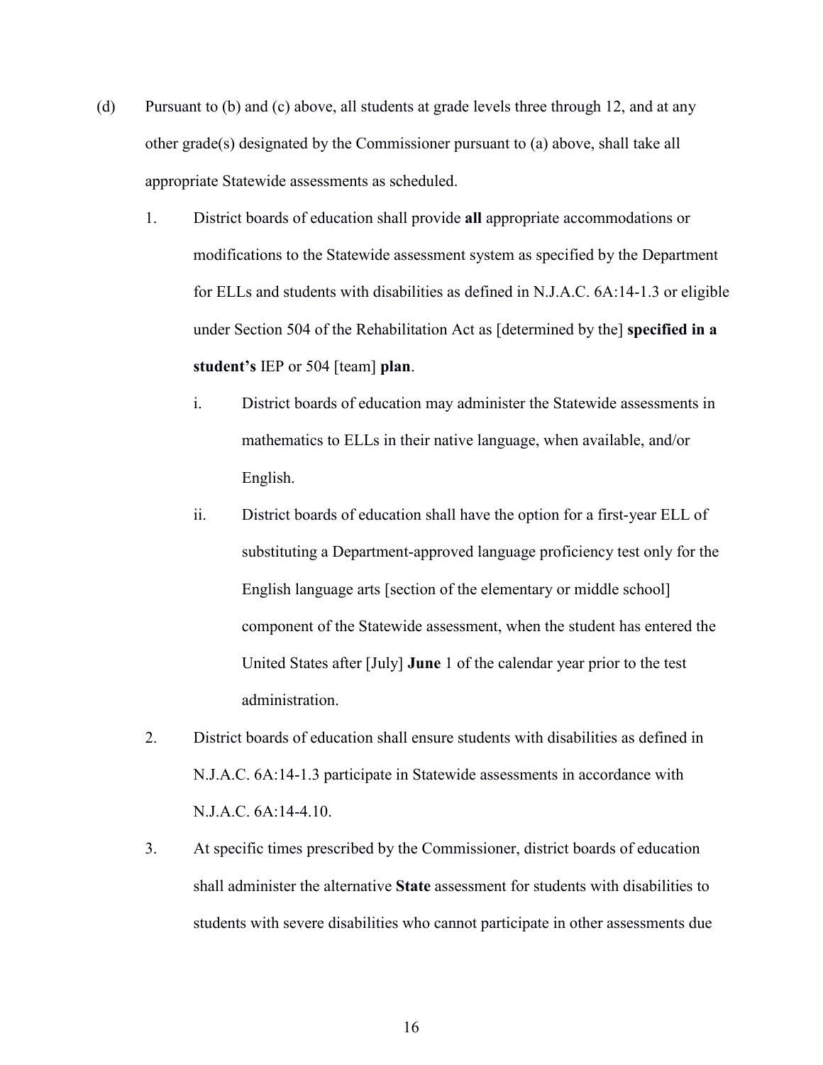(d) Pursuant to (b) and (c) above, all students at grade levels three through 12, and at any other grade(s) designated by the Commissioner pursuant to (a) above, shall take all appropriate Statewide assessments as scheduled.

1. District boards of education shall provide **all** appropriate accommodations or modifications to the Statewide assessment system as specified by the Department for ELLs and students with disabilities as defined in N.J.A.C. 6A:14-1.3 or eligible under Section 504 of the Rehabilitation Act as [determined by the] **specified in a student's** IEP or 504 [team] **plan**.

    i. District boards of education may administer the Statewide assessments in mathematics to ELLs in their native language, when available, and/or English.

    ii. District boards of education shall have the option for a first-year ELL of substituting a Department-approved language proficiency test only for the English language arts [section of the elementary or middle school] component of the Statewide assessment, when the student has entered the United States after [July] **June** 1 of the calendar year prior to the test administration.

2. District boards of education shall ensure students with disabilities as defined in N.J.A.C. 6A:14-1.3 participate in Statewide assessments in accordance with N.J.A.C. 6A:14-4.10.

3. At specific times prescribed by the Commissioner, district boards of education shall administer the alternative **State** assessment for students with disabilities to students with severe disabilities who cannot participate in other assessments due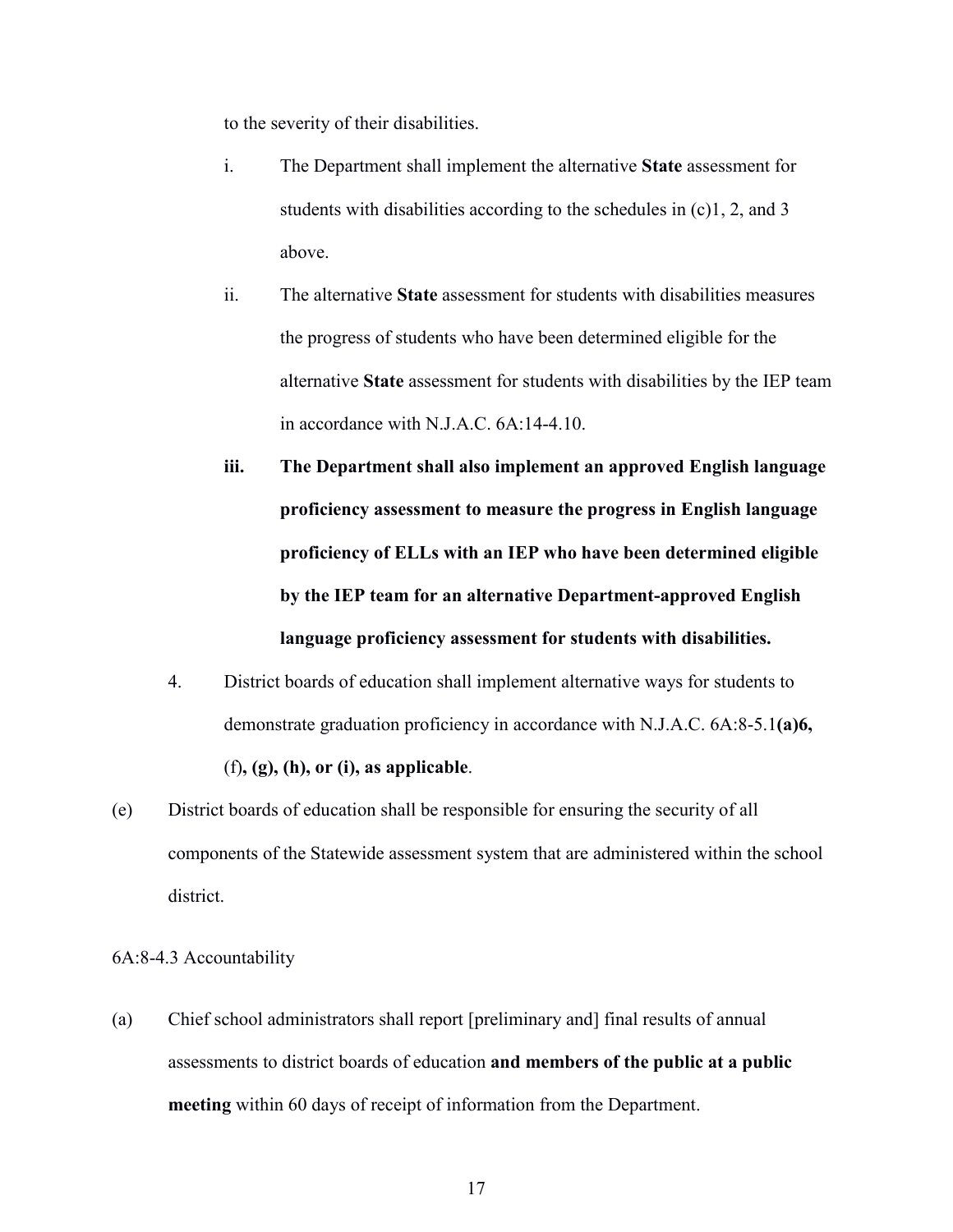to the severity of their disabilities.

i. The Department shall implement the alternative **State** assessment for students with disabilities according to the schedules in (c)1, 2, and 3 above.

ii. The alternative **State** assessment for students with disabilities measures the progress of students who have been determined eligible for the alternative **State** assessment for students with disabilities by the IEP team in accordance with N.J.A.C. 6A:14-4.10.

**iii. The Department shall also implement an approved English language proficiency assessment to measure the progress in English language proficiency of ELLs with an IEP who have been determined eligible by the IEP team for an alternative Department-approved English language proficiency assessment for students with disabilities.**

4. District boards of education shall implement alternative ways for students to demonstrate graduation proficiency in accordance with N.J.A.C. 6A:8-5.1**(a)6,** (f)**, (g), (h), or (i), as applicable**.

(e) District boards of education shall be responsible for ensuring the security of all components of the Statewide assessment system that are administered within the school district.

6A:8-4.3 Accountability

(a) Chief school administrators shall report [preliminary and] final results of annual assessments to district boards of education **and members of the public at a public meeting** within 60 days of receipt of information from the Department.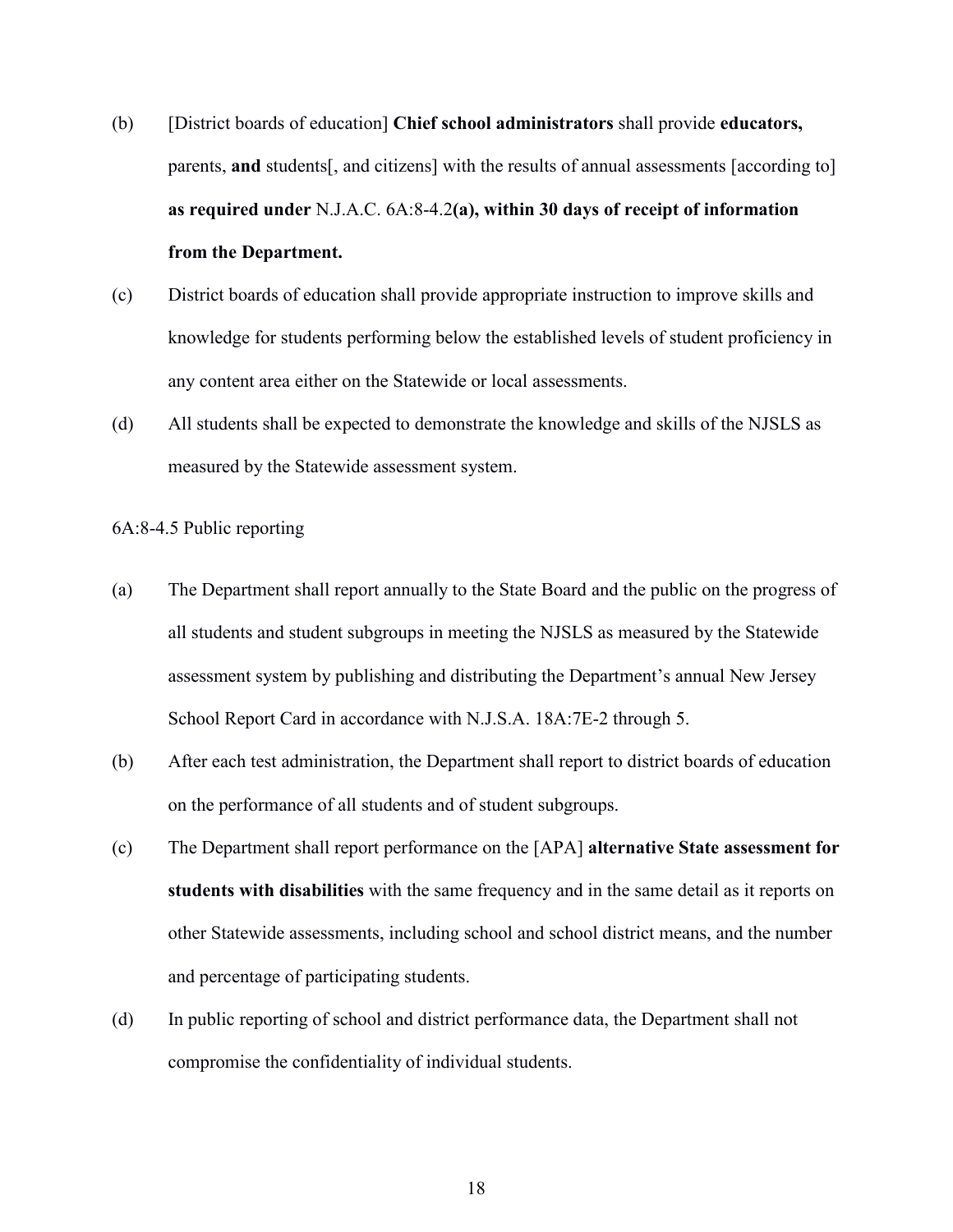(b) [District boards of education] **Chief school administrators** shall provide **educators,** parents, **and** students[, and citizens] with the results of annual assessments [according to] **as required under** N.J.A.C. 6A:8-4.2**(a), within 30 days of receipt of information from the Department.**

(c) District boards of education shall provide appropriate instruction to improve skills and knowledge for students performing below the established levels of student proficiency in any content area either on the Statewide or local assessments.

(d) All students shall be expected to demonstrate the knowledge and skills of the NJSLS as measured by the Statewide assessment system.

6A:8-4.5 Public reporting

(a) The Department shall report annually to the State Board and the public on the progress of all students and student subgroups in meeting the NJSLS as measured by the Statewide assessment system by publishing and distributing the Department's annual New Jersey School Report Card in accordance with N.J.S.A. 18A:7E-2 through 5.

(b) After each test administration, the Department shall report to district boards of education on the performance of all students and of student subgroups.

(c) The Department shall report performance on the [APA] **alternative State assessment for students with disabilities** with the same frequency and in the same detail as it reports on other Statewide assessments, including school and school district means, and the number and percentage of participating students.

(d) In public reporting of school and district performance data, the Department shall not compromise the confidentiality of individual students.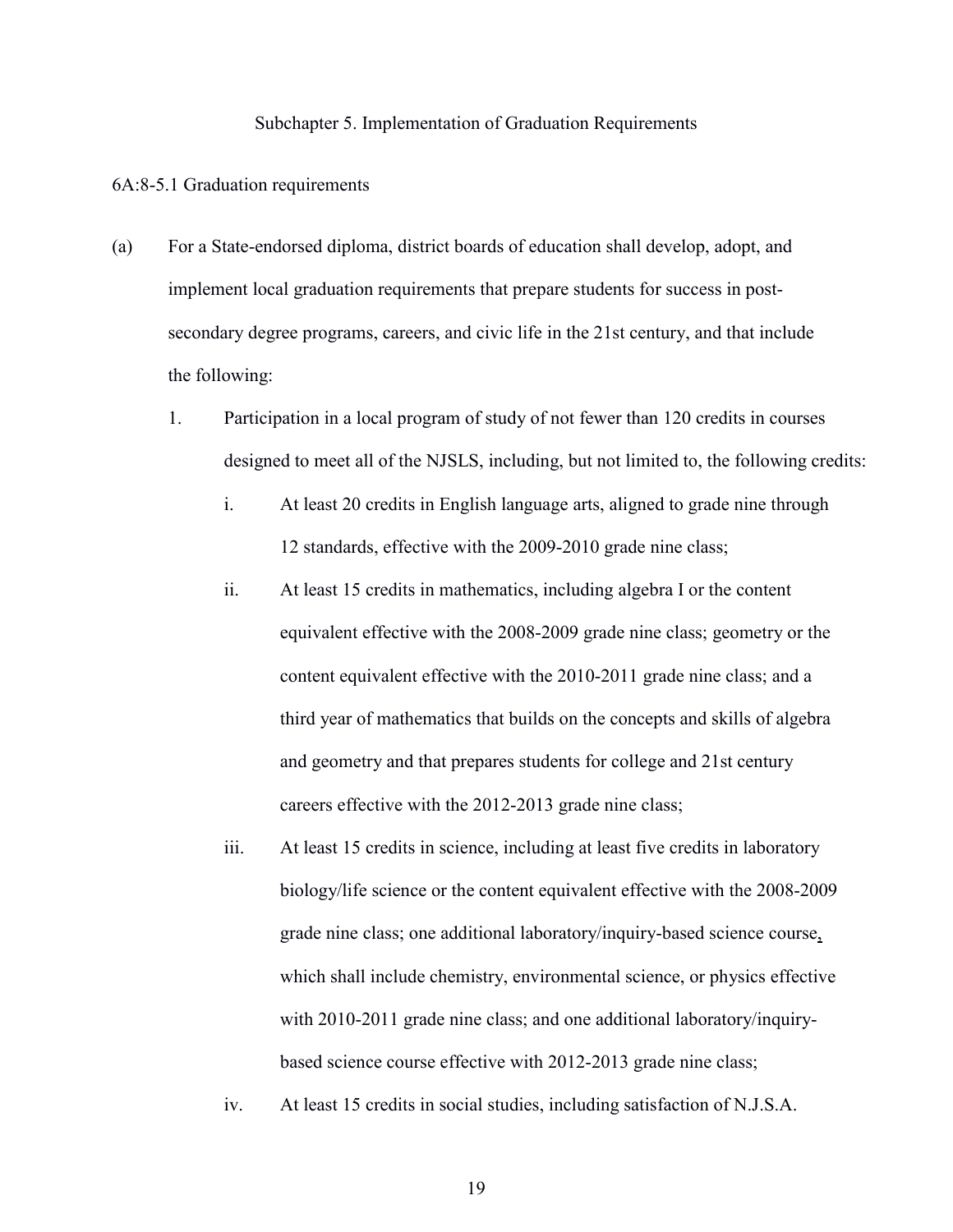## Subchapter 5. Implementation of Graduation Requirements

### 6A:8-5.1 Graduation requirements

(a) For a State-endorsed diploma, district boards of education shall develop, adopt, and implement local graduation requirements that prepare students for success in post-secondary degree programs, careers, and civic life in the 21st century, and that include the following:

1. Participation in a local program of study of not fewer than 120 credits in courses designed to meet all of the NJSLS, including, but not limited to, the following credits:

   i. At least 20 credits in English language arts, aligned to grade nine through 12 standards, effective with the 2009-2010 grade nine class;

   ii. At least 15 credits in mathematics, including algebra I or the content equivalent effective with the 2008-2009 grade nine class; geometry or the content equivalent effective with the 2010-2011 grade nine class; and a third year of mathematics that builds on the concepts and skills of algebra and geometry and that prepares students for college and 21st century careers effective with the 2012-2013 grade nine class;

   iii. At least 15 credits in science, including at least five credits in laboratory biology/life science or the content equivalent effective with the 2008-2009 grade nine class; one additional laboratory/inquiry-based science course, which shall include chemistry, environmental science, or physics effective with 2010-2011 grade nine class; and one additional laboratory/inquiry-based science course effective with 2012-2013 grade nine class;

   iv. At least 15 credits in social studies, including satisfaction of N.J.S.A.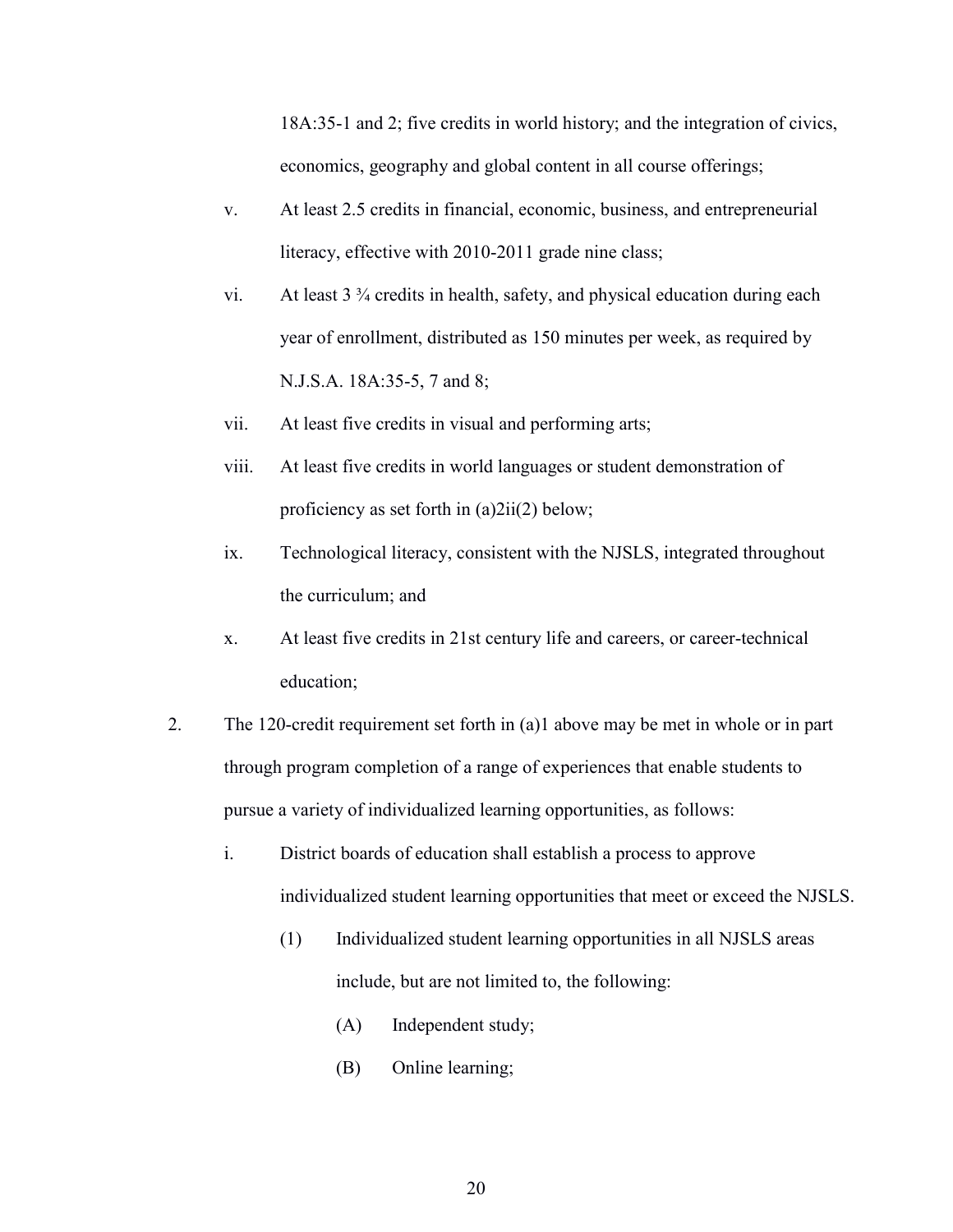18A:35-1 and 2; five credits in world history; and the integration of civics, economics, geography and global content in all course offerings;

v. At least 2.5 credits in financial, economic, business, and entrepreneurial literacy, effective with 2010-2011 grade nine class;

vi. At least 3 ¾ credits in health, safety, and physical education during each year of enrollment, distributed as 150 minutes per week, as required by N.J.S.A. 18A:35-5, 7 and 8;

vii. At least five credits in visual and performing arts;

viii. At least five credits in world languages or student demonstration of proficiency as set forth in (a)2ii(2) below;

ix. Technological literacy, consistent with the NJSLS, integrated throughout the curriculum; and

x. At least five credits in 21st century life and careers, or career-technical education;

2. The 120-credit requirement set forth in (a)1 above may be met in whole or in part through program completion of a range of experiences that enable students to pursue a variety of individualized learning opportunities, as follows:

   i. District boards of education shall establish a process to approve individualized student learning opportunities that meet or exceed the NJSLS.

      (1) Individualized student learning opportunities in all NJSLS areas include, but are not limited to, the following:

         (A) Independent study;

         (B) Online learning;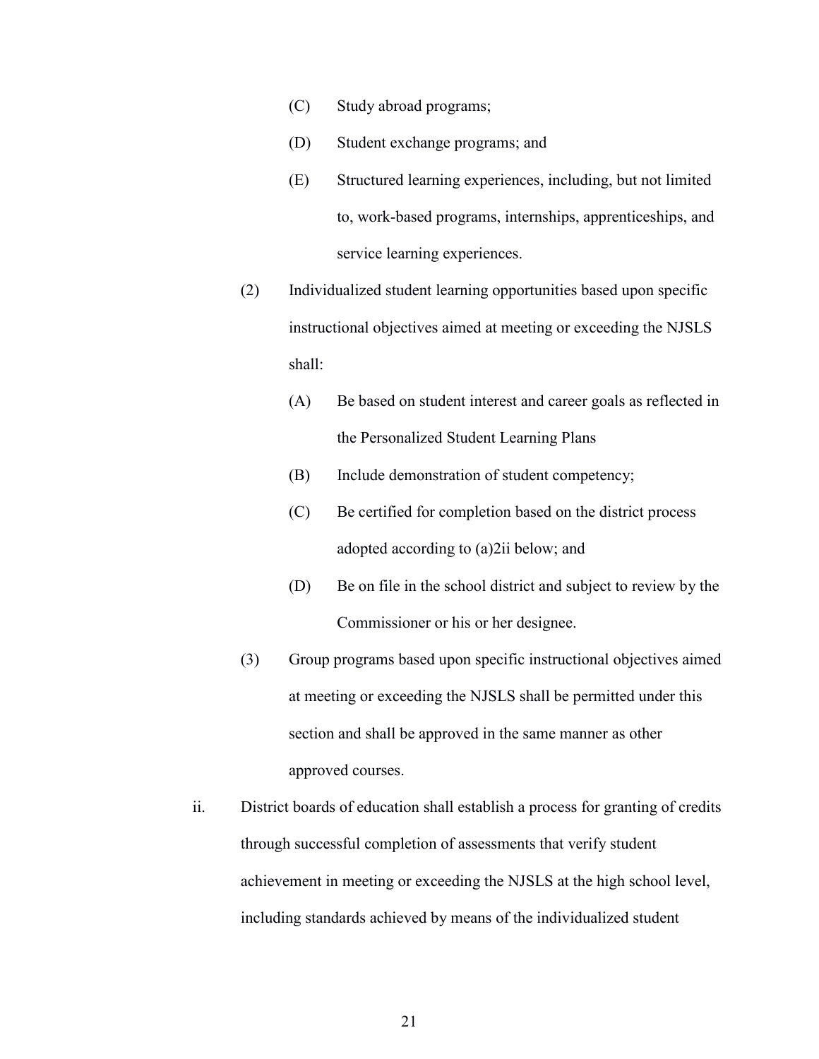(C) Study abroad programs;

(D) Student exchange programs; and

(E) Structured learning experiences, including, but not limited to, work-based programs, internships, apprenticeships, and service learning experiences.

(2) Individualized student learning opportunities based upon specific instructional objectives aimed at meeting or exceeding the NJSLS shall:

(A) Be based on student interest and career goals as reflected in the Personalized Student Learning Plans

(B) Include demonstration of student competency;

(C) Be certified for completion based on the district process adopted according to (a)2ii below; and

(D) Be on file in the school district and subject to review by the Commissioner or his or her designee.

(3) Group programs based upon specific instructional objectives aimed at meeting or exceeding the NJSLS shall be permitted under this section and shall be approved in the same manner as other approved courses.

ii. District boards of education shall establish a process for granting of credits through successful completion of assessments that verify student achievement in meeting or exceeding the NJSLS at the high school level, including standards achieved by means of the individualized student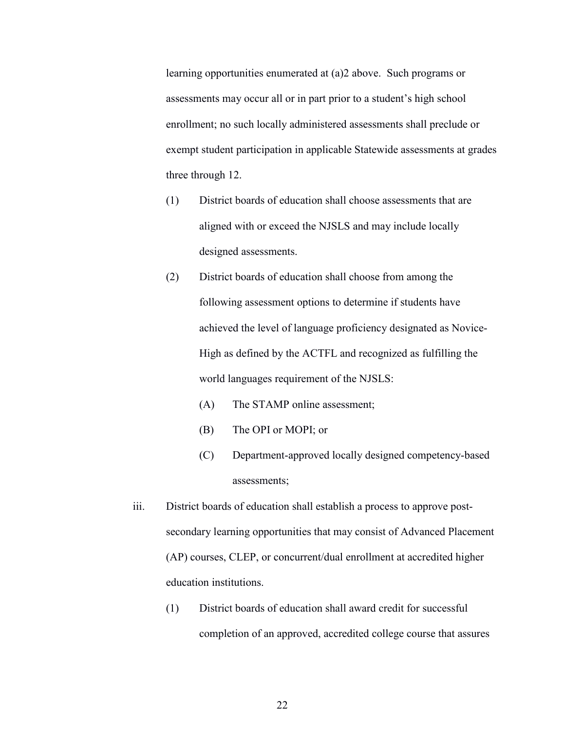learning opportunities enumerated at (a)2 above. Such programs or assessments may occur all or in part prior to a student's high school enrollment; no such locally administered assessments shall preclude or exempt student participation in applicable Statewide assessments at grades three through 12.

(1) District boards of education shall choose assessments that are aligned with or exceed the NJSLS and may include locally designed assessments.

(2) District boards of education shall choose from among the following assessment options to determine if students have achieved the level of language proficiency designated as Novice-High as defined by the ACTFL and recognized as fulfilling the world languages requirement of the NJSLS:

(A) The STAMP online assessment;

(B) The OPI or MOPI; or

(C) Department-approved locally designed competency-based assessments;

iii. District boards of education shall establish a process to approve post-secondary learning opportunities that may consist of Advanced Placement (AP) courses, CLEP, or concurrent/dual enrollment at accredited higher education institutions.

(1) District boards of education shall award credit for successful completion of an approved, accredited college course that assures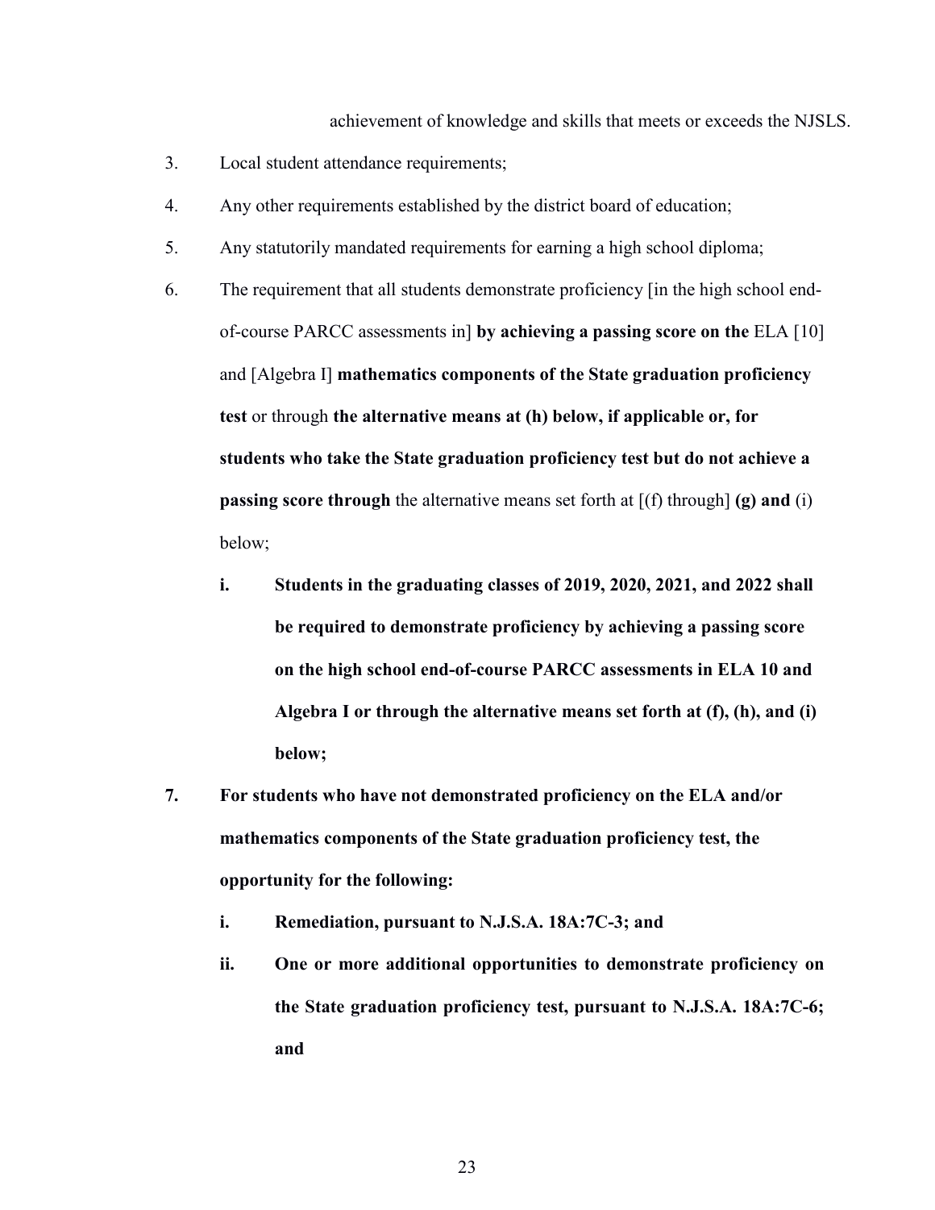achievement of knowledge and skills that meets or exceeds the NJSLS.

3. Local student attendance requirements;

4. Any other requirements established by the district board of education;

5. Any statutorily mandated requirements for earning a high school diploma;

6. The requirement that all students demonstrate proficiency [in the high school end-of-course PARCC assessments in] **by achieving a passing score on the** ELA [10] and [Algebra I] **mathematics components of the State graduation proficiency test** or through **the alternative means at (h) below, if applicable or, for students who take the State graduation proficiency test but do not achieve a passing score through** the alternative means set forth at [(f) through] **(g) and** (i) below;

   **i. Students in the graduating classes of 2019, 2020, 2021, and 2022 shall be required to demonstrate proficiency by achieving a passing score on the high school end-of-course PARCC assessments in ELA 10 and Algebra I or through the alternative means set forth at (f), (h), and (i) below;**

**7. For students who have not demonstrated proficiency on the ELA and/or mathematics components of the State graduation proficiency test, the opportunity for the following:**

   **i. Remediation, pursuant to N.J.S.A. 18A:7C-3; and**

   **ii. One or more additional opportunities to demonstrate proficiency on the State graduation proficiency test, pursuant to N.J.S.A. 18A:7C-6; and**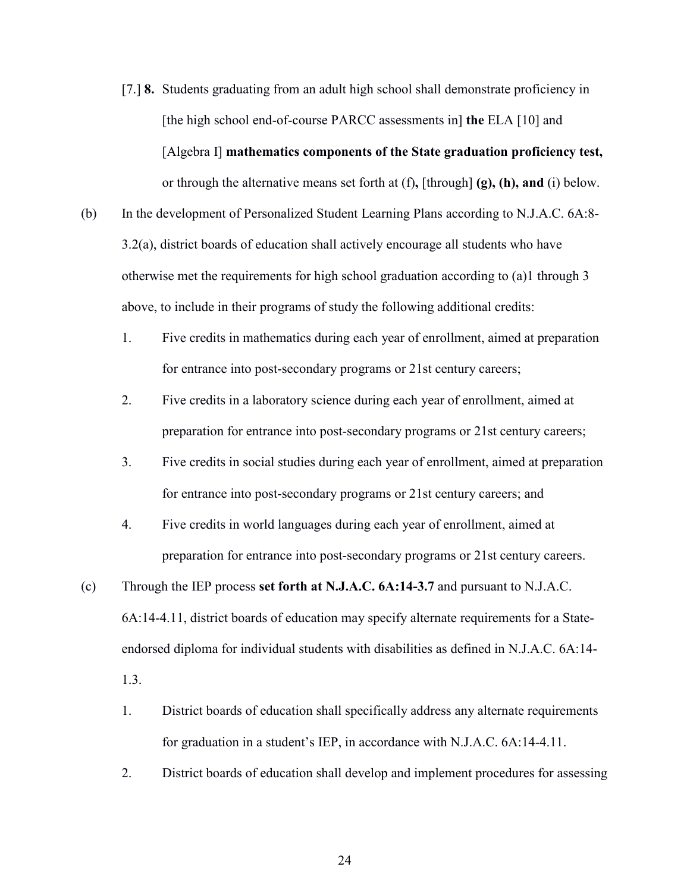[7.] **8.** Students graduating from an adult high school shall demonstrate proficiency in [the high school end-of-course PARCC assessments in] **the** ELA [10] and [Algebra I] **mathematics components of the State graduation proficiency test,** or through the alternative means set forth at (f)**,** [through] **(g), (h), and** (i) below.

(b) In the development of Personalized Student Learning Plans according to N.J.A.C. 6A:8-3.2(a), district boards of education shall actively encourage all students who have otherwise met the requirements for high school graduation according to (a)1 through 3 above, to include in their programs of study the following additional credits:

1. Five credits in mathematics during each year of enrollment, aimed at preparation for entrance into post-secondary programs or 21st century careers;
2. Five credits in a laboratory science during each year of enrollment, aimed at preparation for entrance into post-secondary programs or 21st century careers;
3. Five credits in social studies during each year of enrollment, aimed at preparation for entrance into post-secondary programs or 21st century careers; and
4. Five credits in world languages during each year of enrollment, aimed at preparation for entrance into post-secondary programs or 21st century careers.

(c) Through the IEP process **set forth at N.J.A.C. 6A:14-3.7** and pursuant to N.J.A.C. 6A:14-4.11, district boards of education may specify alternate requirements for a State-endorsed diploma for individual students with disabilities as defined in N.J.A.C. 6A:14-1.3.

1. District boards of education shall specifically address any alternate requirements for graduation in a student's IEP, in accordance with N.J.A.C. 6A:14-4.11.
2. District boards of education shall develop and implement procedures for assessing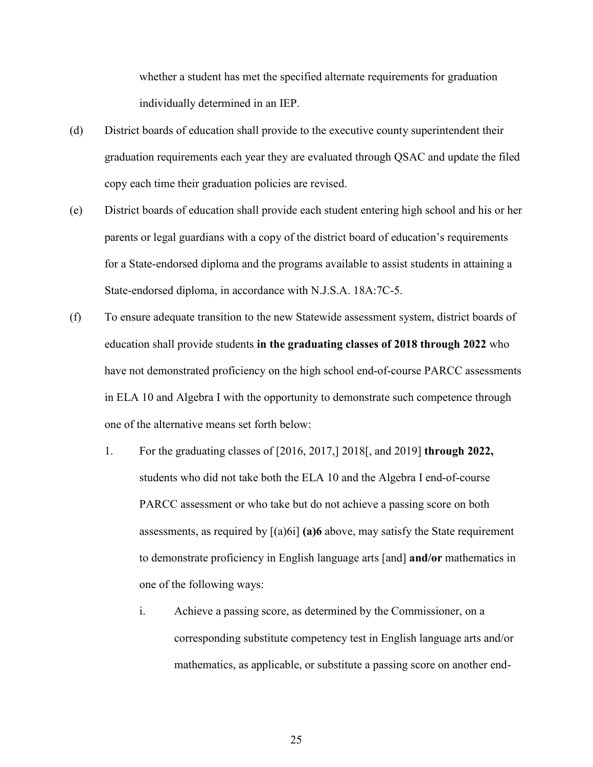whether a student has met the specified alternate requirements for graduation individually determined in an IEP.

(d) District boards of education shall provide to the executive county superintendent their graduation requirements each year they are evaluated through QSAC and update the filed copy each time their graduation policies are revised.

(e) District boards of education shall provide each student entering high school and his or her parents or legal guardians with a copy of the district board of education's requirements for a State-endorsed diploma and the programs available to assist students in attaining a State-endorsed diploma, in accordance with N.J.S.A. 18A:7C-5.

(f) To ensure adequate transition to the new Statewide assessment system, district boards of education shall provide students **in the graduating classes of 2018 through 2022** who have not demonstrated proficiency on the high school end-of-course PARCC assessments in ELA 10 and Algebra I with the opportunity to demonstrate such competence through one of the alternative means set forth below:

1. For the graduating classes of [2016, 2017,] 2018[, and 2019] **through 2022,** students who did not take both the ELA 10 and the Algebra I end-of-course PARCC assessment or who take but do not achieve a passing score on both assessments, as required by [(a)6i] **(a)6** above, may satisfy the State requirement to demonstrate proficiency in English language arts [and] **and/or** mathematics in one of the following ways:

   i. Achieve a passing score, as determined by the Commissioner, on a corresponding substitute competency test in English language arts and/or mathematics, as applicable, or substitute a passing score on another end-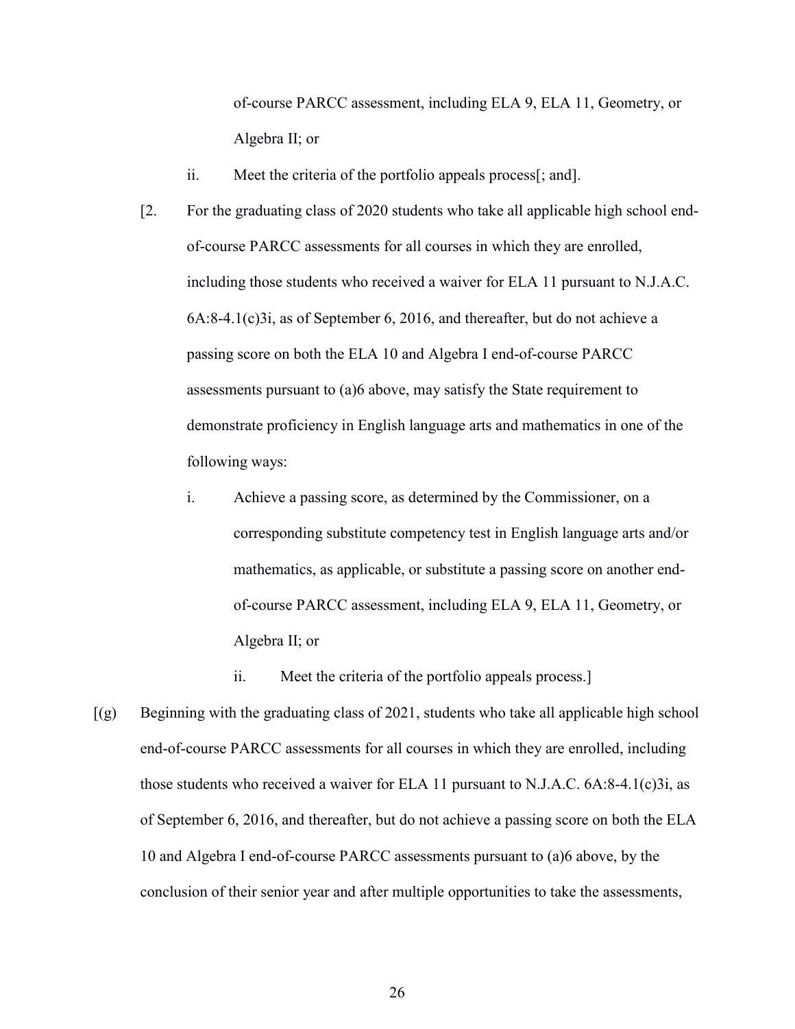of-course PARCC assessment, including ELA 9, ELA 11, Geometry, or Algebra II; or

ii. Meet the criteria of the portfolio appeals process[; and].

[2. For the graduating class of 2020 students who take all applicable high school end-of-course PARCC assessments for all courses in which they are enrolled, including those students who received a waiver for ELA 11 pursuant to N.J.A.C. 6A:8-4.1(c)3i, as of September 6, 2016, and thereafter, but do not achieve a passing score on both the ELA 10 and Algebra I end-of-course PARCC assessments pursuant to (a)6 above, may satisfy the State requirement to demonstrate proficiency in English language arts and mathematics in one of the following ways:

i. Achieve a passing score, as determined by the Commissioner, on a corresponding substitute competency test in English language arts and/or mathematics, as applicable, or substitute a passing score on another end-of-course PARCC assessment, including ELA 9, ELA 11, Geometry, or Algebra II; or

ii. Meet the criteria of the portfolio appeals process.]

[(g) Beginning with the graduating class of 2021, students who take all applicable high school end-of-course PARCC assessments for all courses in which they are enrolled, including those students who received a waiver for ELA 11 pursuant to N.J.A.C. 6A:8-4.1(c)3i, as of September 6, 2016, and thereafter, but do not achieve a passing score on both the ELA 10 and Algebra I end-of-course PARCC assessments pursuant to (a)6 above, by the conclusion of their senior year and after multiple opportunities to take the assessments,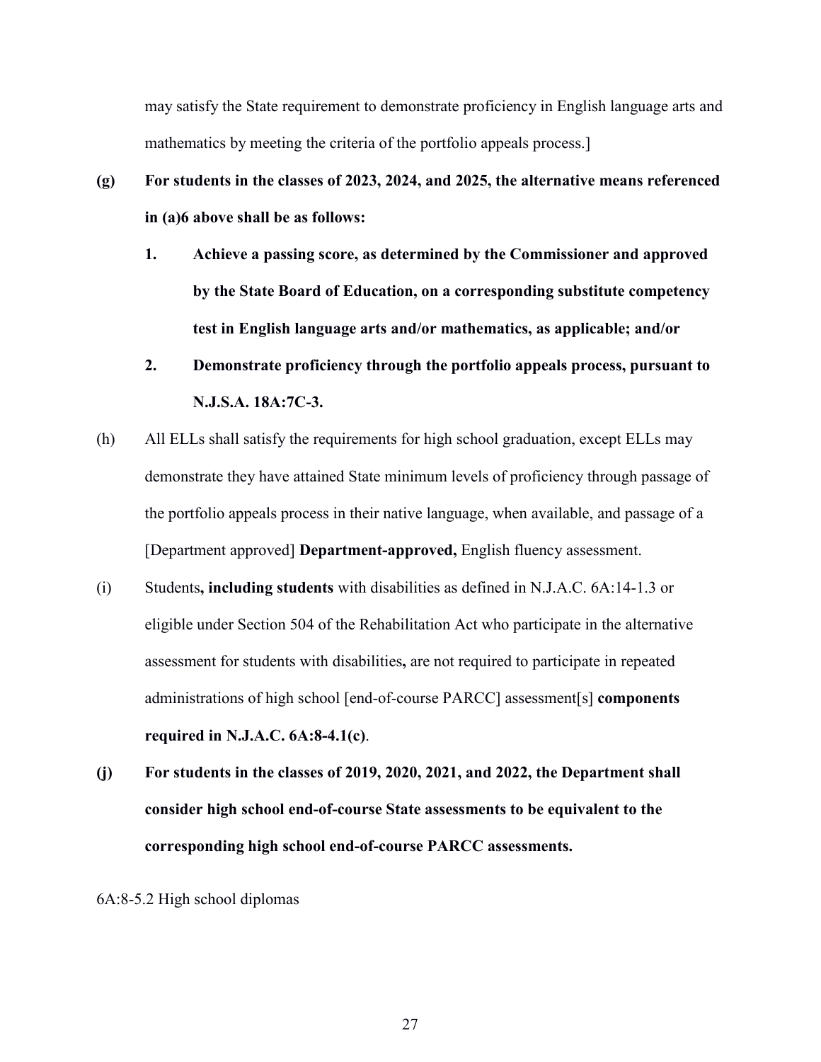may satisfy the State requirement to demonstrate proficiency in English language arts and mathematics by meeting the criteria of the portfolio appeals process.]

**(g) For students in the classes of 2023, 2024, and 2025, the alternative means referenced in (a)6 above shall be as follows:**

**1. Achieve a passing score, as determined by the Commissioner and approved by the State Board of Education, on a corresponding substitute competency test in English language arts and/or mathematics, as applicable; and/or**

**2. Demonstrate proficiency through the portfolio appeals process, pursuant to N.J.S.A. 18A:7C-3.**

(h) All ELLs shall satisfy the requirements for high school graduation, except ELLs may demonstrate they have attained State minimum levels of proficiency through passage of the portfolio appeals process in their native language, when available, and passage of a [Department approved] **Department-approved,** English fluency assessment.

(i) Students**, including students** with disabilities as defined in N.J.A.C. 6A:14-1.3 or eligible under Section 504 of the Rehabilitation Act who participate in the alternative assessment for students with disabilities**,** are not required to participate in repeated administrations of high school [end-of-course PARCC] assessment[s] **components required in N.J.A.C. 6A:8-4.1(c)**.

**(j) For students in the classes of 2019, 2020, 2021, and 2022, the Department shall consider high school end-of-course State assessments to be equivalent to the corresponding high school end-of-course PARCC assessments.**

6A:8-5.2 High school diplomas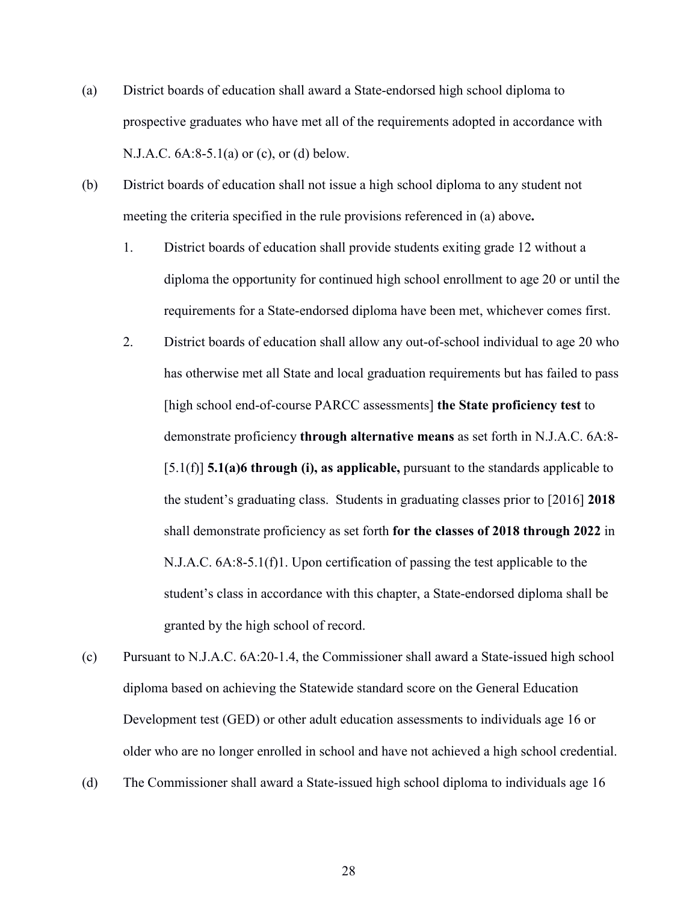(a) District boards of education shall award a State-endorsed high school diploma to prospective graduates who have met all of the requirements adopted in accordance with N.J.A.C. 6A:8-5.1(a) or (c), or (d) below.

(b) District boards of education shall not issue a high school diploma to any student not meeting the criteria specified in the rule provisions referenced in (a) above**.**

1. District boards of education shall provide students exiting grade 12 without a diploma the opportunity for continued high school enrollment to age 20 or until the requirements for a State-endorsed diploma have been met, whichever comes first.

2. District boards of education shall allow any out-of-school individual to age 20 who has otherwise met all State and local graduation requirements but has failed to pass [high school end-of-course PARCC assessments] **the State proficiency test** to demonstrate proficiency **through alternative means** as set forth in N.J.A.C. 6A:8-[5.1(f)] **5.1(a)6 through (i), as applicable,** pursuant to the standards applicable to the student's graduating class. Students in graduating classes prior to [2016] **2018** shall demonstrate proficiency as set forth **for the classes of 2018 through 2022** in N.J.A.C. 6A:8-5.1(f)1. Upon certification of passing the test applicable to the student's class in accordance with this chapter, a State-endorsed diploma shall be granted by the high school of record.

(c) Pursuant to N.J.A.C. 6A:20-1.4, the Commissioner shall award a State-issued high school diploma based on achieving the Statewide standard score on the General Education Development test (GED) or other adult education assessments to individuals age 16 or older who are no longer enrolled in school and have not achieved a high school credential.

(d) The Commissioner shall award a State-issued high school diploma to individuals age 16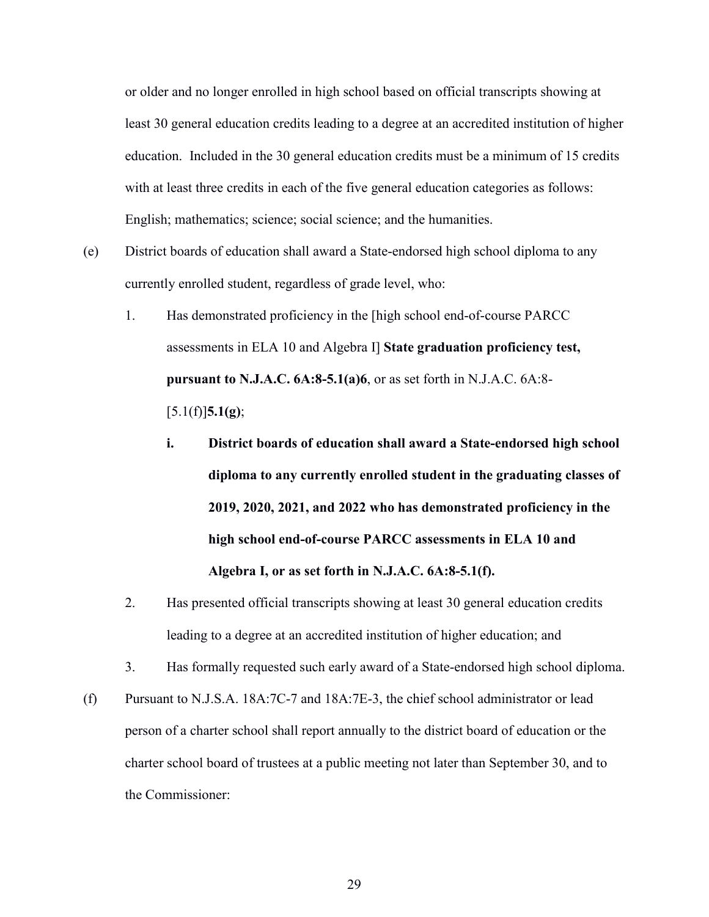or older and no longer enrolled in high school based on official transcripts showing at least 30 general education credits leading to a degree at an accredited institution of higher education. Included in the 30 general education credits must be a minimum of 15 credits with at least three credits in each of the five general education categories as follows: English; mathematics; science; social science; and the humanities.

(e) District boards of education shall award a State-endorsed high school diploma to any currently enrolled student, regardless of grade level, who:

1. Has demonstrated proficiency in the [high school end-of-course PARCC assessments in ELA 10 and Algebra I] **State graduation proficiency test, pursuant to N.J.A.C. 6A:8-5.1(a)6**, or as set forth in N.J.A.C. 6A:8-[5.1(f)]**5.1(g)**;

   i. **District boards of education shall award a State-endorsed high school diploma to any currently enrolled student in the graduating classes of 2019, 2020, 2021, and 2022 who has demonstrated proficiency in the high school end-of-course PARCC assessments in ELA 10 and Algebra I, or as set forth in N.J.A.C. 6A:8-5.1(f).**

2. Has presented official transcripts showing at least 30 general education credits leading to a degree at an accredited institution of higher education; and

3. Has formally requested such early award of a State-endorsed high school diploma.

(f) Pursuant to N.J.S.A. 18A:7C-7 and 18A:7E-3, the chief school administrator or lead person of a charter school shall report annually to the district board of education or the charter school board of trustees at a public meeting not later than September 30, and to the Commissioner: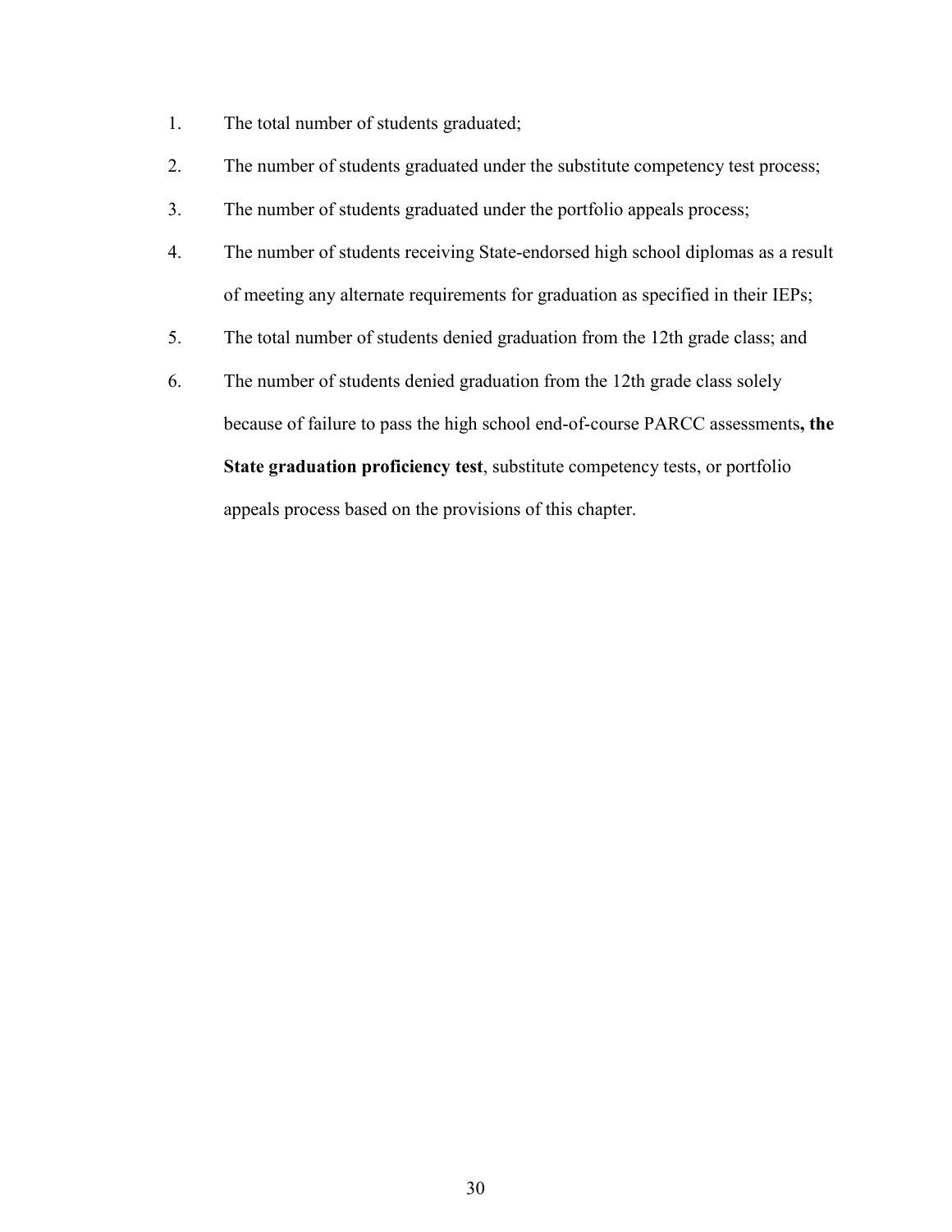1. The total number of students graduated;
2. The number of students graduated under the substitute competency test process;
3. The number of students graduated under the portfolio appeals process;
4. The number of students receiving State-endorsed high school diplomas as a result of meeting any alternate requirements for graduation as specified in their IEPs;
5. The total number of students denied graduation from the 12th grade class; and
6. The number of students denied graduation from the 12th grade class solely because of failure to pass the high school end-of-course PARCC assessments**, the State graduation proficiency test**, substitute competency tests, or portfolio appeals process based on the provisions of this chapter.